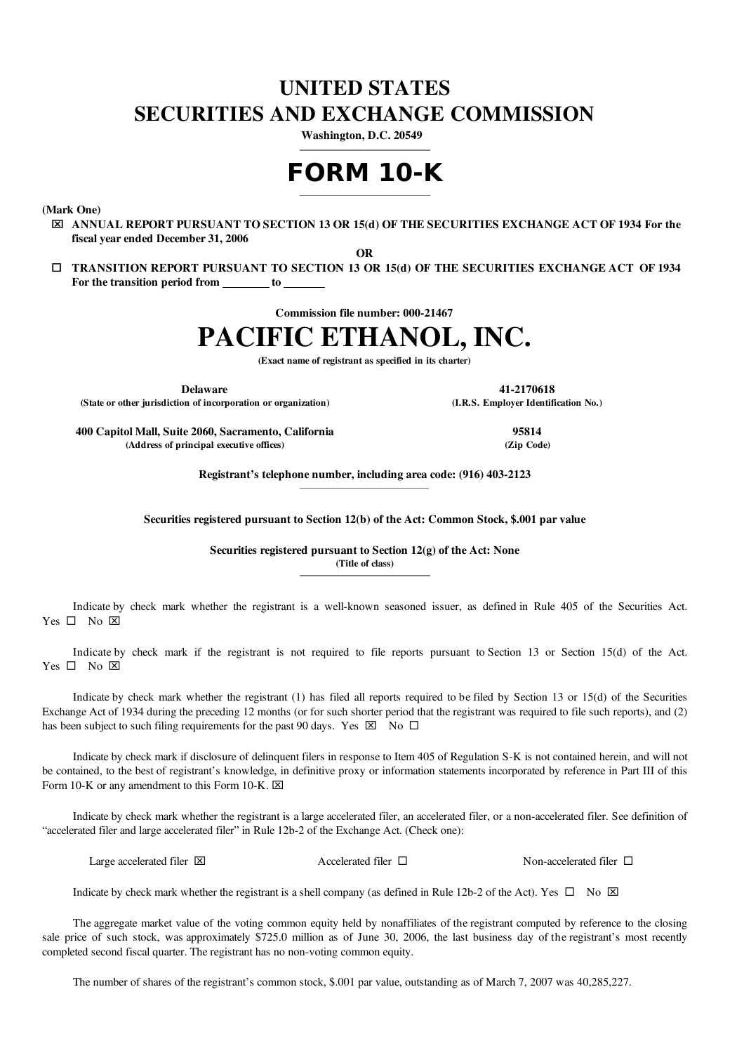# UNITED STATES
# SECURITIES AND EXCHANGE COMMISSION

**Washington, D.C. 20549**

# FORM 10-K

**(Mark One)**

☒ **ANNUAL REPORT PURSUANT TO SECTION 13 OR 15(d) OF THE SECURITIES EXCHANGE ACT OF 1934 For the fiscal year ended December 31, 2006**

**OR**

☐ **TRANSITION REPORT PURSUANT TO SECTION 13 OR 15(d) OF THE SECURITIES EXCHANGE ACT OF 1934 For the transition period from \_\_\_\_\_\_\_\_ to \_\_\_\_\_\_\_**

**Commission file number: 000-21467**

# PACIFIC ETHANOL, INC.

**(Exact name of registrant as specified in its charter)**

| **Delaware** | **41-2170618** |
|---|---|
| **(State or other jurisdiction of incorporation or organization)** | **(I.R.S. Employer Identification No.)** |
| **400 Capitol Mall, Suite 2060, Sacramento, California** | **95814** |
| **(Address of principal executive offices)** | **(Zip Code)** |

**Registrant's telephone number, including area code: (916) 403-2123**

**Securities registered pursuant to Section 12(b) of the Act: Common Stock, $.001 par value**

**Securities registered pursuant to Section 12(g) of the Act: None**
**(Title of class)**

Indicate by check mark whether the registrant is a well-known seasoned issuer, as defined in Rule 405 of the Securities Act. Yes ☐ No ☒

Indicate by check mark if the registrant is not required to file reports pursuant to Section 13 or Section 15(d) of the Act. Yes ☐ No ☒

Indicate by check mark whether the registrant (1) has filed all reports required to be filed by Section 13 or 15(d) of the Securities Exchange Act of 1934 during the preceding 12 months (or for such shorter period that the registrant was required to file such reports), and (2) has been subject to such filing requirements for the past 90 days. Yes ☒ No ☐

Indicate by check mark if disclosure of delinquent filers in response to Item 405 of Regulation S-K is not contained herein, and will not be contained, to the best of registrant's knowledge, in definitive proxy or information statements incorporated by reference in Part III of this Form 10-K or any amendment to this Form 10-K. ☒

Indicate by check mark whether the registrant is a large accelerated filer, an accelerated filer, or a non-accelerated filer. See definition of "accelerated filer and large accelerated filer" in Rule 12b-2 of the Exchange Act. (Check one):

Large accelerated filer ☒ Accelerated filer ☐ Non-accelerated filer ☐

Indicate by check mark whether the registrant is a shell company (as defined in Rule 12b-2 of the Act). Yes ☐ No ☒

The aggregate market value of the voting common equity held by nonaffiliates of the registrant computed by reference to the closing sale price of such stock, was approximately $725.0 million as of June 30, 2006, the last business day of the registrant's most recently completed second fiscal quarter. The registrant has no non-voting common equity.

The number of shares of the registrant's common stock, $.001 par value, outstanding as of March 7, 2007 was 40,285,227.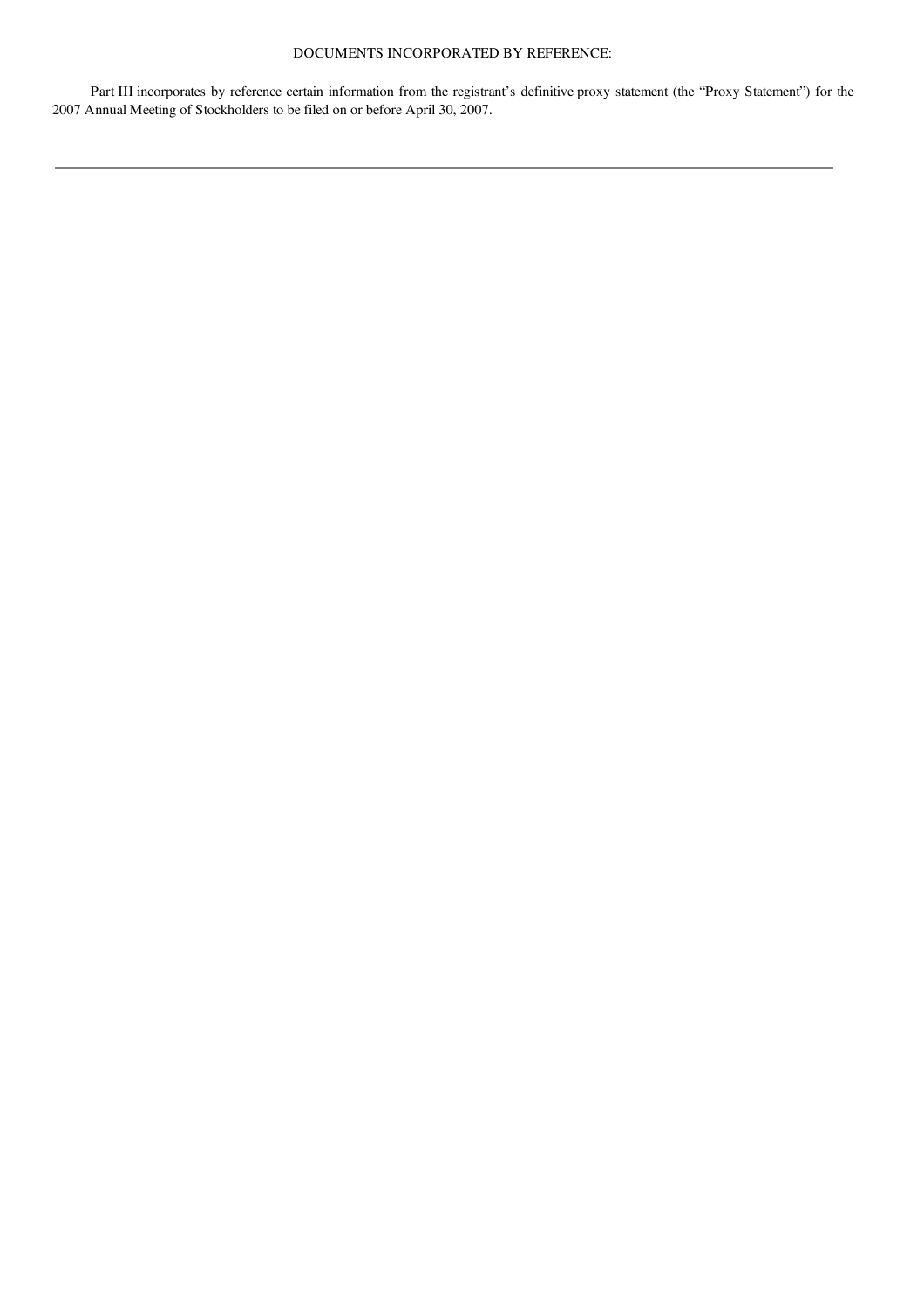DOCUMENTS INCORPORATED BY REFERENCE:

Part III incorporates by reference certain information from the registrant's definitive proxy statement (the "Proxy Statement") for the 2007 Annual Meeting of Stockholders to be filed on or before April 30, 2007.

---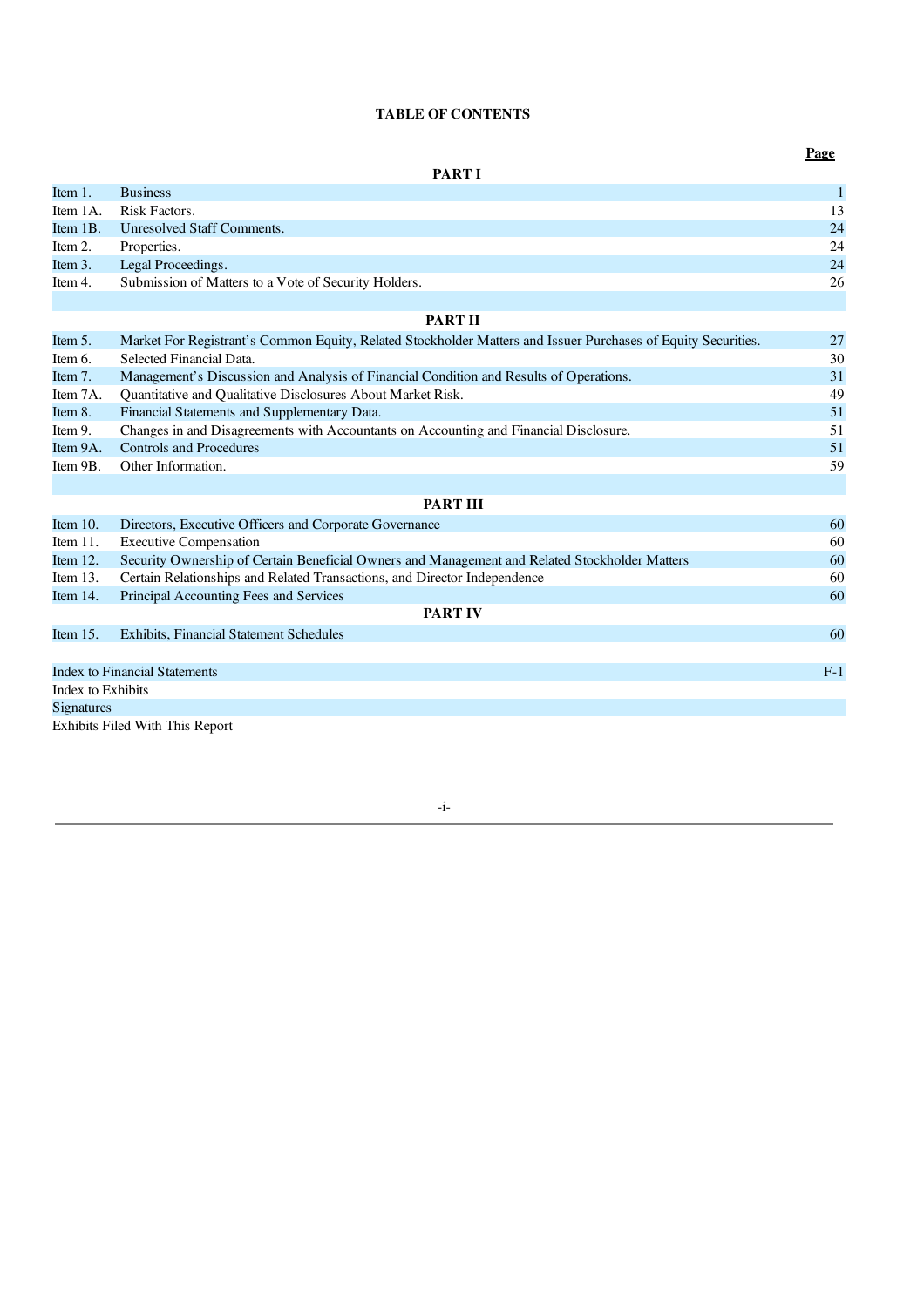## TABLE OF CONTENTS

| | | Page |
|---|---|---|
| | **PART I** | |
| Item 1. | Business | 1 |
| Item 1A. | Risk Factors. | 13 |
| Item 1B. | Unresolved Staff Comments. | 24 |
| Item 2. | Properties. | 24 |
| Item 3. | Legal Proceedings. | 24 |
| Item 4. | Submission of Matters to a Vote of Security Holders. | 26 |
| | **PART II** | |
| Item 5. | Market For Registrant's Common Equity, Related Stockholder Matters and Issuer Purchases of Equity Securities. | 27 |
| Item 6. | Selected Financial Data. | 30 |
| Item 7. | Management's Discussion and Analysis of Financial Condition and Results of Operations. | 31 |
| Item 7A. | Quantitative and Qualitative Disclosures About Market Risk. | 49 |
| Item 8. | Financial Statements and Supplementary Data. | 51 |
| Item 9. | Changes in and Disagreements with Accountants on Accounting and Financial Disclosure. | 51 |
| Item 9A. | Controls and Procedures | 51 |
| Item 9B. | Other Information. | 59 |
| | **PART III** | |
| Item 10. | Directors, Executive Officers and Corporate Governance | 60 |
| Item 11. | Executive Compensation | 60 |
| Item 12. | Security Ownership of Certain Beneficial Owners and Management and Related Stockholder Matters | 60 |
| Item 13. | Certain Relationships and Related Transactions, and Director Independence | 60 |
| Item 14. | Principal Accounting Fees and Services | 60 |
| | **PART IV** | |
| Item 15. | Exhibits, Financial Statement Schedules | 60 |
| Index to Financial Statements | | F-1 |
| Index to Exhibits | | |
| Signatures | | |
| Exhibits Filed With This Report | | |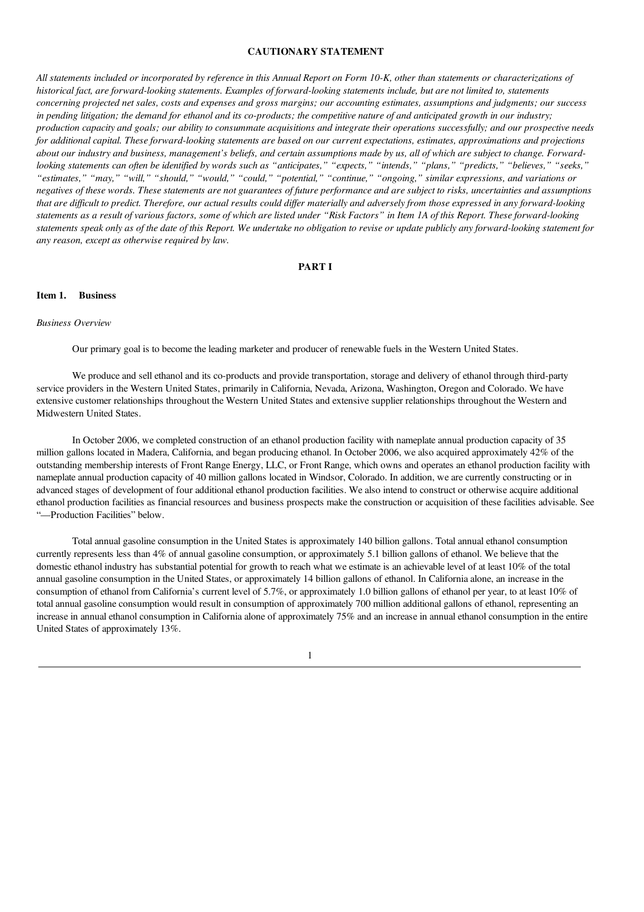## CAUTIONARY STATEMENT

*All statements included or incorporated by reference in this Annual Report on Form 10-K, other than statements or characterizations of historical fact, are forward-looking statements. Examples of forward-looking statements include, but are not limited to, statements concerning projected net sales, costs and expenses and gross margins; our accounting estimates, assumptions and judgments; our success in pending litigation; the demand for ethanol and its co-products; the competitive nature of and anticipated growth in our industry; production capacity and goals; our ability to consummate acquisitions and integrate their operations successfully; and our prospective needs for additional capital. These forward-looking statements are based on our current expectations, estimates, approximations and projections about our industry and business, management's beliefs, and certain assumptions made by us, all of which are subject to change. Forward-looking statements can often be identified by words such as "anticipates," "expects," "intends," "plans," "predicts," "believes," "seeks," "estimates," "may," "will," "should," "would," "could," "potential," "continue," "ongoing," similar expressions, and variations or negatives of these words. These statements are not guarantees of future performance and are subject to risks, uncertainties and assumptions that are difficult to predict. Therefore, our actual results could differ materially and adversely from those expressed in any forward-looking statements as a result of various factors, some of which are listed under "Risk Factors" in Item 1A of this Report. These forward-looking statements speak only as of the date of this Report. We undertake no obligation to revise or update publicly any forward-looking statement for any reason, except as otherwise required by law.*

# PART I

## Item 1. Business

*Business Overview*

Our primary goal is to become the leading marketer and producer of renewable fuels in the Western United States.

We produce and sell ethanol and its co-products and provide transportation, storage and delivery of ethanol through third-party service providers in the Western United States, primarily in California, Nevada, Arizona, Washington, Oregon and Colorado. We have extensive customer relationships throughout the Western United States and extensive supplier relationships throughout the Western and Midwestern United States.

In October 2006, we completed construction of an ethanol production facility with nameplate annual production capacity of 35 million gallons located in Madera, California, and began producing ethanol. In October 2006, we also acquired approximately 42% of the outstanding membership interests of Front Range Energy, LLC, or Front Range, which owns and operates an ethanol production facility with nameplate annual production capacity of 40 million gallons located in Windsor, Colorado. In addition, we are currently constructing or in advanced stages of development of four additional ethanol production facilities. We also intend to construct or otherwise acquire additional ethanol production facilities as financial resources and business prospects make the construction or acquisition of these facilities advisable. See "—Production Facilities" below.

Total annual gasoline consumption in the United States is approximately 140 billion gallons. Total annual ethanol consumption currently represents less than 4% of annual gasoline consumption, or approximately 5.1 billion gallons of ethanol. We believe that the domestic ethanol industry has substantial potential for growth to reach what we estimate is an achievable level of at least 10% of the total annual gasoline consumption in the United States, or approximately 14 billion gallons of ethanol. In California alone, an increase in the consumption of ethanol from California's current level of 5.7%, or approximately 1.0 billion gallons of ethanol per year, to at least 10% of total annual gasoline consumption would result in consumption of approximately 700 million additional gallons of ethanol, representing an increase in annual ethanol consumption in California alone of approximately 75% and an increase in annual ethanol consumption in the entire United States of approximately 13%.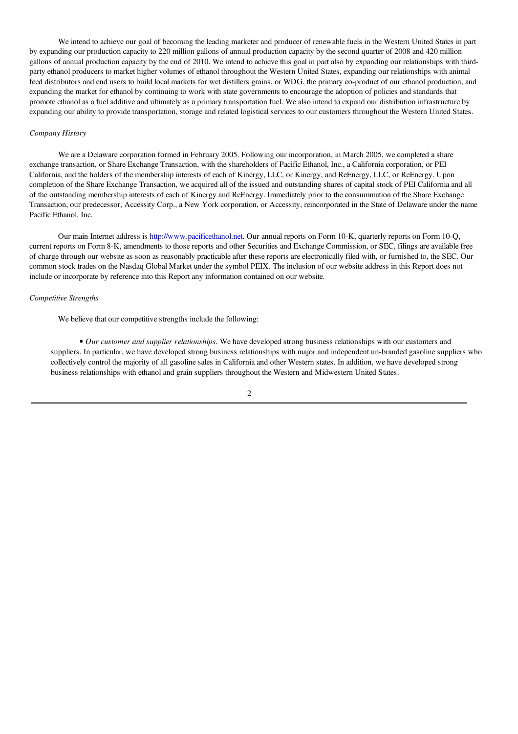We intend to achieve our goal of becoming the leading marketer and producer of renewable fuels in the Western United States in part by expanding our production capacity to 220 million gallons of annual production capacity by the second quarter of 2008 and 420 million gallons of annual production capacity by the end of 2010. We intend to achieve this goal in part also by expanding our relationships with third-party ethanol producers to market higher volumes of ethanol throughout the Western United States, expanding our relationships with animal feed distributors and end users to build local markets for wet distillers grains, or WDG, the primary co-product of our ethanol production, and expanding the market for ethanol by continuing to work with state governments to encourage the adoption of policies and standards that promote ethanol as a fuel additive and ultimately as a primary transportation fuel. We also intend to expand our distribution infrastructure by expanding our ability to provide transportation, storage and related logistical services to our customers throughout the Western United States.

*Company History*

We are a Delaware corporation formed in February 2005. Following our incorporation, in March 2005, we completed a share exchange transaction, or Share Exchange Transaction, with the shareholders of Pacific Ethanol, Inc., a California corporation, or PEI California, and the holders of the membership interests of each of Kinergy, LLC, or Kinergy, and ReEnergy, LLC, or ReEnergy. Upon completion of the Share Exchange Transaction, we acquired all of the issued and outstanding shares of capital stock of PEI California and all of the outstanding membership interests of each of Kinergy and ReEnergy. Immediately prior to the consummation of the Share Exchange Transaction, our predecessor, Accessity Corp., a New York corporation, or Accessity, reincorporated in the State of Delaware under the name Pacific Ethanol, Inc.

Our main Internet address is http://www.pacificethanol.net. Our annual reports on Form 10-K, quarterly reports on Form 10-Q, current reports on Form 8-K, amendments to those reports and other Securities and Exchange Commission, or SEC, filings are available free of charge through our website as soon as reasonably practicable after these reports are electronically filed with, or furnished to, the SEC. Our common stock trades on the Nasdaq Global Market under the symbol PEIX. The inclusion of our website address in this Report does not include or incorporate by reference into this Report any information contained on our website.

*Competitive Strengths*

We believe that our competitive strengths include the following:

- *Our customer and supplier relationships*. We have developed strong business relationships with our customers and suppliers. In particular, we have developed strong business relationships with major and independent un-branded gasoline suppliers who collectively control the majority of all gasoline sales in California and other Western states. In addition, we have developed strong business relationships with ethanol and grain suppliers throughout the Western and Midwestern United States.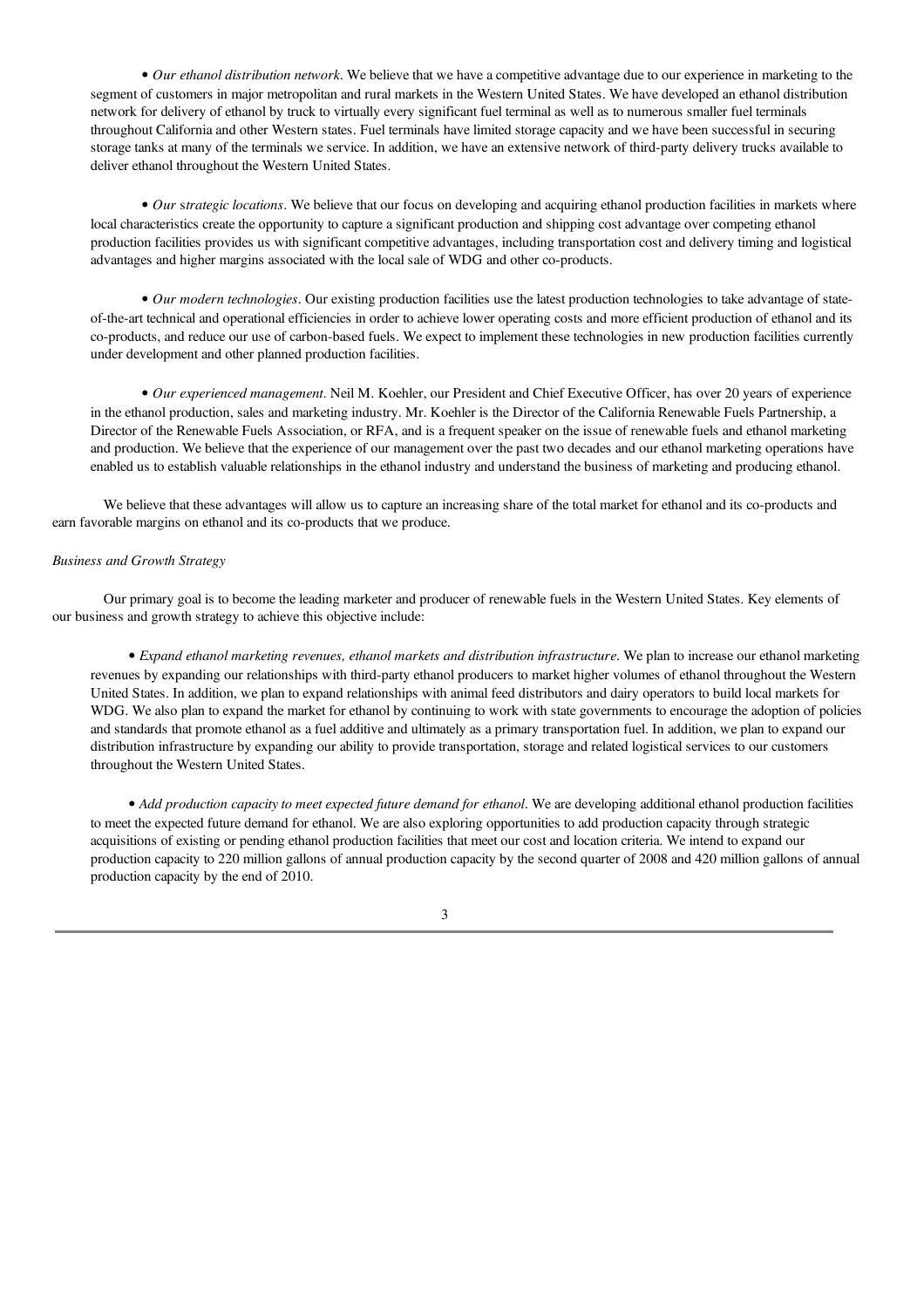- *Our ethanol distribution network*. We believe that we have a competitive advantage due to our experience in marketing to the segment of customers in major metropolitan and rural markets in the Western United States. We have developed an ethanol distribution network for delivery of ethanol by truck to virtually every significant fuel terminal as well as to numerous smaller fuel terminals throughout California and other Western states. Fuel terminals have limited storage capacity and we have been successful in securing storage tanks at many of the terminals we service. In addition, we have an extensive network of third-party delivery trucks available to deliver ethanol throughout the Western United States.

- *Our strategic locations*. We believe that our focus on developing and acquiring ethanol production facilities in markets where local characteristics create the opportunity to capture a significant production and shipping cost advantage over competing ethanol production facilities provides us with significant competitive advantages, including transportation cost and delivery timing and logistical advantages and higher margins associated with the local sale of WDG and other co-products.

- *Our modern technologies*. Our existing production facilities use the latest production technologies to take advantage of state-of-the-art technical and operational efficiencies in order to achieve lower operating costs and more efficient production of ethanol and its co-products, and reduce our use of carbon-based fuels. We expect to implement these technologies in new production facilities currently under development and other planned production facilities.

- *Our experienced management*. Neil M. Koehler, our President and Chief Executive Officer, has over 20 years of experience in the ethanol production, sales and marketing industry. Mr. Koehler is the Director of the California Renewable Fuels Partnership, a Director of the Renewable Fuels Association, or RFA, and is a frequent speaker on the issue of renewable fuels and ethanol marketing and production. We believe that the experience of our management over the past two decades and our ethanol marketing operations have enabled us to establish valuable relationships in the ethanol industry and understand the business of marketing and producing ethanol.

We believe that these advantages will allow us to capture an increasing share of the total market for ethanol and its co-products and earn favorable margins on ethanol and its co-products that we produce.

*Business and Growth Strategy*

Our primary goal is to become the leading marketer and producer of renewable fuels in the Western United States. Key elements of our business and growth strategy to achieve this objective include:

- *Expand ethanol marketing revenues, ethanol markets and distribution infrastructure*. We plan to increase our ethanol marketing revenues by expanding our relationships with third-party ethanol producers to market higher volumes of ethanol throughout the Western United States. In addition, we plan to expand relationships with animal feed distributors and dairy operators to build local markets for WDG. We also plan to expand the market for ethanol by continuing to work with state governments to encourage the adoption of policies and standards that promote ethanol as a fuel additive and ultimately as a primary transportation fuel. In addition, we plan to expand our distribution infrastructure by expanding our ability to provide transportation, storage and related logistical services to our customers throughout the Western United States.

- *Add production capacity to meet expected future demand for ethanol*. We are developing additional ethanol production facilities to meet the expected future demand for ethanol. We are also exploring opportunities to add production capacity through strategic acquisitions of existing or pending ethanol production facilities that meet our cost and location criteria. We intend to expand our production capacity to 220 million gallons of annual production capacity by the second quarter of 2008 and 420 million gallons of annual production capacity by the end of 2010.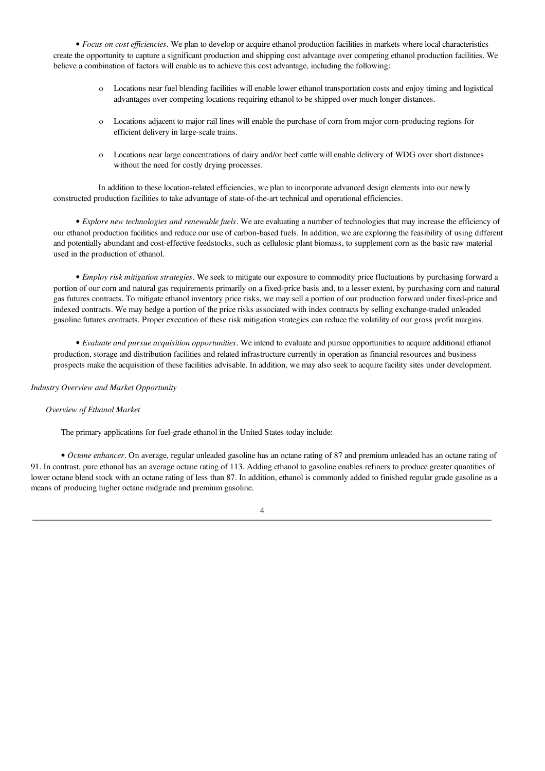- *Focus on cost efficiencies*. We plan to develop or acquire ethanol production facilities in markets where local characteristics create the opportunity to capture a significant production and shipping cost advantage over competing ethanol production facilities. We believe a combination of factors will enable us to achieve this cost advantage, including the following:

  - Locations near fuel blending facilities will enable lower ethanol transportation costs and enjoy timing and logistical advantages over competing locations requiring ethanol to be shipped over much longer distances.
  - Locations adjacent to major rail lines will enable the purchase of corn from major corn-producing regions for efficient delivery in large-scale trains.
  - Locations near large concentrations of dairy and/or beef cattle will enable delivery of WDG over short distances without the need for costly drying processes.

  In addition to these location-related efficiencies, we plan to incorporate advanced design elements into our newly constructed production facilities to take advantage of state-of-the-art technical and operational efficiencies.

- *Explore new technologies and renewable fuels*. We are evaluating a number of technologies that may increase the efficiency of our ethanol production facilities and reduce our use of carbon-based fuels. In addition, we are exploring the feasibility of using different and potentially abundant and cost-effective feedstocks, such as cellulosic plant biomass, to supplement corn as the basic raw material used in the production of ethanol.

- *Employ risk mitigation strategies*. We seek to mitigate our exposure to commodity price fluctuations by purchasing forward a portion of our corn and natural gas requirements primarily on a fixed-price basis and, to a lesser extent, by purchasing corn and natural gas futures contracts. To mitigate ethanol inventory price risks, we may sell a portion of our production forward under fixed-price and indexed contracts. We may hedge a portion of the price risks associated with index contracts by selling exchange-traded unleaded gasoline futures contracts. Proper execution of these risk mitigation strategies can reduce the volatility of our gross profit margins.

- *Evaluate and pursue acquisition opportunities*. We intend to evaluate and pursue opportunities to acquire additional ethanol production, storage and distribution facilities and related infrastructure currently in operation as financial resources and business prospects make the acquisition of these facilities advisable. In addition, we may also seek to acquire facility sites under development.

*Industry Overview and Market Opportunity*

*Overview of Ethanol Market*

The primary applications for fuel-grade ethanol in the United States today include:

- *Octane enhancer*. On average, regular unleaded gasoline has an octane rating of 87 and premium unleaded has an octane rating of 91. In contrast, pure ethanol has an average octane rating of 113. Adding ethanol to gasoline enables refiners to produce greater quantities of lower octane blend stock with an octane rating of less than 87. In addition, ethanol is commonly added to finished regular grade gasoline as a means of producing higher octane midgrade and premium gasoline.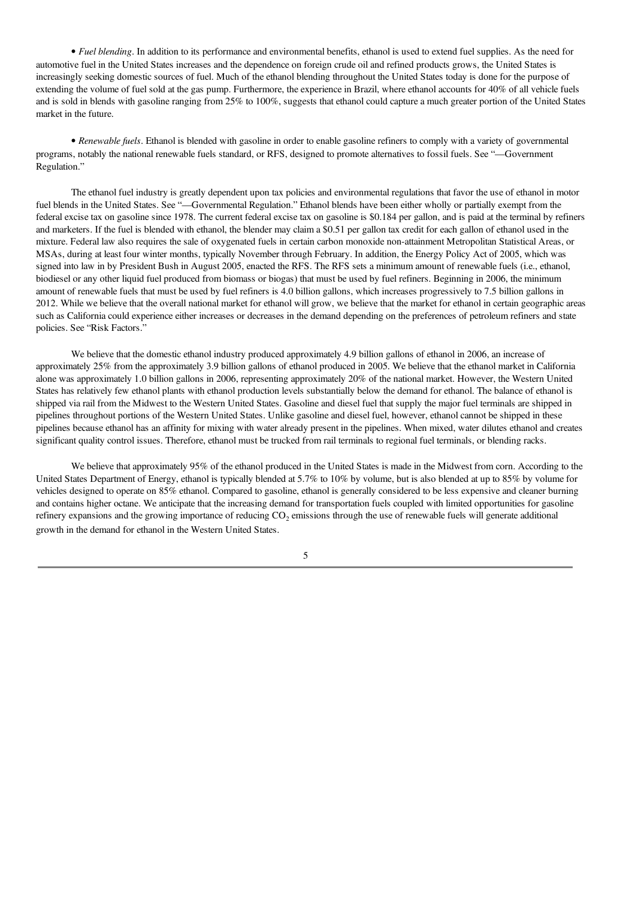• *Fuel blending*. In addition to its performance and environmental benefits, ethanol is used to extend fuel supplies. As the need for automotive fuel in the United States increases and the dependence on foreign crude oil and refined products grows, the United States is increasingly seeking domestic sources of fuel. Much of the ethanol blending throughout the United States today is done for the purpose of extending the volume of fuel sold at the gas pump. Furthermore, the experience in Brazil, where ethanol accounts for 40% of all vehicle fuels and is sold in blends with gasoline ranging from 25% to 100%, suggests that ethanol could capture a much greater portion of the United States market in the future.

• *Renewable fuels*. Ethanol is blended with gasoline in order to enable gasoline refiners to comply with a variety of governmental programs, notably the national renewable fuels standard, or RFS, designed to promote alternatives to fossil fuels. See "—Government Regulation."

The ethanol fuel industry is greatly dependent upon tax policies and environmental regulations that favor the use of ethanol in motor fuel blends in the United States. See "—Governmental Regulation." Ethanol blends have been either wholly or partially exempt from the federal excise tax on gasoline since 1978. The current federal excise tax on gasoline is $0.184 per gallon, and is paid at the terminal by refiners and marketers. If the fuel is blended with ethanol, the blender may claim a $0.51 per gallon tax credit for each gallon of ethanol used in the mixture. Federal law also requires the sale of oxygenated fuels in certain carbon monoxide non-attainment Metropolitan Statistical Areas, or MSAs, during at least four winter months, typically November through February. In addition, the Energy Policy Act of 2005, which was signed into law in by President Bush in August 2005, enacted the RFS. The RFS sets a minimum amount of renewable fuels (i.e., ethanol, biodiesel or any other liquid fuel produced from biomass or biogas) that must be used by fuel refiners. Beginning in 2006, the minimum amount of renewable fuels that must be used by fuel refiners is 4.0 billion gallons, which increases progressively to 7.5 billion gallons in 2012. While we believe that the overall national market for ethanol will grow, we believe that the market for ethanol in certain geographic areas such as California could experience either increases or decreases in the demand depending on the preferences of petroleum refiners and state policies. See "Risk Factors."

We believe that the domestic ethanol industry produced approximately 4.9 billion gallons of ethanol in 2006, an increase of approximately 25% from the approximately 3.9 billion gallons of ethanol produced in 2005. We believe that the ethanol market in California alone was approximately 1.0 billion gallons in 2006, representing approximately 20% of the national market. However, the Western United States has relatively few ethanol plants with ethanol production levels substantially below the demand for ethanol. The balance of ethanol is shipped via rail from the Midwest to the Western United States. Gasoline and diesel fuel that supply the major fuel terminals are shipped in pipelines throughout portions of the Western United States. Unlike gasoline and diesel fuel, however, ethanol cannot be shipped in these pipelines because ethanol has an affinity for mixing with water already present in the pipelines. When mixed, water dilutes ethanol and creates significant quality control issues. Therefore, ethanol must be trucked from rail terminals to regional fuel terminals, or blending racks.

We believe that approximately 95% of the ethanol produced in the United States is made in the Midwest from corn. According to the United States Department of Energy, ethanol is typically blended at 5.7% to 10% by volume, but is also blended at up to 85% by volume for vehicles designed to operate on 85% ethanol. Compared to gasoline, ethanol is generally considered to be less expensive and cleaner burning and contains higher octane. We anticipate that the increasing demand for transportation fuels coupled with limited opportunities for gasoline refinery expansions and the growing importance of reducing $CO_2$ emissions through the use of renewable fuels will generate additional growth in the demand for ethanol in the Western United States.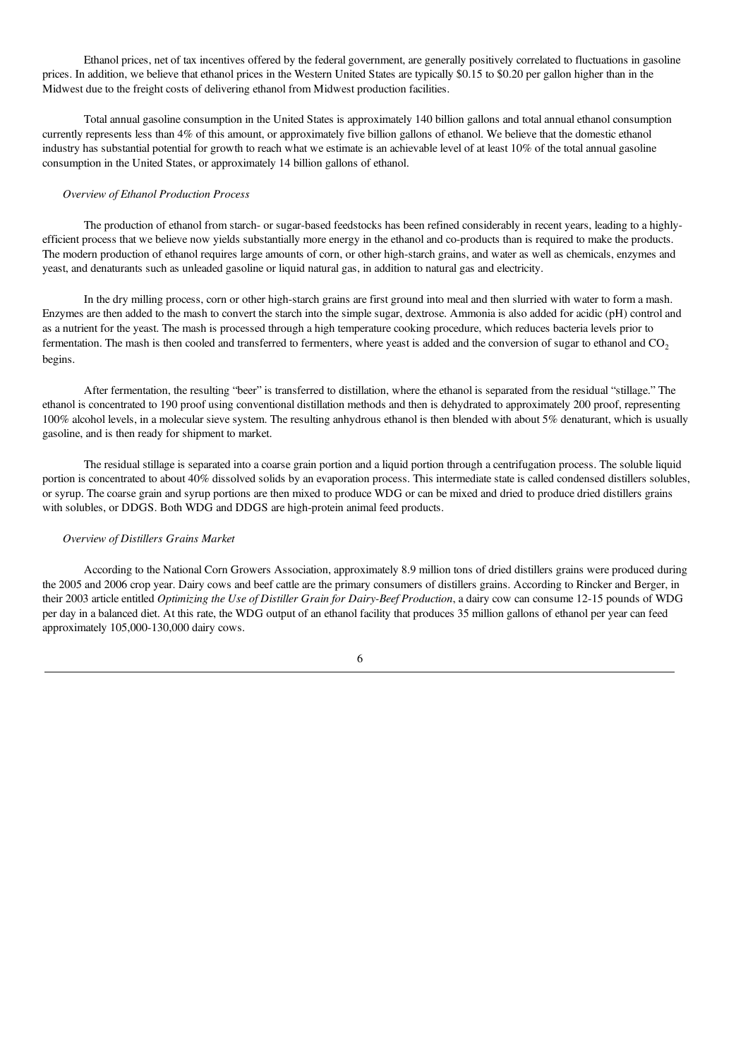Ethanol prices, net of tax incentives offered by the federal government, are generally positively correlated to fluctuations in gasoline prices. In addition, we believe that ethanol prices in the Western United States are typically $0.15 to $0.20 per gallon higher than in the Midwest due to the freight costs of delivering ethanol from Midwest production facilities.

Total annual gasoline consumption in the United States is approximately 140 billion gallons and total annual ethanol consumption currently represents less than 4% of this amount, or approximately five billion gallons of ethanol. We believe that the domestic ethanol industry has substantial potential for growth to reach what we estimate is an achievable level of at least 10% of the total annual gasoline consumption in the United States, or approximately 14 billion gallons of ethanol.

*Overview of Ethanol Production Process*

The production of ethanol from starch- or sugar-based feedstocks has been refined considerably in recent years, leading to a highly-efficient process that we believe now yields substantially more energy in the ethanol and co-products than is required to make the products. The modern production of ethanol requires large amounts of corn, or other high-starch grains, and water as well as chemicals, enzymes and yeast, and denaturants such as unleaded gasoline or liquid natural gas, in addition to natural gas and electricity.

In the dry milling process, corn or other high-starch grains are first ground into meal and then slurried with water to form a mash. Enzymes are then added to the mash to convert the starch into the simple sugar, dextrose. Ammonia is also added for acidic (pH) control and as a nutrient for the yeast. The mash is processed through a high temperature cooking procedure, which reduces bacteria levels prior to fermentation. The mash is then cooled and transferred to fermenters, where yeast is added and the conversion of sugar to ethanol and $CO_2$ begins.

After fermentation, the resulting "beer" is transferred to distillation, where the ethanol is separated from the residual "stillage." The ethanol is concentrated to 190 proof using conventional distillation methods and then is dehydrated to approximately 200 proof, representing 100% alcohol levels, in a molecular sieve system. The resulting anhydrous ethanol is then blended with about 5% denaturant, which is usually gasoline, and is then ready for shipment to market.

The residual stillage is separated into a coarse grain portion and a liquid portion through a centrifugation process. The soluble liquid portion is concentrated to about 40% dissolved solids by an evaporation process. This intermediate state is called condensed distillers solubles, or syrup. The coarse grain and syrup portions are then mixed to produce WDG or can be mixed and dried to produce dried distillers grains with solubles, or DDGS. Both WDG and DDGS are high-protein animal feed products.

*Overview of Distillers Grains Market*

According to the National Corn Growers Association, approximately 8.9 million tons of dried distillers grains were produced during the 2005 and 2006 crop year. Dairy cows and beef cattle are the primary consumers of distillers grains. According to Rincker and Berger, in their 2003 article entitled *Optimizing the Use of Distiller Grain for Dairy-Beef Production*, a dairy cow can consume 12-15 pounds of WDG per day in a balanced diet. At this rate, the WDG output of an ethanol facility that produces 35 million gallons of ethanol per year can feed approximately 105,000-130,000 dairy cows.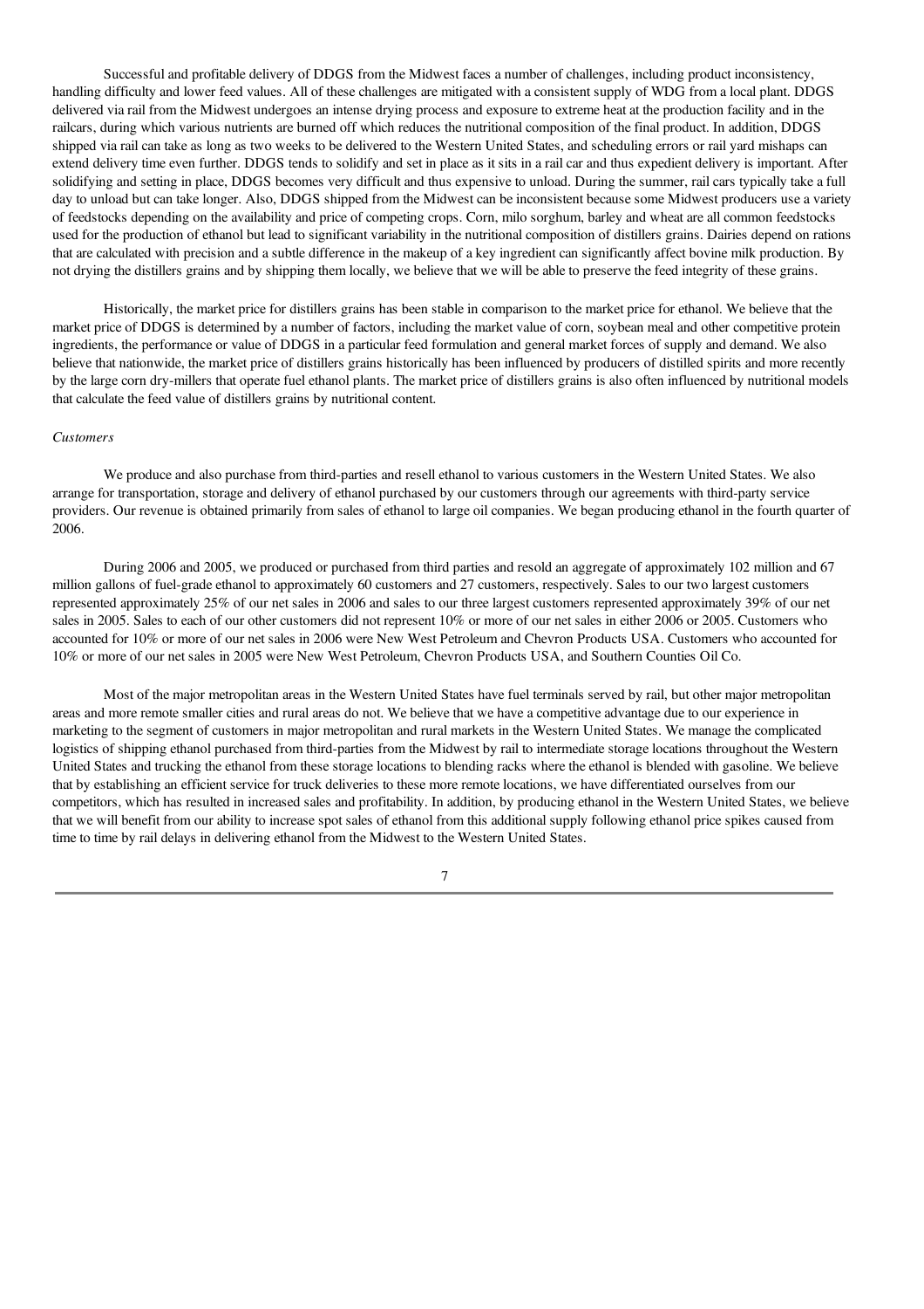Successful and profitable delivery of DDGS from the Midwest faces a number of challenges, including product inconsistency, handling difficulty and lower feed values. All of these challenges are mitigated with a consistent supply of WDG from a local plant. DDGS delivered via rail from the Midwest undergoes an intense drying process and exposure to extreme heat at the production facility and in the railcars, during which various nutrients are burned off which reduces the nutritional composition of the final product. In addition, DDGS shipped via rail can take as long as two weeks to be delivered to the Western United States, and scheduling errors or rail yard mishaps can extend delivery time even further. DDGS tends to solidify and set in place as it sits in a rail car and thus expedient delivery is important. After solidifying and setting in place, DDGS becomes very difficult and thus expensive to unload. During the summer, rail cars typically take a full day to unload but can take longer. Also, DDGS shipped from the Midwest can be inconsistent because some Midwest producers use a variety of feedstocks depending on the availability and price of competing crops. Corn, milo sorghum, barley and wheat are all common feedstocks used for the production of ethanol but lead to significant variability in the nutritional composition of distillers grains. Dairies depend on rations that are calculated with precision and a subtle difference in the makeup of a key ingredient can significantly affect bovine milk production. By not drying the distillers grains and by shipping them locally, we believe that we will be able to preserve the feed integrity of these grains.

Historically, the market price for distillers grains has been stable in comparison to the market price for ethanol. We believe that the market price of DDGS is determined by a number of factors, including the market value of corn, soybean meal and other competitive protein ingredients, the performance or value of DDGS in a particular feed formulation and general market forces of supply and demand. We also believe that nationwide, the market price of distillers grains historically has been influenced by producers of distilled spirits and more recently by the large corn dry-millers that operate fuel ethanol plants. The market price of distillers grains is also often influenced by nutritional models that calculate the feed value of distillers grains by nutritional content.

*Customers*

We produce and also purchase from third-parties and resell ethanol to various customers in the Western United States. We also arrange for transportation, storage and delivery of ethanol purchased by our customers through our agreements with third-party service providers. Our revenue is obtained primarily from sales of ethanol to large oil companies. We began producing ethanol in the fourth quarter of 2006.

During 2006 and 2005, we produced or purchased from third parties and resold an aggregate of approximately 102 million and 67 million gallons of fuel-grade ethanol to approximately 60 customers and 27 customers, respectively. Sales to our two largest customers represented approximately 25% of our net sales in 2006 and sales to our three largest customers represented approximately 39% of our net sales in 2005. Sales to each of our other customers did not represent 10% or more of our net sales in either 2006 or 2005. Customers who accounted for 10% or more of our net sales in 2006 were New West Petroleum and Chevron Products USA. Customers who accounted for 10% or more of our net sales in 2005 were New West Petroleum, Chevron Products USA, and Southern Counties Oil Co.

Most of the major metropolitan areas in the Western United States have fuel terminals served by rail, but other major metropolitan areas and more remote smaller cities and rural areas do not. We believe that we have a competitive advantage due to our experience in marketing to the segment of customers in major metropolitan and rural markets in the Western United States. We manage the complicated logistics of shipping ethanol purchased from third-parties from the Midwest by rail to intermediate storage locations throughout the Western United States and trucking the ethanol from these storage locations to blending racks where the ethanol is blended with gasoline. We believe that by establishing an efficient service for truck deliveries to these more remote locations, we have differentiated ourselves from our competitors, which has resulted in increased sales and profitability. In addition, by producing ethanol in the Western United States, we believe that we will benefit from our ability to increase spot sales of ethanol from this additional supply following ethanol price spikes caused from time to time by rail delays in delivering ethanol from the Midwest to the Western United States.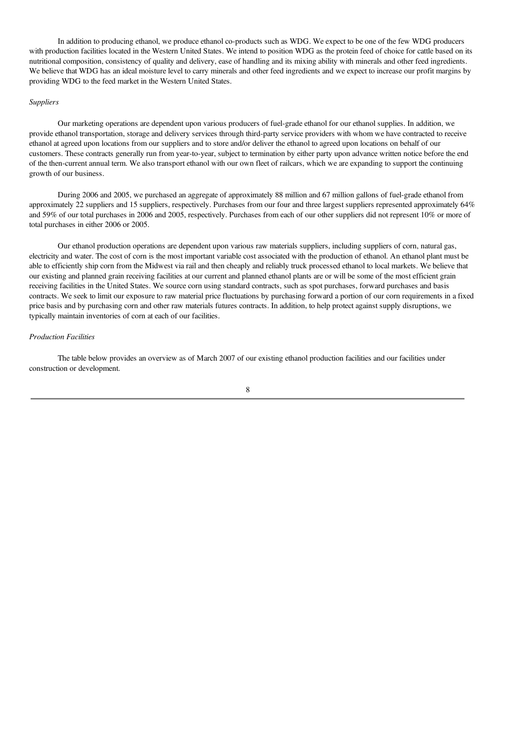In addition to producing ethanol, we produce ethanol co-products such as WDG. We expect to be one of the few WDG producers with production facilities located in the Western United States. We intend to position WDG as the protein feed of choice for cattle based on its nutritional composition, consistency of quality and delivery, ease of handling and its mixing ability with minerals and other feed ingredients. We believe that WDG has an ideal moisture level to carry minerals and other feed ingredients and we expect to increase our profit margins by providing WDG to the feed market in the Western United States.

*Suppliers*

Our marketing operations are dependent upon various producers of fuel-grade ethanol for our ethanol supplies. In addition, we provide ethanol transportation, storage and delivery services through third-party service providers with whom we have contracted to receive ethanol at agreed upon locations from our suppliers and to store and/or deliver the ethanol to agreed upon locations on behalf of our customers. These contracts generally run from year-to-year, subject to termination by either party upon advance written notice before the end of the then-current annual term. We also transport ethanol with our own fleet of railcars, which we are expanding to support the continuing growth of our business.

During 2006 and 2005, we purchased an aggregate of approximately 88 million and 67 million gallons of fuel-grade ethanol from approximately 22 suppliers and 15 suppliers, respectively. Purchases from our four and three largest suppliers represented approximately 64% and 59% of our total purchases in 2006 and 2005, respectively. Purchases from each of our other suppliers did not represent 10% or more of total purchases in either 2006 or 2005.

Our ethanol production operations are dependent upon various raw materials suppliers, including suppliers of corn, natural gas, electricity and water. The cost of corn is the most important variable cost associated with the production of ethanol. An ethanol plant must be able to efficiently ship corn from the Midwest via rail and then cheaply and reliably truck processed ethanol to local markets. We believe that our existing and planned grain receiving facilities at our current and planned ethanol plants are or will be some of the most efficient grain receiving facilities in the United States. We source corn using standard contracts, such as spot purchases, forward purchases and basis contracts. We seek to limit our exposure to raw material price fluctuations by purchasing forward a portion of our corn requirements in a fixed price basis and by purchasing corn and other raw materials futures contracts. In addition, to help protect against supply disruptions, we typically maintain inventories of corn at each of our facilities.

*Production Facilities*

The table below provides an overview as of March 2007 of our existing ethanol production facilities and our facilities under construction or development.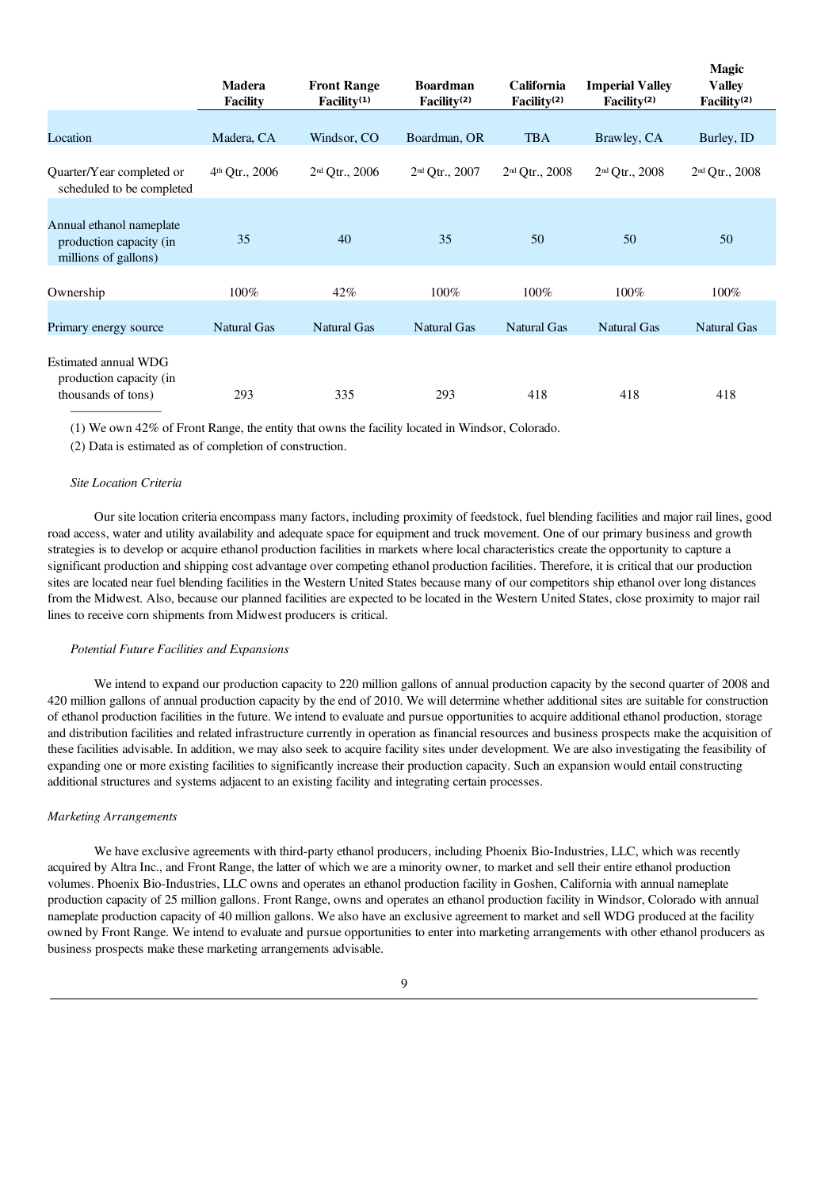| | Madera Facility | Front Range Facility[(1)] | Boardman Facility[(2)] | California Facility[(2)] | Imperial Valley Facility[(2)] | Magic Valley Facility[(2)] |
|---|---|---|---|---|---|---|
| Location | Madera, CA | Windsor, CO | Boardman, OR | TBA | Brawley, CA | Burley, ID |
| Quarter/Year completed or scheduled to be completed | 4th Qtr., 2006 | 2nd Qtr., 2006 | 2nd Qtr., 2007 | 2nd Qtr., 2008 | 2nd Qtr., 2008 | 2nd Qtr., 2008 |
| Annual ethanol nameplate production capacity (in millions of gallons) | 35 | 40 | 35 | 50 | 50 | 50 |
| Ownership | 100% | 42% | 100% | 100% | 100% | 100% |
| Primary energy source | Natural Gas | Natural Gas | Natural Gas | Natural Gas | Natural Gas | Natural Gas |
| Estimated annual WDG production capacity (in thousands of tons) | 293 | 335 | 293 | 418 | 418 | 418 |

(1) We own 42% of Front Range, the entity that owns the facility located in Windsor, Colorado.

(2) Data is estimated as of completion of construction.

*Site Location Criteria*

Our site location criteria encompass many factors, including proximity of feedstock, fuel blending facilities and major rail lines, good road access, water and utility availability and adequate space for equipment and truck movement. One of our primary business and growth strategies is to develop or acquire ethanol production facilities in markets where local characteristics create the opportunity to capture a significant production and shipping cost advantage over competing ethanol production facilities. Therefore, it is critical that our production sites are located near fuel blending facilities in the Western United States because many of our competitors ship ethanol over long distances from the Midwest. Also, because our planned facilities are expected to be located in the Western United States, close proximity to major rail lines to receive corn shipments from Midwest producers is critical.

*Potential Future Facilities and Expansions*

We intend to expand our production capacity to 220 million gallons of annual production capacity by the second quarter of 2008 and 420 million gallons of annual production capacity by the end of 2010. We will determine whether additional sites are suitable for construction of ethanol production facilities in the future. We intend to evaluate and pursue opportunities to acquire additional ethanol production, storage and distribution facilities and related infrastructure currently in operation as financial resources and business prospects make the acquisition of these facilities advisable. In addition, we may also seek to acquire facility sites under development. We are also investigating the feasibility of expanding one or more existing facilities to significantly increase their production capacity. Such an expansion would entail constructing additional structures and systems adjacent to an existing facility and integrating certain processes.

*Marketing Arrangements*

We have exclusive agreements with third-party ethanol producers, including Phoenix Bio-Industries, LLC, which was recently acquired by Altra Inc., and Front Range, the latter of which we are a minority owner, to market and sell their entire ethanol production volumes. Phoenix Bio-Industries, LLC owns and operates an ethanol production facility in Goshen, California with annual nameplate production capacity of 25 million gallons. Front Range, owns and operates an ethanol production facility in Windsor, Colorado with annual nameplate production capacity of 40 million gallons. We also have an exclusive agreement to market and sell WDG produced at the facility owned by Front Range. We intend to evaluate and pursue opportunities to enter into marketing arrangements with other ethanol producers as business prospects make these marketing arrangements advisable.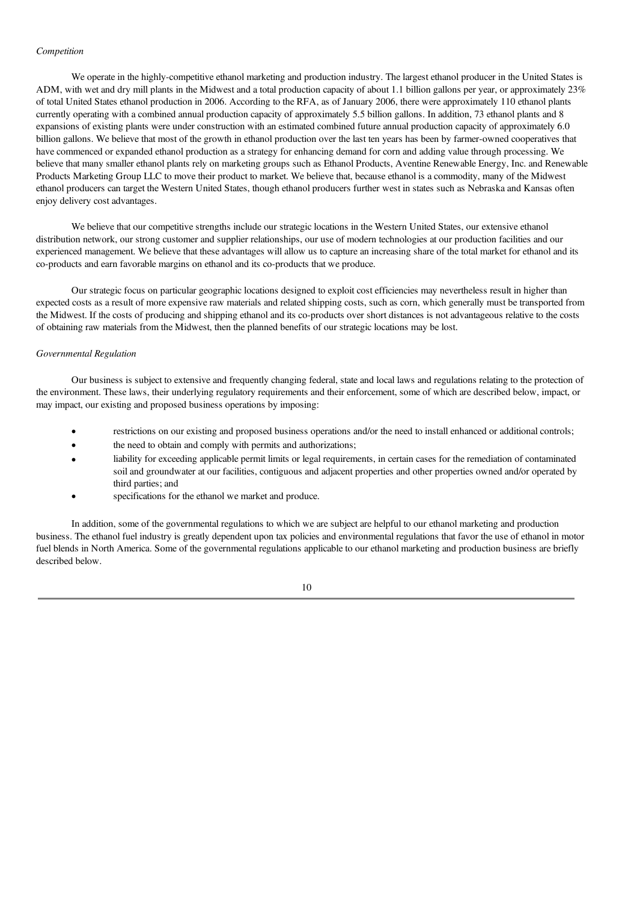*Competition*

We operate in the highly-competitive ethanol marketing and production industry. The largest ethanol producer in the United States is ADM, with wet and dry mill plants in the Midwest and a total production capacity of about 1.1 billion gallons per year, or approximately 23% of total United States ethanol production in 2006. According to the RFA, as of January 2006, there were approximately 110 ethanol plants currently operating with a combined annual production capacity of approximately 5.5 billion gallons. In addition, 73 ethanol plants and 8 expansions of existing plants were under construction with an estimated combined future annual production capacity of approximately 6.0 billion gallons. We believe that most of the growth in ethanol production over the last ten years has been by farmer-owned cooperatives that have commenced or expanded ethanol production as a strategy for enhancing demand for corn and adding value through processing. We believe that many smaller ethanol plants rely on marketing groups such as Ethanol Products, Aventine Renewable Energy, Inc. and Renewable Products Marketing Group LLC to move their product to market. We believe that, because ethanol is a commodity, many of the Midwest ethanol producers can target the Western United States, though ethanol producers further west in states such as Nebraska and Kansas often enjoy delivery cost advantages.

We believe that our competitive strengths include our strategic locations in the Western United States, our extensive ethanol distribution network, our strong customer and supplier relationships, our use of modern technologies at our production facilities and our experienced management. We believe that these advantages will allow us to capture an increasing share of the total market for ethanol and its co-products and earn favorable margins on ethanol and its co-products that we produce.

Our strategic focus on particular geographic locations designed to exploit cost efficiencies may nevertheless result in higher than expected costs as a result of more expensive raw materials and related shipping costs, such as corn, which generally must be transported from the Midwest. If the costs of producing and shipping ethanol and its co-products over short distances is not advantageous relative to the costs of obtaining raw materials from the Midwest, then the planned benefits of our strategic locations may be lost.

*Governmental Regulation*

Our business is subject to extensive and frequently changing federal, state and local laws and regulations relating to the protection of the environment. These laws, their underlying regulatory requirements and their enforcement, some of which are described below, impact, or may impact, our existing and proposed business operations by imposing:

- restrictions on our existing and proposed business operations and/or the need to install enhanced or additional controls;
- the need to obtain and comply with permits and authorizations;
- liability for exceeding applicable permit limits or legal requirements, in certain cases for the remediation of contaminated soil and groundwater at our facilities, contiguous and adjacent properties and other properties owned and/or operated by third parties; and
- specifications for the ethanol we market and produce.

In addition, some of the governmental regulations to which we are subject are helpful to our ethanol marketing and production business. The ethanol fuel industry is greatly dependent upon tax policies and environmental regulations that favor the use of ethanol in motor fuel blends in North America. Some of the governmental regulations applicable to our ethanol marketing and production business are briefly described below.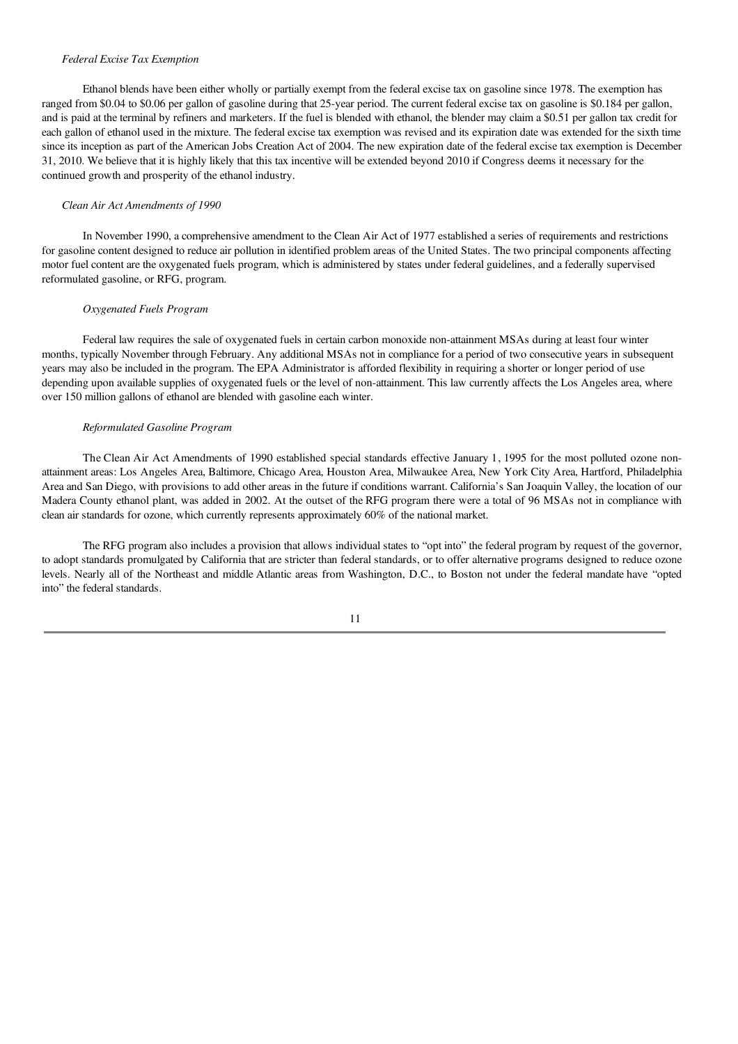*Federal Excise Tax Exemption*

Ethanol blends have been either wholly or partially exempt from the federal excise tax on gasoline since 1978. The exemption has ranged from $0.04 to $0.06 per gallon of gasoline during that 25-year period. The current federal excise tax on gasoline is $0.184 per gallon, and is paid at the terminal by refiners and marketers. If the fuel is blended with ethanol, the blender may claim a $0.51 per gallon tax credit for each gallon of ethanol used in the mixture. The federal excise tax exemption was revised and its expiration date was extended for the sixth time since its inception as part of the American Jobs Creation Act of 2004. The new expiration date of the federal excise tax exemption is December 31, 2010. We believe that it is highly likely that this tax incentive will be extended beyond 2010 if Congress deems it necessary for the continued growth and prosperity of the ethanol industry.

*Clean Air Act Amendments of 1990*

In November 1990, a comprehensive amendment to the Clean Air Act of 1977 established a series of requirements and restrictions for gasoline content designed to reduce air pollution in identified problem areas of the United States. The two principal components affecting motor fuel content are the oxygenated fuels program, which is administered by states under federal guidelines, and a federally supervised reformulated gasoline, or RFG, program.

*Oxygenated Fuels Program*

Federal law requires the sale of oxygenated fuels in certain carbon monoxide non-attainment MSAs during at least four winter months, typically November through February. Any additional MSAs not in compliance for a period of two consecutive years in subsequent years may also be included in the program. The EPA Administrator is afforded flexibility in requiring a shorter or longer period of use depending upon available supplies of oxygenated fuels or the level of non-attainment. This law currently affects the Los Angeles area, where over 150 million gallons of ethanol are blended with gasoline each winter.

*Reformulated Gasoline Program*

The Clean Air Act Amendments of 1990 established special standards effective January 1, 1995 for the most polluted ozone non-attainment areas: Los Angeles Area, Baltimore, Chicago Area, Houston Area, Milwaukee Area, New York City Area, Hartford, Philadelphia Area and San Diego, with provisions to add other areas in the future if conditions warrant. California's San Joaquin Valley, the location of our Madera County ethanol plant, was added in 2002. At the outset of the RFG program there were a total of 96 MSAs not in compliance with clean air standards for ozone, which currently represents approximately 60% of the national market.

The RFG program also includes a provision that allows individual states to "opt into" the federal program by request of the governor, to adopt standards promulgated by California that are stricter than federal standards, or to offer alternative programs designed to reduce ozone levels. Nearly all of the Northeast and middle Atlantic areas from Washington, D.C., to Boston not under the federal mandate have "opted into" the federal standards.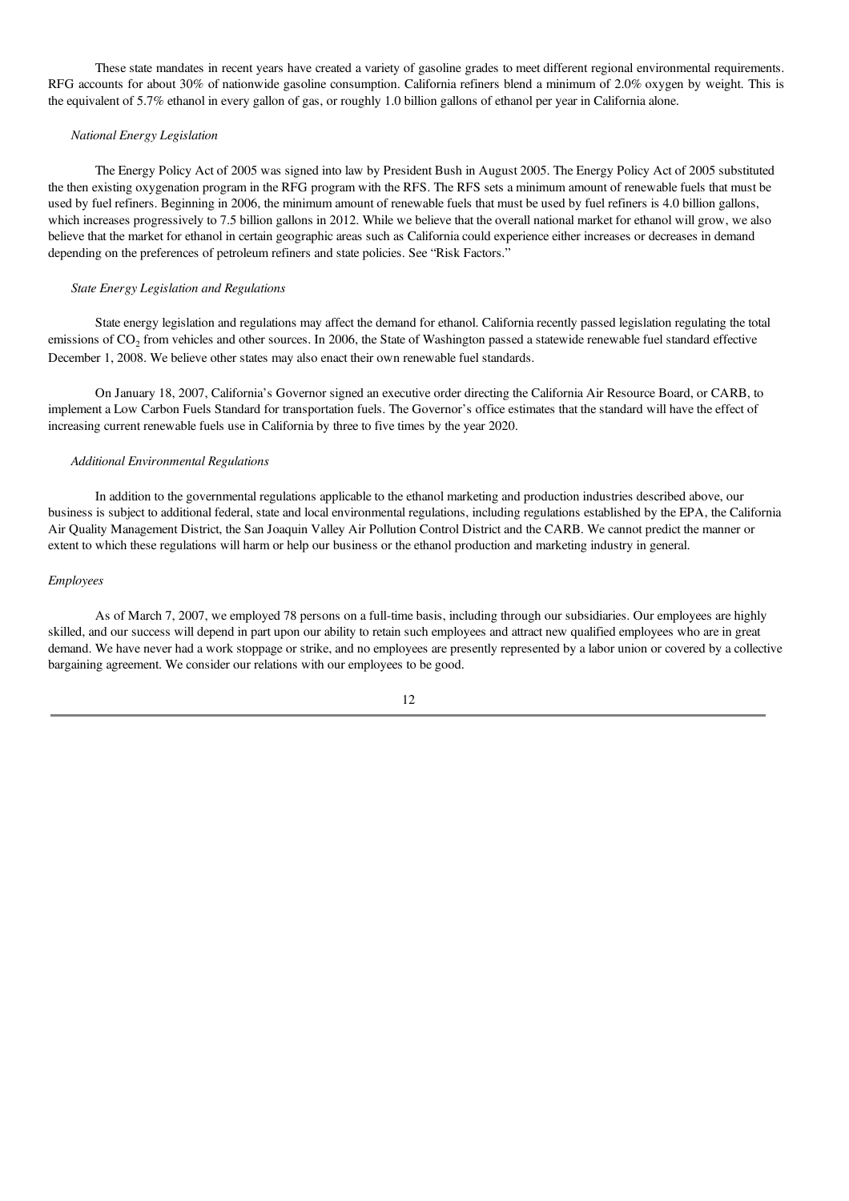These state mandates in recent years have created a variety of gasoline grades to meet different regional environmental requirements. RFG accounts for about 30% of nationwide gasoline consumption. California refiners blend a minimum of 2.0% oxygen by weight. This is the equivalent of 5.7% ethanol in every gallon of gas, or roughly 1.0 billion gallons of ethanol per year in California alone.

*National Energy Legislation*

The Energy Policy Act of 2005 was signed into law by President Bush in August 2005. The Energy Policy Act of 2005 substituted the then existing oxygenation program in the RFG program with the RFS. The RFS sets a minimum amount of renewable fuels that must be used by fuel refiners. Beginning in 2006, the minimum amount of renewable fuels that must be used by fuel refiners is 4.0 billion gallons, which increases progressively to 7.5 billion gallons in 2012. While we believe that the overall national market for ethanol will grow, we also believe that the market for ethanol in certain geographic areas such as California could experience either increases or decreases in demand depending on the preferences of petroleum refiners and state policies. See "Risk Factors."

*State Energy Legislation and Regulations*

State energy legislation and regulations may affect the demand for ethanol. California recently passed legislation regulating the total emissions of $CO_2$ from vehicles and other sources. In 2006, the State of Washington passed a statewide renewable fuel standard effective December 1, 2008. We believe other states may also enact their own renewable fuel standards.

On January 18, 2007, California's Governor signed an executive order directing the California Air Resource Board, or CARB, to implement a Low Carbon Fuels Standard for transportation fuels. The Governor's office estimates that the standard will have the effect of increasing current renewable fuels use in California by three to five times by the year 2020.

*Additional Environmental Regulations*

In addition to the governmental regulations applicable to the ethanol marketing and production industries described above, our business is subject to additional federal, state and local environmental regulations, including regulations established by the EPA, the California Air Quality Management District, the San Joaquin Valley Air Pollution Control District and the CARB. We cannot predict the manner or extent to which these regulations will harm or help our business or the ethanol production and marketing industry in general.

*Employees*

As of March 7, 2007, we employed 78 persons on a full-time basis, including through our subsidiaries. Our employees are highly skilled, and our success will depend in part upon our ability to retain such employees and attract new qualified employees who are in great demand. We have never had a work stoppage or strike, and no employees are presently represented by a labor union or covered by a collective bargaining agreement. We consider our relations with our employees to be good.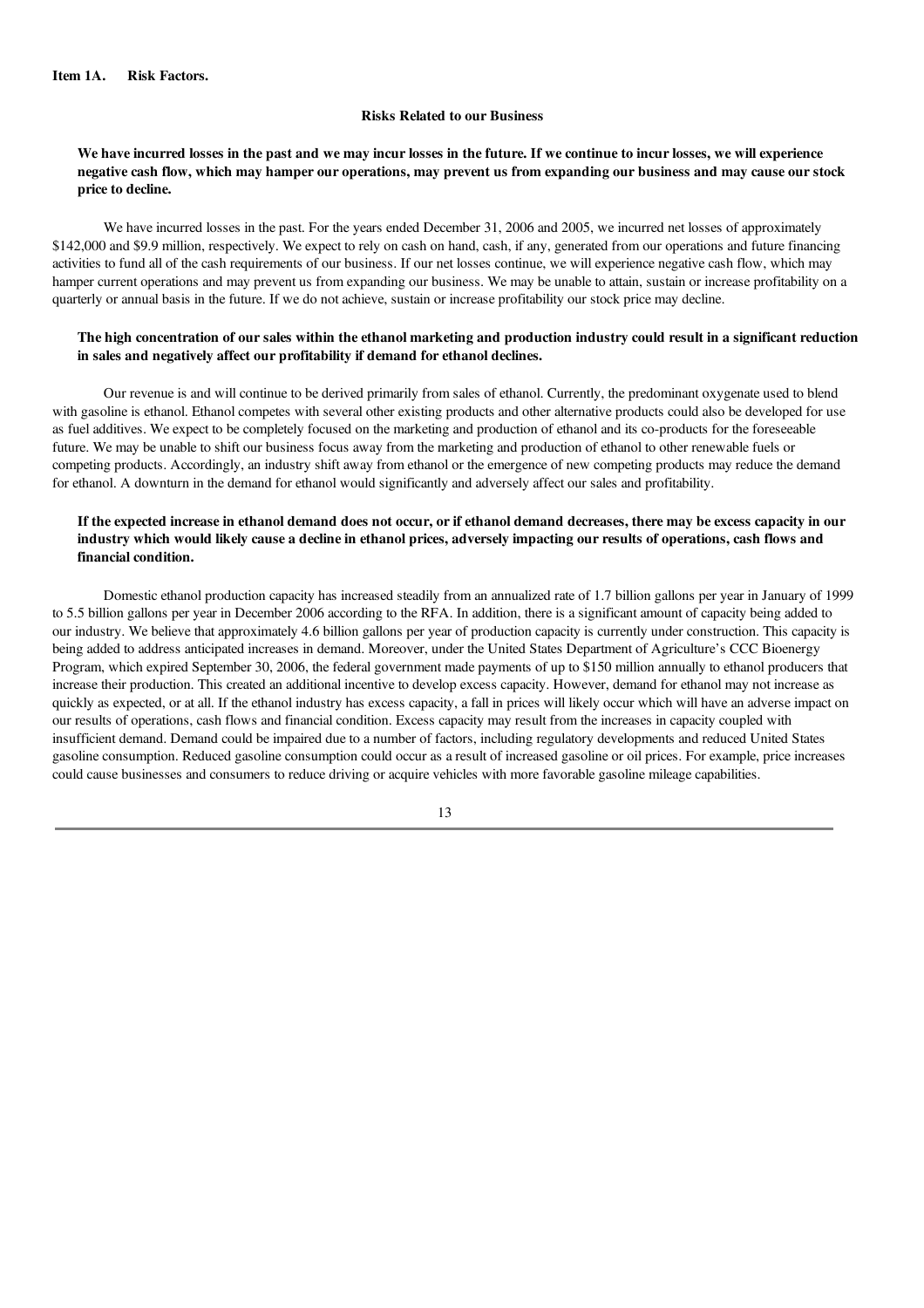## Item 1A. Risk Factors.

### Risks Related to our Business

**We have incurred losses in the past and we may incur losses in the future. If we continue to incur losses, we will experience negative cash flow, which may hamper our operations, may prevent us from expanding our business and may cause our stock price to decline.**

We have incurred losses in the past. For the years ended December 31, 2006 and 2005, we incurred net losses of approximately $142,000 and $9.9 million, respectively. We expect to rely on cash on hand, cash, if any, generated from our operations and future financing activities to fund all of the cash requirements of our business. If our net losses continue, we will experience negative cash flow, which may hamper current operations and may prevent us from expanding our business. We may be unable to attain, sustain or increase profitability on a quarterly or annual basis in the future. If we do not achieve, sustain or increase profitability our stock price may decline.

**The high concentration of our sales within the ethanol marketing and production industry could result in a significant reduction in sales and negatively affect our profitability if demand for ethanol declines.**

Our revenue is and will continue to be derived primarily from sales of ethanol. Currently, the predominant oxygenate used to blend with gasoline is ethanol. Ethanol competes with several other existing products and other alternative products could also be developed for use as fuel additives. We expect to be completely focused on the marketing and production of ethanol and its co-products for the foreseeable future. We may be unable to shift our business focus away from the marketing and production of ethanol to other renewable fuels or competing products. Accordingly, an industry shift away from ethanol or the emergence of new competing products may reduce the demand for ethanol. A downturn in the demand for ethanol would significantly and adversely affect our sales and profitability.

**If the expected increase in ethanol demand does not occur, or if ethanol demand decreases, there may be excess capacity in our industry which would likely cause a decline in ethanol prices, adversely impacting our results of operations, cash flows and financial condition.**

Domestic ethanol production capacity has increased steadily from an annualized rate of 1.7 billion gallons per year in January of 1999 to 5.5 billion gallons per year in December 2006 according to the RFA. In addition, there is a significant amount of capacity being added to our industry. We believe that approximately 4.6 billion gallons per year of production capacity is currently under construction. This capacity is being added to address anticipated increases in demand. Moreover, under the United States Department of Agriculture's CCC Bioenergy Program, which expired September 30, 2006, the federal government made payments of up to $150 million annually to ethanol producers that increase their production. This created an additional incentive to develop excess capacity. However, demand for ethanol may not increase as quickly as expected, or at all. If the ethanol industry has excess capacity, a fall in prices will likely occur which will have an adverse impact on our results of operations, cash flows and financial condition. Excess capacity may result from the increases in capacity coupled with insufficient demand. Demand could be impaired due to a number of factors, including regulatory developments and reduced United States gasoline consumption. Reduced gasoline consumption could occur as a result of increased gasoline or oil prices. For example, price increases could cause businesses and consumers to reduce driving or acquire vehicles with more favorable gasoline mileage capabilities.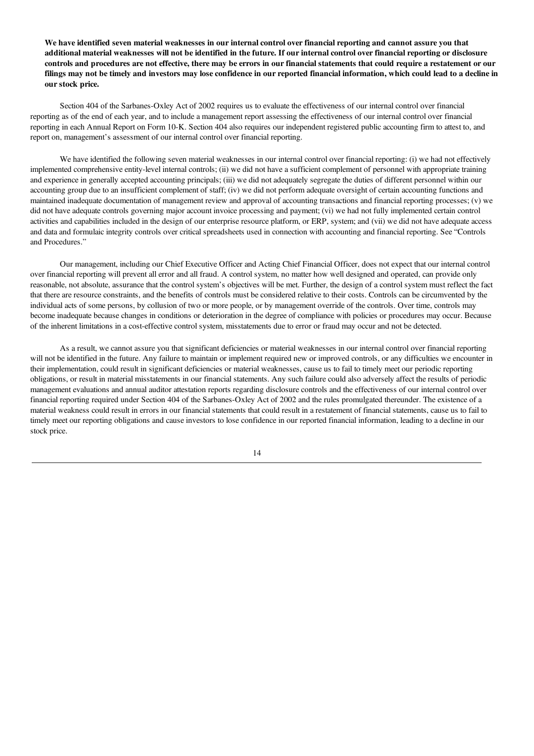**We have identified seven material weaknesses in our internal control over financial reporting and cannot assure you that additional material weaknesses will not be identified in the future. If our internal control over financial reporting or disclosure controls and procedures are not effective, there may be errors in our financial statements that could require a restatement or our filings may not be timely and investors may lose confidence in our reported financial information, which could lead to a decline in our stock price.**

Section 404 of the Sarbanes-Oxley Act of 2002 requires us to evaluate the effectiveness of our internal control over financial reporting as of the end of each year, and to include a management report assessing the effectiveness of our internal control over financial reporting in each Annual Report on Form 10-K. Section 404 also requires our independent registered public accounting firm to attest to, and report on, management's assessment of our internal control over financial reporting.

We have identified the following seven material weaknesses in our internal control over financial reporting: (i) we had not effectively implemented comprehensive entity-level internal controls; (ii) we did not have a sufficient complement of personnel with appropriate training and experience in generally accepted accounting principals; (iii) we did not adequately segregate the duties of different personnel within our accounting group due to an insufficient complement of staff; (iv) we did not perform adequate oversight of certain accounting functions and maintained inadequate documentation of management review and approval of accounting transactions and financial reporting processes; (v) we did not have adequate controls governing major account invoice processing and payment; (vi) we had not fully implemented certain control activities and capabilities included in the design of our enterprise resource platform, or ERP, system; and (vii) we did not have adequate access and data and formulaic integrity controls over critical spreadsheets used in connection with accounting and financial reporting. See "Controls and Procedures."

Our management, including our Chief Executive Officer and Acting Chief Financial Officer, does not expect that our internal control over financial reporting will prevent all error and all fraud. A control system, no matter how well designed and operated, can provide only reasonable, not absolute, assurance that the control system's objectives will be met. Further, the design of a control system must reflect the fact that there are resource constraints, and the benefits of controls must be considered relative to their costs. Controls can be circumvented by the individual acts of some persons, by collusion of two or more people, or by management override of the controls. Over time, controls may become inadequate because changes in conditions or deterioration in the degree of compliance with policies or procedures may occur. Because of the inherent limitations in a cost-effective control system, misstatements due to error or fraud may occur and not be detected.

As a result, we cannot assure you that significant deficiencies or material weaknesses in our internal control over financial reporting will not be identified in the future. Any failure to maintain or implement required new or improved controls, or any difficulties we encounter in their implementation, could result in significant deficiencies or material weaknesses, cause us to fail to timely meet our periodic reporting obligations, or result in material misstatements in our financial statements. Any such failure could also adversely affect the results of periodic management evaluations and annual auditor attestation reports regarding disclosure controls and the effectiveness of our internal control over financial reporting required under Section 404 of the Sarbanes-Oxley Act of 2002 and the rules promulgated thereunder. The existence of a material weakness could result in errors in our financial statements that could result in a restatement of financial statements, cause us to fail to timely meet our reporting obligations and cause investors to lose confidence in our reported financial information, leading to a decline in our stock price.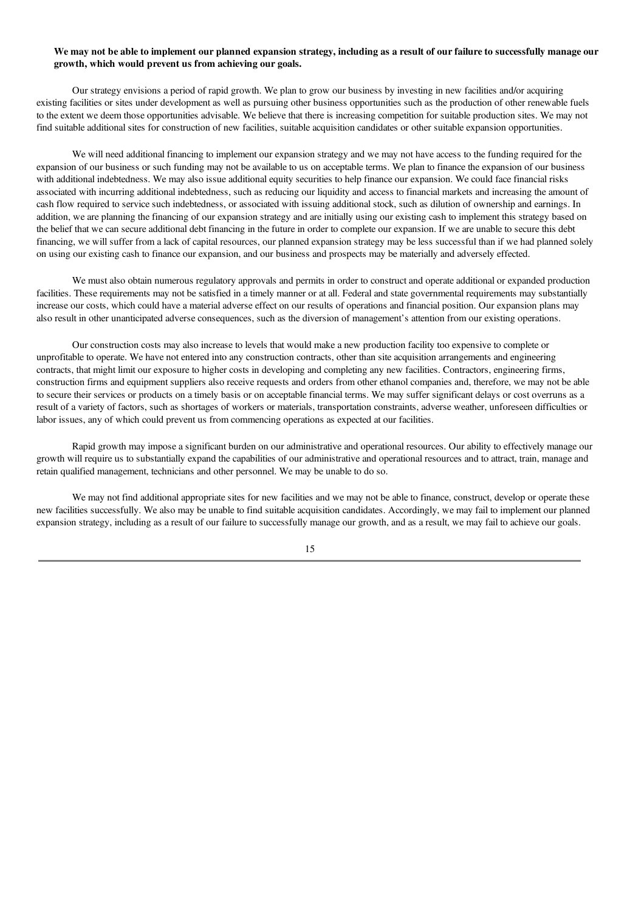**We may not be able to implement our planned expansion strategy, including as a result of our failure to successfully manage our growth, which would prevent us from achieving our goals.**

Our strategy envisions a period of rapid growth. We plan to grow our business by investing in new facilities and/or acquiring existing facilities or sites under development as well as pursuing other business opportunities such as the production of other renewable fuels to the extent we deem those opportunities advisable. We believe that there is increasing competition for suitable production sites. We may not find suitable additional sites for construction of new facilities, suitable acquisition candidates or other suitable expansion opportunities.

We will need additional financing to implement our expansion strategy and we may not have access to the funding required for the expansion of our business or such funding may not be available to us on acceptable terms. We plan to finance the expansion of our business with additional indebtedness. We may also issue additional equity securities to help finance our expansion. We could face financial risks associated with incurring additional indebtedness, such as reducing our liquidity and access to financial markets and increasing the amount of cash flow required to service such indebtedness, or associated with issuing additional stock, such as dilution of ownership and earnings. In addition, we are planning the financing of our expansion strategy and are initially using our existing cash to implement this strategy based on the belief that we can secure additional debt financing in the future in order to complete our expansion. If we are unable to secure this debt financing, we will suffer from a lack of capital resources, our planned expansion strategy may be less successful than if we had planned solely on using our existing cash to finance our expansion, and our business and prospects may be materially and adversely effected.

We must also obtain numerous regulatory approvals and permits in order to construct and operate additional or expanded production facilities. These requirements may not be satisfied in a timely manner or at all. Federal and state governmental requirements may substantially increase our costs, which could have a material adverse effect on our results of operations and financial position. Our expansion plans may also result in other unanticipated adverse consequences, such as the diversion of management's attention from our existing operations.

Our construction costs may also increase to levels that would make a new production facility too expensive to complete or unprofitable to operate. We have not entered into any construction contracts, other than site acquisition arrangements and engineering contracts, that might limit our exposure to higher costs in developing and completing any new facilities. Contractors, engineering firms, construction firms and equipment suppliers also receive requests and orders from other ethanol companies and, therefore, we may not be able to secure their services or products on a timely basis or on acceptable financial terms. We may suffer significant delays or cost overruns as a result of a variety of factors, such as shortages of workers or materials, transportation constraints, adverse weather, unforeseen difficulties or labor issues, any of which could prevent us from commencing operations as expected at our facilities.

Rapid growth may impose a significant burden on our administrative and operational resources. Our ability to effectively manage our growth will require us to substantially expand the capabilities of our administrative and operational resources and to attract, train, manage and retain qualified management, technicians and other personnel. We may be unable to do so.

We may not find additional appropriate sites for new facilities and we may not be able to finance, construct, develop or operate these new facilities successfully. We also may be unable to find suitable acquisition candidates. Accordingly, we may fail to implement our planned expansion strategy, including as a result of our failure to successfully manage our growth, and as a result, we may fail to achieve our goals.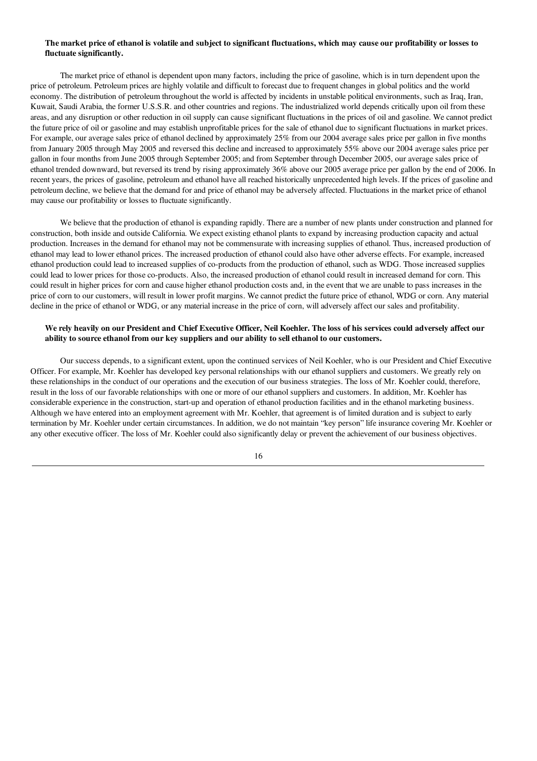**The market price of ethanol is volatile and subject to significant fluctuations, which may cause our profitability or losses to fluctuate significantly.**

The market price of ethanol is dependent upon many factors, including the price of gasoline, which is in turn dependent upon the price of petroleum. Petroleum prices are highly volatile and difficult to forecast due to frequent changes in global politics and the world economy. The distribution of petroleum throughout the world is affected by incidents in unstable political environments, such as Iraq, Iran, Kuwait, Saudi Arabia, the former U.S.S.R. and other countries and regions. The industrialized world depends critically upon oil from these areas, and any disruption or other reduction in oil supply can cause significant fluctuations in the prices of oil and gasoline. We cannot predict the future price of oil or gasoline and may establish unprofitable prices for the sale of ethanol due to significant fluctuations in market prices. For example, our average sales price of ethanol declined by approximately 25% from our 2004 average sales price per gallon in five months from January 2005 through May 2005 and reversed this decline and increased to approximately 55% above our 2004 average sales price per gallon in four months from June 2005 through September 2005; and from September through December 2005, our average sales price of ethanol trended downward, but reversed its trend by rising approximately 36% above our 2005 average price per gallon by the end of 2006. In recent years, the prices of gasoline, petroleum and ethanol have all reached historically unprecedented high levels. If the prices of gasoline and petroleum decline, we believe that the demand for and price of ethanol may be adversely affected. Fluctuations in the market price of ethanol may cause our profitability or losses to fluctuate significantly.

We believe that the production of ethanol is expanding rapidly. There are a number of new plants under construction and planned for construction, both inside and outside California. We expect existing ethanol plants to expand by increasing production capacity and actual production. Increases in the demand for ethanol may not be commensurate with increasing supplies of ethanol. Thus, increased production of ethanol may lead to lower ethanol prices. The increased production of ethanol could also have other adverse effects. For example, increased ethanol production could lead to increased supplies of co-products from the production of ethanol, such as WDG. Those increased supplies could lead to lower prices for those co-products. Also, the increased production of ethanol could result in increased demand for corn. This could result in higher prices for corn and cause higher ethanol production costs and, in the event that we are unable to pass increases in the price of corn to our customers, will result in lower profit margins. We cannot predict the future price of ethanol, WDG or corn. Any material decline in the price of ethanol or WDG, or any material increase in the price of corn, will adversely affect our sales and profitability.

**We rely heavily on our President and Chief Executive Officer, Neil Koehler. The loss of his services could adversely affect our ability to source ethanol from our key suppliers and our ability to sell ethanol to our customers.**

Our success depends, to a significant extent, upon the continued services of Neil Koehler, who is our President and Chief Executive Officer. For example, Mr. Koehler has developed key personal relationships with our ethanol suppliers and customers. We greatly rely on these relationships in the conduct of our operations and the execution of our business strategies. The loss of Mr. Koehler could, therefore, result in the loss of our favorable relationships with one or more of our ethanol suppliers and customers. In addition, Mr. Koehler has considerable experience in the construction, start-up and operation of ethanol production facilities and in the ethanol marketing business. Although we have entered into an employment agreement with Mr. Koehler, that agreement is of limited duration and is subject to early termination by Mr. Koehler under certain circumstances. In addition, we do not maintain "key person" life insurance covering Mr. Koehler or any other executive officer. The loss of Mr. Koehler could also significantly delay or prevent the achievement of our business objectives.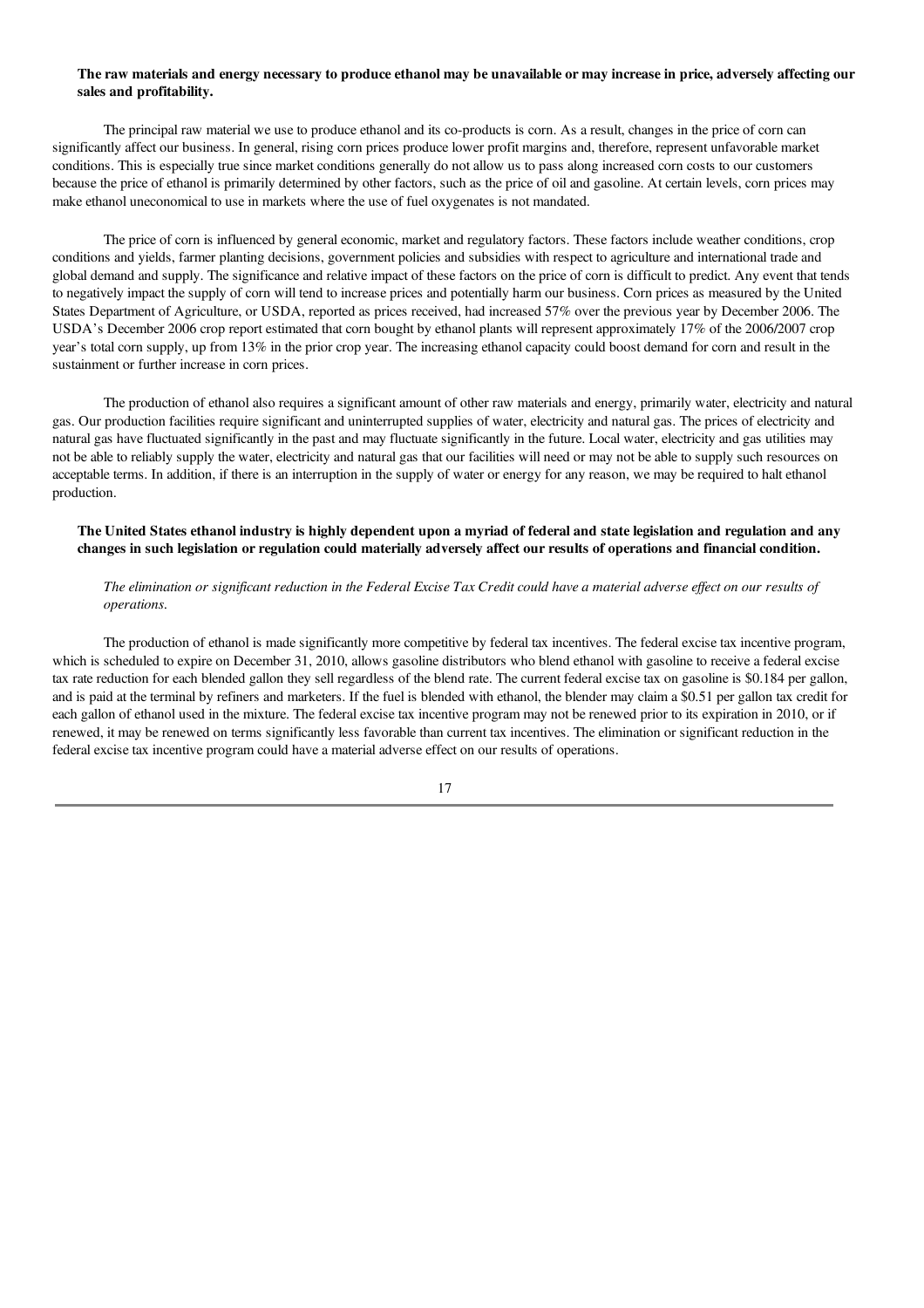**The raw materials and energy necessary to produce ethanol may be unavailable or may increase in price, adversely affecting our sales and profitability.**

The principal raw material we use to produce ethanol and its co-products is corn. As a result, changes in the price of corn can significantly affect our business. In general, rising corn prices produce lower profit margins and, therefore, represent unfavorable market conditions. This is especially true since market conditions generally do not allow us to pass along increased corn costs to our customers because the price of ethanol is primarily determined by other factors, such as the price of oil and gasoline. At certain levels, corn prices may make ethanol uneconomical to use in markets where the use of fuel oxygenates is not mandated.

The price of corn is influenced by general economic, market and regulatory factors. These factors include weather conditions, crop conditions and yields, farmer planting decisions, government policies and subsidies with respect to agriculture and international trade and global demand and supply. The significance and relative impact of these factors on the price of corn is difficult to predict. Any event that tends to negatively impact the supply of corn will tend to increase prices and potentially harm our business. Corn prices as measured by the United States Department of Agriculture, or USDA, reported as prices received, had increased 57% over the previous year by December 2006. The USDA's December 2006 crop report estimated that corn bought by ethanol plants will represent approximately 17% of the 2006/2007 crop year's total corn supply, up from 13% in the prior crop year. The increasing ethanol capacity could boost demand for corn and result in the sustainment or further increase in corn prices.

The production of ethanol also requires a significant amount of other raw materials and energy, primarily water, electricity and natural gas. Our production facilities require significant and uninterrupted supplies of water, electricity and natural gas. The prices of electricity and natural gas have fluctuated significantly in the past and may fluctuate significantly in the future. Local water, electricity and gas utilities may not be able to reliably supply the water, electricity and natural gas that our facilities will need or may not be able to supply such resources on acceptable terms. In addition, if there is an interruption in the supply of water or energy for any reason, we may be required to halt ethanol production.

**The United States ethanol industry is highly dependent upon a myriad of federal and state legislation and regulation and any changes in such legislation or regulation could materially adversely affect our results of operations and financial condition.**

*The elimination or significant reduction in the Federal Excise Tax Credit could have a material adverse effect on our results of operations.*

The production of ethanol is made significantly more competitive by federal tax incentives. The federal excise tax incentive program, which is scheduled to expire on December 31, 2010, allows gasoline distributors who blend ethanol with gasoline to receive a federal excise tax rate reduction for each blended gallon they sell regardless of the blend rate. The current federal excise tax on gasoline is $0.184 per gallon, and is paid at the terminal by refiners and marketers. If the fuel is blended with ethanol, the blender may claim a $0.51 per gallon tax credit for each gallon of ethanol used in the mixture. The federal excise tax incentive program may not be renewed prior to its expiration in 2010, or if renewed, it may be renewed on terms significantly less favorable than current tax incentives. The elimination or significant reduction in the federal excise tax incentive program could have a material adverse effect on our results of operations.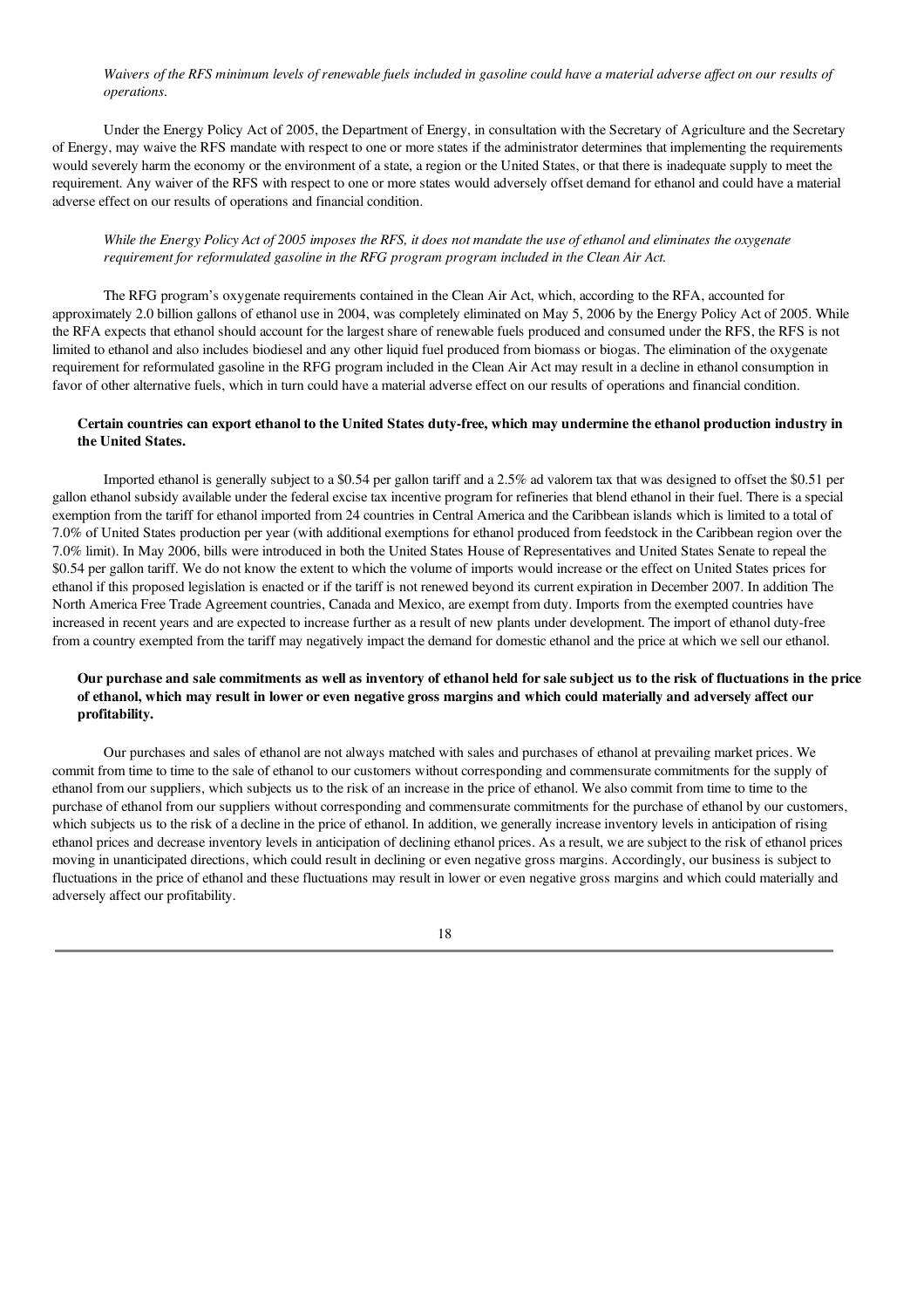*Waivers of the RFS minimum levels of renewable fuels included in gasoline could have a material adverse affect on our results of operations.*

Under the Energy Policy Act of 2005, the Department of Energy, in consultation with the Secretary of Agriculture and the Secretary of Energy, may waive the RFS mandate with respect to one or more states if the administrator determines that implementing the requirements would severely harm the economy or the environment of a state, a region or the United States, or that there is inadequate supply to meet the requirement. Any waiver of the RFS with respect to one or more states would adversely offset demand for ethanol and could have a material adverse effect on our results of operations and financial condition.

*While the Energy Policy Act of 2005 imposes the RFS, it does not mandate the use of ethanol and eliminates the oxygenate requirement for reformulated gasoline in the RFG program program included in the Clean Air Act.*

The RFG program's oxygenate requirements contained in the Clean Air Act, which, according to the RFA, accounted for approximately 2.0 billion gallons of ethanol use in 2004, was completely eliminated on May 5, 2006 by the Energy Policy Act of 2005. While the RFA expects that ethanol should account for the largest share of renewable fuels produced and consumed under the RFS, the RFS is not limited to ethanol and also includes biodiesel and any other liquid fuel produced from biomass or biogas. The elimination of the oxygenate requirement for reformulated gasoline in the RFG program included in the Clean Air Act may result in a decline in ethanol consumption in favor of other alternative fuels, which in turn could have a material adverse effect on our results of operations and financial condition.

**Certain countries can export ethanol to the United States duty-free, which may undermine the ethanol production industry in the United States.**

Imported ethanol is generally subject to a $0.54 per gallon tariff and a 2.5% ad valorem tax that was designed to offset the $0.51 per gallon ethanol subsidy available under the federal excise tax incentive program for refineries that blend ethanol in their fuel. There is a special exemption from the tariff for ethanol imported from 24 countries in Central America and the Caribbean islands which is limited to a total of 7.0% of United States production per year (with additional exemptions for ethanol produced from feedstock in the Caribbean region over the 7.0% limit). In May 2006, bills were introduced in both the United States House of Representatives and United States Senate to repeal the $0.54 per gallon tariff. We do not know the extent to which the volume of imports would increase or the effect on United States prices for ethanol if this proposed legislation is enacted or if the tariff is not renewed beyond its current expiration in December 2007. In addition The North America Free Trade Agreement countries, Canada and Mexico, are exempt from duty. Imports from the exempted countries have increased in recent years and are expected to increase further as a result of new plants under development. The import of ethanol duty-free from a country exempted from the tariff may negatively impact the demand for domestic ethanol and the price at which we sell our ethanol.

**Our purchase and sale commitments as well as inventory of ethanol held for sale subject us to the risk of fluctuations in the price of ethanol, which may result in lower or even negative gross margins and which could materially and adversely affect our profitability.**

Our purchases and sales of ethanol are not always matched with sales and purchases of ethanol at prevailing market prices. We commit from time to time to the sale of ethanol to our customers without corresponding and commensurate commitments for the supply of ethanol from our suppliers, which subjects us to the risk of an increase in the price of ethanol. We also commit from time to time to the purchase of ethanol from our suppliers without corresponding and commensurate commitments for the purchase of ethanol by our customers, which subjects us to the risk of a decline in the price of ethanol. In addition, we generally increase inventory levels in anticipation of rising ethanol prices and decrease inventory levels in anticipation of declining ethanol prices. As a result, we are subject to the risk of ethanol prices moving in unanticipated directions, which could result in declining or even negative gross margins. Accordingly, our business is subject to fluctuations in the price of ethanol and these fluctuations may result in lower or even negative gross margins and which could materially and adversely affect our profitability.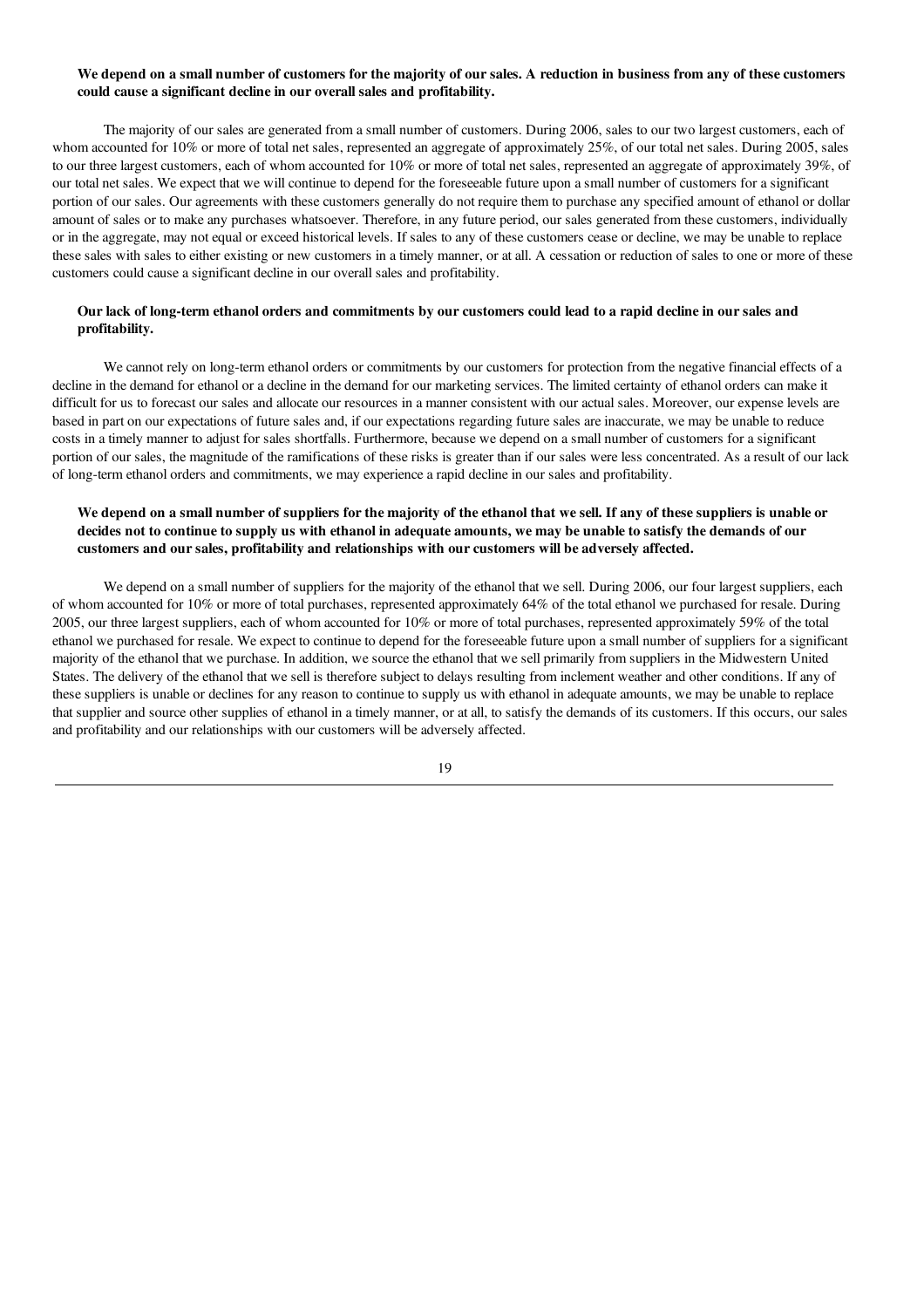**We depend on a small number of customers for the majority of our sales. A reduction in business from any of these customers could cause a significant decline in our overall sales and profitability.**

The majority of our sales are generated from a small number of customers. During 2006, sales to our two largest customers, each of whom accounted for 10% or more of total net sales, represented an aggregate of approximately 25%, of our total net sales. During 2005, sales to our three largest customers, each of whom accounted for 10% or more of total net sales, represented an aggregate of approximately 39%, of our total net sales. We expect that we will continue to depend for the foreseeable future upon a small number of customers for a significant portion of our sales. Our agreements with these customers generally do not require them to purchase any specified amount of ethanol or dollar amount of sales or to make any purchases whatsoever. Therefore, in any future period, our sales generated from these customers, individually or in the aggregate, may not equal or exceed historical levels. If sales to any of these customers cease or decline, we may be unable to replace these sales with sales to either existing or new customers in a timely manner, or at all. A cessation or reduction of sales to one or more of these customers could cause a significant decline in our overall sales and profitability.

**Our lack of long-term ethanol orders and commitments by our customers could lead to a rapid decline in our sales and profitability.**

We cannot rely on long-term ethanol orders or commitments by our customers for protection from the negative financial effects of a decline in the demand for ethanol or a decline in the demand for our marketing services. The limited certainty of ethanol orders can make it difficult for us to forecast our sales and allocate our resources in a manner consistent with our actual sales. Moreover, our expense levels are based in part on our expectations of future sales and, if our expectations regarding future sales are inaccurate, we may be unable to reduce costs in a timely manner to adjust for sales shortfalls. Furthermore, because we depend on a small number of customers for a significant portion of our sales, the magnitude of the ramifications of these risks is greater than if our sales were less concentrated. As a result of our lack of long-term ethanol orders and commitments, we may experience a rapid decline in our sales and profitability.

**We depend on a small number of suppliers for the majority of the ethanol that we sell. If any of these suppliers is unable or decides not to continue to supply us with ethanol in adequate amounts, we may be unable to satisfy the demands of our customers and our sales, profitability and relationships with our customers will be adversely affected.**

We depend on a small number of suppliers for the majority of the ethanol that we sell. During 2006, our four largest suppliers, each of whom accounted for 10% or more of total purchases, represented approximately 64% of the total ethanol we purchased for resale. During 2005, our three largest suppliers, each of whom accounted for 10% or more of total purchases, represented approximately 59% of the total ethanol we purchased for resale. We expect to continue to depend for the foreseeable future upon a small number of suppliers for a significant majority of the ethanol that we purchase. In addition, we source the ethanol that we sell primarily from suppliers in the Midwestern United States. The delivery of the ethanol that we sell is therefore subject to delays resulting from inclement weather and other conditions. If any of these suppliers is unable or declines for any reason to continue to supply us with ethanol in adequate amounts, we may be unable to replace that supplier and source other supplies of ethanol in a timely manner, or at all, to satisfy the demands of its customers. If this occurs, our sales and profitability and our relationships with our customers will be adversely affected.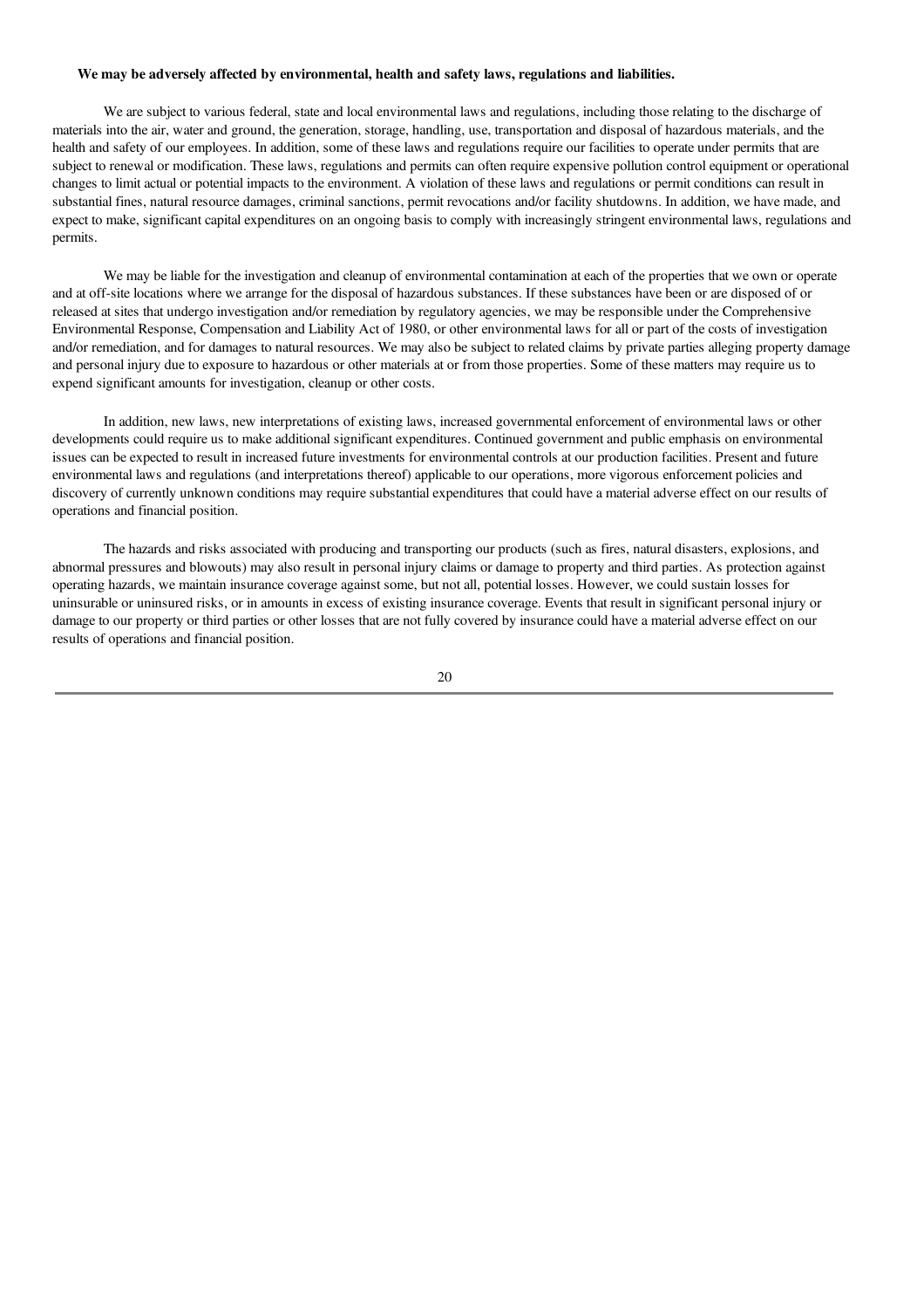**We may be adversely affected by environmental, health and safety laws, regulations and liabilities.**

We are subject to various federal, state and local environmental laws and regulations, including those relating to the discharge of materials into the air, water and ground, the generation, storage, handling, use, transportation and disposal of hazardous materials, and the health and safety of our employees. In addition, some of these laws and regulations require our facilities to operate under permits that are subject to renewal or modification. These laws, regulations and permits can often require expensive pollution control equipment or operational changes to limit actual or potential impacts to the environment. A violation of these laws and regulations or permit conditions can result in substantial fines, natural resource damages, criminal sanctions, permit revocations and/or facility shutdowns. In addition, we have made, and expect to make, significant capital expenditures on an ongoing basis to comply with increasingly stringent environmental laws, regulations and permits.

We may be liable for the investigation and cleanup of environmental contamination at each of the properties that we own or operate and at off-site locations where we arrange for the disposal of hazardous substances. If these substances have been or are disposed of or released at sites that undergo investigation and/or remediation by regulatory agencies, we may be responsible under the Comprehensive Environmental Response, Compensation and Liability Act of 1980, or other environmental laws for all or part of the costs of investigation and/or remediation, and for damages to natural resources. We may also be subject to related claims by private parties alleging property damage and personal injury due to exposure to hazardous or other materials at or from those properties. Some of these matters may require us to expend significant amounts for investigation, cleanup or other costs.

In addition, new laws, new interpretations of existing laws, increased governmental enforcement of environmental laws or other developments could require us to make additional significant expenditures. Continued government and public emphasis on environmental issues can be expected to result in increased future investments for environmental controls at our production facilities. Present and future environmental laws and regulations (and interpretations thereof) applicable to our operations, more vigorous enforcement policies and discovery of currently unknown conditions may require substantial expenditures that could have a material adverse effect on our results of operations and financial position.

The hazards and risks associated with producing and transporting our products (such as fires, natural disasters, explosions, and abnormal pressures and blowouts) may also result in personal injury claims or damage to property and third parties. As protection against operating hazards, we maintain insurance coverage against some, but not all, potential losses. However, we could sustain losses for uninsurable or uninsured risks, or in amounts in excess of existing insurance coverage. Events that result in significant personal injury or damage to our property or third parties or other losses that are not fully covered by insurance could have a material adverse effect on our results of operations and financial position.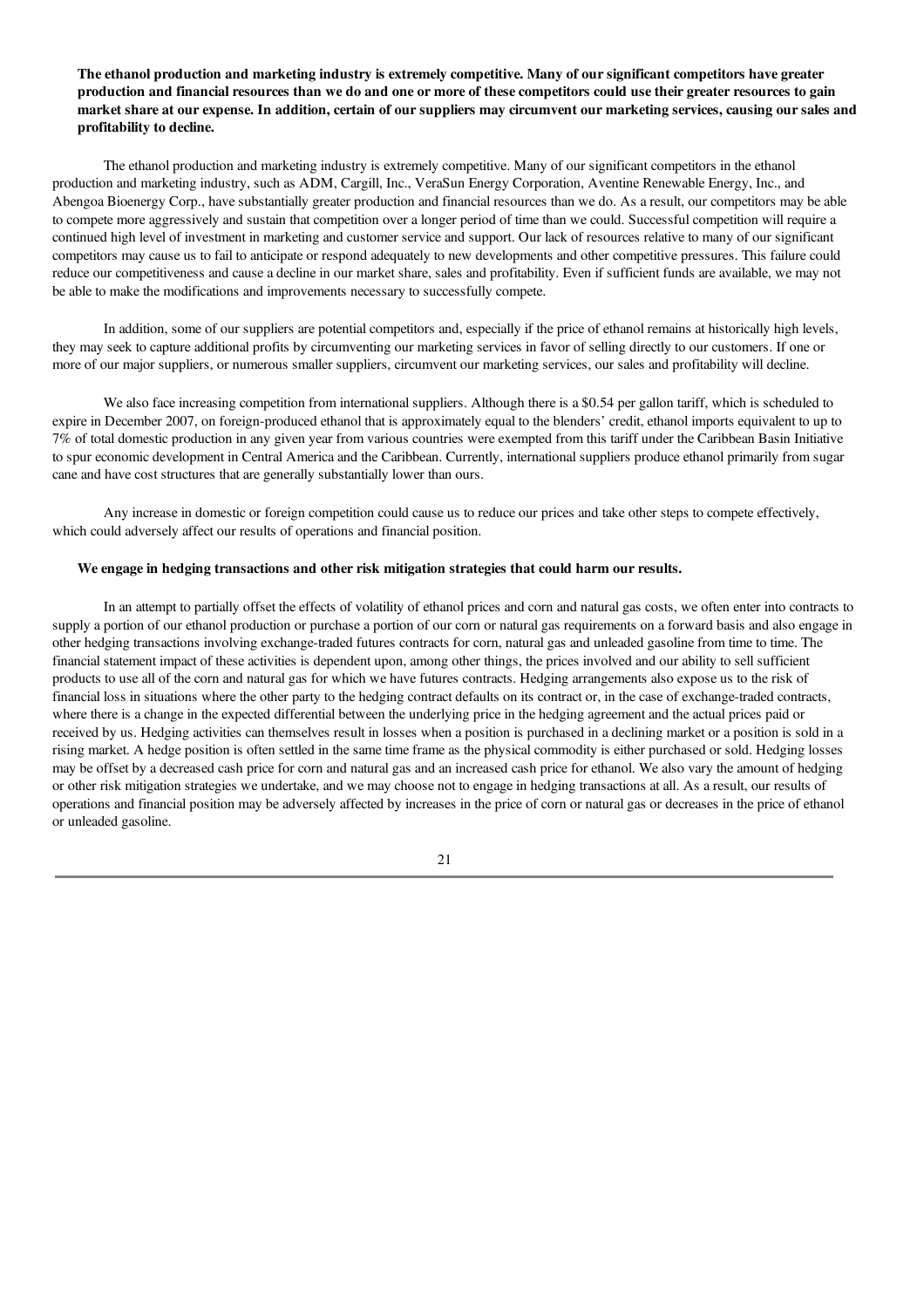**The ethanol production and marketing industry is extremely competitive. Many of our significant competitors have greater production and financial resources than we do and one or more of these competitors could use their greater resources to gain market share at our expense. In addition, certain of our suppliers may circumvent our marketing services, causing our sales and profitability to decline.**

The ethanol production and marketing industry is extremely competitive. Many of our significant competitors in the ethanol production and marketing industry, such as ADM, Cargill, Inc., VeraSun Energy Corporation, Aventine Renewable Energy, Inc., and Abengoa Bioenergy Corp., have substantially greater production and financial resources than we do. As a result, our competitors may be able to compete more aggressively and sustain that competition over a longer period of time than we could. Successful competition will require a continued high level of investment in marketing and customer service and support. Our lack of resources relative to many of our significant competitors may cause us to fail to anticipate or respond adequately to new developments and other competitive pressures. This failure could reduce our competitiveness and cause a decline in our market share, sales and profitability. Even if sufficient funds are available, we may not be able to make the modifications and improvements necessary to successfully compete.

In addition, some of our suppliers are potential competitors and, especially if the price of ethanol remains at historically high levels, they may seek to capture additional profits by circumventing our marketing services in favor of selling directly to our customers. If one or more of our major suppliers, or numerous smaller suppliers, circumvent our marketing services, our sales and profitability will decline.

We also face increasing competition from international suppliers. Although there is a $0.54 per gallon tariff, which is scheduled to expire in December 2007, on foreign-produced ethanol that is approximately equal to the blenders' credit, ethanol imports equivalent to up to 7% of total domestic production in any given year from various countries were exempted from this tariff under the Caribbean Basin Initiative to spur economic development in Central America and the Caribbean. Currently, international suppliers produce ethanol primarily from sugar cane and have cost structures that are generally substantially lower than ours.

Any increase in domestic or foreign competition could cause us to reduce our prices and take other steps to compete effectively, which could adversely affect our results of operations and financial position.

**We engage in hedging transactions and other risk mitigation strategies that could harm our results.**

In an attempt to partially offset the effects of volatility of ethanol prices and corn and natural gas costs, we often enter into contracts to supply a portion of our ethanol production or purchase a portion of our corn or natural gas requirements on a forward basis and also engage in other hedging transactions involving exchange-traded futures contracts for corn, natural gas and unleaded gasoline from time to time. The financial statement impact of these activities is dependent upon, among other things, the prices involved and our ability to sell sufficient products to use all of the corn and natural gas for which we have futures contracts. Hedging arrangements also expose us to the risk of financial loss in situations where the other party to the hedging contract defaults on its contract or, in the case of exchange-traded contracts, where there is a change in the expected differential between the underlying price in the hedging agreement and the actual prices paid or received by us. Hedging activities can themselves result in losses when a position is purchased in a declining market or a position is sold in a rising market. A hedge position is often settled in the same time frame as the physical commodity is either purchased or sold. Hedging losses may be offset by a decreased cash price for corn and natural gas and an increased cash price for ethanol. We also vary the amount of hedging or other risk mitigation strategies we undertake, and we may choose not to engage in hedging transactions at all. As a result, our results of operations and financial position may be adversely affected by increases in the price of corn or natural gas or decreases in the price of ethanol or unleaded gasoline.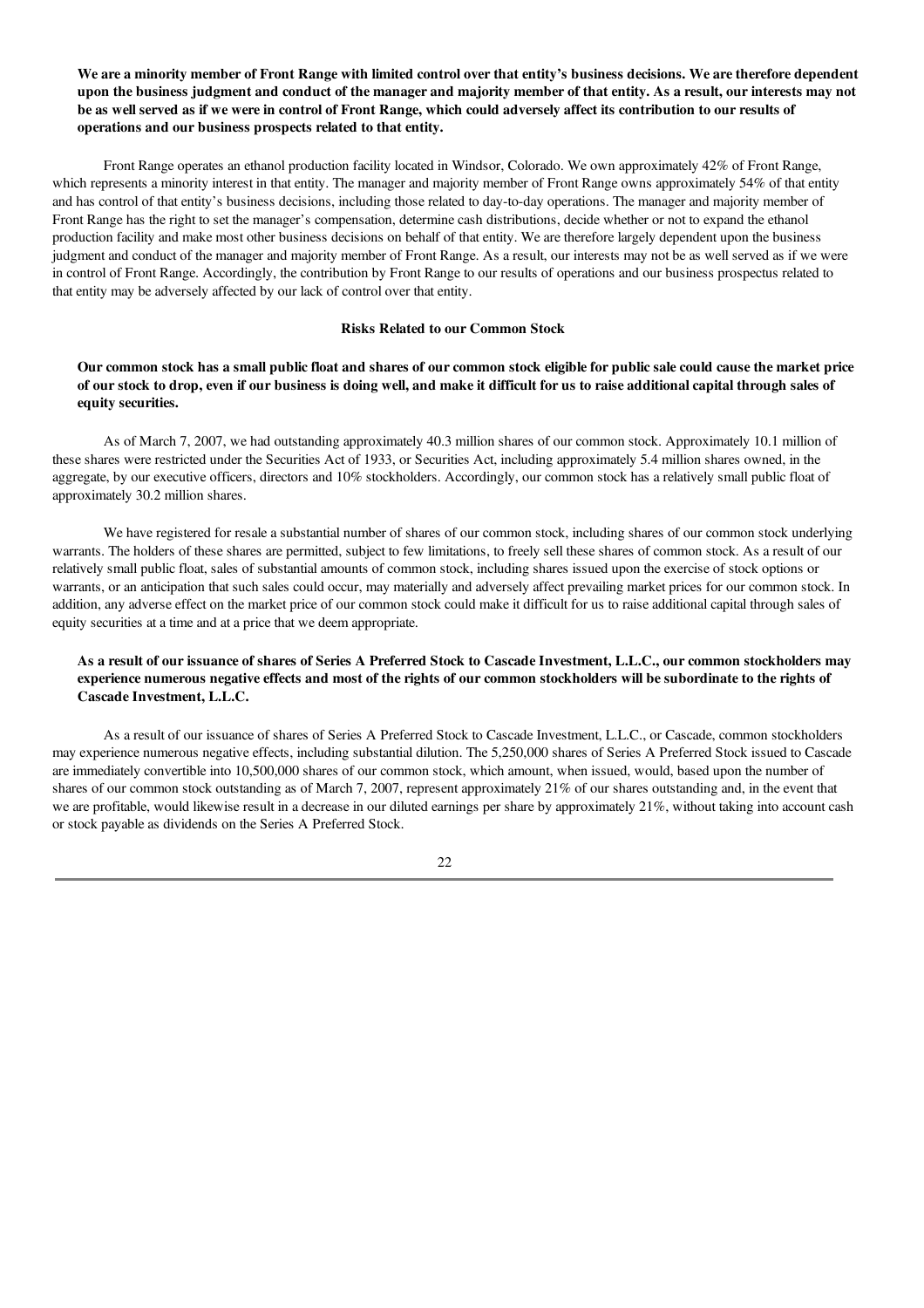**We are a minority member of Front Range with limited control over that entity's business decisions. We are therefore dependent upon the business judgment and conduct of the manager and majority member of that entity. As a result, our interests may not be as well served as if we were in control of Front Range, which could adversely affect its contribution to our results of operations and our business prospects related to that entity.**

Front Range operates an ethanol production facility located in Windsor, Colorado. We own approximately 42% of Front Range, which represents a minority interest in that entity. The manager and majority member of Front Range owns approximately 54% of that entity and has control of that entity's business decisions, including those related to day-to-day operations. The manager and majority member of Front Range has the right to set the manager's compensation, determine cash distributions, decide whether or not to expand the ethanol production facility and make most other business decisions on behalf of that entity. We are therefore largely dependent upon the business judgment and conduct of the manager and majority member of Front Range. As a result, our interests may not be as well served as if we were in control of Front Range. Accordingly, the contribution by Front Range to our results of operations and our business prospectus related to that entity may be adversely affected by our lack of control over that entity.

## Risks Related to our Common Stock

**Our common stock has a small public float and shares of our common stock eligible for public sale could cause the market price of our stock to drop, even if our business is doing well, and make it difficult for us to raise additional capital through sales of equity securities.**

As of March 7, 2007, we had outstanding approximately 40.3 million shares of our common stock. Approximately 10.1 million of these shares were restricted under the Securities Act of 1933, or Securities Act, including approximately 5.4 million shares owned, in the aggregate, by our executive officers, directors and 10% stockholders. Accordingly, our common stock has a relatively small public float of approximately 30.2 million shares.

We have registered for resale a substantial number of shares of our common stock, including shares of our common stock underlying warrants. The holders of these shares are permitted, subject to few limitations, to freely sell these shares of common stock. As a result of our relatively small public float, sales of substantial amounts of common stock, including shares issued upon the exercise of stock options or warrants, or an anticipation that such sales could occur, may materially and adversely affect prevailing market prices for our common stock. In addition, any adverse effect on the market price of our common stock could make it difficult for us to raise additional capital through sales of equity securities at a time and at a price that we deem appropriate.

**As a result of our issuance of shares of Series A Preferred Stock to Cascade Investment, L.L.C., our common stockholders may experience numerous negative effects and most of the rights of our common stockholders will be subordinate to the rights of Cascade Investment, L.L.C.**

As a result of our issuance of shares of Series A Preferred Stock to Cascade Investment, L.L.C., or Cascade, common stockholders may experience numerous negative effects, including substantial dilution. The 5,250,000 shares of Series A Preferred Stock issued to Cascade are immediately convertible into 10,500,000 shares of our common stock, which amount, when issued, would, based upon the number of shares of our common stock outstanding as of March 7, 2007, represent approximately 21% of our shares outstanding and, in the event that we are profitable, would likewise result in a decrease in our diluted earnings per share by approximately 21%, without taking into account cash or stock payable as dividends on the Series A Preferred Stock.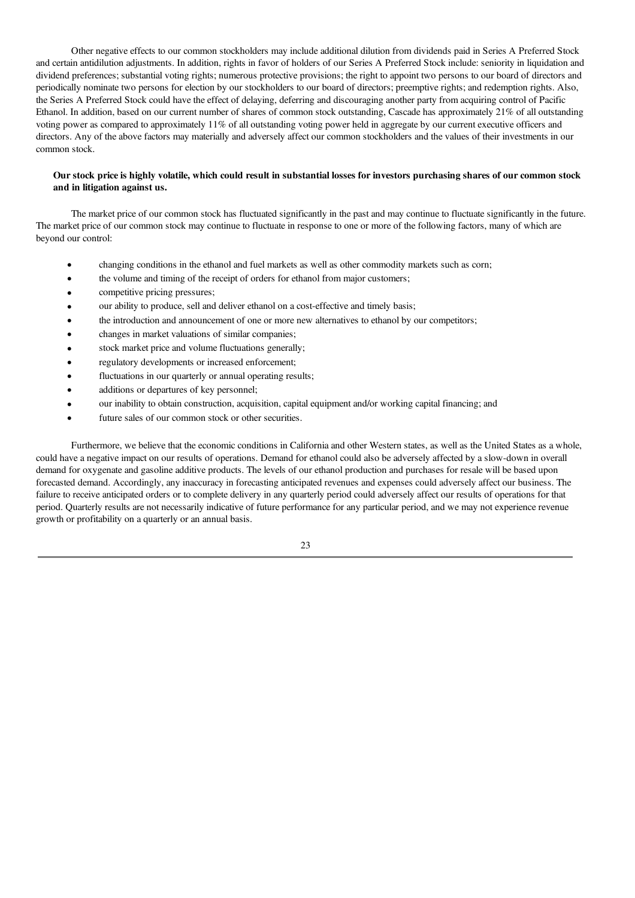Other negative effects to our common stockholders may include additional dilution from dividends paid in Series A Preferred Stock and certain antidilution adjustments. In addition, rights in favor of holders of our Series A Preferred Stock include: seniority in liquidation and dividend preferences; substantial voting rights; numerous protective provisions; the right to appoint two persons to our board of directors and periodically nominate two persons for election by our stockholders to our board of directors; preemptive rights; and redemption rights. Also, the Series A Preferred Stock could have the effect of delaying, deferring and discouraging another party from acquiring control of Pacific Ethanol. In addition, based on our current number of shares of common stock outstanding, Cascade has approximately 21% of all outstanding voting power as compared to approximately 11% of all outstanding voting power held in aggregate by our current executive officers and directors. Any of the above factors may materially and adversely affect our common stockholders and the values of their investments in our common stock.

**Our stock price is highly volatile, which could result in substantial losses for investors purchasing shares of our common stock and in litigation against us.**

The market price of our common stock has fluctuated significantly in the past and may continue to fluctuate significantly in the future. The market price of our common stock may continue to fluctuate in response to one or more of the following factors, many of which are beyond our control:

- changing conditions in the ethanol and fuel markets as well as other commodity markets such as corn;
- the volume and timing of the receipt of orders for ethanol from major customers;
- competitive pricing pressures;
- our ability to produce, sell and deliver ethanol on a cost-effective and timely basis;
- the introduction and announcement of one or more new alternatives to ethanol by our competitors;
- changes in market valuations of similar companies;
- stock market price and volume fluctuations generally;
- regulatory developments or increased enforcement;
- fluctuations in our quarterly or annual operating results;
- additions or departures of key personnel;
- our inability to obtain construction, acquisition, capital equipment and/or working capital financing; and
- future sales of our common stock or other securities.

Furthermore, we believe that the economic conditions in California and other Western states, as well as the United States as a whole, could have a negative impact on our results of operations. Demand for ethanol could also be adversely affected by a slow-down in overall demand for oxygenate and gasoline additive products. The levels of our ethanol production and purchases for resale will be based upon forecasted demand. Accordingly, any inaccuracy in forecasting anticipated revenues and expenses could adversely affect our business. The failure to receive anticipated orders or to complete delivery in any quarterly period could adversely affect our results of operations for that period. Quarterly results are not necessarily indicative of future performance for any particular period, and we may not experience revenue growth or profitability on a quarterly or an annual basis.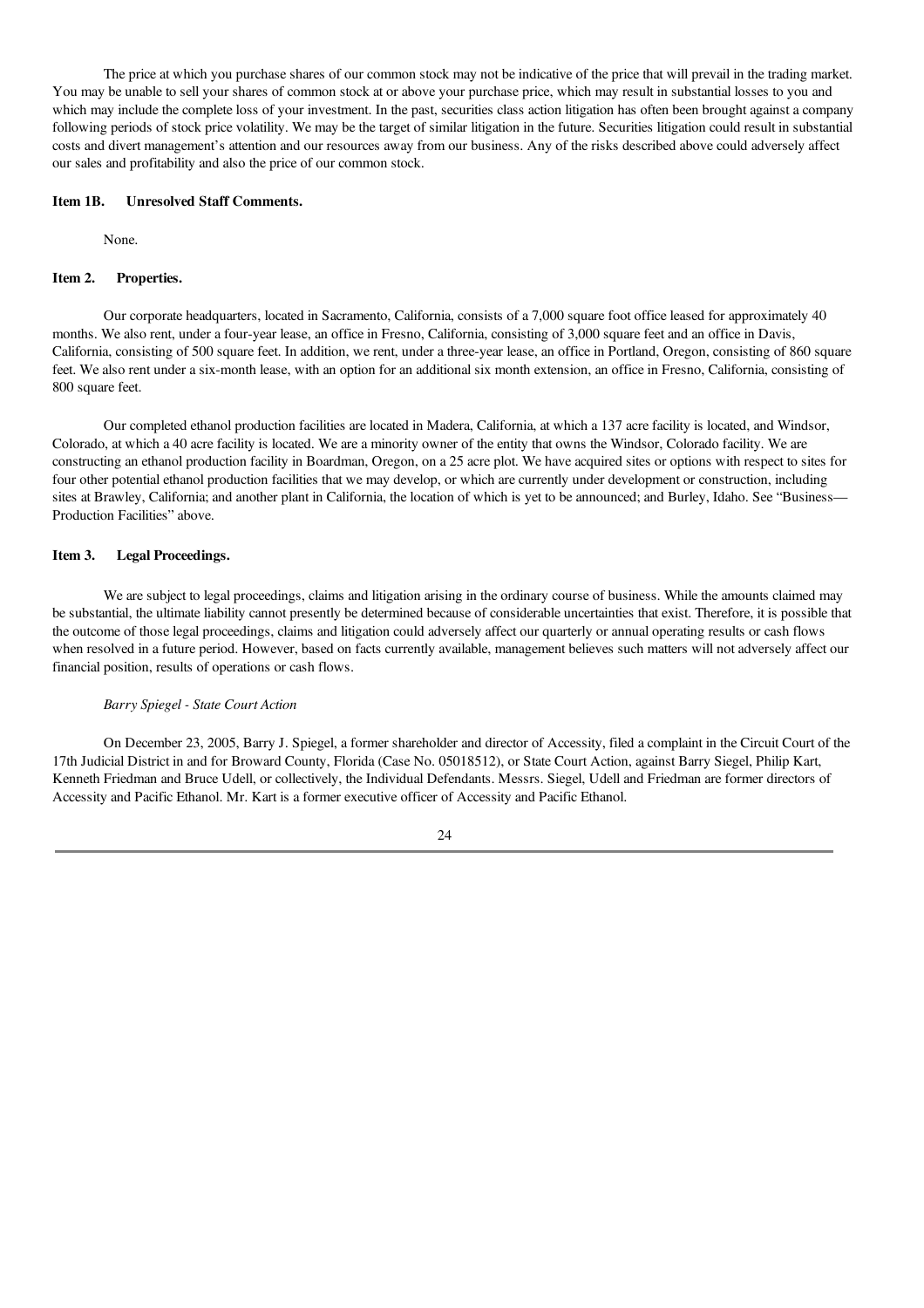The price at which you purchase shares of our common stock may not be indicative of the price that will prevail in the trading market. You may be unable to sell your shares of common stock at or above your purchase price, which may result in substantial losses to you and which may include the complete loss of your investment. In the past, securities class action litigation has often been brought against a company following periods of stock price volatility. We may be the target of similar litigation in the future. Securities litigation could result in substantial costs and divert management's attention and our resources away from our business. Any of the risks described above could adversely affect our sales and profitability and also the price of our common stock.

### Item 1B. Unresolved Staff Comments.

None.

### Item 2. Properties.

Our corporate headquarters, located in Sacramento, California, consists of a 7,000 square foot office leased for approximately 40 months. We also rent, under a four-year lease, an office in Fresno, California, consisting of 3,000 square feet and an office in Davis, California, consisting of 500 square feet. In addition, we rent, under a three-year lease, an office in Portland, Oregon, consisting of 860 square feet. We also rent under a six-month lease, with an option for an additional six month extension, an office in Fresno, California, consisting of 800 square feet.

Our completed ethanol production facilities are located in Madera, California, at which a 137 acre facility is located, and Windsor, Colorado, at which a 40 acre facility is located. We are a minority owner of the entity that owns the Windsor, Colorado facility. We are constructing an ethanol production facility in Boardman, Oregon, on a 25 acre plot. We have acquired sites or options with respect to sites for four other potential ethanol production facilities that we may develop, or which are currently under development or construction, including sites at Brawley, California; and another plant in California, the location of which is yet to be announced; and Burley, Idaho. See "Business—Production Facilities" above.

### Item 3. Legal Proceedings.

We are subject to legal proceedings, claims and litigation arising in the ordinary course of business. While the amounts claimed may be substantial, the ultimate liability cannot presently be determined because of considerable uncertainties that exist. Therefore, it is possible that the outcome of those legal proceedings, claims and litigation could adversely affect our quarterly or annual operating results or cash flows when resolved in a future period. However, based on facts currently available, management believes such matters will not adversely affect our financial position, results of operations or cash flows.

*Barry Spiegel - State Court Action*

On December 23, 2005, Barry J. Spiegel, a former shareholder and director of Accessity, filed a complaint in the Circuit Court of the 17th Judicial District in and for Broward County, Florida (Case No. 05018512), or State Court Action, against Barry Siegel, Philip Kart, Kenneth Friedman and Bruce Udell, or collectively, the Individual Defendants. Messrs. Siegel, Udell and Friedman are former directors of Accessity and Pacific Ethanol. Mr. Kart is a former executive officer of Accessity and Pacific Ethanol.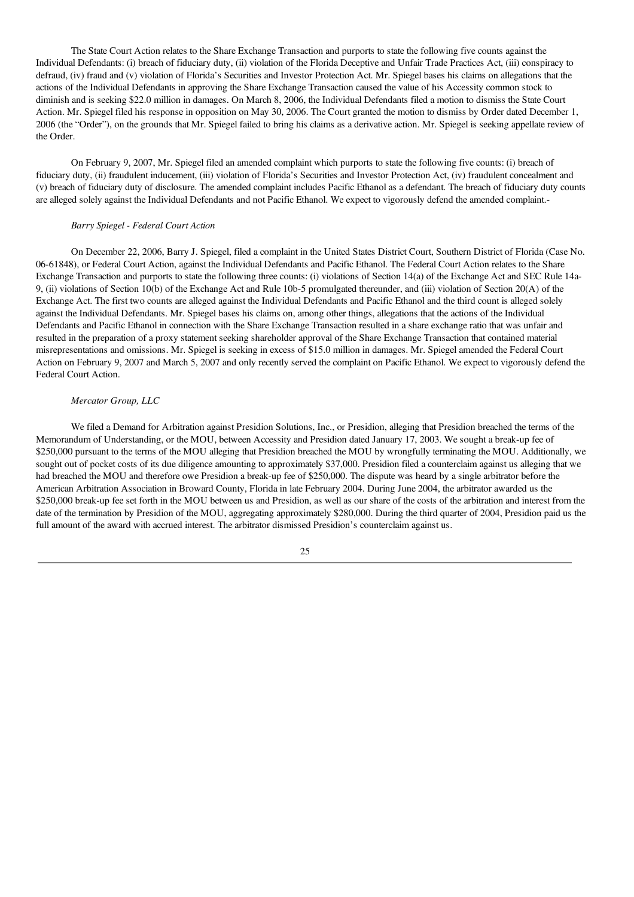The State Court Action relates to the Share Exchange Transaction and purports to state the following five counts against the Individual Defendants: (i) breach of fiduciary duty, (ii) violation of the Florida Deceptive and Unfair Trade Practices Act, (iii) conspiracy to defraud, (iv) fraud and (v) violation of Florida's Securities and Investor Protection Act. Mr. Spiegel bases his claims on allegations that the actions of the Individual Defendants in approving the Share Exchange Transaction caused the value of his Accessity common stock to diminish and is seeking $22.0 million in damages. On March 8, 2006, the Individual Defendants filed a motion to dismiss the State Court Action. Mr. Spiegel filed his response in opposition on May 30, 2006. The Court granted the motion to dismiss by Order dated December 1, 2006 (the "Order"), on the grounds that Mr. Spiegel failed to bring his claims as a derivative action. Mr. Spiegel is seeking appellate review of the Order.

On February 9, 2007, Mr. Spiegel filed an amended complaint which purports to state the following five counts: (i) breach of fiduciary duty, (ii) fraudulent inducement, (iii) violation of Florida's Securities and Investor Protection Act, (iv) fraudulent concealment and (v) breach of fiduciary duty of disclosure. The amended complaint includes Pacific Ethanol as a defendant. The breach of fiduciary duty counts are alleged solely against the Individual Defendants and not Pacific Ethanol. We expect to vigorously defend the amended complaint.-

*Barry Spiegel - Federal Court Action*

On December 22, 2006, Barry J. Spiegel, filed a complaint in the United States District Court, Southern District of Florida (Case No. 06-61848), or Federal Court Action, against the Individual Defendants and Pacific Ethanol. The Federal Court Action relates to the Share Exchange Transaction and purports to state the following three counts: (i) violations of Section 14(a) of the Exchange Act and SEC Rule 14a-9, (ii) violations of Section 10(b) of the Exchange Act and Rule 10b-5 promulgated thereunder, and (iii) violation of Section 20(A) of the Exchange Act. The first two counts are alleged against the Individual Defendants and Pacific Ethanol and the third count is alleged solely against the Individual Defendants. Mr. Spiegel bases his claims on, among other things, allegations that the actions of the Individual Defendants and Pacific Ethanol in connection with the Share Exchange Transaction resulted in a share exchange ratio that was unfair and resulted in the preparation of a proxy statement seeking shareholder approval of the Share Exchange Transaction that contained material misrepresentations and omissions. Mr. Spiegel is seeking in excess of $15.0 million in damages. Mr. Spiegel amended the Federal Court Action on February 9, 2007 and March 5, 2007 and only recently served the complaint on Pacific Ethanol. We expect to vigorously defend the Federal Court Action.

*Mercator Group, LLC*

We filed a Demand for Arbitration against Presidion Solutions, Inc., or Presidion, alleging that Presidion breached the terms of the Memorandum of Understanding, or the MOU, between Accessity and Presidion dated January 17, 2003. We sought a break-up fee of $250,000 pursuant to the terms of the MOU alleging that Presidion breached the MOU by wrongfully terminating the MOU. Additionally, we sought out of pocket costs of its due diligence amounting to approximately $37,000. Presidion filed a counterclaim against us alleging that we had breached the MOU and therefore owe Presidion a break-up fee of $250,000. The dispute was heard by a single arbitrator before the American Arbitration Association in Broward County, Florida in late February 2004. During June 2004, the arbitrator awarded us the $250,000 break-up fee set forth in the MOU between us and Presidion, as well as our share of the costs of the arbitration and interest from the date of the termination by Presidion of the MOU, aggregating approximately $280,000. During the third quarter of 2004, Presidion paid us the full amount of the award with accrued interest. The arbitrator dismissed Presidion's counterclaim against us.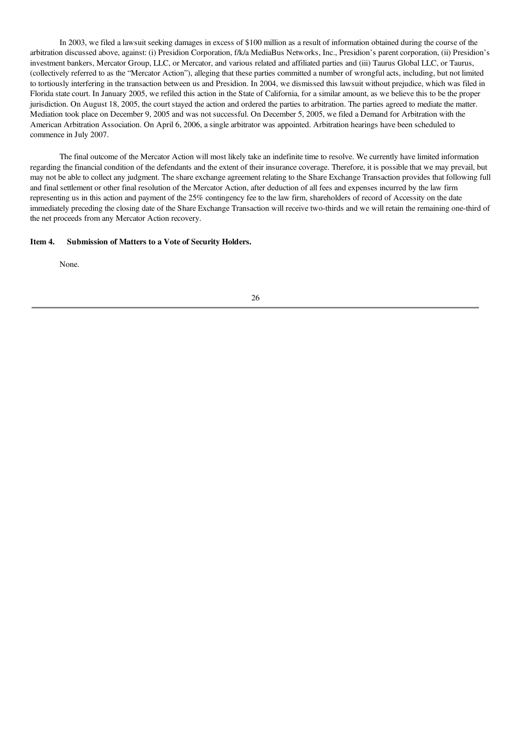In 2003, we filed a lawsuit seeking damages in excess of $100 million as a result of information obtained during the course of the arbitration discussed above, against: (i) Presidion Corporation, f/k/a MediaBus Networks, Inc., Presidion's parent corporation, (ii) Presidion's investment bankers, Mercator Group, LLC, or Mercator, and various related and affiliated parties and (iii) Taurus Global LLC, or Taurus, (collectively referred to as the "Mercator Action"), alleging that these parties committed a number of wrongful acts, including, but not limited to tortiously interfering in the transaction between us and Presidion. In 2004, we dismissed this lawsuit without prejudice, which was filed in Florida state court. In January 2005, we refiled this action in the State of California, for a similar amount, as we believe this to be the proper jurisdiction. On August 18, 2005, the court stayed the action and ordered the parties to arbitration. The parties agreed to mediate the matter. Mediation took place on December 9, 2005 and was not successful. On December 5, 2005, we filed a Demand for Arbitration with the American Arbitration Association. On April 6, 2006, a single arbitrator was appointed. Arbitration hearings have been scheduled to commence in July 2007.

The final outcome of the Mercator Action will most likely take an indefinite time to resolve. We currently have limited information regarding the financial condition of the defendants and the extent of their insurance coverage. Therefore, it is possible that we may prevail, but may not be able to collect any judgment. The share exchange agreement relating to the Share Exchange Transaction provides that following full and final settlement or other final resolution of the Mercator Action, after deduction of all fees and expenses incurred by the law firm representing us in this action and payment of the 25% contingency fee to the law firm, shareholders of record of Accessity on the date immediately preceding the closing date of the Share Exchange Transaction will receive two-thirds and we will retain the remaining one-third of the net proceeds from any Mercator Action recovery.

## Item 4. Submission of Matters to a Vote of Security Holders.

None.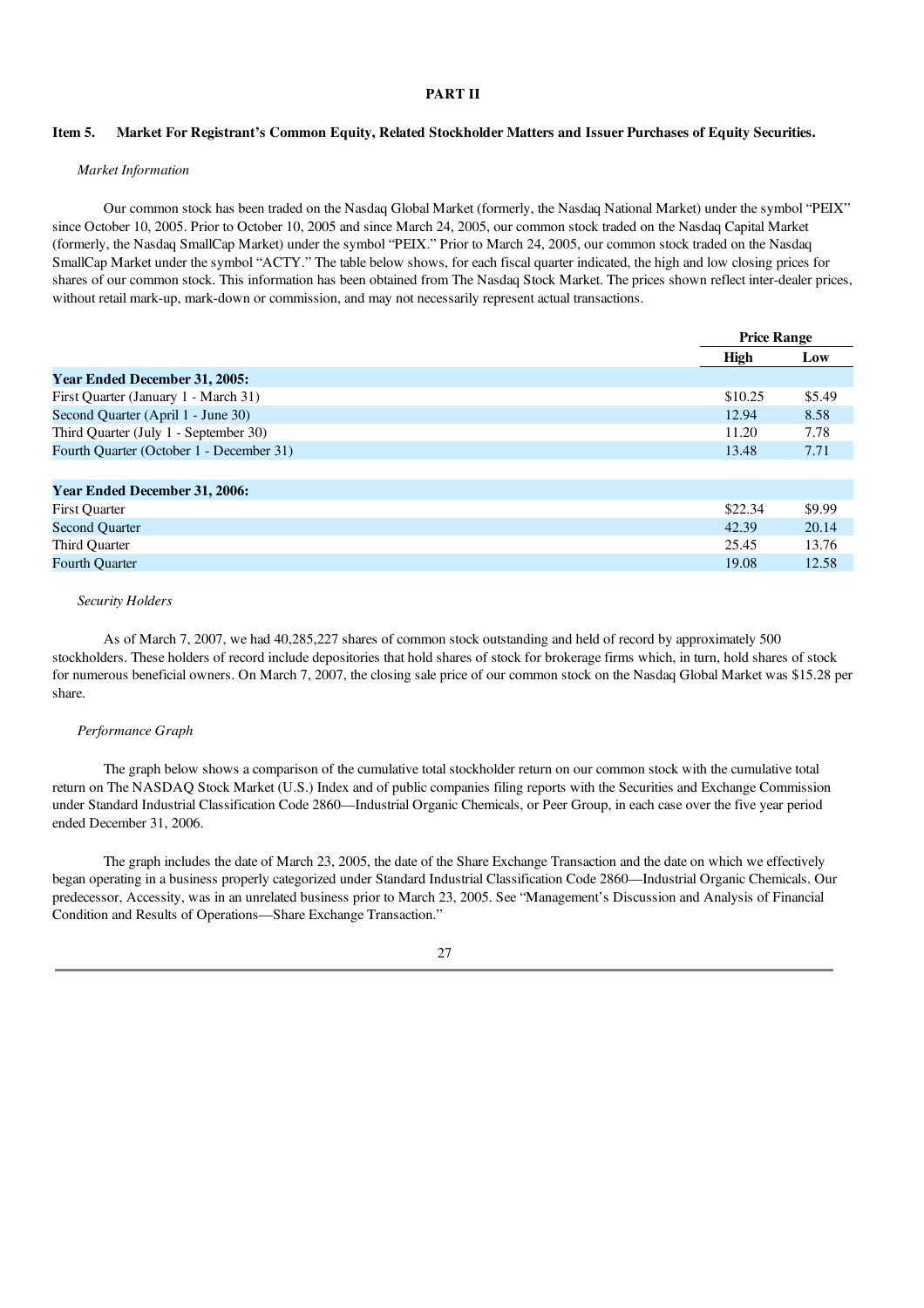# PART II

## Item 5. Market For Registrant's Common Equity, Related Stockholder Matters and Issuer Purchases of Equity Securities.

*Market Information*

Our common stock has been traded on the Nasdaq Global Market (formerly, the Nasdaq National Market) under the symbol "PEIX" since October 10, 2005. Prior to October 10, 2005 and since March 24, 2005, our common stock traded on the Nasdaq Capital Market (formerly, the Nasdaq SmallCap Market) under the symbol "PEIX." Prior to March 24, 2005, our common stock traded on the Nasdaq SmallCap Market under the symbol "ACTY." The table below shows, for each fiscal quarter indicated, the high and low closing prices for shares of our common stock. This information has been obtained from The Nasdaq Stock Market. The prices shown reflect inter-dealer prices, without retail mark-up, mark-down or commission, and may not necessarily represent actual transactions.

| | Price Range | |
|---|---|---|
| | **High** | **Low** |
| **Year Ended December 31, 2005:** | | |
| First Quarter (January 1 - March 31) | $10.25 | $5.49 |
| Second Quarter (April 1 - June 30) | 12.94 | 8.58 |
| Third Quarter (July 1 - September 30) | 11.20 | 7.78 |
| Fourth Quarter (October 1 - December 31) | 13.48 | 7.71 |
| **Year Ended December 31, 2006:** | | |
| First Quarter | $22.34 | $9.99 |
| Second Quarter | 42.39 | 20.14 |
| Third Quarter | 25.45 | 13.76 |
| Fourth Quarter | 19.08 | 12.58 |

*Security Holders*

As of March 7, 2007, we had 40,285,227 shares of common stock outstanding and held of record by approximately 500 stockholders. These holders of record include depositories that hold shares of stock for brokerage firms which, in turn, hold shares of stock for numerous beneficial owners. On March 7, 2007, the closing sale price of our common stock on the Nasdaq Global Market was $15.28 per share.

*Performance Graph*

The graph below shows a comparison of the cumulative total stockholder return on our common stock with the cumulative total return on The NASDAQ Stock Market (U.S.) Index and of public companies filing reports with the Securities and Exchange Commission under Standard Industrial Classification Code 2860—Industrial Organic Chemicals, or Peer Group, in each case over the five year period ended December 31, 2006.

The graph includes the date of March 23, 2005, the date of the Share Exchange Transaction and the date on which we effectively began operating in a business properly categorized under Standard Industrial Classification Code 2860—Industrial Organic Chemicals. Our predecessor, Accessity, was in an unrelated business prior to March 23, 2005. See "Management's Discussion and Analysis of Financial Condition and Results of Operations—Share Exchange Transaction."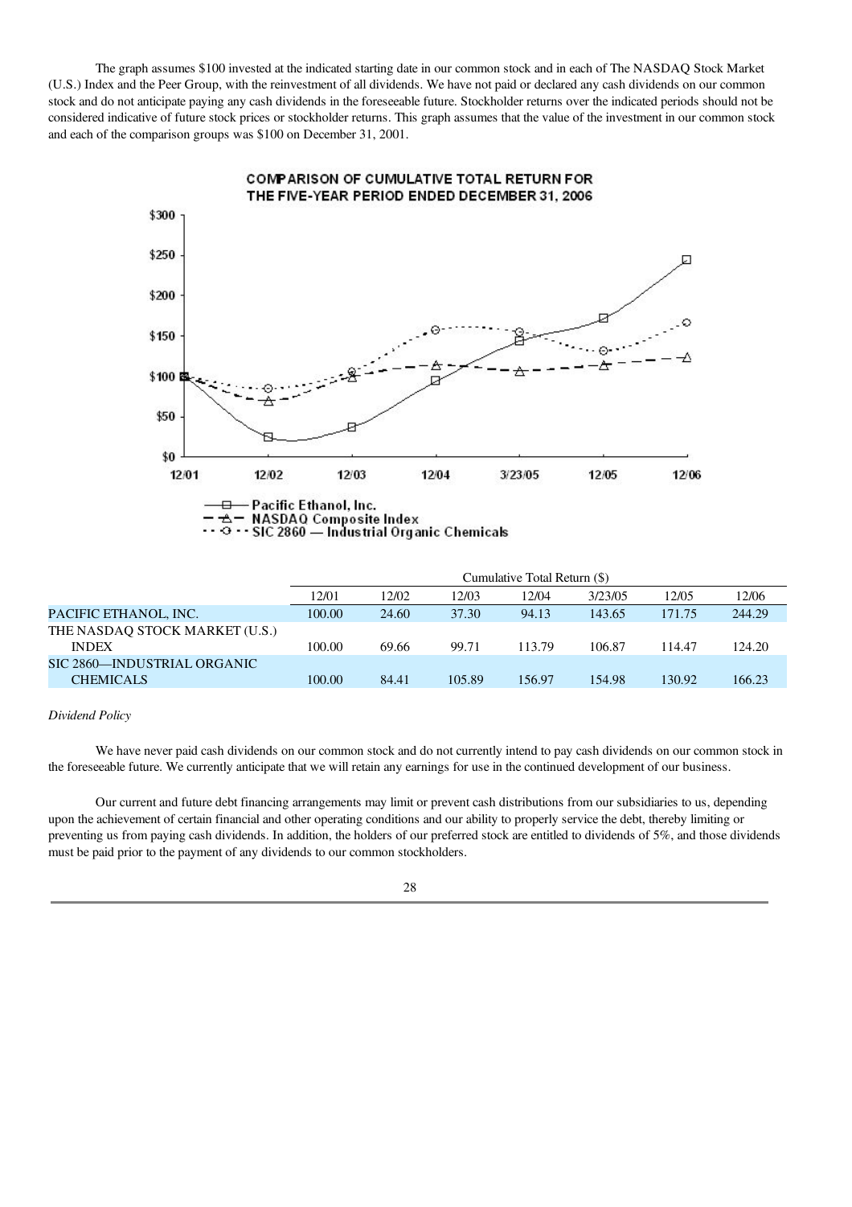The graph assumes $100 invested at the indicated starting date in our common stock and in each of The NASDAQ Stock Market (U.S.) Index and the Peer Group, with the reinvestment of all dividends. We have not paid or declared any cash dividends on our common stock and do not anticipate paying any cash dividends in the foreseeable future. Stockholder returns over the indicated periods should not be considered indicative of future stock prices or stockholder returns. This graph assumes that the value of the investment in our common stock and each of the comparison groups was $100 on December 31, 2001.

COMPARISON OF CUMULATIVE TOTAL RETURN FOR THE FIVE-YEAR PERIOD ENDED DECEMBER 31, 2006

|  | Cumulative Total Return ($) | | | | | | |
|---|---|---|---|---|---|---|---|
|  | 12/01 | 12/02 | 12/03 | 12/04 | 3/23/05 | 12/05 | 12/06 |
| PACIFIC ETHANOL, INC. | 100.00 | 24.60 | 37.30 | 94.13 | 143.65 | 171.75 | 244.29 |
| THE NASDAQ STOCK MARKET (U.S.) INDEX | 100.00 | 69.66 | 99.71 | 113.79 | 106.87 | 114.47 | 124.20 |
| SIC 2860—INDUSTRIAL ORGANIC CHEMICALS | 100.00 | 84.41 | 105.89 | 156.97 | 154.98 | 130.92 | 166.23 |

*Dividend Policy*

We have never paid cash dividends on our common stock and do not currently intend to pay cash dividends on our common stock in the foreseeable future. We currently anticipate that we will retain any earnings for use in the continued development of our business.

Our current and future debt financing arrangements may limit or prevent cash distributions from our subsidiaries to us, depending upon the achievement of certain financial and other operating conditions and our ability to properly service the debt, thereby limiting or preventing us from paying cash dividends. In addition, the holders of our preferred stock are entitled to dividends of 5%, and those dividends must be paid prior to the payment of any dividends to our common stockholders.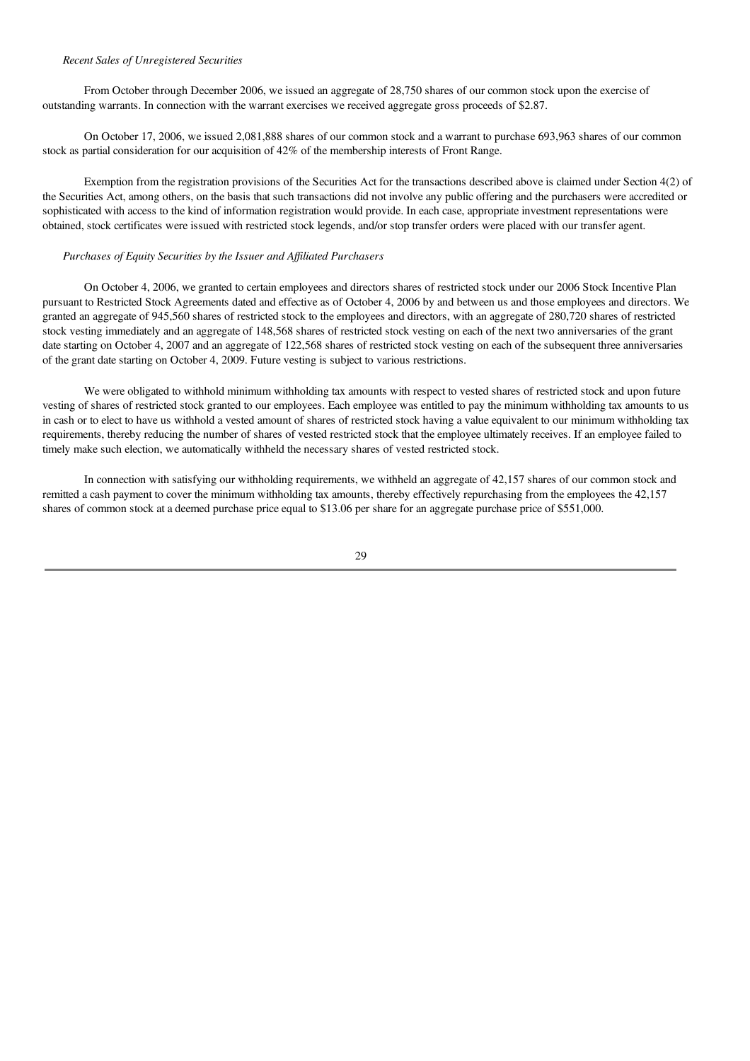*Recent Sales of Unregistered Securities*

From October through December 2006, we issued an aggregate of 28,750 shares of our common stock upon the exercise of outstanding warrants. In connection with the warrant exercises we received aggregate gross proceeds of $2.87.

On October 17, 2006, we issued 2,081,888 shares of our common stock and a warrant to purchase 693,963 shares of our common stock as partial consideration for our acquisition of 42% of the membership interests of Front Range.

Exemption from the registration provisions of the Securities Act for the transactions described above is claimed under Section 4(2) of the Securities Act, among others, on the basis that such transactions did not involve any public offering and the purchasers were accredited or sophisticated with access to the kind of information registration would provide. In each case, appropriate investment representations were obtained, stock certificates were issued with restricted stock legends, and/or stop transfer orders were placed with our transfer agent.

*Purchases of Equity Securities by the Issuer and Affiliated Purchasers*

On October 4, 2006, we granted to certain employees and directors shares of restricted stock under our 2006 Stock Incentive Plan pursuant to Restricted Stock Agreements dated and effective as of October 4, 2006 by and between us and those employees and directors. We granted an aggregate of 945,560 shares of restricted stock to the employees and directors, with an aggregate of 280,720 shares of restricted stock vesting immediately and an aggregate of 148,568 shares of restricted stock vesting on each of the next two anniversaries of the grant date starting on October 4, 2007 and an aggregate of 122,568 shares of restricted stock vesting on each of the subsequent three anniversaries of the grant date starting on October 4, 2009. Future vesting is subject to various restrictions.

We were obligated to withhold minimum withholding tax amounts with respect to vested shares of restricted stock and upon future vesting of shares of restricted stock granted to our employees. Each employee was entitled to pay the minimum withholding tax amounts to us in cash or to elect to have us withhold a vested amount of shares of restricted stock having a value equivalent to our minimum withholding tax requirements, thereby reducing the number of shares of vested restricted stock that the employee ultimately receives. If an employee failed to timely make such election, we automatically withheld the necessary shares of vested restricted stock.

In connection with satisfying our withholding requirements, we withheld an aggregate of 42,157 shares of our common stock and remitted a cash payment to cover the minimum withholding tax amounts, thereby effectively repurchasing from the employees the 42,157 shares of common stock at a deemed purchase price equal to $13.06 per share for an aggregate purchase price of $551,000.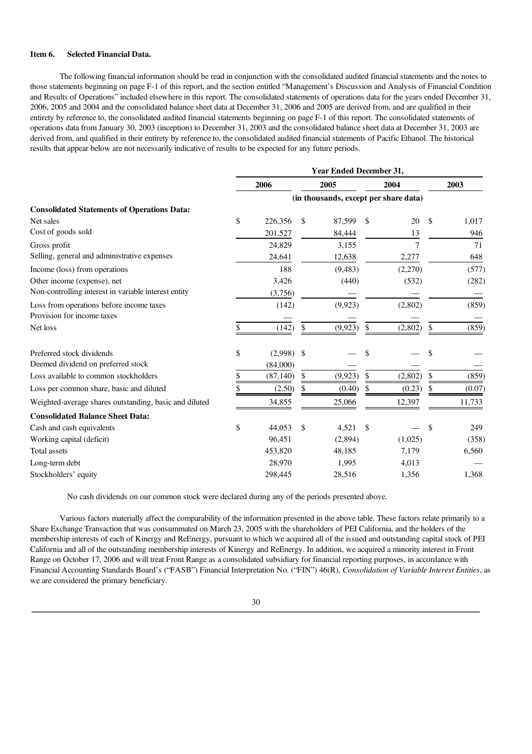**Item 6. Selected Financial Data.**

The following financial information should be read in conjunction with the consolidated audited financial statements and the notes to those statements beginning on page F-1 of this report, and the section entitled "Management's Discussion and Analysis of Financial Condition and Results of Operations" included elsewhere in this report. The consolidated statements of operations data for the years ended December 31, 2006, 2005 and 2004 and the consolidated balance sheet data at December 31, 2006 and 2005 are derived from, and are qualified in their entirety by reference to, the consolidated audited financial statements beginning on page F-1 of this report. The consolidated statements of operations data from January 30, 2003 (inception) to December 31, 2003 and the consolidated balance sheet data at December 31, 2003 are derived from, and qualified in their entirety by reference to, the consolidated audited financial statements of Pacific Ethanol. The historical results that appear below are not necessarily indicative of results to be expected for any future periods.

| | Year Ended December 31, | | | |
|---|---|---|---|---|
| | 2006 | 2005 | 2004 | 2003 |
| | (in thousands, except per share data) | | | |
| **Consolidated Statements of Operations Data:** | | | | |
| Net sales | $ 226,356 | $ 87,599 | $ 20 | $ 1,017 |
| Cost of goods sold | 201,527 | 84,444 | 13 | 946 |
| Gross profit | 24,829 | 3,155 | 7 | 71 |
| Selling, general and administrative expenses | 24,641 | 12,638 | 2,277 | 648 |
| Income (loss) from operations | 188 | (9,483) | (2,270) | (577) |
| Other income (expense), net | 3,426 | (440) | (532) | (282) |
| Non-controlling interest in variable interest entity | (3,756) | — | — | — |
| Loss from operations before income taxes | (142) | (9,923) | (2,802) | (859) |
| Provision for income taxes | — | — | — | — |
| Net loss | $ (142) | $ (9,923) | $ (2,802) | $ (859) |
| Preferred stock dividends | $ (2,998) | $ — | $ — | $ — |
| Deemed dividend on preferred stock | (84,000) | — | — | — |
| Loss available to common stockholders | $ (87,140) | $ (9,923) | $ (2,802) | $ (859) |
| Loss per common share, basic and diluted | $ (2.50) | $ (0.40) | $ (0.23) | $ (0.07) |
| Weighted-average shares outstanding, basic and diluted | 34,855 | 25,066 | 12,397 | 11,733 |
| **Consolidated Balance Sheet Data:** | | | | |
| Cash and cash equivalents | $ 44,053 | $ 4,521 | $ — | $ 249 |
| Working capital (deficit) | 96,451 | (2,894) | (1,025) | (358) |
| Total assets | 453,820 | 48,185 | 7,179 | 6,560 |
| Long-term debt | 28,970 | 1,995 | 4,013 | — |
| Stockholders' equity | 298,445 | 28,516 | 1,356 | 1,368 |

No cash dividends on our common stock were declared during any of the periods presented above.

Various factors materially affect the comparability of the information presented in the above table. These factors relate primarily to a Share Exchange Transaction that was consummated on March 23, 2005 with the shareholders of PEI California, and the holders of the membership interests of each of Kinergy and ReEnergy, pursuant to which we acquired all of the issued and outstanding capital stock of PEI California and all of the outstanding membership interests of Kinergy and ReEnergy. In addition, we acquired a minority interest in Front Range on October 17, 2006 and will treat Front Range as a consolidated subsidiary for financial reporting purposes, in accordance with Financial Accounting Standards Board's ("FASB") Financial Interpretation No. ("FIN") 46(R), *Consolidation of Variable Interest Entities*, as we are considered the primary beneficiary.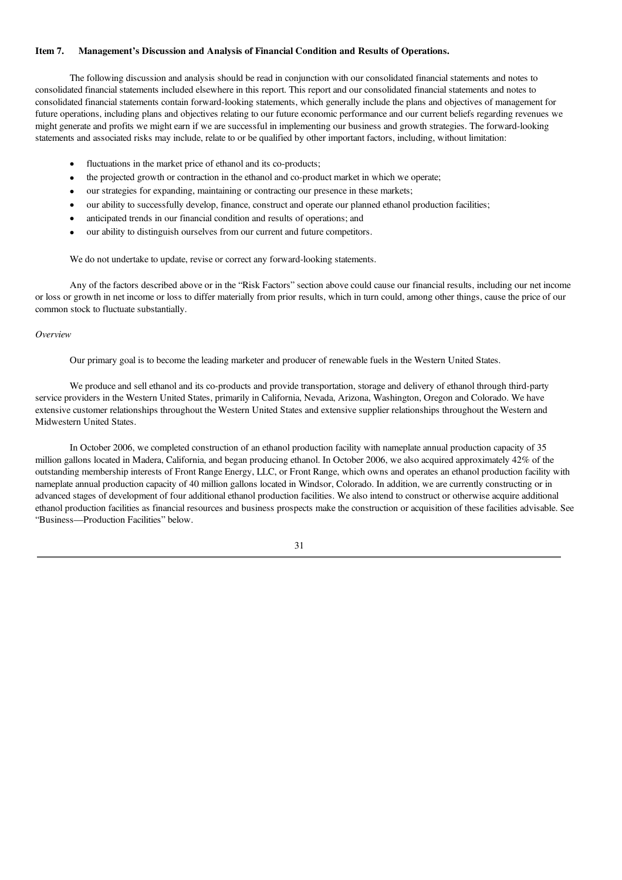## Item 7. Management's Discussion and Analysis of Financial Condition and Results of Operations.

The following discussion and analysis should be read in conjunction with our consolidated financial statements and notes to consolidated financial statements included elsewhere in this report. This report and our consolidated financial statements and notes to consolidated financial statements contain forward-looking statements, which generally include the plans and objectives of management for future operations, including plans and objectives relating to our future economic performance and our current beliefs regarding revenues we might generate and profits we might earn if we are successful in implementing our business and growth strategies. The forward-looking statements and associated risks may include, relate to or be qualified by other important factors, including, without limitation:

- fluctuations in the market price of ethanol and its co-products;
- the projected growth or contraction in the ethanol and co-product market in which we operate;
- our strategies for expanding, maintaining or contracting our presence in these markets;
- our ability to successfully develop, finance, construct and operate our planned ethanol production facilities;
- anticipated trends in our financial condition and results of operations; and
- our ability to distinguish ourselves from our current and future competitors.

We do not undertake to update, revise or correct any forward-looking statements.

Any of the factors described above or in the "Risk Factors" section above could cause our financial results, including our net income or loss or growth in net income or loss to differ materially from prior results, which in turn could, among other things, cause the price of our common stock to fluctuate substantially.

*Overview*

Our primary goal is to become the leading marketer and producer of renewable fuels in the Western United States.

We produce and sell ethanol and its co-products and provide transportation, storage and delivery of ethanol through third-party service providers in the Western United States, primarily in California, Nevada, Arizona, Washington, Oregon and Colorado. We have extensive customer relationships throughout the Western United States and extensive supplier relationships throughout the Western and Midwestern United States.

In October 2006, we completed construction of an ethanol production facility with nameplate annual production capacity of 35 million gallons located in Madera, California, and began producing ethanol. In October 2006, we also acquired approximately 42% of the outstanding membership interests of Front Range Energy, LLC, or Front Range, which owns and operates an ethanol production facility with nameplate annual production capacity of 40 million gallons located in Windsor, Colorado. In addition, we are currently constructing or in advanced stages of development of four additional ethanol production facilities. We also intend to construct or otherwise acquire additional ethanol production facilities as financial resources and business prospects make the construction or acquisition of these facilities advisable. See "Business—Production Facilities" below.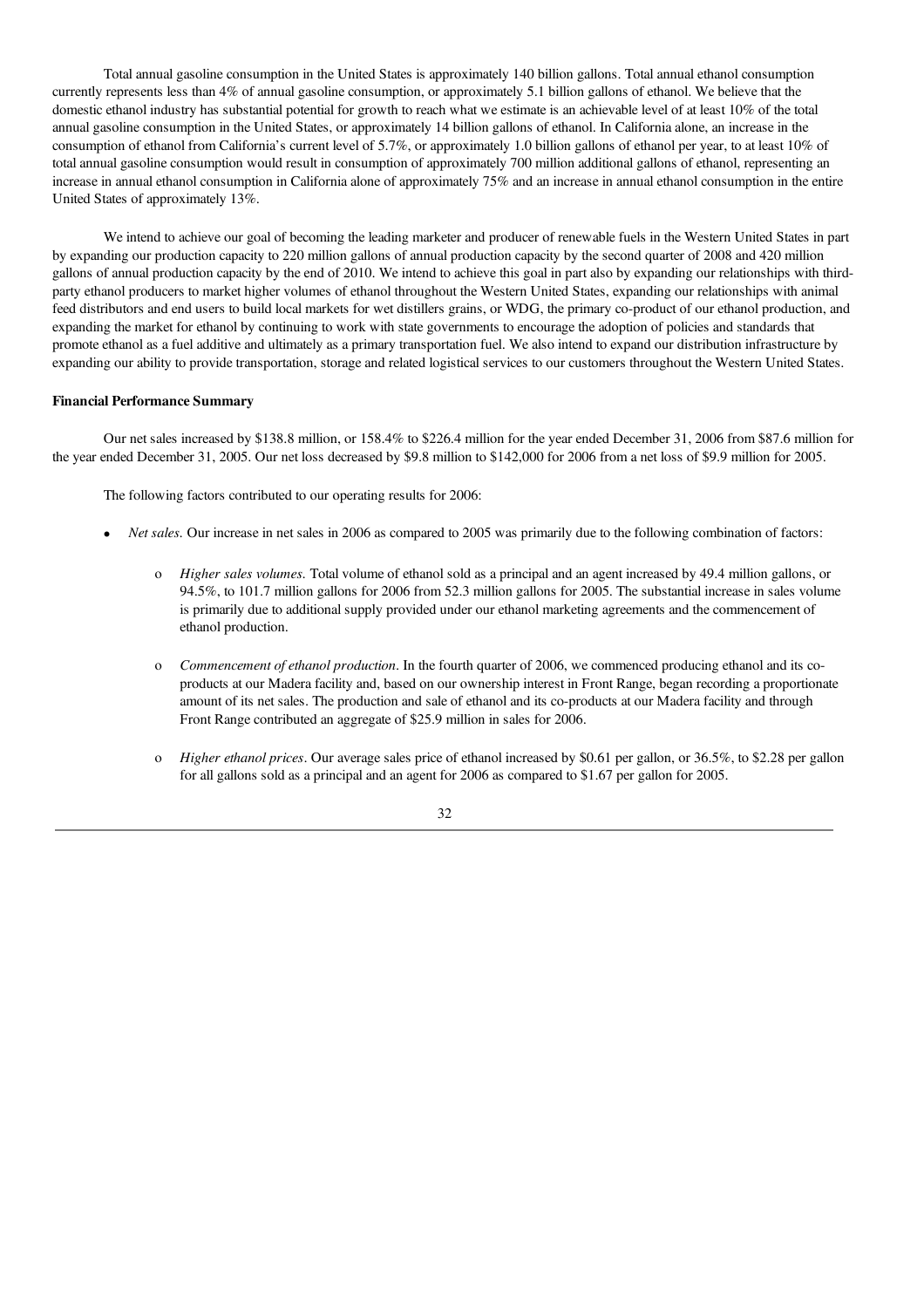Total annual gasoline consumption in the United States is approximately 140 billion gallons. Total annual ethanol consumption currently represents less than 4% of annual gasoline consumption, or approximately 5.1 billion gallons of ethanol. We believe that the domestic ethanol industry has substantial potential for growth to reach what we estimate is an achievable level of at least 10% of the total annual gasoline consumption in the United States, or approximately 14 billion gallons of ethanol. In California alone, an increase in the consumption of ethanol from California's current level of 5.7%, or approximately 1.0 billion gallons of ethanol per year, to at least 10% of total annual gasoline consumption would result in consumption of approximately 700 million additional gallons of ethanol, representing an increase in annual ethanol consumption in California alone of approximately 75% and an increase in annual ethanol consumption in the entire United States of approximately 13%.

We intend to achieve our goal of becoming the leading marketer and producer of renewable fuels in the Western United States in part by expanding our production capacity to 220 million gallons of annual production capacity by the second quarter of 2008 and 420 million gallons of annual production capacity by the end of 2010. We intend to achieve this goal in part also by expanding our relationships with third-party ethanol producers to market higher volumes of ethanol throughout the Western United States, expanding our relationships with animal feed distributors and end users to build local markets for wet distillers grains, or WDG, the primary co-product of our ethanol production, and expanding the market for ethanol by continuing to work with state governments to encourage the adoption of policies and standards that promote ethanol as a fuel additive and ultimately as a primary transportation fuel. We also intend to expand our distribution infrastructure by expanding our ability to provide transportation, storage and related logistical services to our customers throughout the Western United States.

**Financial Performance Summary**

Our net sales increased by $138.8 million, or 158.4% to $226.4 million for the year ended December 31, 2006 from $87.6 million for the year ended December 31, 2005. Our net loss decreased by $9.8 million to $142,000 for 2006 from a net loss of $9.9 million for 2005.

The following factors contributed to our operating results for 2006:

- *Net sales.* Our increase in net sales in 2006 as compared to 2005 was primarily due to the following combination of factors:
  - *Higher sales volumes.* Total volume of ethanol sold as a principal and an agent increased by 49.4 million gallons, or 94.5%, to 101.7 million gallons for 2006 from 52.3 million gallons for 2005. The substantial increase in sales volume is primarily due to additional supply provided under our ethanol marketing agreements and the commencement of ethanol production.
  - *Commencement of ethanol production*. In the fourth quarter of 2006, we commenced producing ethanol and its co-products at our Madera facility and, based on our ownership interest in Front Range, began recording a proportionate amount of its net sales. The production and sale of ethanol and its co-products at our Madera facility and through Front Range contributed an aggregate of $25.9 million in sales for 2006.
  - *Higher ethanol prices*. Our average sales price of ethanol increased by $0.61 per gallon, or 36.5%, to $2.28 per gallon for all gallons sold as a principal and an agent for 2006 as compared to $1.67 per gallon for 2005.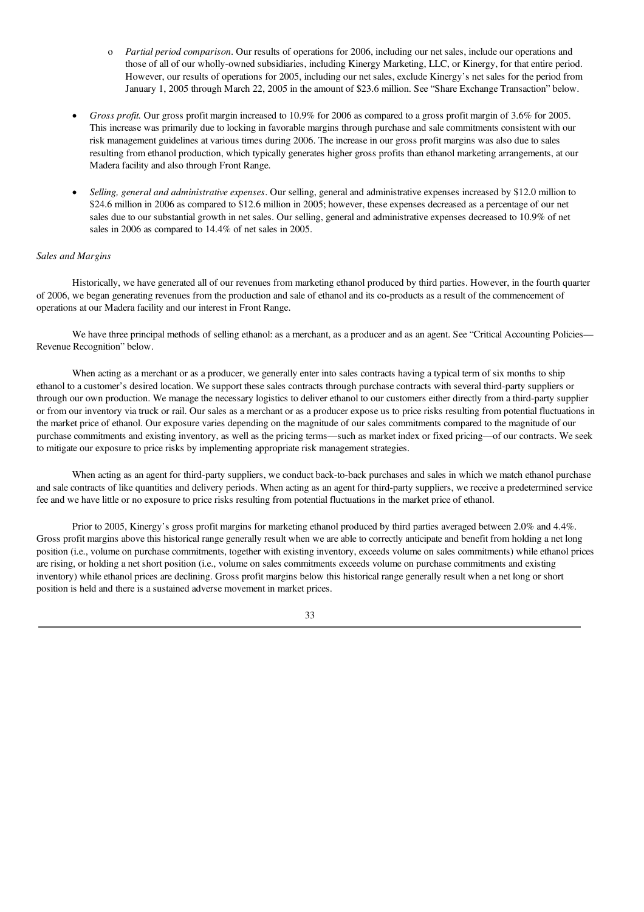- *Partial period comparison*. Our results of operations for 2006, including our net sales, include our operations and those of all of our wholly-owned subsidiaries, including Kinergy Marketing, LLC, or Kinergy, for that entire period. However, our results of operations for 2005, including our net sales, exclude Kinergy's net sales for the period from January 1, 2005 through March 22, 2005 in the amount of $23.6 million. See "Share Exchange Transaction" below.

- *Gross profit.* Our gross profit margin increased to 10.9% for 2006 as compared to a gross profit margin of 3.6% for 2005. This increase was primarily due to locking in favorable margins through purchase and sale commitments consistent with our risk management guidelines at various times during 2006. The increase in our gross profit margins was also due to sales resulting from ethanol production, which typically generates higher gross profits than ethanol marketing arrangements, at our Madera facility and also through Front Range.

- *Selling, general and administrative expenses*. Our selling, general and administrative expenses increased by $12.0 million to $24.6 million in 2006 as compared to $12.6 million in 2005; however, these expenses decreased as a percentage of our net sales due to our substantial growth in net sales. Our selling, general and administrative expenses decreased to 10.9% of net sales in 2006 as compared to 14.4% of net sales in 2005.

*Sales and Margins*

Historically, we have generated all of our revenues from marketing ethanol produced by third parties. However, in the fourth quarter of 2006, we began generating revenues from the production and sale of ethanol and its co-products as a result of the commencement of operations at our Madera facility and our interest in Front Range.

We have three principal methods of selling ethanol: as a merchant, as a producer and as an agent. See "Critical Accounting Policies—Revenue Recognition" below.

When acting as a merchant or as a producer, we generally enter into sales contracts having a typical term of six months to ship ethanol to a customer's desired location. We support these sales contracts through purchase contracts with several third-party suppliers or through our own production. We manage the necessary logistics to deliver ethanol to our customers either directly from a third-party supplier or from our inventory via truck or rail. Our sales as a merchant or as a producer expose us to price risks resulting from potential fluctuations in the market price of ethanol. Our exposure varies depending on the magnitude of our sales commitments compared to the magnitude of our purchase commitments and existing inventory, as well as the pricing terms—such as market index or fixed pricing—of our contracts. We seek to mitigate our exposure to price risks by implementing appropriate risk management strategies.

When acting as an agent for third-party suppliers, we conduct back-to-back purchases and sales in which we match ethanol purchase and sale contracts of like quantities and delivery periods. When acting as an agent for third-party suppliers, we receive a predetermined service fee and we have little or no exposure to price risks resulting from potential fluctuations in the market price of ethanol.

Prior to 2005, Kinergy's gross profit margins for marketing ethanol produced by third parties averaged between 2.0% and 4.4%. Gross profit margins above this historical range generally result when we are able to correctly anticipate and benefit from holding a net long position (i.e., volume on purchase commitments, together with existing inventory, exceeds volume on sales commitments) while ethanol prices are rising, or holding a net short position (i.e., volume on sales commitments exceeds volume on purchase commitments and existing inventory) while ethanol prices are declining. Gross profit margins below this historical range generally result when a net long or short position is held and there is a sustained adverse movement in market prices.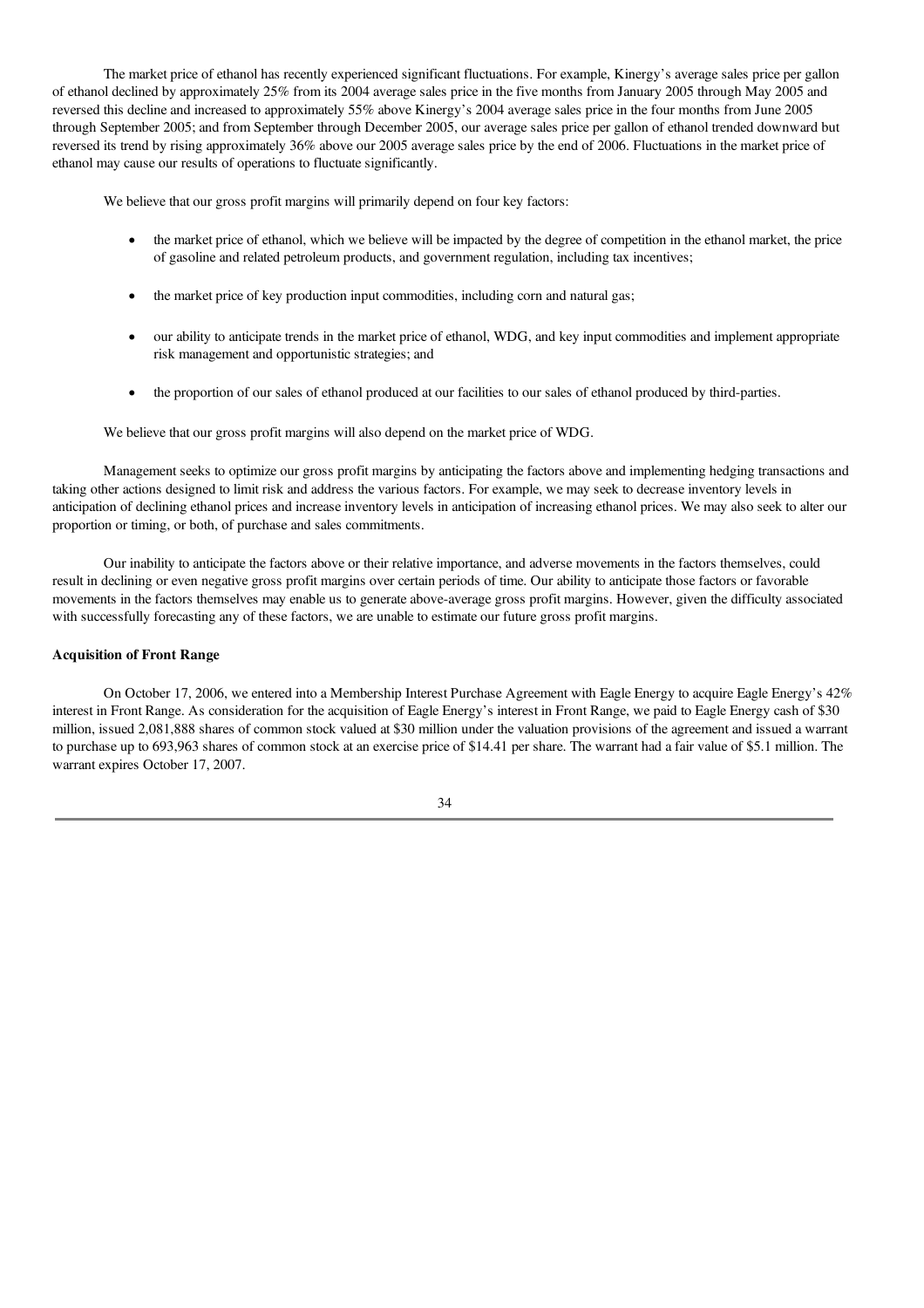The market price of ethanol has recently experienced significant fluctuations. For example, Kinergy's average sales price per gallon of ethanol declined by approximately 25% from its 2004 average sales price in the five months from January 2005 through May 2005 and reversed this decline and increased to approximately 55% above Kinergy's 2004 average sales price in the four months from June 2005 through September 2005; and from September through December 2005, our average sales price per gallon of ethanol trended downward but reversed its trend by rising approximately 36% above our 2005 average sales price by the end of 2006. Fluctuations in the market price of ethanol may cause our results of operations to fluctuate significantly.

We believe that our gross profit margins will primarily depend on four key factors:

- the market price of ethanol, which we believe will be impacted by the degree of competition in the ethanol market, the price of gasoline and related petroleum products, and government regulation, including tax incentives;
- the market price of key production input commodities, including corn and natural gas;
- our ability to anticipate trends in the market price of ethanol, WDG, and key input commodities and implement appropriate risk management and opportunistic strategies; and
- the proportion of our sales of ethanol produced at our facilities to our sales of ethanol produced by third-parties.

We believe that our gross profit margins will also depend on the market price of WDG.

Management seeks to optimize our gross profit margins by anticipating the factors above and implementing hedging transactions and taking other actions designed to limit risk and address the various factors. For example, we may seek to decrease inventory levels in anticipation of declining ethanol prices and increase inventory levels in anticipation of increasing ethanol prices. We may also seek to alter our proportion or timing, or both, of purchase and sales commitments.

Our inability to anticipate the factors above or their relative importance, and adverse movements in the factors themselves, could result in declining or even negative gross profit margins over certain periods of time. Our ability to anticipate those factors or favorable movements in the factors themselves may enable us to generate above-average gross profit margins. However, given the difficulty associated with successfully forecasting any of these factors, we are unable to estimate our future gross profit margins.

**Acquisition of Front Range**

On October 17, 2006, we entered into a Membership Interest Purchase Agreement with Eagle Energy to acquire Eagle Energy's 42% interest in Front Range. As consideration for the acquisition of Eagle Energy's interest in Front Range, we paid to Eagle Energy cash of $30 million, issued 2,081,888 shares of common stock valued at $30 million under the valuation provisions of the agreement and issued a warrant to purchase up to 693,963 shares of common stock at an exercise price of $14.41 per share. The warrant had a fair value of $5.1 million. The warrant expires October 17, 2007.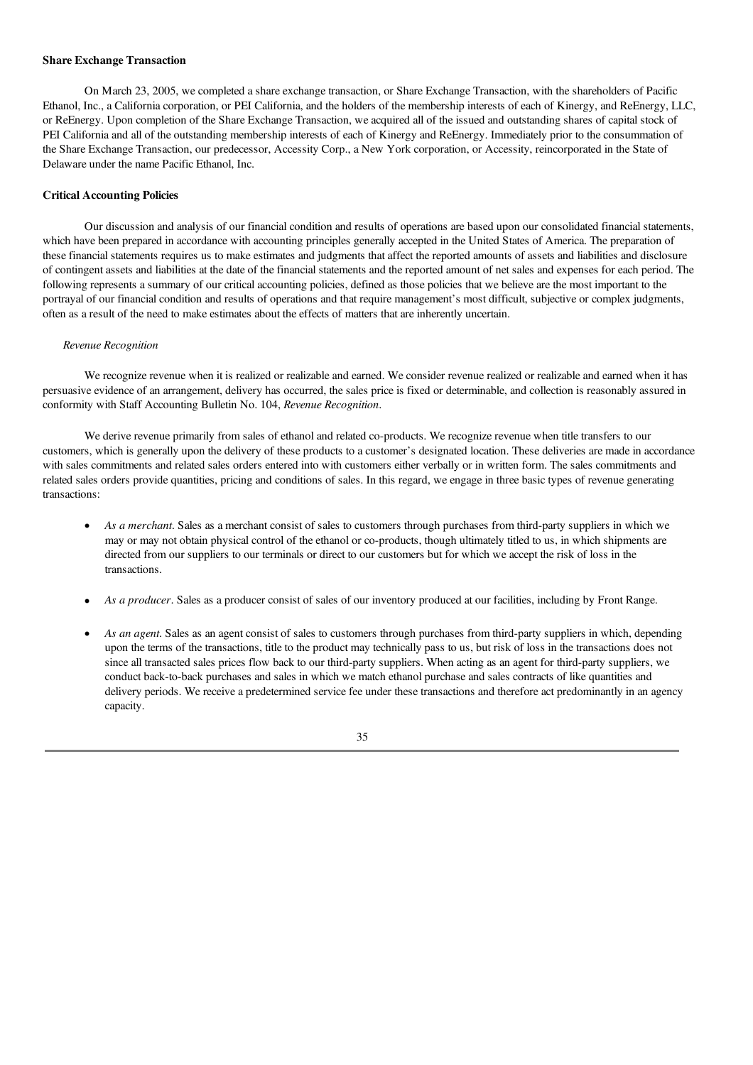**Share Exchange Transaction**

On March 23, 2005, we completed a share exchange transaction, or Share Exchange Transaction, with the shareholders of Pacific Ethanol, Inc., a California corporation, or PEI California, and the holders of the membership interests of each of Kinergy, and ReEnergy, LLC, or ReEnergy. Upon completion of the Share Exchange Transaction, we acquired all of the issued and outstanding shares of capital stock of PEI California and all of the outstanding membership interests of each of Kinergy and ReEnergy. Immediately prior to the consummation of the Share Exchange Transaction, our predecessor, Accessity Corp., a New York corporation, or Accessity, reincorporated in the State of Delaware under the name Pacific Ethanol, Inc.

**Critical Accounting Policies**

Our discussion and analysis of our financial condition and results of operations are based upon our consolidated financial statements, which have been prepared in accordance with accounting principles generally accepted in the United States of America. The preparation of these financial statements requires us to make estimates and judgments that affect the reported amounts of assets and liabilities and disclosure of contingent assets and liabilities at the date of the financial statements and the reported amount of net sales and expenses for each period. The following represents a summary of our critical accounting policies, defined as those policies that we believe are the most important to the portrayal of our financial condition and results of operations and that require management's most difficult, subjective or complex judgments, often as a result of the need to make estimates about the effects of matters that are inherently uncertain.

*Revenue Recognition*

We recognize revenue when it is realized or realizable and earned. We consider revenue realized or realizable and earned when it has persuasive evidence of an arrangement, delivery has occurred, the sales price is fixed or determinable, and collection is reasonably assured in conformity with Staff Accounting Bulletin No. 104, *Revenue Recognition*.

We derive revenue primarily from sales of ethanol and related co-products. We recognize revenue when title transfers to our customers, which is generally upon the delivery of these products to a customer's designated location. These deliveries are made in accordance with sales commitments and related sales orders entered into with customers either verbally or in written form. The sales commitments and related sales orders provide quantities, pricing and conditions of sales. In this regard, we engage in three basic types of revenue generating transactions:

- *As a merchant*. Sales as a merchant consist of sales to customers through purchases from third-party suppliers in which we may or may not obtain physical control of the ethanol or co-products, though ultimately titled to us, in which shipments are directed from our suppliers to our terminals or direct to our customers but for which we accept the risk of loss in the transactions.

- *As a producer*. Sales as a producer consist of sales of our inventory produced at our facilities, including by Front Range.

- *As an agent*. Sales as an agent consist of sales to customers through purchases from third-party suppliers in which, depending upon the terms of the transactions, title to the product may technically pass to us, but risk of loss in the transactions does not since all transacted sales prices flow back to our third-party suppliers. When acting as an agent for third-party suppliers, we conduct back-to-back purchases and sales in which we match ethanol purchase and sales contracts of like quantities and delivery periods. We receive a predetermined service fee under these transactions and therefore act predominantly in an agency capacity.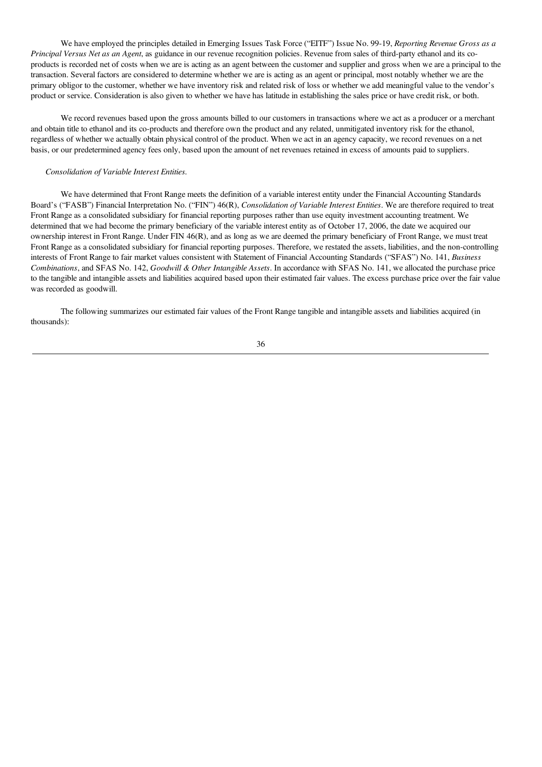We have employed the principles detailed in Emerging Issues Task Force ("EITF") Issue No. 99-19, *Reporting Revenue Gross as a Principal Versus Net as an Agent*, as guidance in our revenue recognition policies. Revenue from sales of third-party ethanol and its co-products is recorded net of costs when we are is acting as an agent between the customer and supplier and gross when we are a principal to the transaction. Several factors are considered to determine whether we are is acting as an agent or principal, most notably whether we are the primary obligor to the customer, whether we have inventory risk and related risk of loss or whether we add meaningful value to the vendor's product or service. Consideration is also given to whether we have has latitude in establishing the sales price or have credit risk, or both.

We record revenues based upon the gross amounts billed to our customers in transactions where we act as a producer or a merchant and obtain title to ethanol and its co-products and therefore own the product and any related, unmitigated inventory risk for the ethanol, regardless of whether we actually obtain physical control of the product. When we act in an agency capacity, we record revenues on a net basis, or our predetermined agency fees only, based upon the amount of net revenues retained in excess of amounts paid to suppliers.

*Consolidation of Variable Interest Entities.*

We have determined that Front Range meets the definition of a variable interest entity under the Financial Accounting Standards Board's ("FASB") Financial Interpretation No. ("FIN") 46(R), *Consolidation of Variable Interest Entities*. We are therefore required to treat Front Range as a consolidated subsidiary for financial reporting purposes rather than use equity investment accounting treatment. We determined that we had become the primary beneficiary of the variable interest entity as of October 17, 2006, the date we acquired our ownership interest in Front Range. Under FIN 46(R), and as long as we are deemed the primary beneficiary of Front Range, we must treat Front Range as a consolidated subsidiary for financial reporting purposes. Therefore, we restated the assets, liabilities, and the non-controlling interests of Front Range to fair market values consistent with Statement of Financial Accounting Standards ("SFAS") No. 141, *Business Combinations*, and SFAS No. 142, *Goodwill & Other Intangible Assets*. In accordance with SFAS No. 141, we allocated the purchase price to the tangible and intangible assets and liabilities acquired based upon their estimated fair values. The excess purchase price over the fair value was recorded as goodwill.

The following summarizes our estimated fair values of the Front Range tangible and intangible assets and liabilities acquired (in thousands):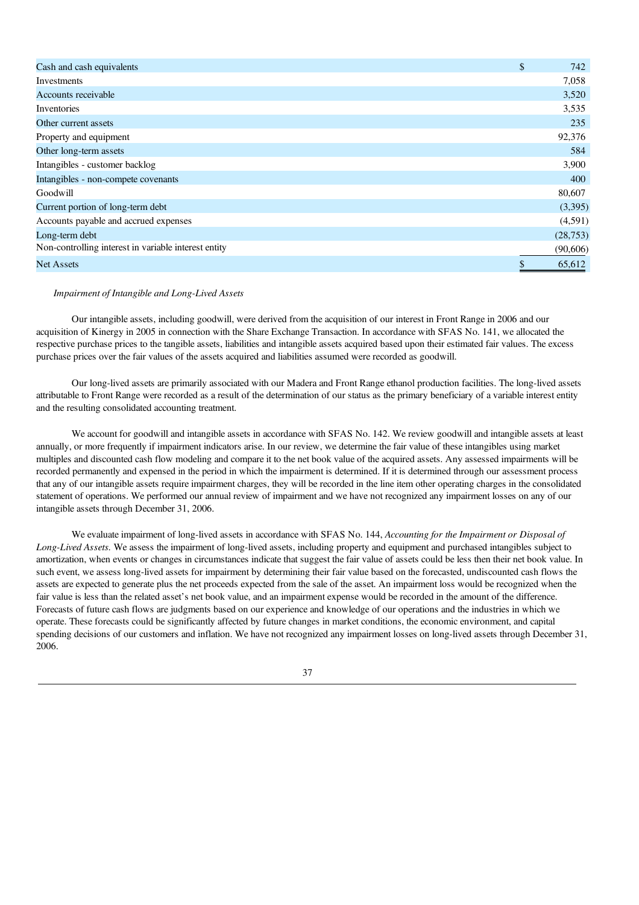| | |
|---|---|
| Cash and cash equivalents | $ 742 |
| Investments | 7,058 |
| Accounts receivable | 3,520 |
| Inventories | 3,535 |
| Other current assets | 235 |
| Property and equipment | 92,376 |
| Other long-term assets | 584 |
| Intangibles - customer backlog | 3,900 |
| Intangibles - non-compete covenants | 400 |
| Goodwill | 80,607 |
| Current portion of long-term debt | (3,395) |
| Accounts payable and accrued expenses | (4,591) |
| Long-term debt | (28,753) |
| Non-controlling interest in variable interest entity | (90,606) |
| Net Assets | $ 65,612 |

*Impairment of Intangible and Long-Lived Assets*

Our intangible assets, including goodwill, were derived from the acquisition of our interest in Front Range in 2006 and our acquisition of Kinergy in 2005 in connection with the Share Exchange Transaction. In accordance with SFAS No. 141, we allocated the respective purchase prices to the tangible assets, liabilities and intangible assets acquired based upon their estimated fair values. The excess purchase prices over the fair values of the assets acquired and liabilities assumed were recorded as goodwill.

Our long-lived assets are primarily associated with our Madera and Front Range ethanol production facilities. The long-lived assets attributable to Front Range were recorded as a result of the determination of our status as the primary beneficiary of a variable interest entity and the resulting consolidated accounting treatment.

We account for goodwill and intangible assets in accordance with SFAS No. 142. We review goodwill and intangible assets at least annually, or more frequently if impairment indicators arise. In our review, we determine the fair value of these intangibles using market multiples and discounted cash flow modeling and compare it to the net book value of the acquired assets. Any assessed impairments will be recorded permanently and expensed in the period in which the impairment is determined. If it is determined through our assessment process that any of our intangible assets require impairment charges, they will be recorded in the line item other operating charges in the consolidated statement of operations. We performed our annual review of impairment and we have not recognized any impairment losses on any of our intangible assets through December 31, 2006.

We evaluate impairment of long-lived assets in accordance with SFAS No. 144, *Accounting for the Impairment or Disposal of Long-Lived Assets.* We assess the impairment of long-lived assets, including property and equipment and purchased intangibles subject to amortization, when events or changes in circumstances indicate that suggest the fair value of assets could be less then their net book value. In such event, we assess long-lived assets for impairment by determining their fair value based on the forecasted, undiscounted cash flows the assets are expected to generate plus the net proceeds expected from the sale of the asset. An impairment loss would be recognized when the fair value is less than the related asset's net book value, and an impairment expense would be recorded in the amount of the difference. Forecasts of future cash flows are judgments based on our experience and knowledge of our operations and the industries in which we operate. These forecasts could be significantly affected by future changes in market conditions, the economic environment, and capital spending decisions of our customers and inflation. We have not recognized any impairment losses on long-lived assets through December 31, 2006.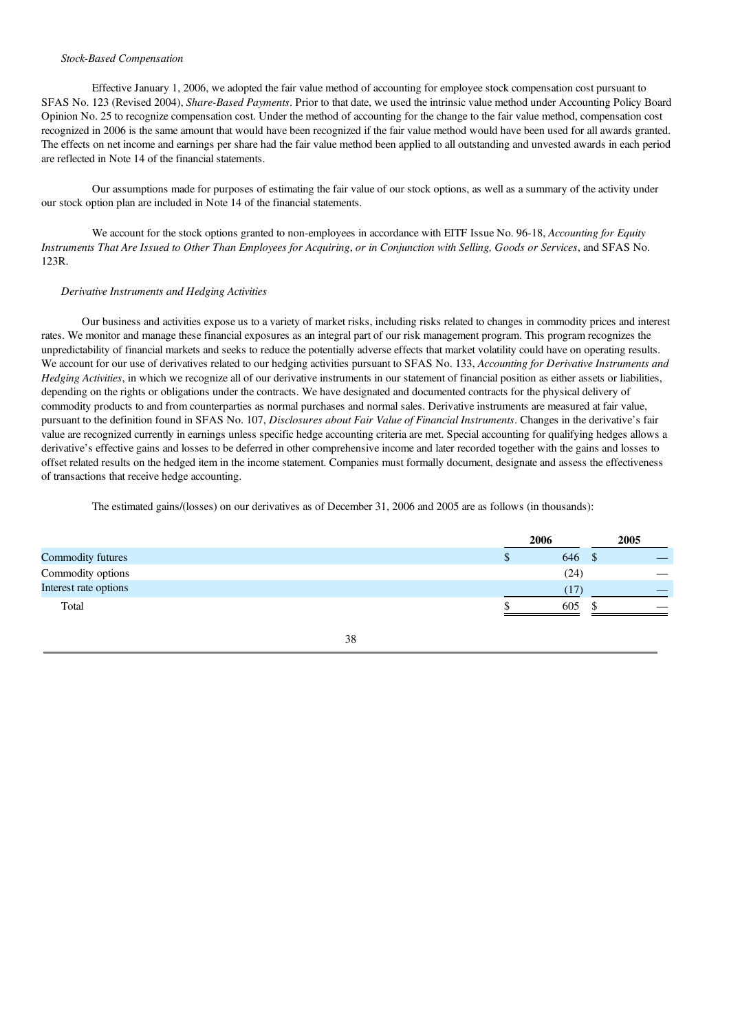*Stock-Based Compensation*

Effective January 1, 2006, we adopted the fair value method of accounting for employee stock compensation cost pursuant to SFAS No. 123 (Revised 2004), *Share-Based Payments*. Prior to that date, we used the intrinsic value method under Accounting Policy Board Opinion No. 25 to recognize compensation cost. Under the method of accounting for the change to the fair value method, compensation cost recognized in 2006 is the same amount that would have been recognized if the fair value method would have been used for all awards granted. The effects on net income and earnings per share had the fair value method been applied to all outstanding and unvested awards in each period are reflected in Note 14 of the financial statements.

Our assumptions made for purposes of estimating the fair value of our stock options, as well as a summary of the activity under our stock option plan are included in Note 14 of the financial statements.

We account for the stock options granted to non-employees in accordance with EITF Issue No. 96-18, *Accounting for Equity Instruments That Are Issued to Other Than Employees for Acquiring*, *or in Conjunction with Selling, Goods or Services*, and SFAS No. 123R.

*Derivative Instruments and Hedging Activities*

Our business and activities expose us to a variety of market risks, including risks related to changes in commodity prices and interest rates. We monitor and manage these financial exposures as an integral part of our risk management program. This program recognizes the unpredictability of financial markets and seeks to reduce the potentially adverse effects that market volatility could have on operating results. We account for our use of derivatives related to our hedging activities pursuant to SFAS No. 133, *Accounting for Derivative Instruments and Hedging Activities*, in which we recognize all of our derivative instruments in our statement of financial position as either assets or liabilities, depending on the rights or obligations under the contracts. We have designated and documented contracts for the physical delivery of commodity products to and from counterparties as normal purchases and normal sales. Derivative instruments are measured at fair value, pursuant to the definition found in SFAS No. 107, *Disclosures about Fair Value of Financial Instruments*. Changes in the derivative's fair value are recognized currently in earnings unless specific hedge accounting criteria are met. Special accounting for qualifying hedges allows a derivative's effective gains and losses to be deferred in other comprehensive income and later recorded together with the gains and losses to offset related results on the hedged item in the income statement. Companies must formally document, designate and assess the effectiveness of transactions that receive hedge accounting.

The estimated gains/(losses) on our derivatives as of December 31, 2006 and 2005 are as follows (in thousands):

| | 2006 | 2005 |
|---|---|---|
| Commodity futures | $ 646 | $ — |
| Commodity options | (24) | — |
| Interest rate options | (17) | — |
| Total | $ 605 | $ — |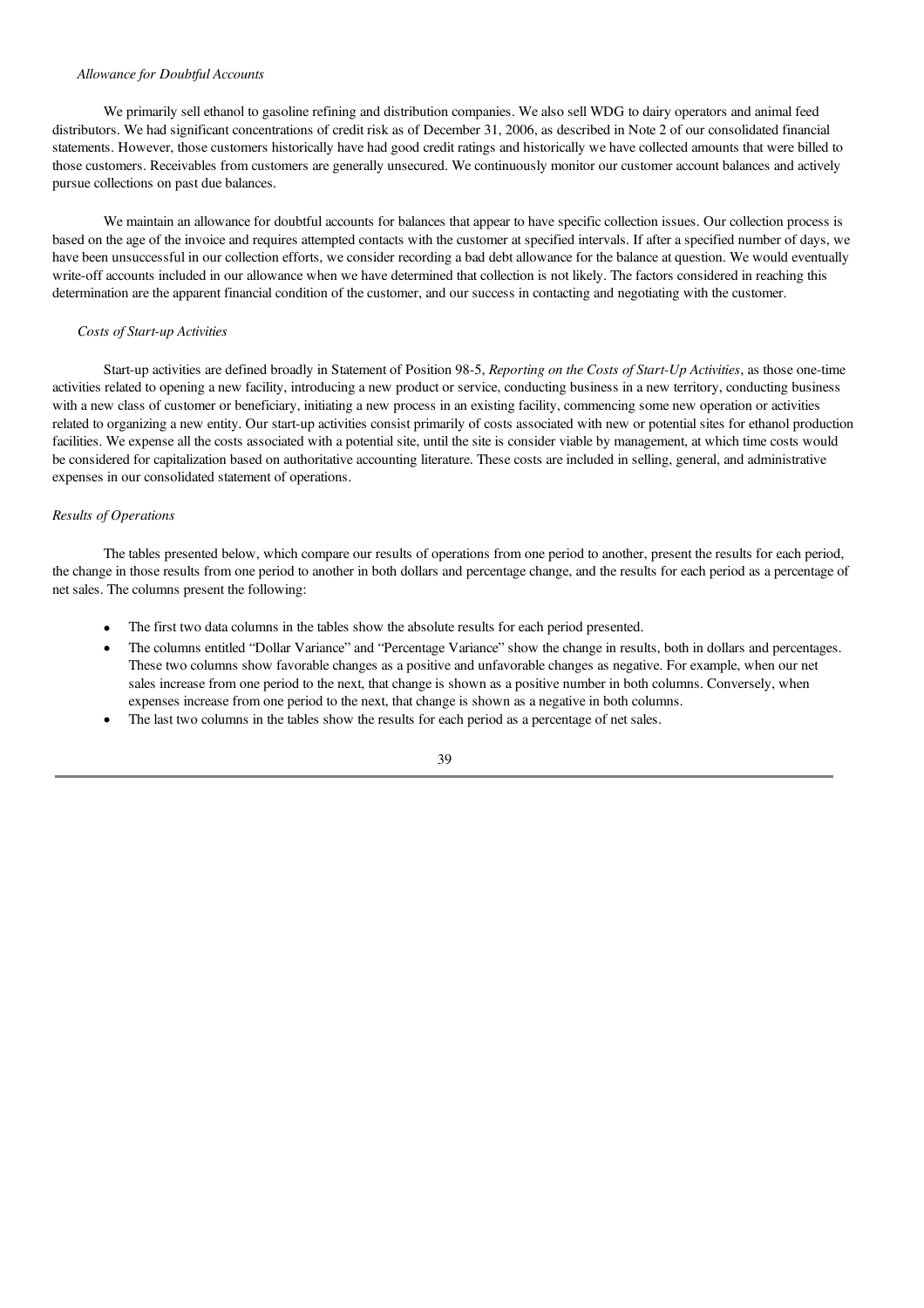*Allowance for Doubtful Accounts*

We primarily sell ethanol to gasoline refining and distribution companies. We also sell WDG to dairy operators and animal feed distributors. We had significant concentrations of credit risk as of December 31, 2006, as described in Note 2 of our consolidated financial statements. However, those customers historically have had good credit ratings and historically we have collected amounts that were billed to those customers. Receivables from customers are generally unsecured. We continuously monitor our customer account balances and actively pursue collections on past due balances.

We maintain an allowance for doubtful accounts for balances that appear to have specific collection issues. Our collection process is based on the age of the invoice and requires attempted contacts with the customer at specified intervals. If after a specified number of days, we have been unsuccessful in our collection efforts, we consider recording a bad debt allowance for the balance at question. We would eventually write-off accounts included in our allowance when we have determined that collection is not likely. The factors considered in reaching this determination are the apparent financial condition of the customer, and our success in contacting and negotiating with the customer.

*Costs of Start-up Activities*

Start-up activities are defined broadly in Statement of Position 98-5, *Reporting on the Costs of Start-Up Activities*, as those one-time activities related to opening a new facility, introducing a new product or service, conducting business in a new territory, conducting business with a new class of customer or beneficiary, initiating a new process in an existing facility, commencing some new operation or activities related to organizing a new entity. Our start-up activities consist primarily of costs associated with new or potential sites for ethanol production facilities. We expense all the costs associated with a potential site, until the site is consider viable by management, at which time costs would be considered for capitalization based on authoritative accounting literature. These costs are included in selling, general, and administrative expenses in our consolidated statement of operations.

*Results of Operations*

The tables presented below, which compare our results of operations from one period to another, present the results for each period, the change in those results from one period to another in both dollars and percentage change, and the results for each period as a percentage of net sales. The columns present the following:

- The first two data columns in the tables show the absolute results for each period presented.
- The columns entitled "Dollar Variance" and "Percentage Variance" show the change in results, both in dollars and percentages. These two columns show favorable changes as a positive and unfavorable changes as negative. For example, when our net sales increase from one period to the next, that change is shown as a positive number in both columns. Conversely, when expenses increase from one period to the next, that change is shown as a negative in both columns.
- The last two columns in the tables show the results for each period as a percentage of net sales.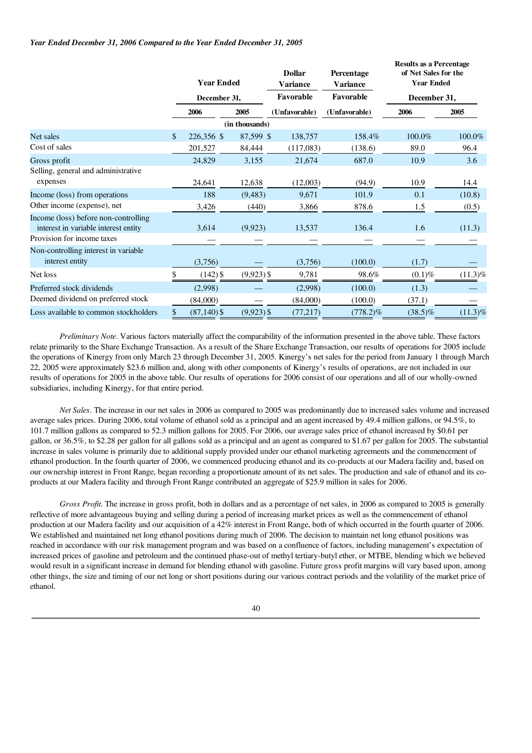*Year Ended December 31, 2006 Compared to the Year Ended December 31, 2005*

| | Year Ended December 31, | | Dollar Variance Favorable | Percentage Variance Favorable | Results as a Percentage of Net Sales for the Year Ended December 31, | |
|---|---|---|---|---|---|---|
| | 2006 | 2005 | (Unfavorable) | (Unfavorable) | 2006 | 2005 |
| | (in thousands) | | | | | |
| Net sales | $ 226,356 | $ 87,599 | $ 138,757 | 158.4% | 100.0% | 100.0% |
| Cost of sales | 201,527 | 84,444 | (117,083) | (138.6) | 89.0 | 96.4 |
| Gross profit | 24,829 | 3,155 | 21,674 | 687.0 | 10.9 | 3.6 |
| Selling, general and administrative expenses | 24,641 | 12,638 | (12,003) | (94.9) | 10.9 | 14.4 |
| Income (loss) from operations | 188 | (9,483) | 9,671 | 101.9 | 0.1 | (10.8) |
| Other income (expense), net | 3,426 | (440) | 3,866 | 878.6 | 1.5 | (0.5) |
| Income (loss) before non-controlling interest in variable interest entity | 3,614 | (9,923) | 13,537 | 136.4 | 1.6 | (11.3) |
| Provision for income taxes | — | — | — | — | — | — |
| Non-controlling interest in variable interest entity | (3,756) | — | (3,756) | (100.0) | (1.7) | — |
| Net loss | $ (142) | $ (9,923) | $ 9,781 | 98.6% | (0.1)% | (11.3)% |
| Preferred stock dividends | (2,998) | — | (2,998) | (100.0) | (1.3) | — |
| Deemed dividend on preferred stock | (84,000) | — | (84,000) | (100.0) | (37.1) | — |
| Loss available to common stockholders | $ (87,140) | $ (9,923) | $ (77,217) | (778.2)% | (38.5)% | (11.3)% |

*Preliminary Note*. Various factors materially affect the comparability of the information presented in the above table. These factors relate primarily to the Share Exchange Transaction. As a result of the Share Exchange Transaction, our results of operations for 2005 include the operations of Kinergy from only March 23 through December 31, 2005. Kinergy's net sales for the period from January 1 through March 22, 2005 were approximately $23.6 million and, along with other components of Kinergy's results of operations, are not included in our results of operations for 2005 in the above table. Our results of operations for 2006 consist of our operations and all of our wholly-owned subsidiaries, including Kinergy, for that entire period.

*Net Sales*. The increase in our net sales in 2006 as compared to 2005 was predominantly due to increased sales volume and increased average sales prices. During 2006, total volume of ethanol sold as a principal and an agent increased by 49.4 million gallons, or 94.5%, to 101.7 million gallons as compared to 52.3 million gallons for 2005. For 2006, our average sales price of ethanol increased by $0.61 per gallon, or 36.5%, to $2.28 per gallon for all gallons sold as a principal and an agent as compared to $1.67 per gallon for 2005. The substantial increase in sales volume is primarily due to additional supply provided under our ethanol marketing agreements and the commencement of ethanol production. In the fourth quarter of 2006, we commenced producing ethanol and its co-products at our Madera facility and, based on our ownership interest in Front Range, began recording a proportionate amount of its net sales. The production and sale of ethanol and its co-products at our Madera facility and through Front Range contributed an aggregate of $25.9 million in sales for 2006.

*Gross Profit*. The increase in gross profit, both in dollars and as a percentage of net sales, in 2006 as compared to 2005 is generally reflective of more advantageous buying and selling during a period of increasing market prices as well as the commencement of ethanol production at our Madera facility and our acquisition of a 42% interest in Front Range, both of which occurred in the fourth quarter of 2006. We established and maintained net long ethanol positions during much of 2006. The decision to maintain net long ethanol positions was reached in accordance with our risk management program and was based on a confluence of factors, including management's expectation of increased prices of gasoline and petroleum and the continued phase-out of methyl tertiary-butyl ether, or MTBE, blending which we believed would result in a significant increase in demand for blending ethanol with gasoline. Future gross profit margins will vary based upon, among other things, the size and timing of our net long or short positions during our various contract periods and the volatility of the market price of ethanol.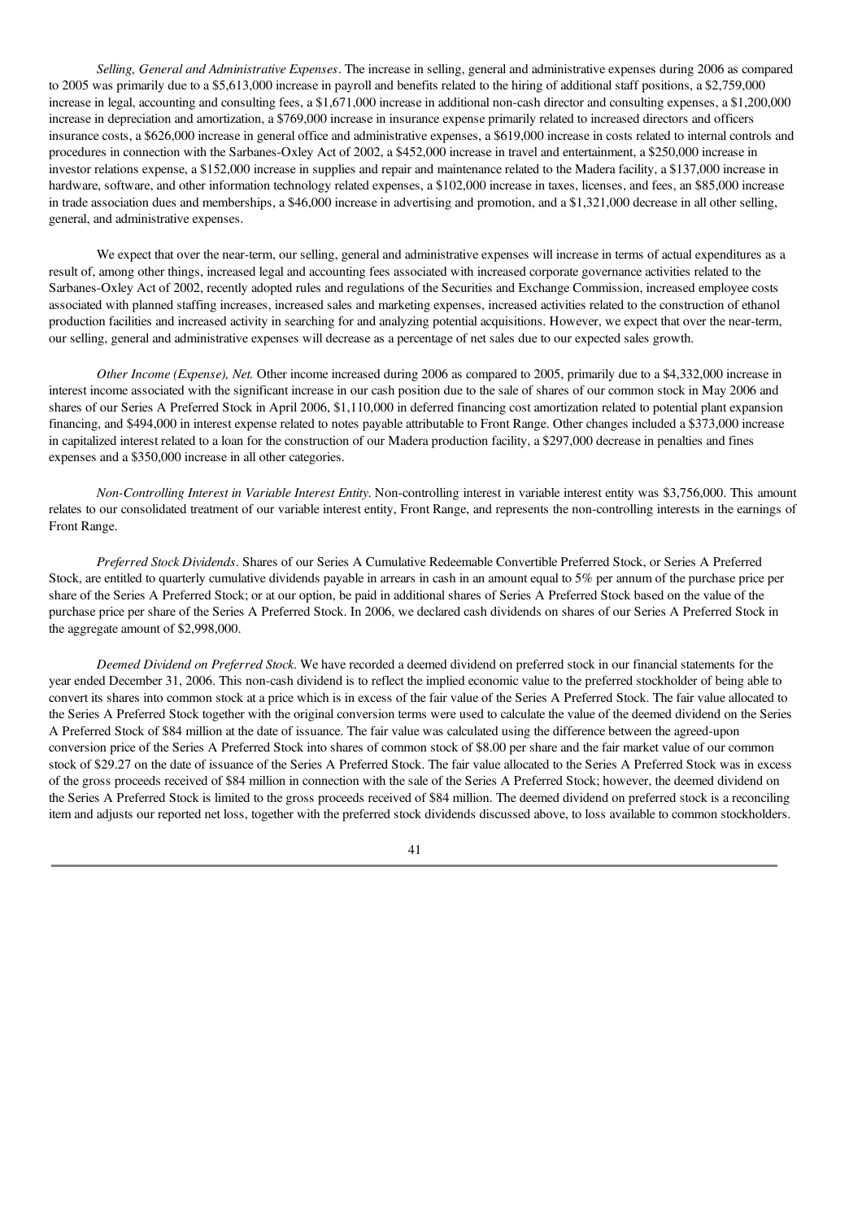*Selling, General and Administrative Expenses*. The increase in selling, general and administrative expenses during 2006 as compared to 2005 was primarily due to a $5,613,000 increase in payroll and benefits related to the hiring of additional staff positions, a $2,759,000 increase in legal, accounting and consulting fees, a $1,671,000 increase in additional non-cash director and consulting expenses, a $1,200,000 increase in depreciation and amortization, a $769,000 increase in insurance expense primarily related to increased directors and officers insurance costs, a $626,000 increase in general office and administrative expenses, a $619,000 increase in costs related to internal controls and procedures in connection with the Sarbanes-Oxley Act of 2002, a $452,000 increase in travel and entertainment, a $250,000 increase in investor relations expense, a $152,000 increase in supplies and repair and maintenance related to the Madera facility, a $137,000 increase in hardware, software, and other information technology related expenses, a $102,000 increase in taxes, licenses, and fees, an $85,000 increase in trade association dues and memberships, a $46,000 increase in advertising and promotion, and a $1,321,000 decrease in all other selling, general, and administrative expenses.

We expect that over the near-term, our selling, general and administrative expenses will increase in terms of actual expenditures as a result of, among other things, increased legal and accounting fees associated with increased corporate governance activities related to the Sarbanes-Oxley Act of 2002, recently adopted rules and regulations of the Securities and Exchange Commission, increased employee costs associated with planned staffing increases, increased sales and marketing expenses, increased activities related to the construction of ethanol production facilities and increased activity in searching for and analyzing potential acquisitions. However, we expect that over the near-term, our selling, general and administrative expenses will decrease as a percentage of net sales due to our expected sales growth.

*Other Income (Expense), Net.* Other income increased during 2006 as compared to 2005, primarily due to a $4,332,000 increase in interest income associated with the significant increase in our cash position due to the sale of shares of our common stock in May 2006 and shares of our Series A Preferred Stock in April 2006, $1,110,000 in deferred financing cost amortization related to potential plant expansion financing, and $494,000 in interest expense related to notes payable attributable to Front Range. Other changes included a $373,000 increase in capitalized interest related to a loan for the construction of our Madera production facility, a $297,000 decrease in penalties and fines expenses and a $350,000 increase in all other categories.

*Non-Controlling Interest in Variable Interest Entity*. Non-controlling interest in variable interest entity was $3,756,000. This amount relates to our consolidated treatment of our variable interest entity, Front Range, and represents the non-controlling interests in the earnings of Front Range.

*Preferred Stock Dividends*. Shares of our Series A Cumulative Redeemable Convertible Preferred Stock, or Series A Preferred Stock, are entitled to quarterly cumulative dividends payable in arrears in cash in an amount equal to 5% per annum of the purchase price per share of the Series A Preferred Stock; or at our option, be paid in additional shares of Series A Preferred Stock based on the value of the purchase price per share of the Series A Preferred Stock. In 2006, we declared cash dividends on shares of our Series A Preferred Stock in the aggregate amount of $2,998,000.

*Deemed Dividend on Preferred Stock*. We have recorded a deemed dividend on preferred stock in our financial statements for the year ended December 31, 2006. This non-cash dividend is to reflect the implied economic value to the preferred stockholder of being able to convert its shares into common stock at a price which is in excess of the fair value of the Series A Preferred Stock. The fair value allocated to the Series A Preferred Stock together with the original conversion terms were used to calculate the value of the deemed dividend on the Series A Preferred Stock of $84 million at the date of issuance. The fair value was calculated using the difference between the agreed-upon conversion price of the Series A Preferred Stock into shares of common stock of $8.00 per share and the fair market value of our common stock of $29.27 on the date of issuance of the Series A Preferred Stock. The fair value allocated to the Series A Preferred Stock was in excess of the gross proceeds received of $84 million in connection with the sale of the Series A Preferred Stock; however, the deemed dividend on the Series A Preferred Stock is limited to the gross proceeds received of $84 million. The deemed dividend on preferred stock is a reconciling item and adjusts our reported net loss, together with the preferred stock dividends discussed above, to loss available to common stockholders.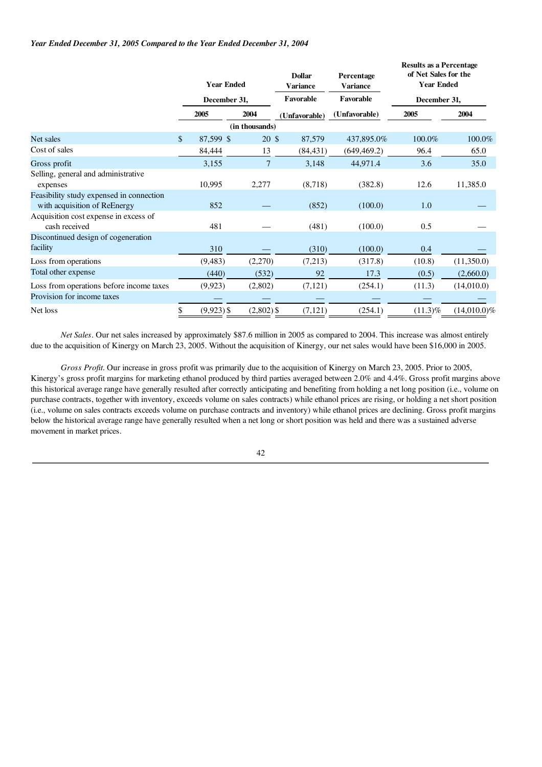*Year Ended December 31, 2005 Compared to the Year Ended December 31, 2004*

| | Year Ended December 31, | | Dollar Variance Favorable | Percentage Variance Favorable | Results as a Percentage of Net Sales for the Year Ended December 31, | |
|---|---|---|---|---|---|---|
| | 2005 | 2004 | (Unfavorable) | (Unfavorable) | 2005 | 2004 |
| | (in thousands) | | | | | |
| Net sales | $ 87,599 | $ 20 | $ 87,579 | 437,895.0% | 100.0% | 100.0% |
| Cost of sales | 84,444 | 13 | (84,431) | (649,469.2) | 96.4 | 65.0 |
| Gross profit | 3,155 | 7 | 3,148 | 44,971.4 | 3.6 | 35.0 |
| Selling, general and administrative expenses | 10,995 | 2,277 | (8,718) | (382.8) | 12.6 | 11,385.0 |
| Feasibility study expensed in connection with acquisition of ReEnergy | 852 | — | (852) | (100.0) | 1.0 | — |
| Acquisition cost expense in excess of cash received | 481 | — | (481) | (100.0) | 0.5 | — |
| Discontinued design of cogeneration facility | 310 | — | (310) | (100.0) | 0.4 | — |
| Loss from operations | (9,483) | (2,270) | (7,213) | (317.8) | (10.8) | (11,350.0) |
| Total other expense | (440) | (532) | 92 | 17.3 | (0.5) | (2,660.0) |
| Loss from operations before income taxes | (9,923) | (2,802) | (7,121) | (254.1) | (11.3) | (14,010.0) |
| Provision for income taxes | — | — | — | — | — | — |
| Net loss | $ (9,923) | $ (2,802) | $ (7,121) | (254.1) | (11.3)% | (14,010.0)% |

*Net Sales*. Our net sales increased by approximately $87.6 million in 2005 as compared to 2004. This increase was almost entirely due to the acquisition of Kinergy on March 23, 2005. Without the acquisition of Kinergy, our net sales would have been $16,000 in 2005.

*Gross Profit.* Our increase in gross profit was primarily due to the acquisition of Kinergy on March 23, 2005. Prior to 2005, Kinergy's gross profit margins for marketing ethanol produced by third parties averaged between 2.0% and 4.4%. Gross profit margins above this historical average range have generally resulted after correctly anticipating and benefiting from holding a net long position (i.e., volume on purchase contracts, together with inventory, exceeds volume on sales contracts) while ethanol prices are rising, or holding a net short position (i.e., volume on sales contracts exceeds volume on purchase contracts and inventory) while ethanol prices are declining. Gross profit margins below the historical average range have generally resulted when a net long or short position was held and there was a sustained adverse movement in market prices.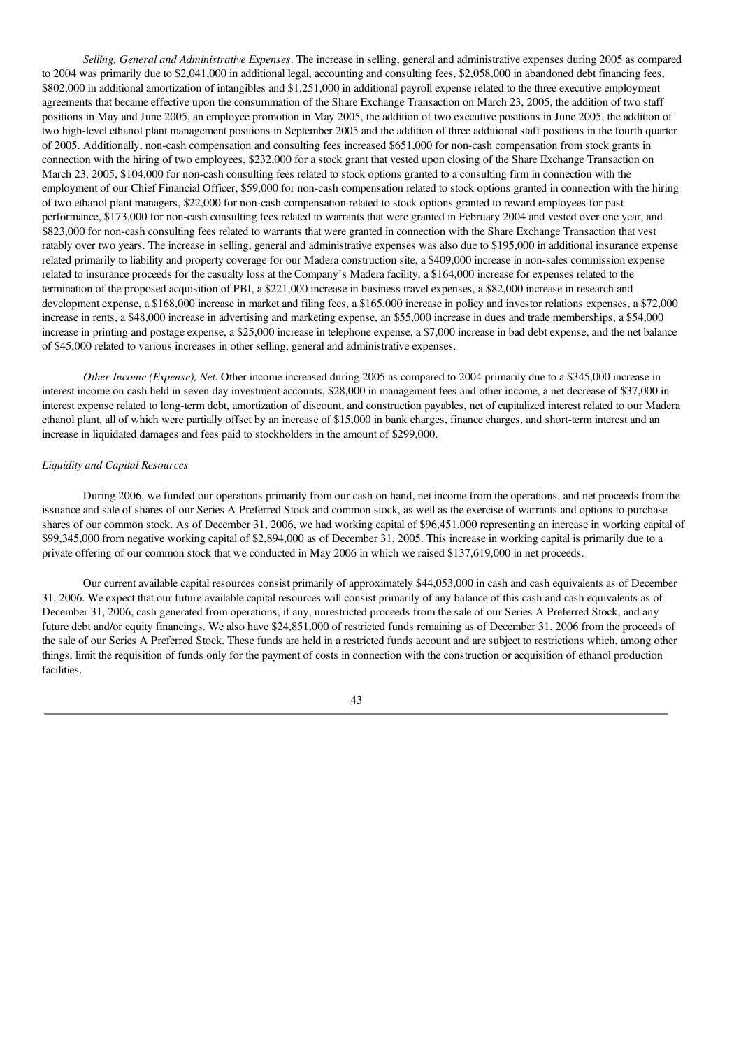*Selling, General and Administrative Expenses*. The increase in selling, general and administrative expenses during 2005 as compared to 2004 was primarily due to $2,041,000 in additional legal, accounting and consulting fees, $2,058,000 in abandoned debt financing fees, $802,000 in additional amortization of intangibles and $1,251,000 in additional payroll expense related to the three executive employment agreements that became effective upon the consummation of the Share Exchange Transaction on March 23, 2005, the addition of two staff positions in May and June 2005, an employee promotion in May 2005, the addition of two executive positions in June 2005, the addition of two high-level ethanol plant management positions in September 2005 and the addition of three additional staff positions in the fourth quarter of 2005. Additionally, non-cash compensation and consulting fees increased $651,000 for non-cash compensation from stock grants in connection with the hiring of two employees, $232,000 for a stock grant that vested upon closing of the Share Exchange Transaction on March 23, 2005, $104,000 for non-cash consulting fees related to stock options granted to a consulting firm in connection with the employment of our Chief Financial Officer, $59,000 for non-cash compensation related to stock options granted in connection with the hiring of two ethanol plant managers, $22,000 for non-cash compensation related to stock options granted to reward employees for past performance, $173,000 for non-cash consulting fees related to warrants that were granted in February 2004 and vested over one year, and $823,000 for non-cash consulting fees related to warrants that were granted in connection with the Share Exchange Transaction that vest ratably over two years. The increase in selling, general and administrative expenses was also due to $195,000 in additional insurance expense related primarily to liability and property coverage for our Madera construction site, a $409,000 increase in non-sales commission expense related to insurance proceeds for the casualty loss at the Company's Madera facility, a $164,000 increase for expenses related to the termination of the proposed acquisition of PBI, a $221,000 increase in business travel expenses, a $82,000 increase in research and development expense, a $168,000 increase in market and filing fees, a $165,000 increase in policy and investor relations expenses, a $72,000 increase in rents, a $48,000 increase in advertising and marketing expense, an $55,000 increase in dues and trade memberships, a $54,000 increase in printing and postage expense, a $25,000 increase in telephone expense, a $7,000 increase in bad debt expense, and the net balance of $45,000 related to various increases in other selling, general and administrative expenses.

*Other Income (Expense), Net*. Other income increased during 2005 as compared to 2004 primarily due to a $345,000 increase in interest income on cash held in seven day investment accounts, $28,000 in management fees and other income, a net decrease of $37,000 in interest expense related to long-term debt, amortization of discount, and construction payables, net of capitalized interest related to our Madera ethanol plant, all of which were partially offset by an increase of $15,000 in bank charges, finance charges, and short-term interest and an increase in liquidated damages and fees paid to stockholders in the amount of $299,000.

*Liquidity and Capital Resources*

During 2006, we funded our operations primarily from our cash on hand, net income from the operations, and net proceeds from the issuance and sale of shares of our Series A Preferred Stock and common stock, as well as the exercise of warrants and options to purchase shares of our common stock. As of December 31, 2006, we had working capital of $96,451,000 representing an increase in working capital of $99,345,000 from negative working capital of $2,894,000 as of December 31, 2005. This increase in working capital is primarily due to a private offering of our common stock that we conducted in May 2006 in which we raised $137,619,000 in net proceeds.

Our current available capital resources consist primarily of approximately $44,053,000 in cash and cash equivalents as of December 31, 2006. We expect that our future available capital resources will consist primarily of any balance of this cash and cash equivalents as of December 31, 2006, cash generated from operations, if any, unrestricted proceeds from the sale of our Series A Preferred Stock, and any future debt and/or equity financings. We also have $24,851,000 of restricted funds remaining as of December 31, 2006 from the proceeds of the sale of our Series A Preferred Stock. These funds are held in a restricted funds account and are subject to restrictions which, among other things, limit the requisition of funds only for the payment of costs in connection with the construction or acquisition of ethanol production facilities.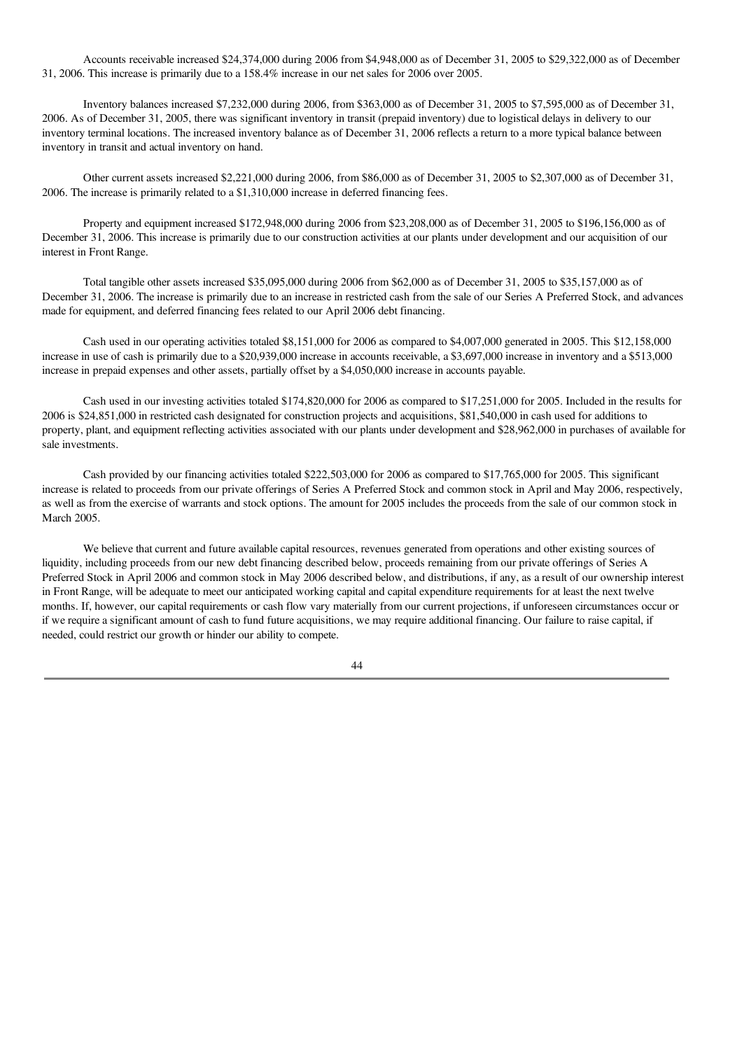Accounts receivable increased $24,374,000 during 2006 from $4,948,000 as of December 31, 2005 to $29,322,000 as of December 31, 2006. This increase is primarily due to a 158.4% increase in our net sales for 2006 over 2005.

Inventory balances increased $7,232,000 during 2006, from $363,000 as of December 31, 2005 to $7,595,000 as of December 31, 2006. As of December 31, 2005, there was significant inventory in transit (prepaid inventory) due to logistical delays in delivery to our inventory terminal locations. The increased inventory balance as of December 31, 2006 reflects a return to a more typical balance between inventory in transit and actual inventory on hand.

Other current assets increased $2,221,000 during 2006, from $86,000 as of December 31, 2005 to $2,307,000 as of December 31, 2006. The increase is primarily related to a $1,310,000 increase in deferred financing fees.

Property and equipment increased $172,948,000 during 2006 from $23,208,000 as of December 31, 2005 to $196,156,000 as of December 31, 2006. This increase is primarily due to our construction activities at our plants under development and our acquisition of our interest in Front Range.

Total tangible other assets increased $35,095,000 during 2006 from $62,000 as of December 31, 2005 to $35,157,000 as of December 31, 2006. The increase is primarily due to an increase in restricted cash from the sale of our Series A Preferred Stock, and advances made for equipment, and deferred financing fees related to our April 2006 debt financing.

Cash used in our operating activities totaled $8,151,000 for 2006 as compared to $4,007,000 generated in 2005. This $12,158,000 increase in use of cash is primarily due to a $20,939,000 increase in accounts receivable, a $3,697,000 increase in inventory and a $513,000 increase in prepaid expenses and other assets, partially offset by a $4,050,000 increase in accounts payable.

Cash used in our investing activities totaled $174,820,000 for 2006 as compared to $17,251,000 for 2005. Included in the results for 2006 is $24,851,000 in restricted cash designated for construction projects and acquisitions, $81,540,000 in cash used for additions to property, plant, and equipment reflecting activities associated with our plants under development and $28,962,000 in purchases of available for sale investments.

Cash provided by our financing activities totaled $222,503,000 for 2006 as compared to $17,765,000 for 2005. This significant increase is related to proceeds from our private offerings of Series A Preferred Stock and common stock in April and May 2006, respectively, as well as from the exercise of warrants and stock options. The amount for 2005 includes the proceeds from the sale of our common stock in March 2005.

We believe that current and future available capital resources, revenues generated from operations and other existing sources of liquidity, including proceeds from our new debt financing described below, proceeds remaining from our private offerings of Series A Preferred Stock in April 2006 and common stock in May 2006 described below, and distributions, if any, as a result of our ownership interest in Front Range, will be adequate to meet our anticipated working capital and capital expenditure requirements for at least the next twelve months. If, however, our capital requirements or cash flow vary materially from our current projections, if unforeseen circumstances occur or if we require a significant amount of cash to fund future acquisitions, we may require additional financing. Our failure to raise capital, if needed, could restrict our growth or hinder our ability to compete.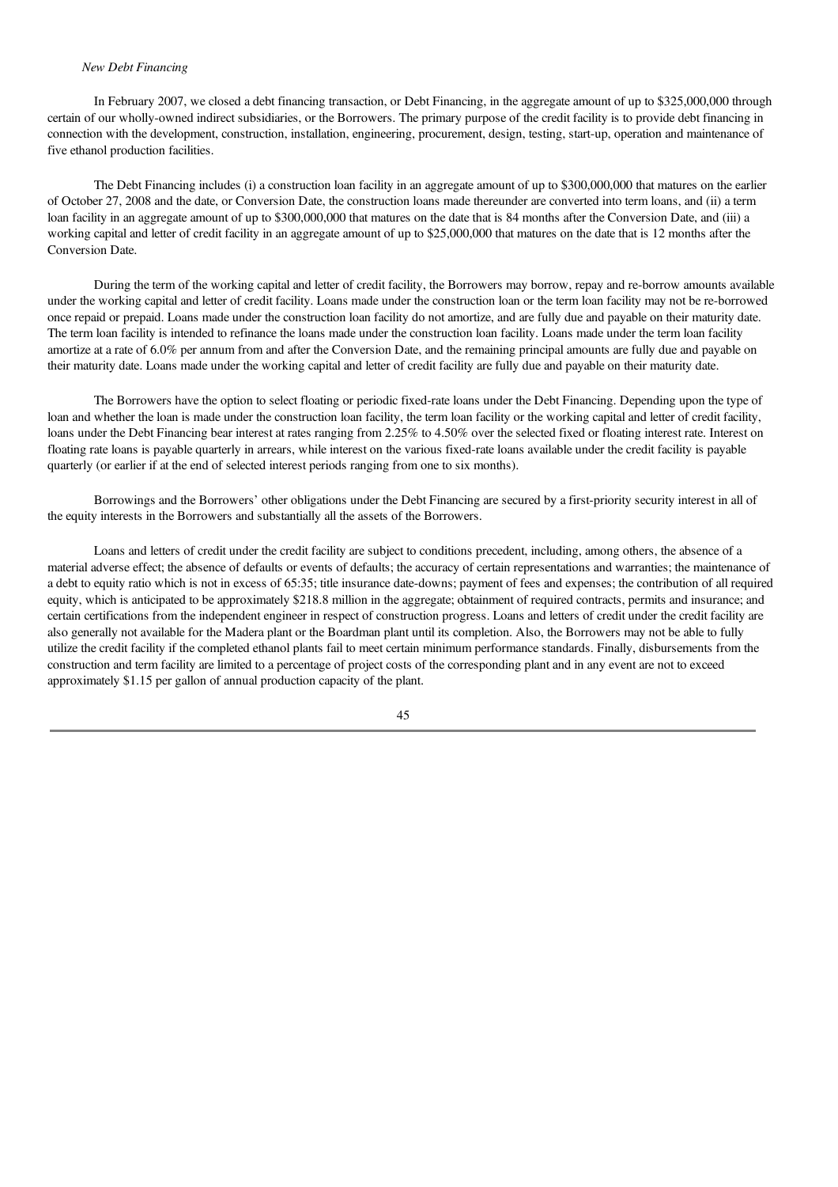*New Debt Financing*

In February 2007, we closed a debt financing transaction, or Debt Financing, in the aggregate amount of up to $325,000,000 through certain of our wholly-owned indirect subsidiaries, or the Borrowers. The primary purpose of the credit facility is to provide debt financing in connection with the development, construction, installation, engineering, procurement, design, testing, start-up, operation and maintenance of five ethanol production facilities.

The Debt Financing includes (i) a construction loan facility in an aggregate amount of up to $300,000,000 that matures on the earlier of October 27, 2008 and the date, or Conversion Date, the construction loans made thereunder are converted into term loans, and (ii) a term loan facility in an aggregate amount of up to $300,000,000 that matures on the date that is 84 months after the Conversion Date, and (iii) a working capital and letter of credit facility in an aggregate amount of up to $25,000,000 that matures on the date that is 12 months after the Conversion Date.

During the term of the working capital and letter of credit facility, the Borrowers may borrow, repay and re-borrow amounts available under the working capital and letter of credit facility. Loans made under the construction loan or the term loan facility may not be re-borrowed once repaid or prepaid. Loans made under the construction loan facility do not amortize, and are fully due and payable on their maturity date. The term loan facility is intended to refinance the loans made under the construction loan facility. Loans made under the term loan facility amortize at a rate of 6.0% per annum from and after the Conversion Date, and the remaining principal amounts are fully due and payable on their maturity date. Loans made under the working capital and letter of credit facility are fully due and payable on their maturity date.

The Borrowers have the option to select floating or periodic fixed-rate loans under the Debt Financing. Depending upon the type of loan and whether the loan is made under the construction loan facility, the term loan facility or the working capital and letter of credit facility, loans under the Debt Financing bear interest at rates ranging from 2.25% to 4.50% over the selected fixed or floating interest rate. Interest on floating rate loans is payable quarterly in arrears, while interest on the various fixed-rate loans available under the credit facility is payable quarterly (or earlier if at the end of selected interest periods ranging from one to six months).

Borrowings and the Borrowers' other obligations under the Debt Financing are secured by a first-priority security interest in all of the equity interests in the Borrowers and substantially all the assets of the Borrowers.

Loans and letters of credit under the credit facility are subject to conditions precedent, including, among others, the absence of a material adverse effect; the absence of defaults or events of defaults; the accuracy of certain representations and warranties; the maintenance of a debt to equity ratio which is not in excess of 65:35; title insurance date-downs; payment of fees and expenses; the contribution of all required equity, which is anticipated to be approximately $218.8 million in the aggregate; obtainment of required contracts, permits and insurance; and certain certifications from the independent engineer in respect of construction progress. Loans and letters of credit under the credit facility are also generally not available for the Madera plant or the Boardman plant until its completion. Also, the Borrowers may not be able to fully utilize the credit facility if the completed ethanol plants fail to meet certain minimum performance standards. Finally, disbursements from the construction and term facility are limited to a percentage of project costs of the corresponding plant and in any event are not to exceed approximately $1.15 per gallon of annual production capacity of the plant.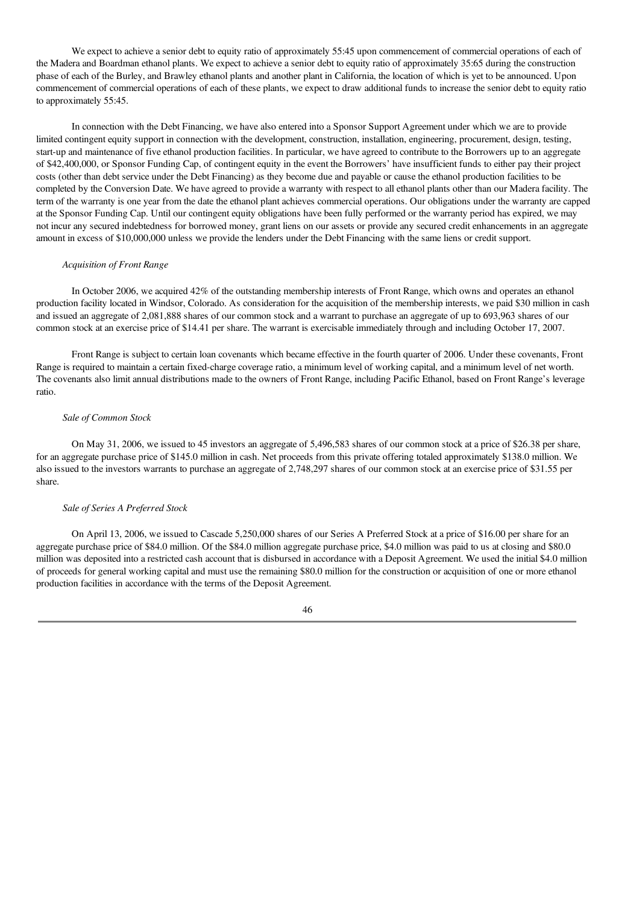We expect to achieve a senior debt to equity ratio of approximately 55:45 upon commencement of commercial operations of each of the Madera and Boardman ethanol plants. We expect to achieve a senior debt to equity ratio of approximately 35:65 during the construction phase of each of the Burley, and Brawley ethanol plants and another plant in California, the location of which is yet to be announced. Upon commencement of commercial operations of each of these plants, we expect to draw additional funds to increase the senior debt to equity ratio to approximately 55:45.

In connection with the Debt Financing, we have also entered into a Sponsor Support Agreement under which we are to provide limited contingent equity support in connection with the development, construction, installation, engineering, procurement, design, testing, start-up and maintenance of five ethanol production facilities. In particular, we have agreed to contribute to the Borrowers up to an aggregate of $42,400,000, or Sponsor Funding Cap, of contingent equity in the event the Borrowers' have insufficient funds to either pay their project costs (other than debt service under the Debt Financing) as they become due and payable or cause the ethanol production facilities to be completed by the Conversion Date. We have agreed to provide a warranty with respect to all ethanol plants other than our Madera facility. The term of the warranty is one year from the date the ethanol plant achieves commercial operations. Our obligations under the warranty are capped at the Sponsor Funding Cap. Until our contingent equity obligations have been fully performed or the warranty period has expired, we may not incur any secured indebtedness for borrowed money, grant liens on our assets or provide any secured credit enhancements in an aggregate amount in excess of $10,000,000 unless we provide the lenders under the Debt Financing with the same liens or credit support.

*Acquisition of Front Range*

In October 2006, we acquired 42% of the outstanding membership interests of Front Range, which owns and operates an ethanol production facility located in Windsor, Colorado. As consideration for the acquisition of the membership interests, we paid $30 million in cash and issued an aggregate of 2,081,888 shares of our common stock and a warrant to purchase an aggregate of up to 693,963 shares of our common stock at an exercise price of $14.41 per share. The warrant is exercisable immediately through and including October 17, 2007.

Front Range is subject to certain loan covenants which became effective in the fourth quarter of 2006. Under these covenants, Front Range is required to maintain a certain fixed-charge coverage ratio, a minimum level of working capital, and a minimum level of net worth. The covenants also limit annual distributions made to the owners of Front Range, including Pacific Ethanol, based on Front Range's leverage ratio.

*Sale of Common Stock*

On May 31, 2006, we issued to 45 investors an aggregate of 5,496,583 shares of our common stock at a price of $26.38 per share, for an aggregate purchase price of $145.0 million in cash. Net proceeds from this private offering totaled approximately $138.0 million. We also issued to the investors warrants to purchase an aggregate of 2,748,297 shares of our common stock at an exercise price of $31.55 per share.

*Sale of Series A Preferred Stock*

On April 13, 2006, we issued to Cascade 5,250,000 shares of our Series A Preferred Stock at a price of $16.00 per share for an aggregate purchase price of $84.0 million. Of the $84.0 million aggregate purchase price, $4.0 million was paid to us at closing and $80.0 million was deposited into a restricted cash account that is disbursed in accordance with a Deposit Agreement. We used the initial $4.0 million of proceeds for general working capital and must use the remaining $80.0 million for the construction or acquisition of one or more ethanol production facilities in accordance with the terms of the Deposit Agreement.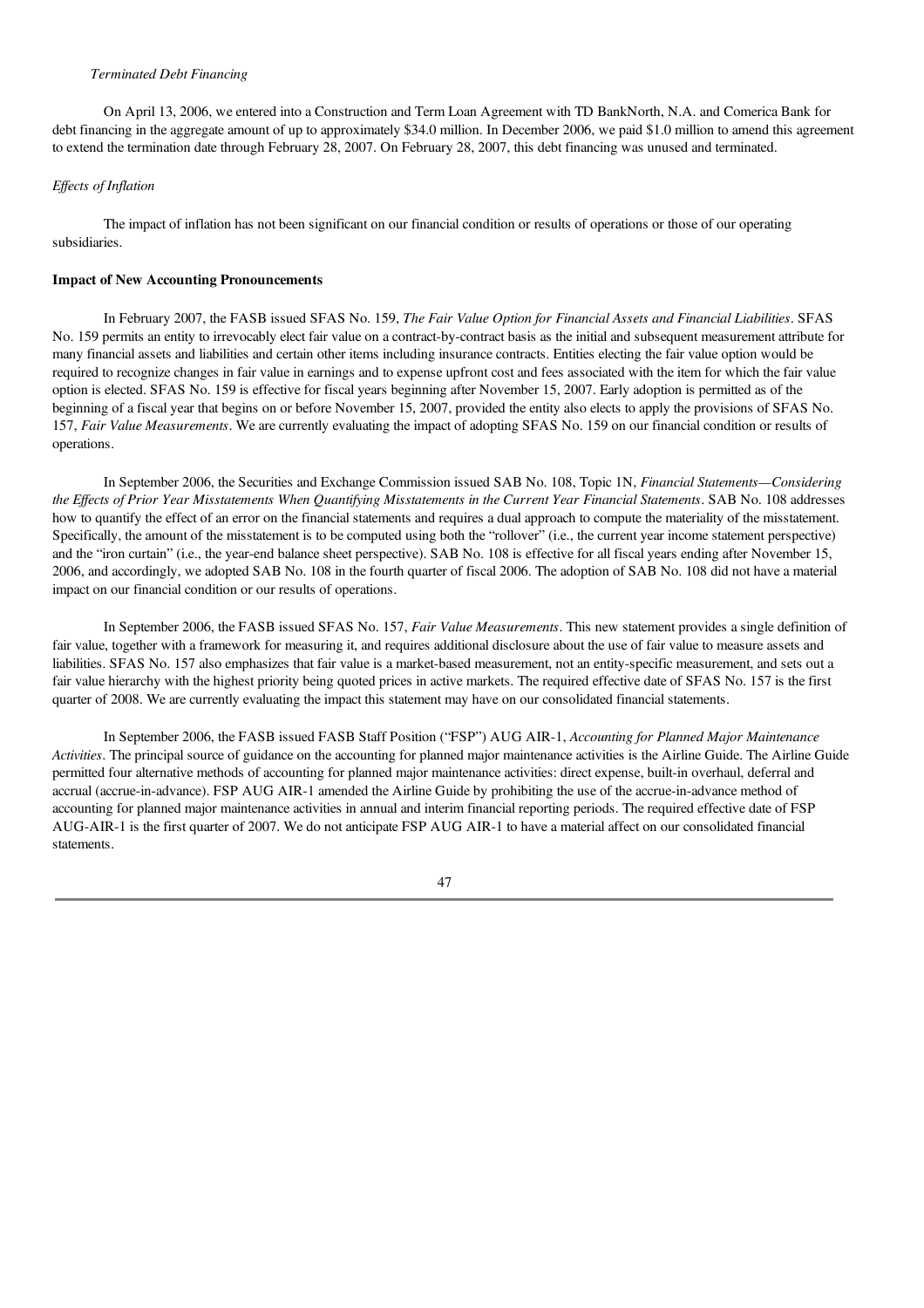*Terminated Debt Financing*

On April 13, 2006, we entered into a Construction and Term Loan Agreement with TD BankNorth, N.A. and Comerica Bank for debt financing in the aggregate amount of up to approximately $34.0 million. In December 2006, we paid $1.0 million to amend this agreement to extend the termination date through February 28, 2007. On February 28, 2007, this debt financing was unused and terminated.

*Effects of Inflation*

The impact of inflation has not been significant on our financial condition or results of operations or those of our operating subsidiaries.

**Impact of New Accounting Pronouncements**

In February 2007, the FASB issued SFAS No. 159, *The Fair Value Option for Financial Assets and Financial Liabilities*. SFAS No. 159 permits an entity to irrevocably elect fair value on a contract-by-contract basis as the initial and subsequent measurement attribute for many financial assets and liabilities and certain other items including insurance contracts. Entities electing the fair value option would be required to recognize changes in fair value in earnings and to expense upfront cost and fees associated with the item for which the fair value option is elected. SFAS No. 159 is effective for fiscal years beginning after November 15, 2007. Early adoption is permitted as of the beginning of a fiscal year that begins on or before November 15, 2007, provided the entity also elects to apply the provisions of SFAS No. 157, *Fair Value Measurements*. We are currently evaluating the impact of adopting SFAS No. 159 on our financial condition or results of operations.

In September 2006, the Securities and Exchange Commission issued SAB No. 108, Topic 1N, *Financial Statements—Considering the Effects of Prior Year Misstatements When Quantifying Misstatements in the Current Year Financial Statements*. SAB No. 108 addresses how to quantify the effect of an error on the financial statements and requires a dual approach to compute the materiality of the misstatement. Specifically, the amount of the misstatement is to be computed using both the "rollover" (i.e., the current year income statement perspective) and the "iron curtain" (i.e., the year-end balance sheet perspective). SAB No. 108 is effective for all fiscal years ending after November 15, 2006, and accordingly, we adopted SAB No. 108 in the fourth quarter of fiscal 2006. The adoption of SAB No. 108 did not have a material impact on our financial condition or our results of operations.

In September 2006, the FASB issued SFAS No. 157, *Fair Value Measurements*. This new statement provides a single definition of fair value, together with a framework for measuring it, and requires additional disclosure about the use of fair value to measure assets and liabilities. SFAS No. 157 also emphasizes that fair value is a market-based measurement, not an entity-specific measurement, and sets out a fair value hierarchy with the highest priority being quoted prices in active markets. The required effective date of SFAS No. 157 is the first quarter of 2008. We are currently evaluating the impact this statement may have on our consolidated financial statements.

In September 2006, the FASB issued FASB Staff Position ("FSP") AUG AIR-1, *Accounting for Planned Major Maintenance Activities*. The principal source of guidance on the accounting for planned major maintenance activities is the Airline Guide. The Airline Guide permitted four alternative methods of accounting for planned major maintenance activities: direct expense, built-in overhaul, deferral and accrual (accrue-in-advance). FSP AUG AIR-1 amended the Airline Guide by prohibiting the use of the accrue-in-advance method of accounting for planned major maintenance activities in annual and interim financial reporting periods. The required effective date of FSP AUG-AIR-1 is the first quarter of 2007. We do not anticipate FSP AUG AIR-1 to have a material affect on our consolidated financial statements.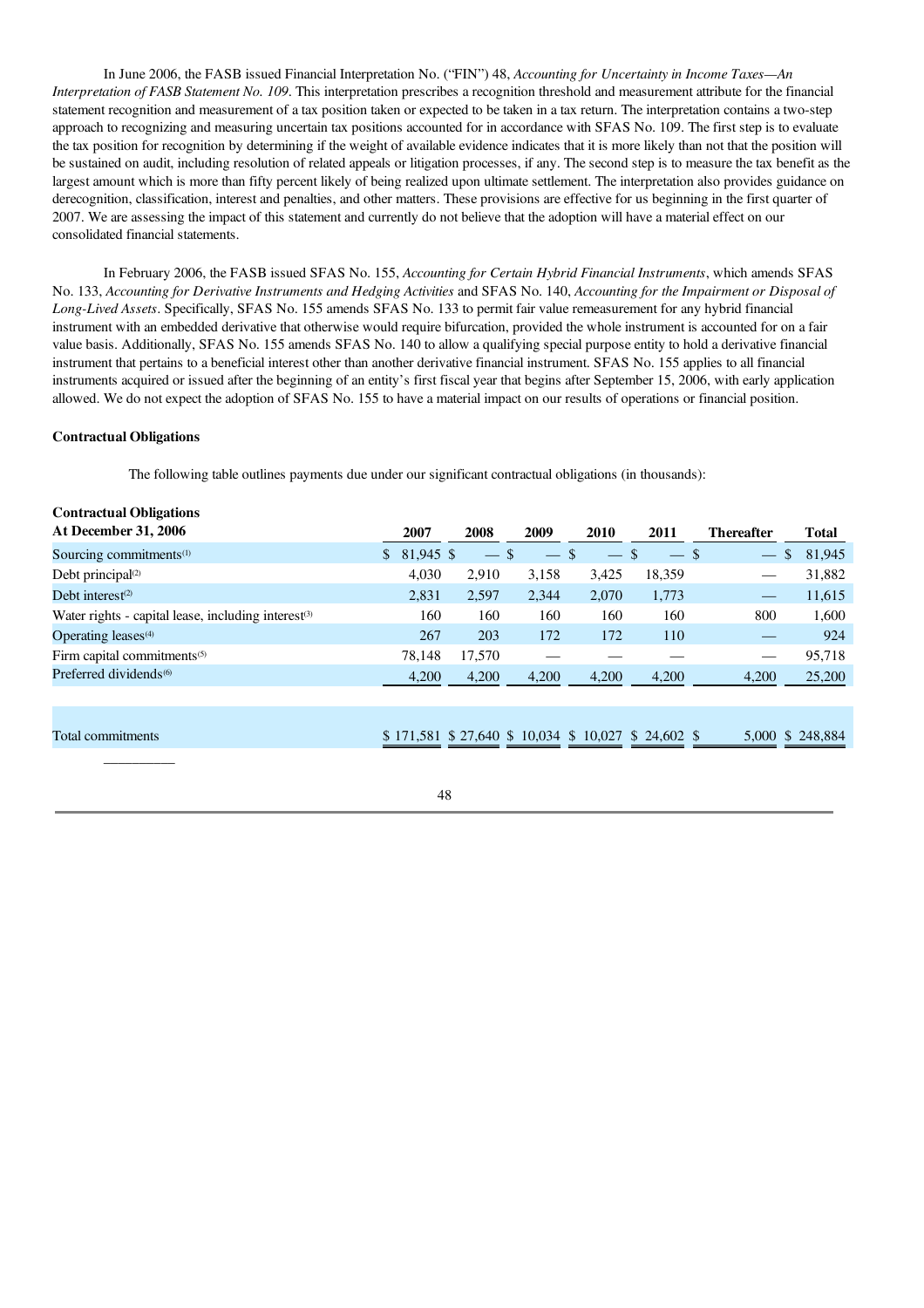In June 2006, the FASB issued Financial Interpretation No. ("FIN") 48, *Accounting for Uncertainty in Income Taxes—An Interpretation of FASB Statement No. 109*. This interpretation prescribes a recognition threshold and measurement attribute for the financial statement recognition and measurement of a tax position taken or expected to be taken in a tax return. The interpretation contains a two-step approach to recognizing and measuring uncertain tax positions accounted for in accordance with SFAS No. 109. The first step is to evaluate the tax position for recognition by determining if the weight of available evidence indicates that it is more likely than not that the position will be sustained on audit, including resolution of related appeals or litigation processes, if any. The second step is to measure the tax benefit as the largest amount which is more than fifty percent likely of being realized upon ultimate settlement. The interpretation also provides guidance on derecognition, classification, interest and penalties, and other matters. These provisions are effective for us beginning in the first quarter of 2007. We are assessing the impact of this statement and currently do not believe that the adoption will have a material effect on our consolidated financial statements.

In February 2006, the FASB issued SFAS No. 155, *Accounting for Certain Hybrid Financial Instruments*, which amends SFAS No. 133, *Accounting for Derivative Instruments and Hedging Activities* and SFAS No. 140, *Accounting for the Impairment or Disposal of Long-Lived Assets*. Specifically, SFAS No. 155 amends SFAS No. 133 to permit fair value remeasurement for any hybrid financial instrument with an embedded derivative that otherwise would require bifurcation, provided the whole instrument is accounted for on a fair value basis. Additionally, SFAS No. 155 amends SFAS No. 140 to allow a qualifying special purpose entity to hold a derivative financial instrument that pertains to a beneficial interest other than another derivative financial instrument. SFAS No. 155 applies to all financial instruments acquired or issued after the beginning of an entity's first fiscal year that begins after September 15, 2006, with early application allowed. We do not expect the adoption of SFAS No. 155 to have a material impact on our results of operations or financial position.

**Contractual Obligations**

The following table outlines payments due under our significant contractual obligations (in thousands):

| **Contractual Obligations At December 31, 2006** | **2007** | **2008** | **2009** | **2010** | **2011** | **Thereafter** | **Total** |
|---|---|---|---|---|---|---|---|
| Sourcing commitments[1] | $ 81,945 | $ — | $ — | $ — | $ — | $ — | $ 81,945 |
| Debt principal[2] | 4,030 | 2,910 | 3,158 | 3,425 | 18,359 | — | 31,882 |
| Debt interest[2] | 2,831 | 2,597 | 2,344 | 2,070 | 1,773 | — | 11,615 |
| Water rights - capital lease, including interest[3] | 160 | 160 | 160 | 160 | 160 | 800 | 1,600 |
| Operating leases[4] | 267 | 203 | 172 | 172 | 110 | — | 924 |
| Firm capital commitments[5] | 78,148 | 17,570 | — | — | — | — | 95,718 |
| Preferred dividends[6] | 4,200 | 4,200 | 4,200 | 4,200 | 4,200 | 4,200 | 25,200 |
| Total commitments | $ 171,581 | $ 27,640 | $ 10,034 | $ 10,027 | $ 24,602 | $ 5,000 | $ 248,884 |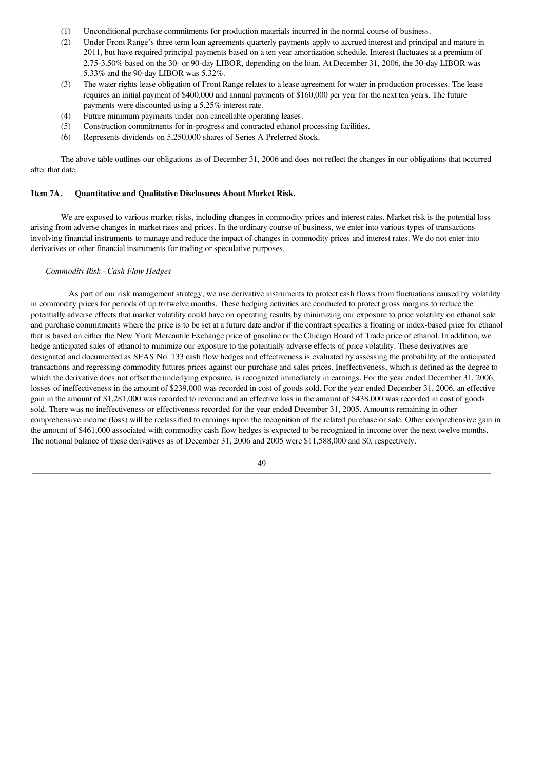(1) Unconditional purchase commitments for production materials incurred in the normal course of business.

(2) Under Front Range's three term loan agreements quarterly payments apply to accrued interest and principal and mature in 2011, but have required principal payments based on a ten year amortization schedule. Interest fluctuates at a premium of 2.75-3.50% based on the 30- or 90-day LIBOR, depending on the loan. At December 31, 2006, the 30-day LIBOR was 5.33% and the 90-day LIBOR was 5.32%.

(3) The water rights lease obligation of Front Range relates to a lease agreement for water in production processes. The lease requires an initial payment of $400,000 and annual payments of $160,000 per year for the next ten years. The future payments were discounted using a 5.25% interest rate.

(4) Future minimum payments under non cancellable operating leases.

(5) Construction commitments for in-progress and contracted ethanol processing facilities.

(6) Represents dividends on 5,250,000 shares of Series A Preferred Stock.

The above table outlines our obligations as of December 31, 2006 and does not reflect the changes in our obligations that occurred after that date.

### Item 7A. Quantitative and Qualitative Disclosures About Market Risk.

We are exposed to various market risks, including changes in commodity prices and interest rates. Market risk is the potential loss arising from adverse changes in market rates and prices. In the ordinary course of business, we enter into various types of transactions involving financial instruments to manage and reduce the impact of changes in commodity prices and interest rates. We do not enter into derivatives or other financial instruments for trading or speculative purposes.

*Commodity Risk - Cash Flow Hedges*

As part of our risk management strategy, we use derivative instruments to protect cash flows from fluctuations caused by volatility in commodity prices for periods of up to twelve months. These hedging activities are conducted to protect gross margins to reduce the potentially adverse effects that market volatility could have on operating results by minimizing our exposure to price volatility on ethanol sale and purchase commitments where the price is to be set at a future date and/or if the contract specifies a floating or index-based price for ethanol that is based on either the New York Mercantile Exchange price of gasoline or the Chicago Board of Trade price of ethanol. In addition, we hedge anticipated sales of ethanol to minimize our exposure to the potentially adverse effects of price volatility. These derivatives are designated and documented as SFAS No. 133 cash flow hedges and effectiveness is evaluated by assessing the probability of the anticipated transactions and regressing commodity futures prices against our purchase and sales prices. Ineffectiveness, which is defined as the degree to which the derivative does not offset the underlying exposure, is recognized immediately in earnings. For the year ended December 31, 2006, losses of ineffectiveness in the amount of $239,000 was recorded in cost of goods sold. For the year ended December 31, 2006, an effective gain in the amount of $1,281,000 was recorded to revenue and an effective loss in the amount of $438,000 was recorded in cost of goods sold. There was no ineffectiveness or effectiveness recorded for the year ended December 31, 2005. Amounts remaining in other comprehensive income (loss) will be reclassified to earnings upon the recognition of the related purchase or sale. Other comprehensive gain in the amount of $461,000 associated with commodity cash flow hedges is expected to be recognized in income over the next twelve months. The notional balance of these derivatives as of December 31, 2006 and 2005 were $11,588,000 and $0, respectively.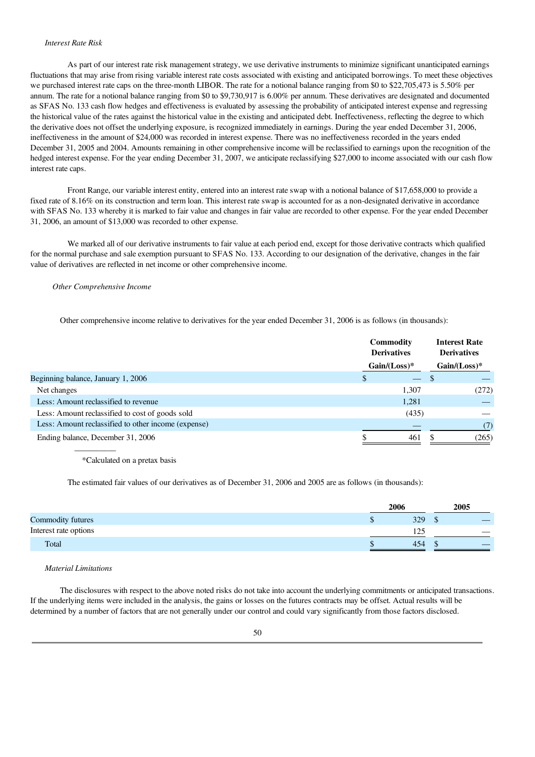*Interest Rate Risk*

As part of our interest rate risk management strategy, we use derivative instruments to minimize significant unanticipated earnings fluctuations that may arise from rising variable interest rate costs associated with existing and anticipated borrowings. To meet these objectives we purchased interest rate caps on the three-month LIBOR. The rate for a notional balance ranging from $0 to $22,705,473 is 5.50% per annum. The rate for a notional balance ranging from $0 to $9,730,917 is 6.00% per annum. These derivatives are designated and documented as SFAS No. 133 cash flow hedges and effectiveness is evaluated by assessing the probability of anticipated interest expense and regressing the historical value of the rates against the historical value in the existing and anticipated debt. Ineffectiveness, reflecting the degree to which the derivative does not offset the underlying exposure, is recognized immediately in earnings. During the year ended December 31, 2006, ineffectiveness in the amount of $24,000 was recorded in interest expense. There was no ineffectiveness recorded in the years ended December 31, 2005 and 2004. Amounts remaining in other comprehensive income will be reclassified to earnings upon the recognition of the hedged interest expense. For the year ending December 31, 2007, we anticipate reclassifying $27,000 to income associated with our cash flow interest rate caps.

Front Range, our variable interest entity, entered into an interest rate swap with a notional balance of $17,658,000 to provide a fixed rate of 8.16% on its construction and term loan. This interest rate swap is accounted for as a non-designated derivative in accordance with SFAS No. 133 whereby it is marked to fair value and changes in fair value are recorded to other expense. For the year ended December 31, 2006, an amount of $13,000 was recorded to other expense.

We marked all of our derivative instruments to fair value at each period end, except for those derivative contracts which qualified for the normal purchase and sale exemption pursuant to SFAS No. 133. According to our designation of the derivative, changes in the fair value of derivatives are reflected in net income or other comprehensive income.

*Other Comprehensive Income*

Other comprehensive income relative to derivatives for the year ended December 31, 2006 is as follows (in thousands):

| | Commodity Derivatives Gain/(Loss)* | Interest Rate Derivatives Gain/(Loss)* |
|---|---|---|
| Beginning balance, January 1, 2006 | $ — | $ — |
| Net changes | 1,307 | (272) |
| Less: Amount reclassified to revenue | 1,281 | — |
| Less: Amount reclassified to cost of goods sold | (435) | — |
| Less: Amount reclassified to other income (expense) | — | (7) |
| Ending balance, December 31, 2006 | $ 461 | $ (265) |

*Calculated on a pretax basis

The estimated fair values of our derivatives as of December 31, 2006 and 2005 are as follows (in thousands):

| | 2006 | 2005 |
|---|---|---|
| Commodity futures | $ 329 | $ — |
| Interest rate options | 125 | — |
| Total | $ 454 | $ — |

*Material Limitations*

The disclosures with respect to the above noted risks do not take into account the underlying commitments or anticipated transactions. If the underlying items were included in the analysis, the gains or losses on the futures contracts may be offset. Actual results will be determined by a number of factors that are not generally under our control and could vary significantly from those factors disclosed.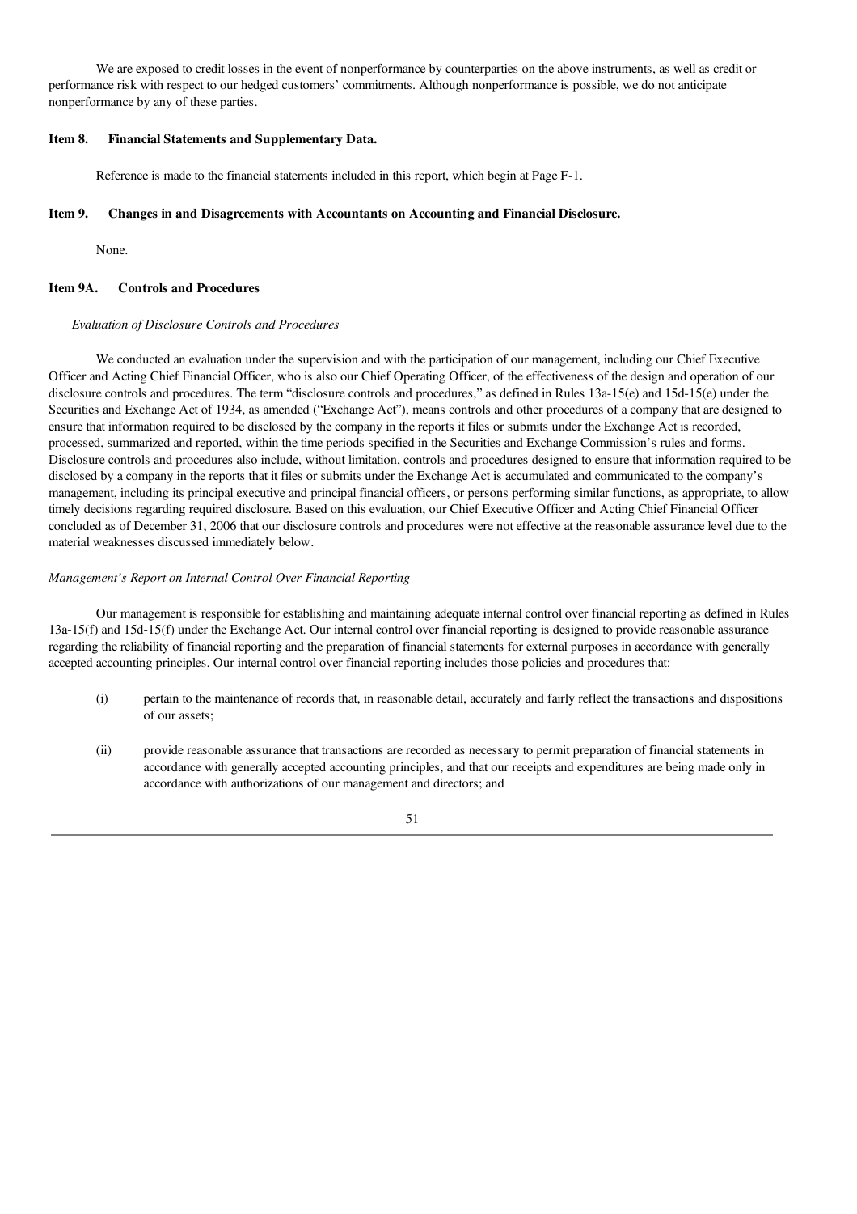We are exposed to credit losses in the event of nonperformance by counterparties on the above instruments, as well as credit or performance risk with respect to our hedged customers' commitments. Although nonperformance is possible, we do not anticipate nonperformance by any of these parties.

## Item 8. Financial Statements and Supplementary Data.

Reference is made to the financial statements included in this report, which begin at Page F-1.

## Item 9. Changes in and Disagreements with Accountants on Accounting and Financial Disclosure.

None.

## Item 9A. Controls and Procedures

*Evaluation of Disclosure Controls and Procedures*

We conducted an evaluation under the supervision and with the participation of our management, including our Chief Executive Officer and Acting Chief Financial Officer, who is also our Chief Operating Officer, of the effectiveness of the design and operation of our disclosure controls and procedures. The term "disclosure controls and procedures," as defined in Rules 13a-15(e) and 15d-15(e) under the Securities and Exchange Act of 1934, as amended ("Exchange Act"), means controls and other procedures of a company that are designed to ensure that information required to be disclosed by the company in the reports it files or submits under the Exchange Act is recorded, processed, summarized and reported, within the time periods specified in the Securities and Exchange Commission's rules and forms. Disclosure controls and procedures also include, without limitation, controls and procedures designed to ensure that information required to be disclosed by a company in the reports that it files or submits under the Exchange Act is accumulated and communicated to the company's management, including its principal executive and principal financial officers, or persons performing similar functions, as appropriate, to allow timely decisions regarding required disclosure. Based on this evaluation, our Chief Executive Officer and Acting Chief Financial Officer concluded as of December 31, 2006 that our disclosure controls and procedures were not effective at the reasonable assurance level due to the material weaknesses discussed immediately below.

*Management's Report on Internal Control Over Financial Reporting*

Our management is responsible for establishing and maintaining adequate internal control over financial reporting as defined in Rules 13a-15(f) and 15d-15(f) under the Exchange Act. Our internal control over financial reporting is designed to provide reasonable assurance regarding the reliability of financial reporting and the preparation of financial statements for external purposes in accordance with generally accepted accounting principles. Our internal control over financial reporting includes those policies and procedures that:

(i) pertain to the maintenance of records that, in reasonable detail, accurately and fairly reflect the transactions and dispositions of our assets;

(ii) provide reasonable assurance that transactions are recorded as necessary to permit preparation of financial statements in accordance with generally accepted accounting principles, and that our receipts and expenditures are being made only in accordance with authorizations of our management and directors; and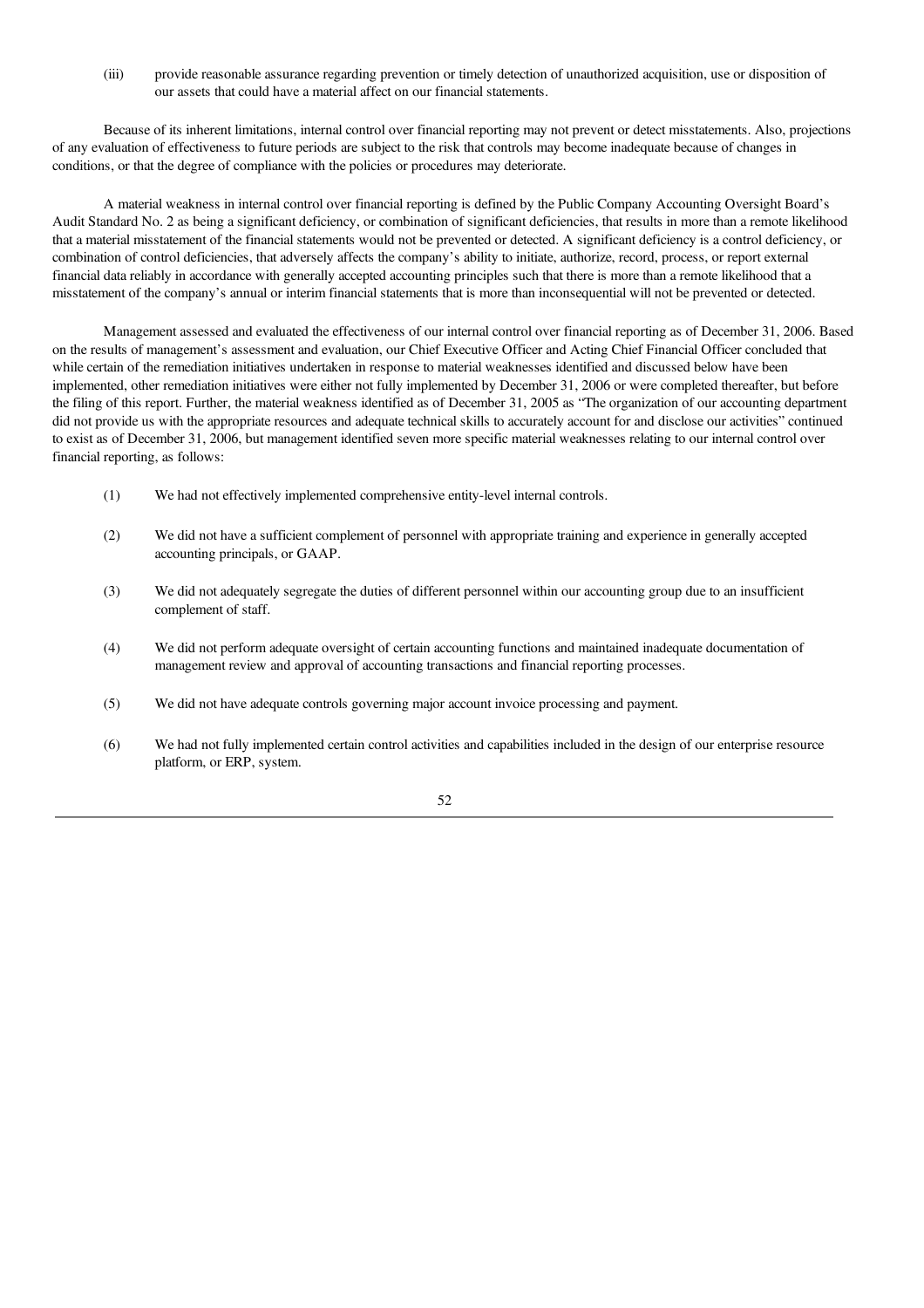(iii) provide reasonable assurance regarding prevention or timely detection of unauthorized acquisition, use or disposition of our assets that could have a material affect on our financial statements.

Because of its inherent limitations, internal control over financial reporting may not prevent or detect misstatements. Also, projections of any evaluation of effectiveness to future periods are subject to the risk that controls may become inadequate because of changes in conditions, or that the degree of compliance with the policies or procedures may deteriorate.

A material weakness in internal control over financial reporting is defined by the Public Company Accounting Oversight Board's Audit Standard No. 2 as being a significant deficiency, or combination of significant deficiencies, that results in more than a remote likelihood that a material misstatement of the financial statements would not be prevented or detected. A significant deficiency is a control deficiency, or combination of control deficiencies, that adversely affects the company's ability to initiate, authorize, record, process, or report external financial data reliably in accordance with generally accepted accounting principles such that there is more than a remote likelihood that a misstatement of the company's annual or interim financial statements that is more than inconsequential will not be prevented or detected.

Management assessed and evaluated the effectiveness of our internal control over financial reporting as of December 31, 2006. Based on the results of management's assessment and evaluation, our Chief Executive Officer and Acting Chief Financial Officer concluded that while certain of the remediation initiatives undertaken in response to material weaknesses identified and discussed below have been implemented, other remediation initiatives were either not fully implemented by December 31, 2006 or were completed thereafter, but before the filing of this report. Further, the material weakness identified as of December 31, 2005 as "The organization of our accounting department did not provide us with the appropriate resources and adequate technical skills to accurately account for and disclose our activities" continued to exist as of December 31, 2006, but management identified seven more specific material weaknesses relating to our internal control over financial reporting, as follows:

(1) We had not effectively implemented comprehensive entity-level internal controls.

(2) We did not have a sufficient complement of personnel with appropriate training and experience in generally accepted accounting principals, or GAAP.

(3) We did not adequately segregate the duties of different personnel within our accounting group due to an insufficient complement of staff.

(4) We did not perform adequate oversight of certain accounting functions and maintained inadequate documentation of management review and approval of accounting transactions and financial reporting processes.

(5) We did not have adequate controls governing major account invoice processing and payment.

(6) We had not fully implemented certain control activities and capabilities included in the design of our enterprise resource platform, or ERP, system.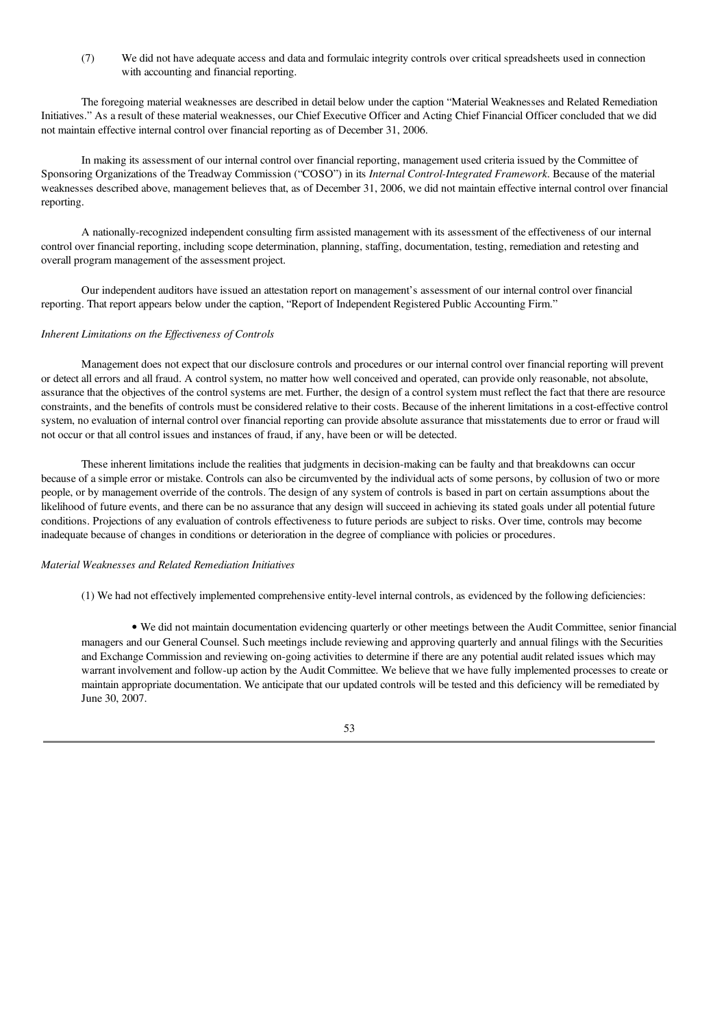(7) We did not have adequate access and data and formulaic integrity controls over critical spreadsheets used in connection with accounting and financial reporting.

The foregoing material weaknesses are described in detail below under the caption "Material Weaknesses and Related Remediation Initiatives." As a result of these material weaknesses, our Chief Executive Officer and Acting Chief Financial Officer concluded that we did not maintain effective internal control over financial reporting as of December 31, 2006.

In making its assessment of our internal control over financial reporting, management used criteria issued by the Committee of Sponsoring Organizations of the Treadway Commission ("COSO") in its *Internal Control-Integrated Framework*. Because of the material weaknesses described above, management believes that, as of December 31, 2006, we did not maintain effective internal control over financial reporting.

A nationally-recognized independent consulting firm assisted management with its assessment of the effectiveness of our internal control over financial reporting, including scope determination, planning, staffing, documentation, testing, remediation and retesting and overall program management of the assessment project.

Our independent auditors have issued an attestation report on management's assessment of our internal control over financial reporting. That report appears below under the caption, "Report of Independent Registered Public Accounting Firm."

*Inherent Limitations on the Effectiveness of Controls*

Management does not expect that our disclosure controls and procedures or our internal control over financial reporting will prevent or detect all errors and all fraud. A control system, no matter how well conceived and operated, can provide only reasonable, not absolute, assurance that the objectives of the control systems are met. Further, the design of a control system must reflect the fact that there are resource constraints, and the benefits of controls must be considered relative to their costs. Because of the inherent limitations in a cost-effective control system, no evaluation of internal control over financial reporting can provide absolute assurance that misstatements due to error or fraud will not occur or that all control issues and instances of fraud, if any, have been or will be detected.

These inherent limitations include the realities that judgments in decision-making can be faulty and that breakdowns can occur because of a simple error or mistake. Controls can also be circumvented by the individual acts of some persons, by collusion of two or more people, or by management override of the controls. The design of any system of controls is based in part on certain assumptions about the likelihood of future events, and there can be no assurance that any design will succeed in achieving its stated goals under all potential future conditions. Projections of any evaluation of controls effectiveness to future periods are subject to risks. Over time, controls may become inadequate because of changes in conditions or deterioration in the degree of compliance with policies or procedures.

*Material Weaknesses and Related Remediation Initiatives*

(1) We had not effectively implemented comprehensive entity-level internal controls, as evidenced by the following deficiencies:

- We did not maintain documentation evidencing quarterly or other meetings between the Audit Committee, senior financial managers and our General Counsel. Such meetings include reviewing and approving quarterly and annual filings with the Securities and Exchange Commission and reviewing on-going activities to determine if there are any potential audit related issues which may warrant involvement and follow-up action by the Audit Committee. We believe that we have fully implemented processes to create or maintain appropriate documentation. We anticipate that our updated controls will be tested and this deficiency will be remediated by June 30, 2007.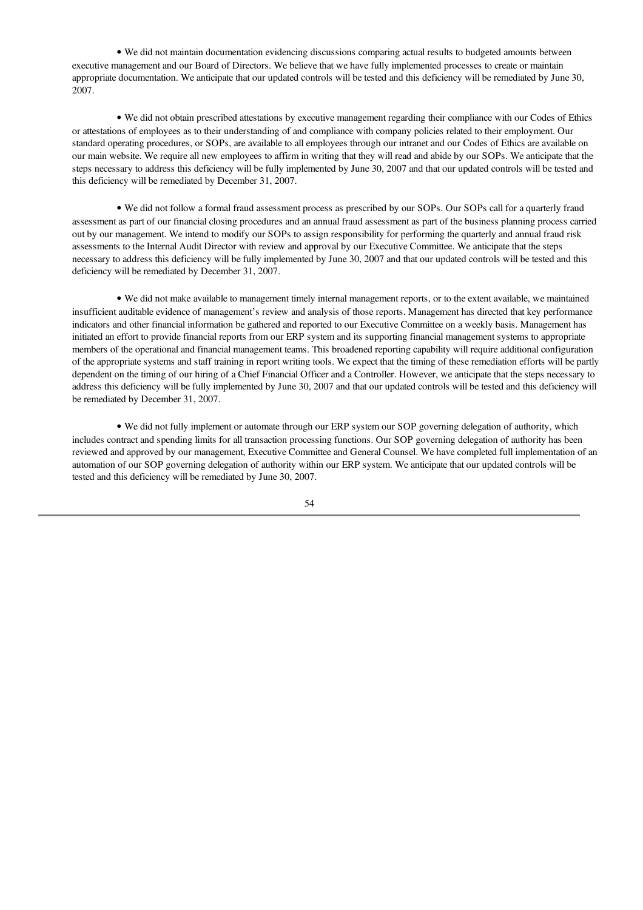- We did not maintain documentation evidencing discussions comparing actual results to budgeted amounts between executive management and our Board of Directors. We believe that we have fully implemented processes to create or maintain appropriate documentation. We anticipate that our updated controls will be tested and this deficiency will be remediated by June 30, 2007.

- We did not obtain prescribed attestations by executive management regarding their compliance with our Codes of Ethics or attestations of employees as to their understanding of and compliance with company policies related to their employment. Our standard operating procedures, or SOPs, are available to all employees through our intranet and our Codes of Ethics are available on our main website. We require all new employees to affirm in writing that they will read and abide by our SOPs. We anticipate that the steps necessary to address this deficiency will be fully implemented by June 30, 2007 and that our updated controls will be tested and this deficiency will be remediated by December 31, 2007.

- We did not follow a formal fraud assessment process as prescribed by our SOPs. Our SOPs call for a quarterly fraud assessment as part of our financial closing procedures and an annual fraud assessment as part of the business planning process carried out by our management. We intend to modify our SOPs to assign responsibility for performing the quarterly and annual fraud risk assessments to the Internal Audit Director with review and approval by our Executive Committee. We anticipate that the steps necessary to address this deficiency will be fully implemented by June 30, 2007 and that our updated controls will be tested and this deficiency will be remediated by December 31, 2007.

- We did not make available to management timely internal management reports, or to the extent available, we maintained insufficient auditable evidence of management's review and analysis of those reports. Management has directed that key performance indicators and other financial information be gathered and reported to our Executive Committee on a weekly basis. Management has initiated an effort to provide financial reports from our ERP system and its supporting financial management systems to appropriate members of the operational and financial management teams. This broadened reporting capability will require additional configuration of the appropriate systems and staff training in report writing tools. We expect that the timing of these remediation efforts will be partly dependent on the timing of our hiring of a Chief Financial Officer and a Controller. However, we anticipate that the steps necessary to address this deficiency will be fully implemented by June 30, 2007 and that our updated controls will be tested and this deficiency will be remediated by December 31, 2007.

- We did not fully implement or automate through our ERP system our SOP governing delegation of authority, which includes contract and spending limits for all transaction processing functions. Our SOP governing delegation of authority has been reviewed and approved by our management, Executive Committee and General Counsel. We have completed full implementation of an automation of our SOP governing delegation of authority within our ERP system. We anticipate that our updated controls will be tested and this deficiency will be remediated by June 30, 2007.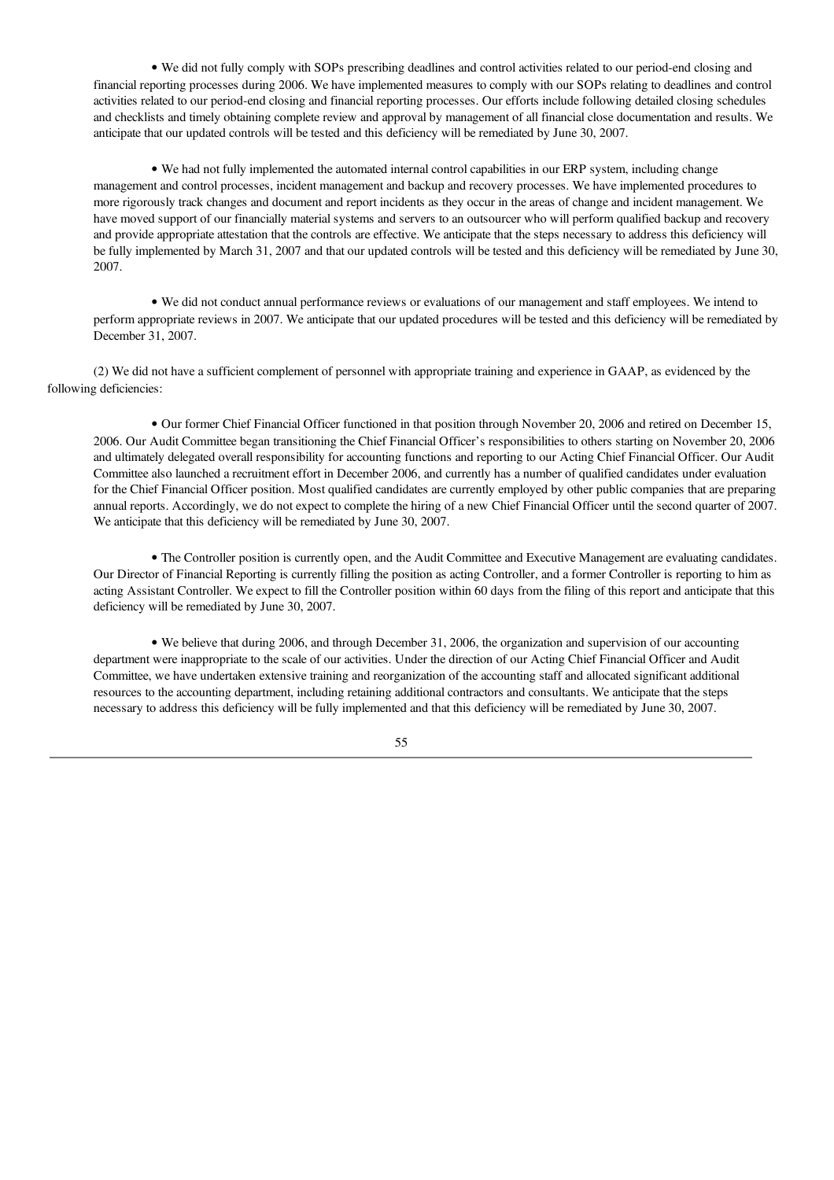- We did not fully comply with SOPs prescribing deadlines and control activities related to our period-end closing and financial reporting processes during 2006. We have implemented measures to comply with our SOPs relating to deadlines and control activities related to our period-end closing and financial reporting processes. Our efforts include following detailed closing schedules and checklists and timely obtaining complete review and approval by management of all financial close documentation and results. We anticipate that our updated controls will be tested and this deficiency will be remediated by June 30, 2007.

- We had not fully implemented the automated internal control capabilities in our ERP system, including change management and control processes, incident management and backup and recovery processes. We have implemented procedures to more rigorously track changes and document and report incidents as they occur in the areas of change and incident management. We have moved support of our financially material systems and servers to an outsourcer who will perform qualified backup and recovery and provide appropriate attestation that the controls are effective. We anticipate that the steps necessary to address this deficiency will be fully implemented by March 31, 2007 and that our updated controls will be tested and this deficiency will be remediated by June 30, 2007.

- We did not conduct annual performance reviews or evaluations of our management and staff employees. We intend to perform appropriate reviews in 2007. We anticipate that our updated procedures will be tested and this deficiency will be remediated by December 31, 2007.

(2) We did not have a sufficient complement of personnel with appropriate training and experience in GAAP, as evidenced by the following deficiencies:

- Our former Chief Financial Officer functioned in that position through November 20, 2006 and retired on December 15, 2006. Our Audit Committee began transitioning the Chief Financial Officer's responsibilities to others starting on November 20, 2006 and ultimately delegated overall responsibility for accounting functions and reporting to our Acting Chief Financial Officer. Our Audit Committee also launched a recruitment effort in December 2006, and currently has a number of qualified candidates under evaluation for the Chief Financial Officer position. Most qualified candidates are currently employed by other public companies that are preparing annual reports. Accordingly, we do not expect to complete the hiring of a new Chief Financial Officer until the second quarter of 2007. We anticipate that this deficiency will be remediated by June 30, 2007.

- The Controller position is currently open, and the Audit Committee and Executive Management are evaluating candidates. Our Director of Financial Reporting is currently filling the position as acting Controller, and a former Controller is reporting to him as acting Assistant Controller. We expect to fill the Controller position within 60 days from the filing of this report and anticipate that this deficiency will be remediated by June 30, 2007.

- We believe that during 2006, and through December 31, 2006, the organization and supervision of our accounting department were inappropriate to the scale of our activities. Under the direction of our Acting Chief Financial Officer and Audit Committee, we have undertaken extensive training and reorganization of the accounting staff and allocated significant additional resources to the accounting department, including retaining additional contractors and consultants. We anticipate that the steps necessary to address this deficiency will be fully implemented and that this deficiency will be remediated by June 30, 2007.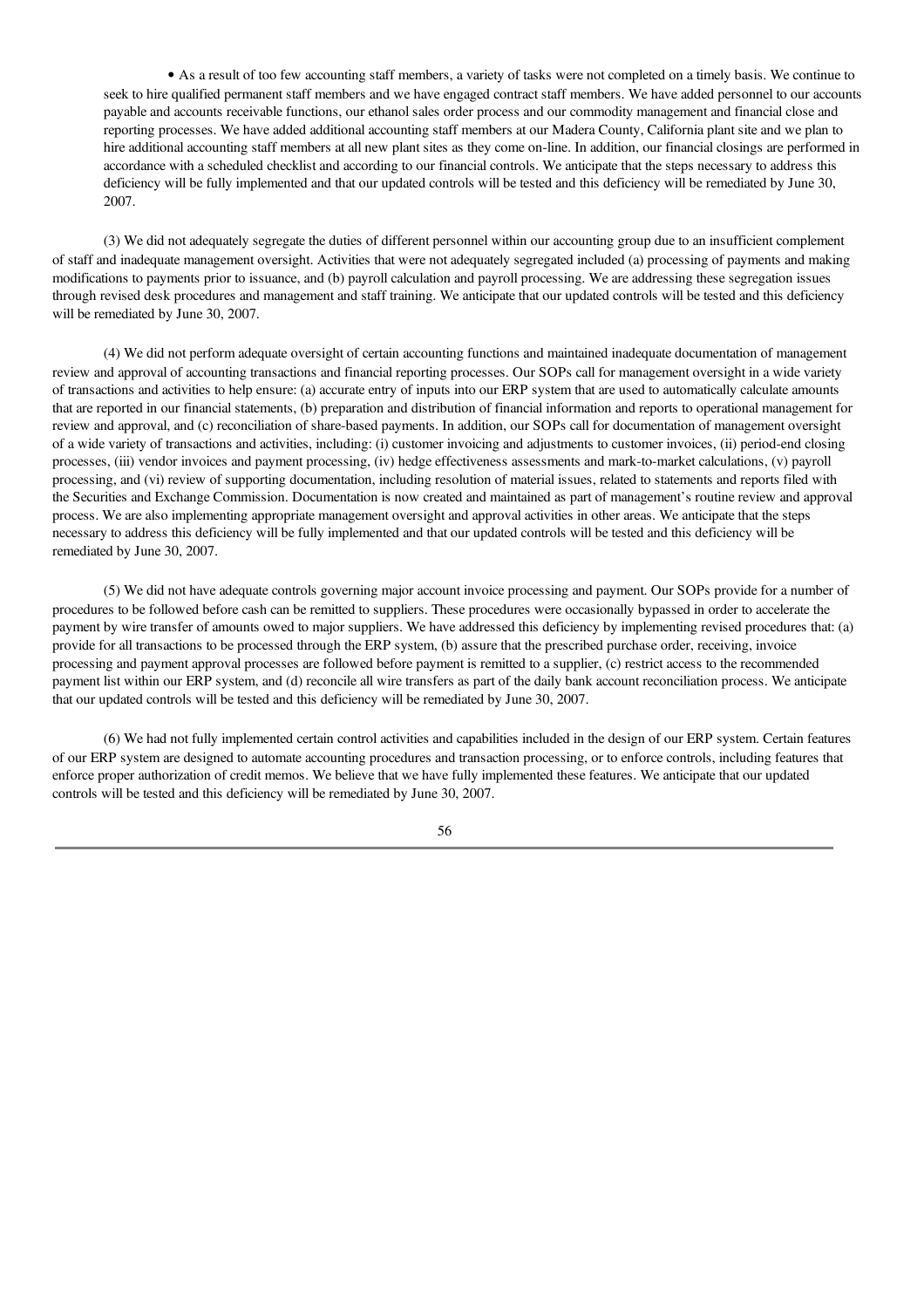- As a result of too few accounting staff members, a variety of tasks were not completed on a timely basis. We continue to seek to hire qualified permanent staff members and we have engaged contract staff members. We have added personnel to our accounts payable and accounts receivable functions, our ethanol sales order process and our commodity management and financial close and reporting processes. We have added additional accounting staff members at our Madera County, California plant site and we plan to hire additional accounting staff members at all new plant sites as they come on-line. In addition, our financial closings are performed in accordance with a scheduled checklist and according to our financial controls. We anticipate that the steps necessary to address this deficiency will be fully implemented and that our updated controls will be tested and this deficiency will be remediated by June 30, 2007.

(3) We did not adequately segregate the duties of different personnel within our accounting group due to an insufficient complement of staff and inadequate management oversight. Activities that were not adequately segregated included (a) processing of payments and making modifications to payments prior to issuance, and (b) payroll calculation and payroll processing. We are addressing these segregation issues through revised desk procedures and management and staff training. We anticipate that our updated controls will be tested and this deficiency will be remediated by June 30, 2007.

(4) We did not perform adequate oversight of certain accounting functions and maintained inadequate documentation of management review and approval of accounting transactions and financial reporting processes. Our SOPs call for management oversight in a wide variety of transactions and activities to help ensure: (a) accurate entry of inputs into our ERP system that are used to automatically calculate amounts that are reported in our financial statements, (b) preparation and distribution of financial information and reports to operational management for review and approval, and (c) reconciliation of share-based payments. In addition, our SOPs call for documentation of management oversight of a wide variety of transactions and activities, including: (i) customer invoicing and adjustments to customer invoices, (ii) period-end closing processes, (iii) vendor invoices and payment processing, (iv) hedge effectiveness assessments and mark-to-market calculations, (v) payroll processing, and (vi) review of supporting documentation, including resolution of material issues, related to statements and reports filed with the Securities and Exchange Commission. Documentation is now created and maintained as part of management's routine review and approval process. We are also implementing appropriate management oversight and approval activities in other areas. We anticipate that the steps necessary to address this deficiency will be fully implemented and that our updated controls will be tested and this deficiency will be remediated by June 30, 2007.

(5) We did not have adequate controls governing major account invoice processing and payment. Our SOPs provide for a number of procedures to be followed before cash can be remitted to suppliers. These procedures were occasionally bypassed in order to accelerate the payment by wire transfer of amounts owed to major suppliers. We have addressed this deficiency by implementing revised procedures that: (a) provide for all transactions to be processed through the ERP system, (b) assure that the prescribed purchase order, receiving, invoice processing and payment approval processes are followed before payment is remitted to a supplier, (c) restrict access to the recommended payment list within our ERP system, and (d) reconcile all wire transfers as part of the daily bank account reconciliation process. We anticipate that our updated controls will be tested and this deficiency will be remediated by June 30, 2007.

(6) We had not fully implemented certain control activities and capabilities included in the design of our ERP system. Certain features of our ERP system are designed to automate accounting procedures and transaction processing, or to enforce controls, including features that enforce proper authorization of credit memos. We believe that we have fully implemented these features. We anticipate that our updated controls will be tested and this deficiency will be remediated by June 30, 2007.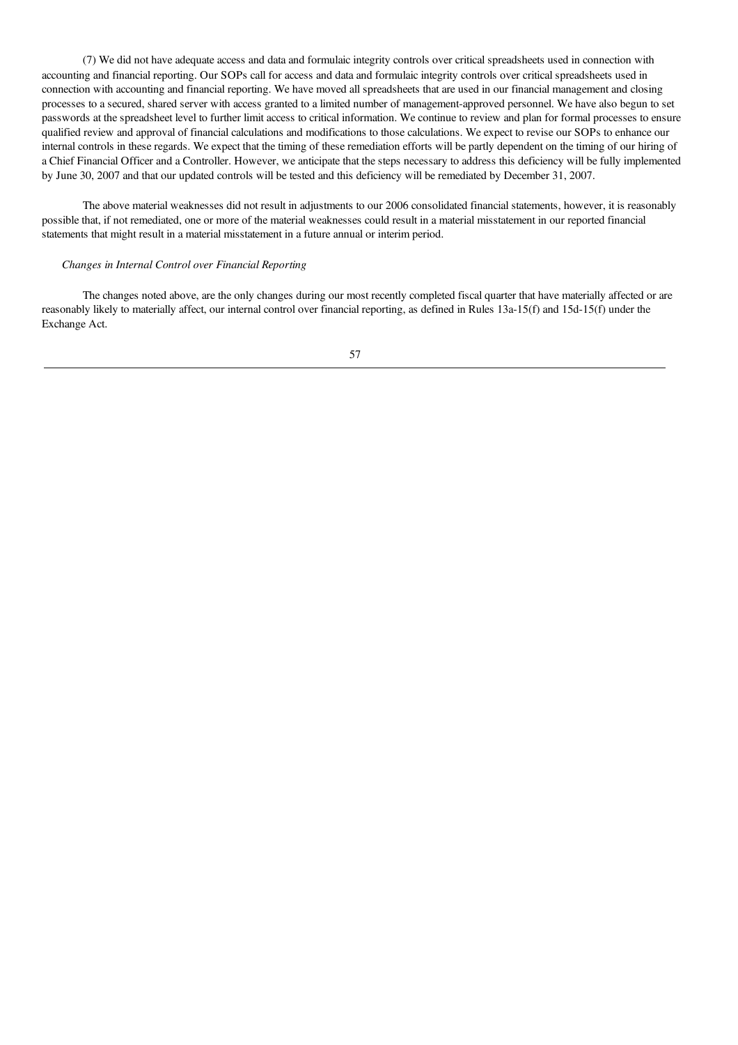(7) We did not have adequate access and data and formulaic integrity controls over critical spreadsheets used in connection with accounting and financial reporting. Our SOPs call for access and data and formulaic integrity controls over critical spreadsheets used in connection with accounting and financial reporting. We have moved all spreadsheets that are used in our financial management and closing processes to a secured, shared server with access granted to a limited number of management-approved personnel. We have also begun to set passwords at the spreadsheet level to further limit access to critical information. We continue to review and plan for formal processes to ensure qualified review and approval of financial calculations and modifications to those calculations. We expect to revise our SOPs to enhance our internal controls in these regards. We expect that the timing of these remediation efforts will be partly dependent on the timing of our hiring of a Chief Financial Officer and a Controller. However, we anticipate that the steps necessary to address this deficiency will be fully implemented by June 30, 2007 and that our updated controls will be tested and this deficiency will be remediated by December 31, 2007.

The above material weaknesses did not result in adjustments to our 2006 consolidated financial statements, however, it is reasonably possible that, if not remediated, one or more of the material weaknesses could result in a material misstatement in our reported financial statements that might result in a material misstatement in a future annual or interim period.

*Changes in Internal Control over Financial Reporting*

The changes noted above, are the only changes during our most recently completed fiscal quarter that have materially affected or are reasonably likely to materially affect, our internal control over financial reporting, as defined in Rules 13a-15(f) and 15d-15(f) under the Exchange Act.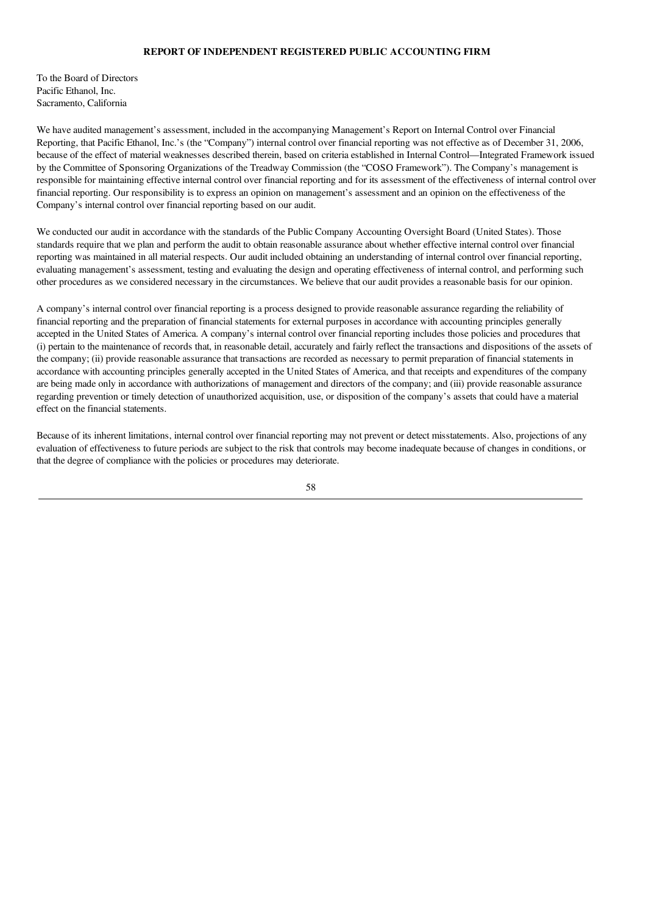## REPORT OF INDEPENDENT REGISTERED PUBLIC ACCOUNTING FIRM

To the Board of Directors
Pacific Ethanol, Inc.
Sacramento, California

We have audited management's assessment, included in the accompanying Management's Report on Internal Control over Financial Reporting, that Pacific Ethanol, Inc.'s (the "Company") internal control over financial reporting was not effective as of December 31, 2006, because of the effect of material weaknesses described therein, based on criteria established in Internal Control—Integrated Framework issued by the Committee of Sponsoring Organizations of the Treadway Commission (the "COSO Framework"). The Company's management is responsible for maintaining effective internal control over financial reporting and for its assessment of the effectiveness of internal control over financial reporting. Our responsibility is to express an opinion on management's assessment and an opinion on the effectiveness of the Company's internal control over financial reporting based on our audit.

We conducted our audit in accordance with the standards of the Public Company Accounting Oversight Board (United States). Those standards require that we plan and perform the audit to obtain reasonable assurance about whether effective internal control over financial reporting was maintained in all material respects. Our audit included obtaining an understanding of internal control over financial reporting, evaluating management's assessment, testing and evaluating the design and operating effectiveness of internal control, and performing such other procedures as we considered necessary in the circumstances. We believe that our audit provides a reasonable basis for our opinion.

A company's internal control over financial reporting is a process designed to provide reasonable assurance regarding the reliability of financial reporting and the preparation of financial statements for external purposes in accordance with accounting principles generally accepted in the United States of America. A company's internal control over financial reporting includes those policies and procedures that (i) pertain to the maintenance of records that, in reasonable detail, accurately and fairly reflect the transactions and dispositions of the assets of the company; (ii) provide reasonable assurance that transactions are recorded as necessary to permit preparation of financial statements in accordance with accounting principles generally accepted in the United States of America, and that receipts and expenditures of the company are being made only in accordance with authorizations of management and directors of the company; and (iii) provide reasonable assurance regarding prevention or timely detection of unauthorized acquisition, use, or disposition of the company's assets that could have a material effect on the financial statements.

Because of its inherent limitations, internal control over financial reporting may not prevent or detect misstatements. Also, projections of any evaluation of effectiveness to future periods are subject to the risk that controls may become inadequate because of changes in conditions, or that the degree of compliance with the policies or procedures may deteriorate.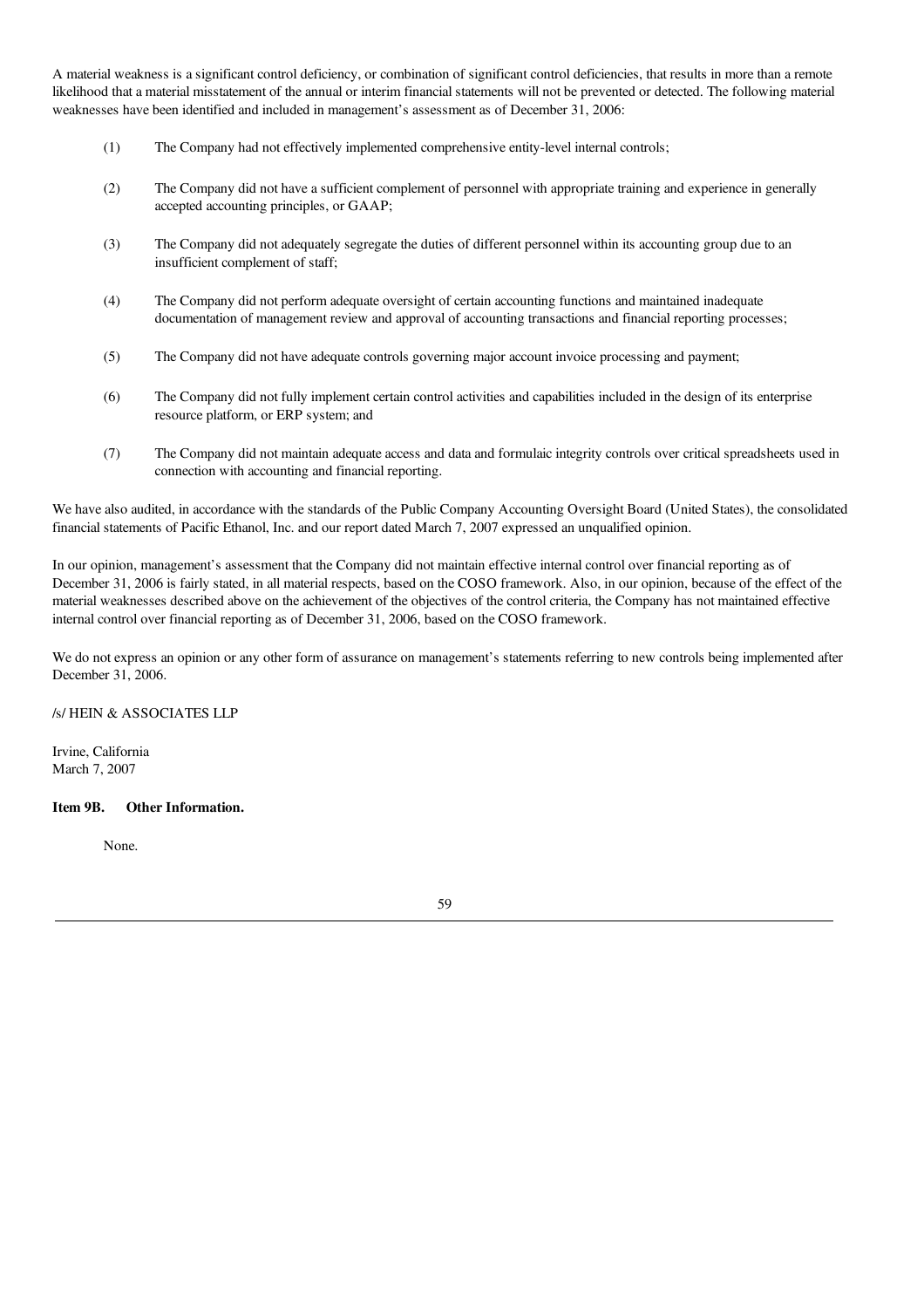A material weakness is a significant control deficiency, or combination of significant control deficiencies, that results in more than a remote likelihood that a material misstatement of the annual or interim financial statements will not be prevented or detected. The following material weaknesses have been identified and included in management's assessment as of December 31, 2006:

(1) The Company had not effectively implemented comprehensive entity-level internal controls;

(2) The Company did not have a sufficient complement of personnel with appropriate training and experience in generally accepted accounting principles, or GAAP;

(3) The Company did not adequately segregate the duties of different personnel within its accounting group due to an insufficient complement of staff;

(4) The Company did not perform adequate oversight of certain accounting functions and maintained inadequate documentation of management review and approval of accounting transactions and financial reporting processes;

(5) The Company did not have adequate controls governing major account invoice processing and payment;

(6) The Company did not fully implement certain control activities and capabilities included in the design of its enterprise resource platform, or ERP system; and

(7) The Company did not maintain adequate access and data and formulaic integrity controls over critical spreadsheets used in connection with accounting and financial reporting.

We have also audited, in accordance with the standards of the Public Company Accounting Oversight Board (United States), the consolidated financial statements of Pacific Ethanol, Inc. and our report dated March 7, 2007 expressed an unqualified opinion.

In our opinion, management's assessment that the Company did not maintain effective internal control over financial reporting as of December 31, 2006 is fairly stated, in all material respects, based on the COSO framework. Also, in our opinion, because of the effect of the material weaknesses described above on the achievement of the objectives of the control criteria, the Company has not maintained effective internal control over financial reporting as of December 31, 2006, based on the COSO framework.

We do not express an opinion or any other form of assurance on management's statements referring to new controls being implemented after December 31, 2006.

/s/ HEIN & ASSOCIATES LLP

Irvine, California
March 7, 2007

**Item 9B. Other Information.**

None.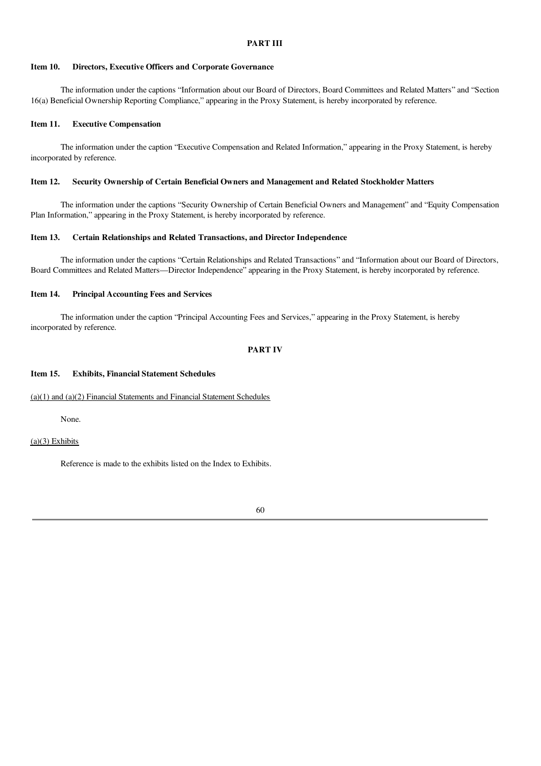## PART III

### Item 10. Directors, Executive Officers and Corporate Governance

The information under the captions "Information about our Board of Directors, Board Committees and Related Matters" and "Section 16(a) Beneficial Ownership Reporting Compliance," appearing in the Proxy Statement, is hereby incorporated by reference.

### Item 11. Executive Compensation

The information under the caption "Executive Compensation and Related Information," appearing in the Proxy Statement, is hereby incorporated by reference.

### Item 12. Security Ownership of Certain Beneficial Owners and Management and Related Stockholder Matters

The information under the captions "Security Ownership of Certain Beneficial Owners and Management" and "Equity Compensation Plan Information," appearing in the Proxy Statement, is hereby incorporated by reference.

### Item 13. Certain Relationships and Related Transactions, and Director Independence

The information under the captions "Certain Relationships and Related Transactions" and "Information about our Board of Directors, Board Committees and Related Matters—Director Independence" appearing in the Proxy Statement, is hereby incorporated by reference.

### Item 14. Principal Accounting Fees and Services

The information under the caption "Principal Accounting Fees and Services," appearing in the Proxy Statement, is hereby incorporated by reference.

## PART IV

### Item 15. Exhibits, Financial Statement Schedules

(a)(1) and (a)(2) Financial Statements and Financial Statement Schedules

None.

(a)(3) Exhibits

Reference is made to the exhibits listed on the Index to Exhibits.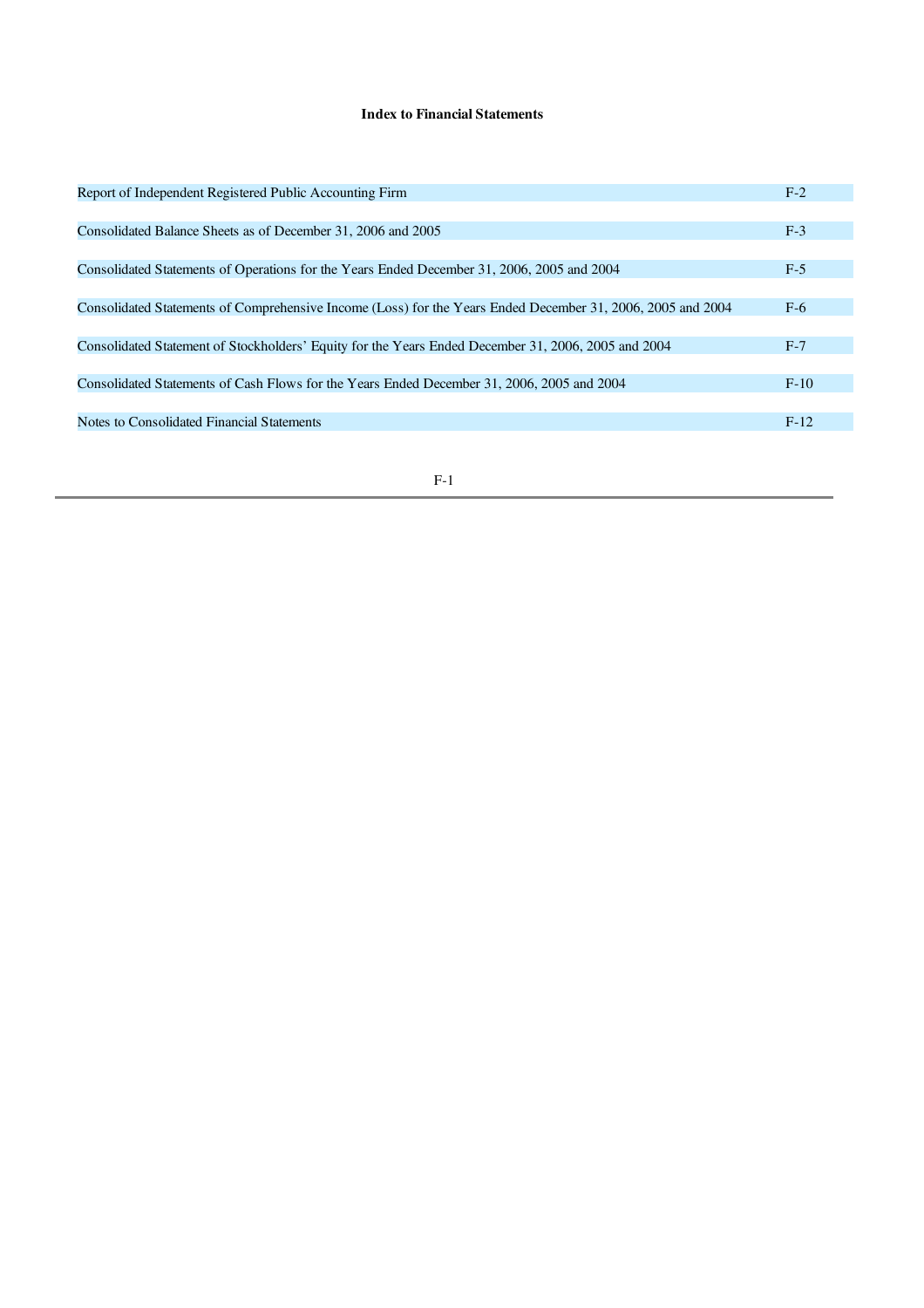# Index to Financial Statements

| | |
|---|---|
| Report of Independent Registered Public Accounting Firm | F-2 |
| Consolidated Balance Sheets as of December 31, 2006 and 2005 | F-3 |
| Consolidated Statements of Operations for the Years Ended December 31, 2006, 2005 and 2004 | F-5 |
| Consolidated Statements of Comprehensive Income (Loss) for the Years Ended December 31, 2006, 2005 and 2004 | F-6 |
| Consolidated Statement of Stockholders' Equity for the Years Ended December 31, 2006, 2005 and 2004 | F-7 |
| Consolidated Statements of Cash Flows for the Years Ended December 31, 2006, 2005 and 2004 | F-10 |
| Notes to Consolidated Financial Statements | F-12 |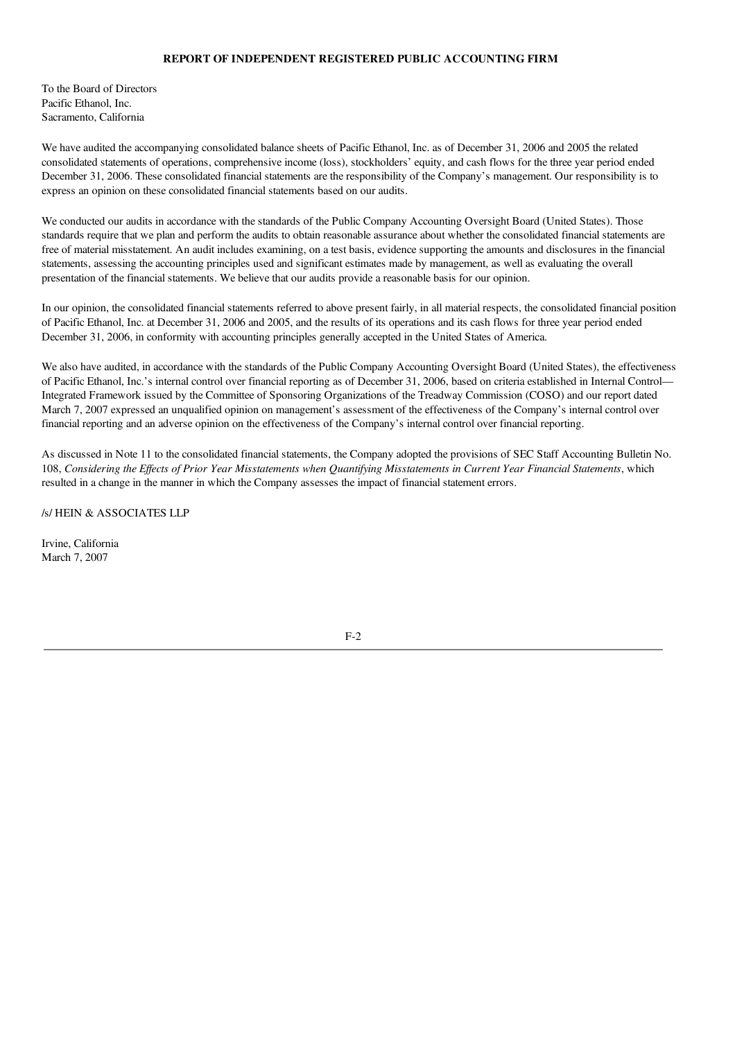**REPORT OF INDEPENDENT REGISTERED PUBLIC ACCOUNTING FIRM**

To the Board of Directors
Pacific Ethanol, Inc.
Sacramento, California

We have audited the accompanying consolidated balance sheets of Pacific Ethanol, Inc. as of December 31, 2006 and 2005 the related consolidated statements of operations, comprehensive income (loss), stockholders' equity, and cash flows for the three year period ended December 31, 2006. These consolidated financial statements are the responsibility of the Company's management. Our responsibility is to express an opinion on these consolidated financial statements based on our audits.

We conducted our audits in accordance with the standards of the Public Company Accounting Oversight Board (United States). Those standards require that we plan and perform the audits to obtain reasonable assurance about whether the consolidated financial statements are free of material misstatement. An audit includes examining, on a test basis, evidence supporting the amounts and disclosures in the financial statements, assessing the accounting principles used and significant estimates made by management, as well as evaluating the overall presentation of the financial statements. We believe that our audits provide a reasonable basis for our opinion.

In our opinion, the consolidated financial statements referred to above present fairly, in all material respects, the consolidated financial position of Pacific Ethanol, Inc. at December 31, 2006 and 2005, and the results of its operations and its cash flows for three year period ended December 31, 2006, in conformity with accounting principles generally accepted in the United States of America.

We also have audited, in accordance with the standards of the Public Company Accounting Oversight Board (United States), the effectiveness of Pacific Ethanol, Inc.'s internal control over financial reporting as of December 31, 2006, based on criteria established in Internal Control—Integrated Framework issued by the Committee of Sponsoring Organizations of the Treadway Commission (COSO) and our report dated March 7, 2007 expressed an unqualified opinion on management's assessment of the effectiveness of the Company's internal control over financial reporting and an adverse opinion on the effectiveness of the Company's internal control over financial reporting.

As discussed in Note 11 to the consolidated financial statements, the Company adopted the provisions of SEC Staff Accounting Bulletin No. 108, *Considering the Effects of Prior Year Misstatements when Quantifying Misstatements in Current Year Financial Statements*, which resulted in a change in the manner in which the Company assesses the impact of financial statement errors.

/s/ HEIN & ASSOCIATES LLP

Irvine, California
March 7, 2007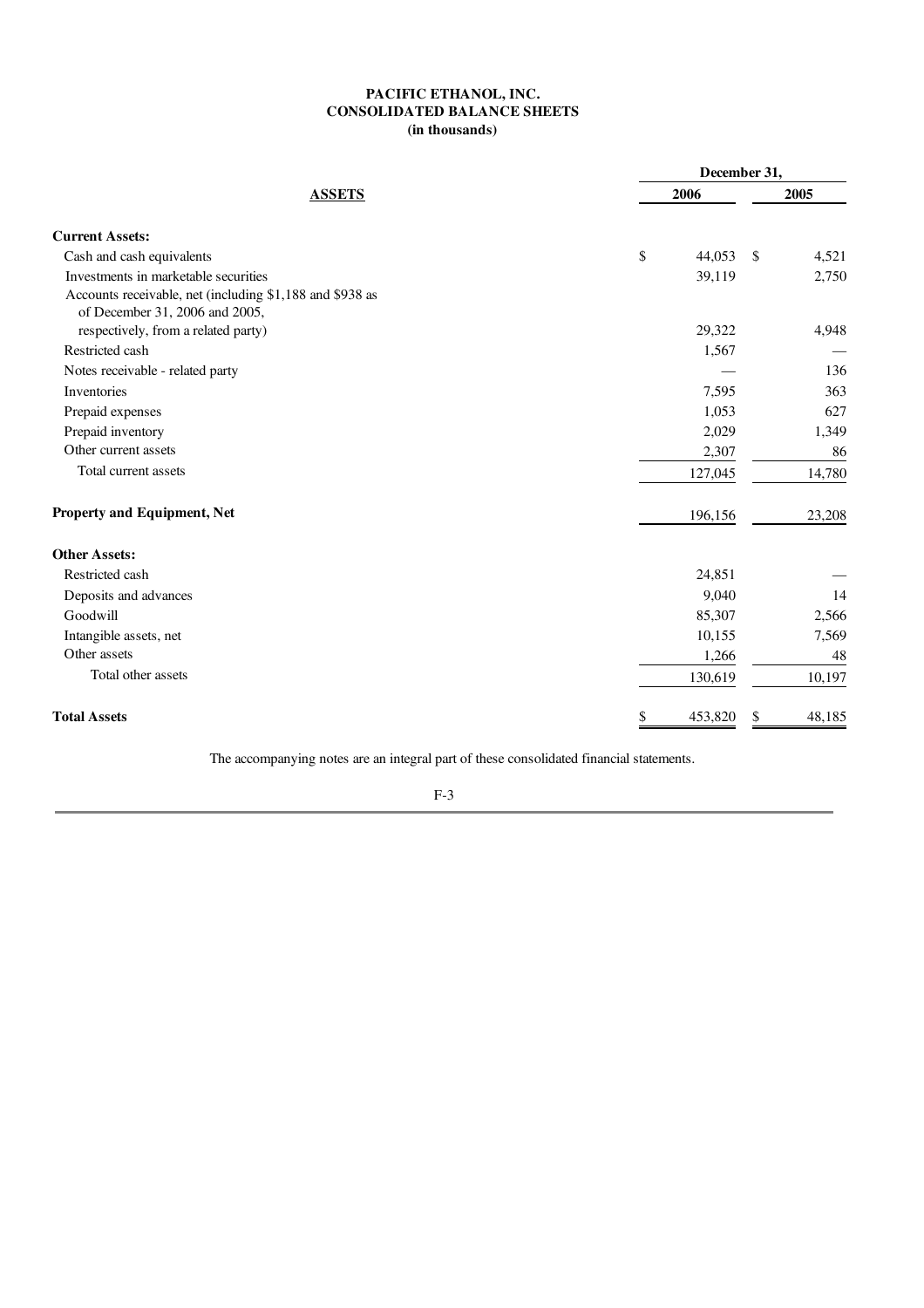# PACIFIC ETHANOL, INC.
## CONSOLIDATED BALANCE SHEETS
### (in thousands)

| ASSETS | December 31, 2006 | December 31, 2005 |
|---|---|---|
| **Current Assets:** | | |
| Cash and cash equivalents | $ 44,053 | $ 4,521 |
| Investments in marketable securities | 39,119 | 2,750 |
| Accounts receivable, net (including $1,188 and $938 as of December 31, 2006 and 2005, respectively, from a related party) | 29,322 | 4,948 |
| Restricted cash | 1,567 | — |
| Notes receivable - related party | — | 136 |
| Inventories | 7,595 | 363 |
| Prepaid expenses | 1,053 | 627 |
| Prepaid inventory | 2,029 | 1,349 |
| Other current assets | 2,307 | 86 |
| Total current assets | 127,045 | 14,780 |
| **Property and Equipment, Net** | 196,156 | 23,208 |
| **Other Assets:** | | |
| Restricted cash | 24,851 | — |
| Deposits and advances | 9,040 | 14 |
| Goodwill | 85,307 | 2,566 |
| Intangible assets, net | 10,155 | 7,569 |
| Other assets | 1,266 | 48 |
| Total other assets | 130,619 | 10,197 |
| **Total Assets** | $ 453,820 | $ 48,185 |

The accompanying notes are an integral part of these consolidated financial statements.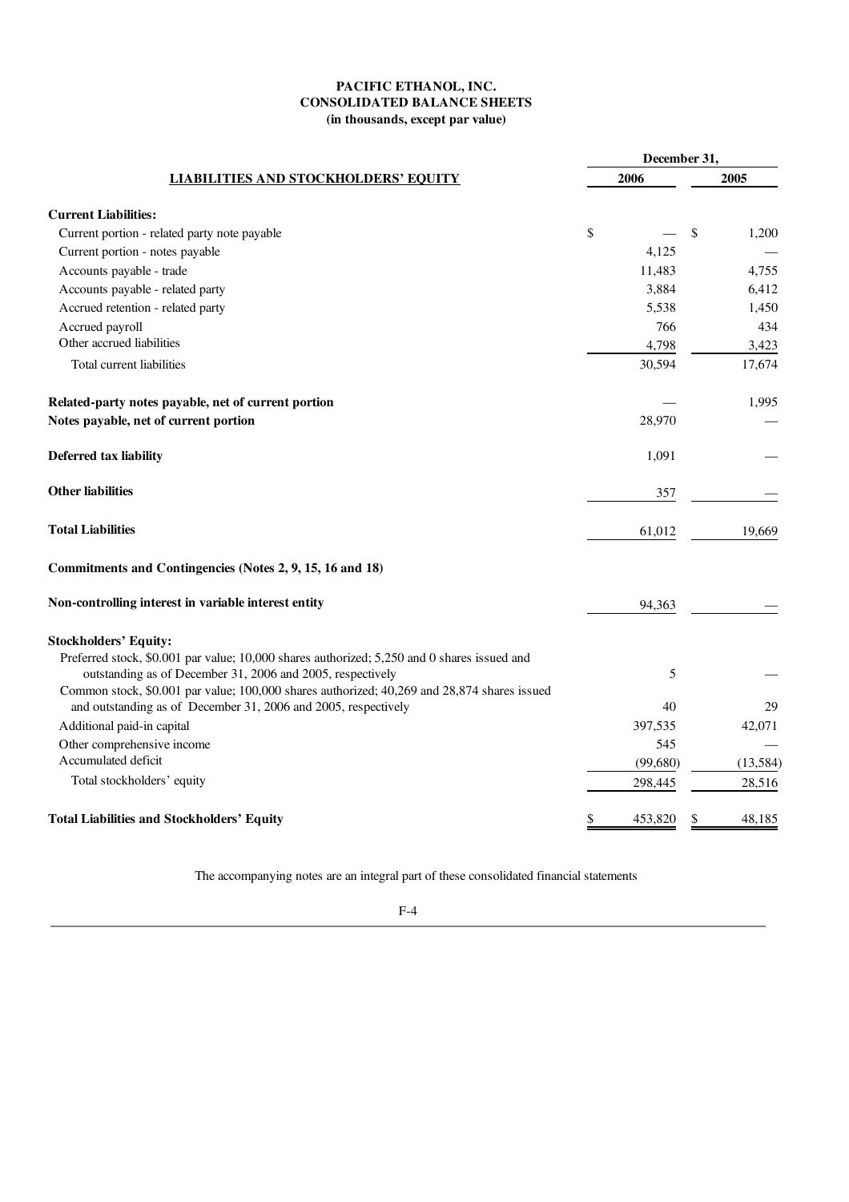# PACIFIC ETHANOL, INC.
## CONSOLIDATED BALANCE SHEETS
### (in thousands, except par value)

| LIABILITIES AND STOCKHOLDERS' EQUITY | December 31, 2006 | December 31, 2005 |
|---|---|---|
| **Current Liabilities:** | | |
| Current portion - related party note payable | $ — | $ 1,200 |
| Current portion - notes payable | 4,125 | — |
| Accounts payable - trade | 11,483 | 4,755 |
| Accounts payable - related party | 3,884 | 6,412 |
| Accrued retention - related party | 5,538 | 1,450 |
| Accrued payroll | 766 | 434 |
| Other accrued liabilities | 4,798 | 3,423 |
| Total current liabilities | 30,594 | 17,674 |
| **Related-party notes payable, net of current portion** | — | 1,995 |
| **Notes payable, net of current portion** | 28,970 | — |
| **Deferred tax liability** | 1,091 | — |
| **Other liabilities** | 357 | — |
| **Total Liabilities** | 61,012 | 19,669 |
| **Commitments and Contingencies (Notes 2, 9, 15, 16 and 18)** | | |
| **Non-controlling interest in variable interest entity** | 94,363 | — |
| **Stockholders' Equity:** | | |
| Preferred stock, $0.001 par value; 10,000 shares authorized; 5,250 and 0 shares issued and outstanding as of December 31, 2006 and 2005, respectively | 5 | — |
| Common stock, $0.001 par value; 100,000 shares authorized; 40,269 and 28,874 shares issued and outstanding as of December 31, 2006 and 2005, respectively | 40 | 29 |
| Additional paid-in capital | 397,535 | 42,071 |
| Other comprehensive income | 545 | — |
| Accumulated deficit | (99,680) | (13,584) |
| Total stockholders' equity | 298,445 | 28,516 |
| **Total Liabilities and Stockholders' Equity** | $ 453,820 | $ 48,185 |

The accompanying notes are an integral part of these consolidated financial statements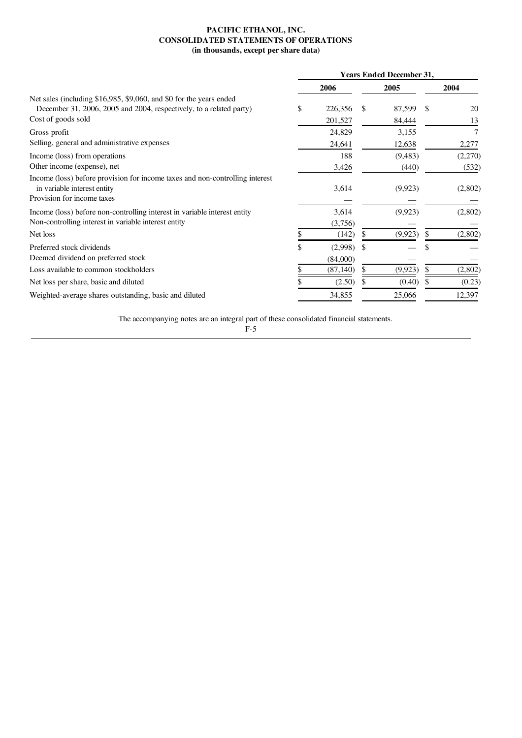**PACIFIC ETHANOL, INC.**
**CONSOLIDATED STATEMENTS OF OPERATIONS**
**(in thousands, except per share data)**

| | Years Ended December 31, | | |
|---|---|---|---|
| | 2006 | 2005 | 2004 |
| Net sales (including $16,985, $9,060, and $0 for the years ended December 31, 2006, 2005 and 2004, respectively, to a related party) | $ 226,356 | $ 87,599 | $ 20 |
| Cost of goods sold | 201,527 | 84,444 | 13 |
| Gross profit | 24,829 | 3,155 | 7 |
| Selling, general and administrative expenses | 24,641 | 12,638 | 2,277 |
| Income (loss) from operations | 188 | (9,483) | (2,270) |
| Other income (expense), net | 3,426 | (440) | (532) |
| Income (loss) before provision for income taxes and non-controlling interest in variable interest entity | 3,614 | (9,923) | (2,802) |
| Provision for income taxes | — | — | — |
| Income (loss) before non-controlling interest in variable interest entity | 3,614 | (9,923) | (2,802) |
| Non-controlling interest in variable interest entity | (3,756) | — | — |
| Net loss | $ (142) | $ (9,923) | $ (2,802) |
| Preferred stock dividends | $ (2,998) | $ — | $ — |
| Deemed dividend on preferred stock | (84,000) | — | — |
| Loss available to common stockholders | $ (87,140) | $ (9,923) | $ (2,802) |
| Net loss per share, basic and diluted | $ (2.50) | $ (0.40) | $ (0.23) |
| Weighted-average shares outstanding, basic and diluted | 34,855 | 25,066 | 12,397 |

The accompanying notes are an integral part of these consolidated financial statements.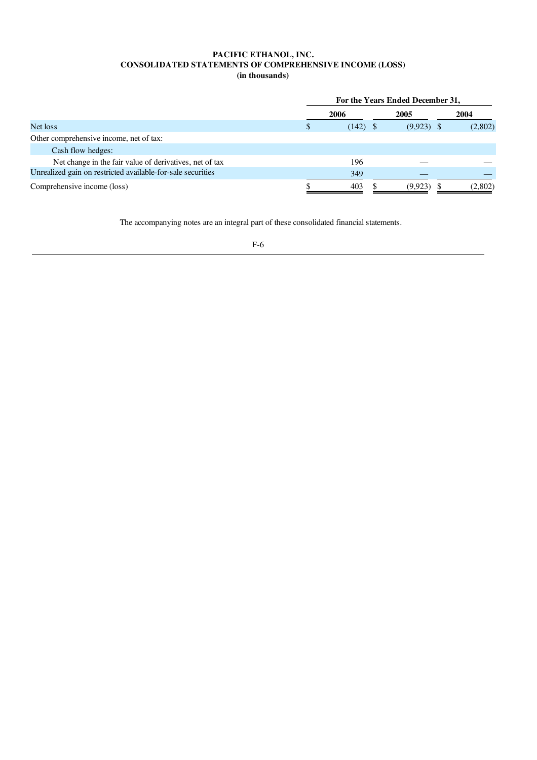**PACIFIC ETHANOL, INC.**
**CONSOLIDATED STATEMENTS OF COMPREHENSIVE INCOME (LOSS)**
**(in thousands)**

| | For the Years Ended December 31, | | |
|---|---|---|---|
| | 2006 | 2005 | 2004 |
| Net loss | $ (142) | $ (9,923) | $ (2,802) |
| Other comprehensive income, net of tax: | | | |
| Cash flow hedges: | | | |
| Net change in the fair value of derivatives, net of tax | 196 | — | — |
| Unrealized gain on restricted available-for-sale securities | 349 | — | — |
| Comprehensive income (loss) | $ 403 | $ (9,923) | $ (2,802) |

The accompanying notes are an integral part of these consolidated financial statements.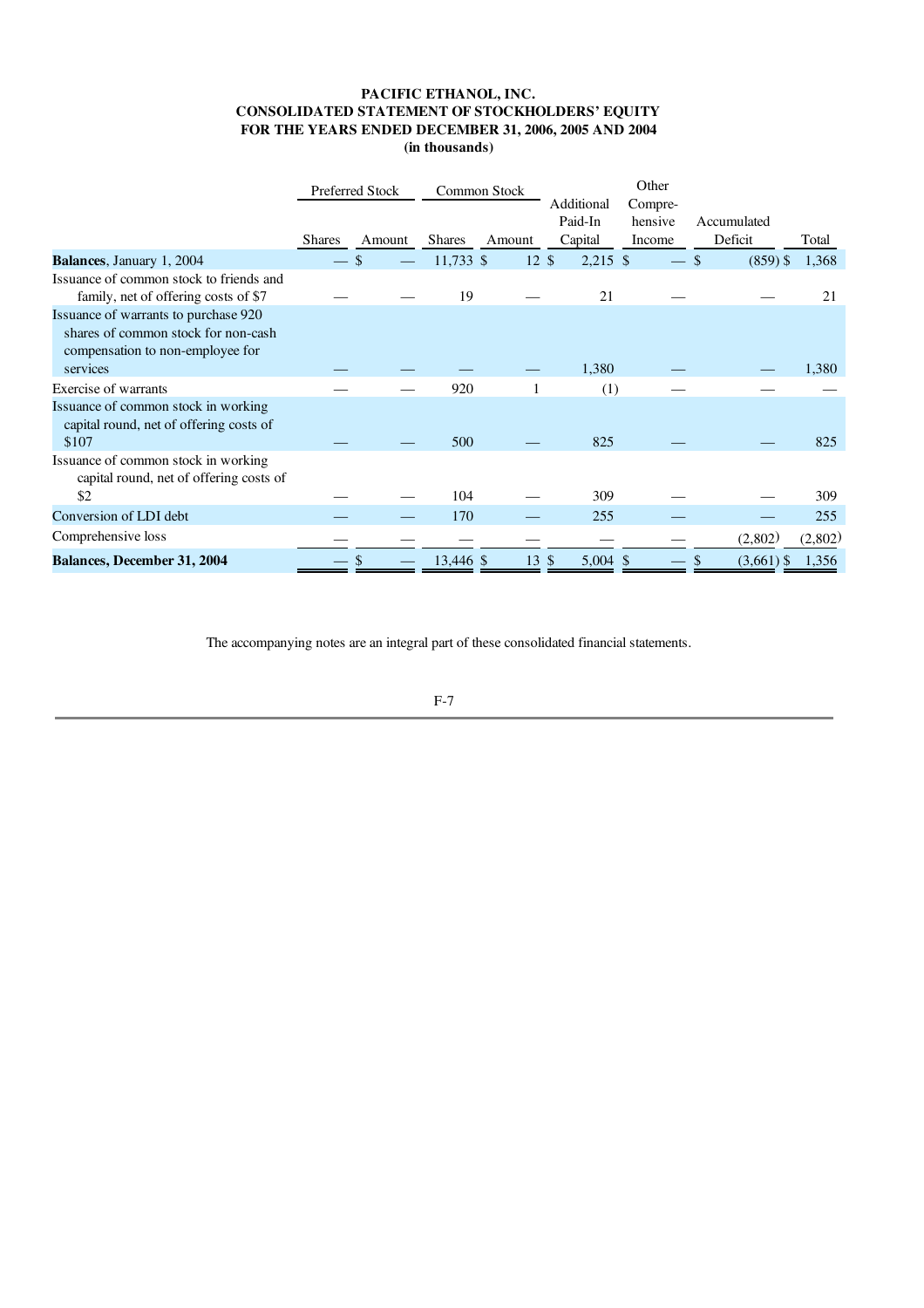**PACIFIC ETHANOL, INC.**
**CONSOLIDATED STATEMENT OF STOCKHOLDERS' EQUITY**
**FOR THE YEARS ENDED DECEMBER 31, 2006, 2005 AND 2004**
**(in thousands)**

| | Preferred Stock | | Common Stock | | Additional Paid-In Capital | Other Compre-hensive Income | Accumulated Deficit | Total |
|---|---|---|---|---|---|---|---|---|
| | Shares | Amount | Shares | Amount | | | | |
| **Balances**, January 1, 2004 | — | $ — | 11,733 | $ 12 | $ 2,215 | $ — | $ (859) | $ 1,368 |
| Issuance of common stock to friends and family, net of offering costs of $7 | — | — | 19 | — | 21 | — | — | 21 |
| Issuance of warrants to purchase 920 shares of common stock for non-cash compensation to non-employee for services | — | — | — | — | 1,380 | — | — | 1,380 |
| Exercise of warrants | — | — | 920 | 1 | (1) | — | — | — |
| Issuance of common stock in working capital round, net of offering costs of $107 | — | — | 500 | — | 825 | — | — | 825 |
| Issuance of common stock in working capital round, net of offering costs of $2 | — | — | 104 | — | 309 | — | — | 309 |
| Conversion of LDI debt | — | — | 170 | — | 255 | — | — | 255 |
| Comprehensive loss | — | — | — | — | — | — | (2,802) | (2,802) |
| **Balances, December 31, 2004** | — | $ — | 13,446 | $ 13 | $ 5,004 | $ — | $ (3,661) | $ 1,356 |

The accompanying notes are an integral part of these consolidated financial statements.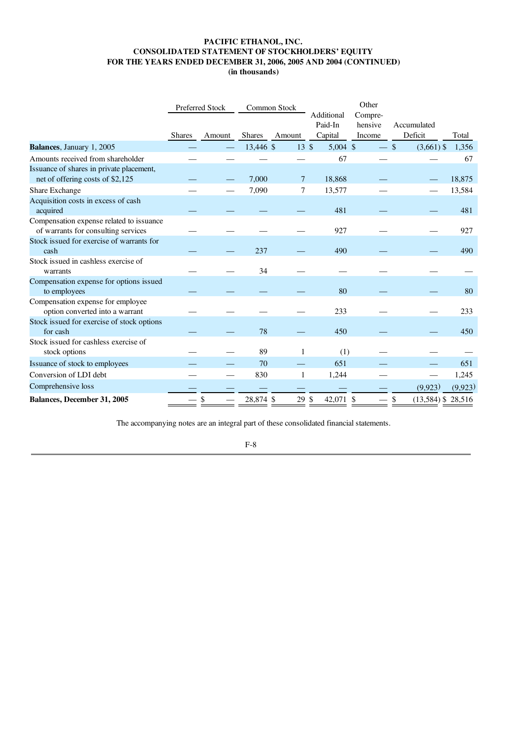**PACIFIC ETHANOL, INC.**
**CONSOLIDATED STATEMENT OF STOCKHOLDERS' EQUITY**
**FOR THE YEARS ENDED DECEMBER 31, 2006, 2005 AND 2004 (CONTINUED)**
**(in thousands)**

| | Preferred Stock | | Common Stock | | Additional Paid-In Capital | Other Compre-hensive Income | Accumulated Deficit | Total |
|---|---|---|---|---|---|---|---|---|
| | Shares | Amount | Shares | Amount | | | | |
| **Balances**, January 1, 2005 | — | — | 13,446 | $ 13 | $ 5,004 | $ — | $ (3,661) | $ 1,356 |
| Amounts received from shareholder | — | — | — | — | 67 | — | — | 67 |
| Issuance of shares in private placement, net of offering costs of $2,125 | — | — | 7,000 | 7 | 18,868 | — | — | 18,875 |
| Share Exchange | — | — | 7,090 | 7 | 13,577 | — | — | 13,584 |
| Acquisition costs in excess of cash acquired | — | — | — | — | 481 | — | — | 481 |
| Compensation expense related to issuance of warrants for consulting services | — | — | — | — | 927 | — | — | 927 |
| Stock issued for exercise of warrants for cash | — | — | 237 | — | 490 | — | — | 490 |
| Stock issued in cashless exercise of warrants | — | — | 34 | — | — | — | — | — |
| Compensation expense for options issued to employees | — | — | — | — | 80 | — | — | 80 |
| Compensation expense for employee option converted into a warrant | — | — | — | — | 233 | — | — | 233 |
| Stock issued for exercise of stock options for cash | — | — | 78 | — | 450 | — | — | 450 |
| Stock issued for cashless exercise of stock options | — | — | 89 | 1 | (1) | — | — | — |
| Issuance of stock to employees | — | — | 70 | — | 651 | — | — | 651 |
| Conversion of LDI debt | — | — | 830 | 1 | 1,244 | — | — | 1,245 |
| Comprehensive loss | — | — | — | — | — | — | (9,923) | (9,923) |
| **Balances, December 31, 2005** | — | $ — | 28,874 | $ 29 | $ 42,071 | $ — | $ (13,584) | $ 28,516 |

The accompanying notes are an integral part of these consolidated financial statements.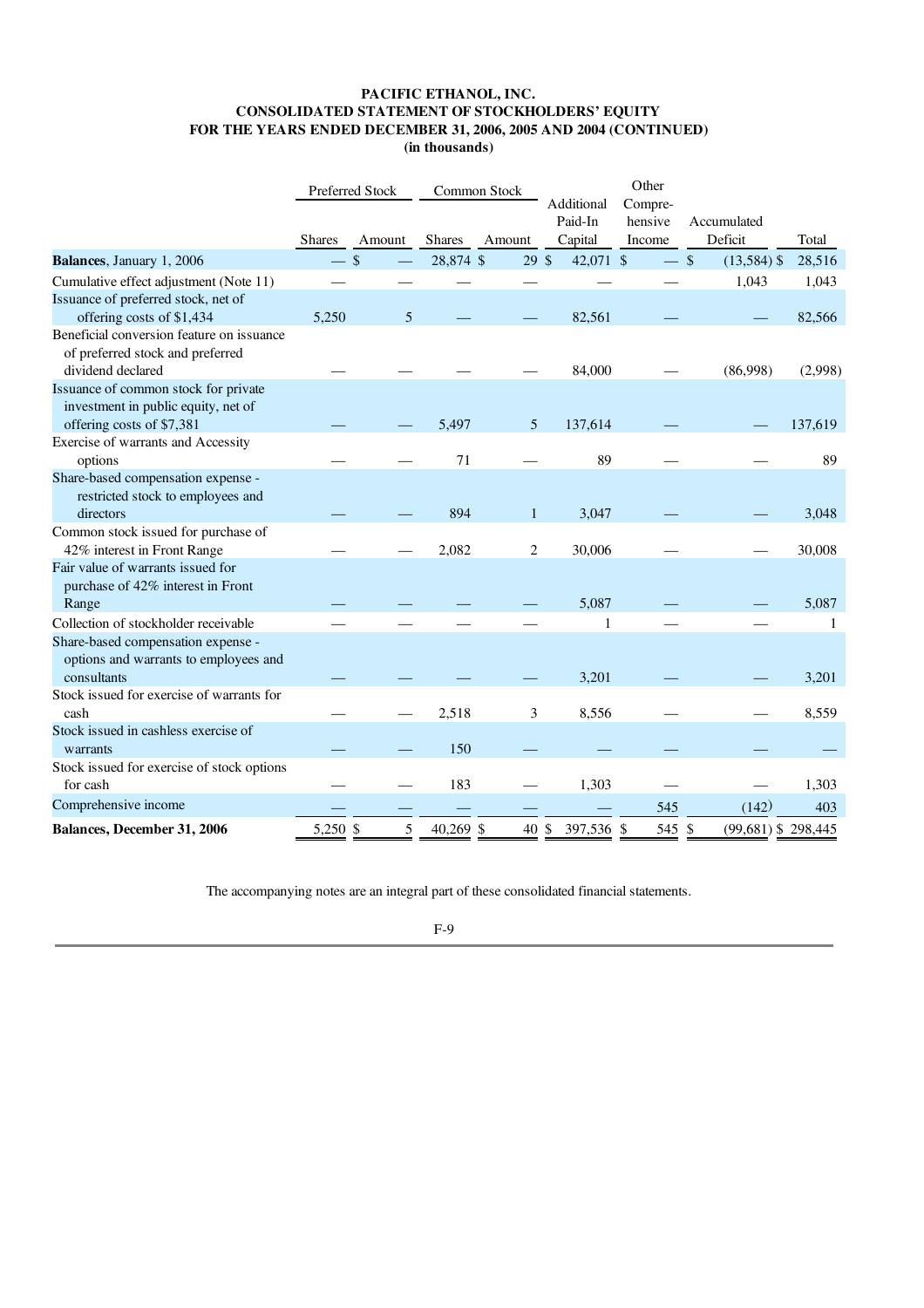**PACIFIC ETHANOL, INC.**
**CONSOLIDATED STATEMENT OF STOCKHOLDERS' EQUITY**
**FOR THE YEARS ENDED DECEMBER 31, 2006, 2005 AND 2004 (CONTINUED)**
**(in thousands)**

| | Preferred Stock | | Common Stock | | Additional Paid-In Capital | Other Comprehensive Income | Accumulated Deficit | Total |
|---|---|---|---|---|---|---|---|---|
| | Shares | Amount | Shares | Amount | | | | |
| **Balances**, January 1, 2006 | — | $ — | 28,874 | $ 29 | $ 42,071 | $ — | $ (13,584) | $ 28,516 |
| Cumulative effect adjustment (Note 11) | — | — | — | — | — | — | 1,043 | 1,043 |
| Issuance of preferred stock, net of offering costs of $1,434 | 5,250 | 5 | — | — | 82,561 | — | — | 82,566 |
| Beneficial conversion feature on issuance of preferred stock and preferred dividend declared | — | — | — | — | 84,000 | — | (86,998) | (2,998) |
| Issuance of common stock for private investment in public equity, net of offering costs of $7,381 | — | — | 5,497 | 5 | 137,614 | — | — | 137,619 |
| Exercise of warrants and Accessity options | — | — | 71 | — | 89 | — | — | 89 |
| Share-based compensation expense - restricted stock to employees and directors | — | — | 894 | 1 | 3,047 | — | — | 3,048 |
| Common stock issued for purchase of 42% interest in Front Range | — | — | 2,082 | 2 | 30,006 | — | — | 30,008 |
| Fair value of warrants issued for purchase of 42% interest in Front Range | — | — | — | — | 5,087 | — | — | 5,087 |
| Collection of stockholder receivable | — | — | — | — | 1 | — | — | 1 |
| Share-based compensation expense - options and warrants to employees and consultants | — | — | — | — | 3,201 | — | — | 3,201 |
| Stock issued for exercise of warrants for cash | — | — | 2,518 | 3 | 8,556 | — | — | 8,559 |
| Stock issued in cashless exercise of warrants | — | — | 150 | — | — | — | — | — |
| Stock issued for exercise of stock options for cash | — | — | 183 | — | 1,303 | — | — | 1,303 |
| Comprehensive income | — | — | — | — | — | 545 | (142) | 403 |
| **Balances, December 31, 2006** | 5,250 | $ 5 | 40,269 | $ 40 | $ 397,536 | $ 545 | $ (99,681) | $ 298,445 |

The accompanying notes are an integral part of these consolidated financial statements.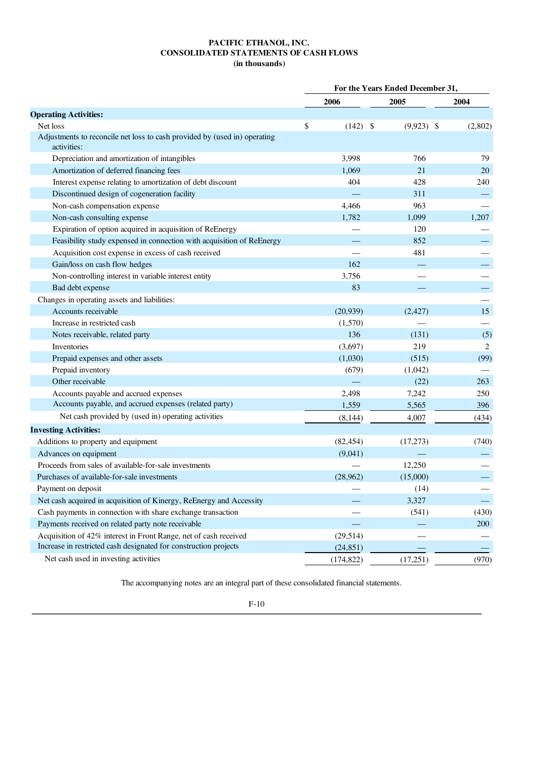**PACIFIC ETHANOL, INC.**
**CONSOLIDATED STATEMENTS OF CASH FLOWS**
**(in thousands)**

| | For the Years Ended December 31, | | |
|---|---|---|---|
| | 2006 | 2005 | 2004 |
| **Operating Activities:** | | | |
| Net loss | $ (142) | $ (9,923) | $ (2,802) |
| Adjustments to reconcile net loss to cash provided by (used in) operating activities: | | | |
| Depreciation and amortization of intangibles | 3,998 | 766 | 79 |
| Amortization of deferred financing fees | 1,069 | 21 | 20 |
| Interest expense relating to amortization of debt discount | 404 | 428 | 240 |
| Discontinued design of cogeneration facility | — | 311 | — |
| Non-cash compensation expense | 4,466 | 963 | — |
| Non-cash consulting expense | 1,782 | 1,099 | 1,207 |
| Expiration of option acquired in acquisition of ReEnergy | — | 120 | — |
| Feasibility study expensed in connection with acquisition of ReEnergy | — | 852 | — |
| Acquisition cost expense in excess of cash received | — | 481 | — |
| Gain/loss on cash flow hedges | 162 | — | — |
| Non-controlling interest in variable interest entity | 3,756 | — | — |
| Bad debt expense | 83 | — | — |
| Changes in operating assets and liabilities: | | | — |
| Accounts receivable | (20,939) | (2,427) | 15 |
| Increase in restricted cash | (1,570) | — | — |
| Notes receivable, related party | 136 | (131) | (5) |
| Inventories | (3,697) | 219 | 2 |
| Prepaid expenses and other assets | (1,030) | (515) | (99) |
| Prepaid inventory | (679) | (1,042) | — |
| Other receivable | — | (22) | 263 |
| Accounts payable and accrued expenses | 2,498 | 7,242 | 250 |
| Accounts payable, and accrued expenses (related party) | 1,559 | 5,565 | 396 |
| Net cash provided by (used in) operating activities | (8,144) | 4,007 | (434) |
| **Investing Activities:** | | | |
| Additions to property and equipment | (82,454) | (17,273) | (740) |
| Advances on equipment | (9,041) | — | — |
| Proceeds from sales of available-for-sale investments | — | 12,250 | — |
| Purchases of available-for-sale investments | (28,962) | (15,000) | — |
| Payment on deposit | — | (14) | — |
| Net cash acquired in acquisition of Kinergy, ReEnergy and Accessity | — | 3,327 | — |
| Cash payments in connection with share exchange transaction | — | (541) | (430) |
| Payments received on related party note receivable | — | — | 200 |
| Acquisition of 42% interest in Front Range, net of cash received | (29,514) | — | — |
| Increase in restricted cash designated for construction projects | (24,851) | — | — |
| Net cash used in investing activities | (174,822) | (17,251) | (970) |

The accompanying notes are an integral part of these consolidated financial statements.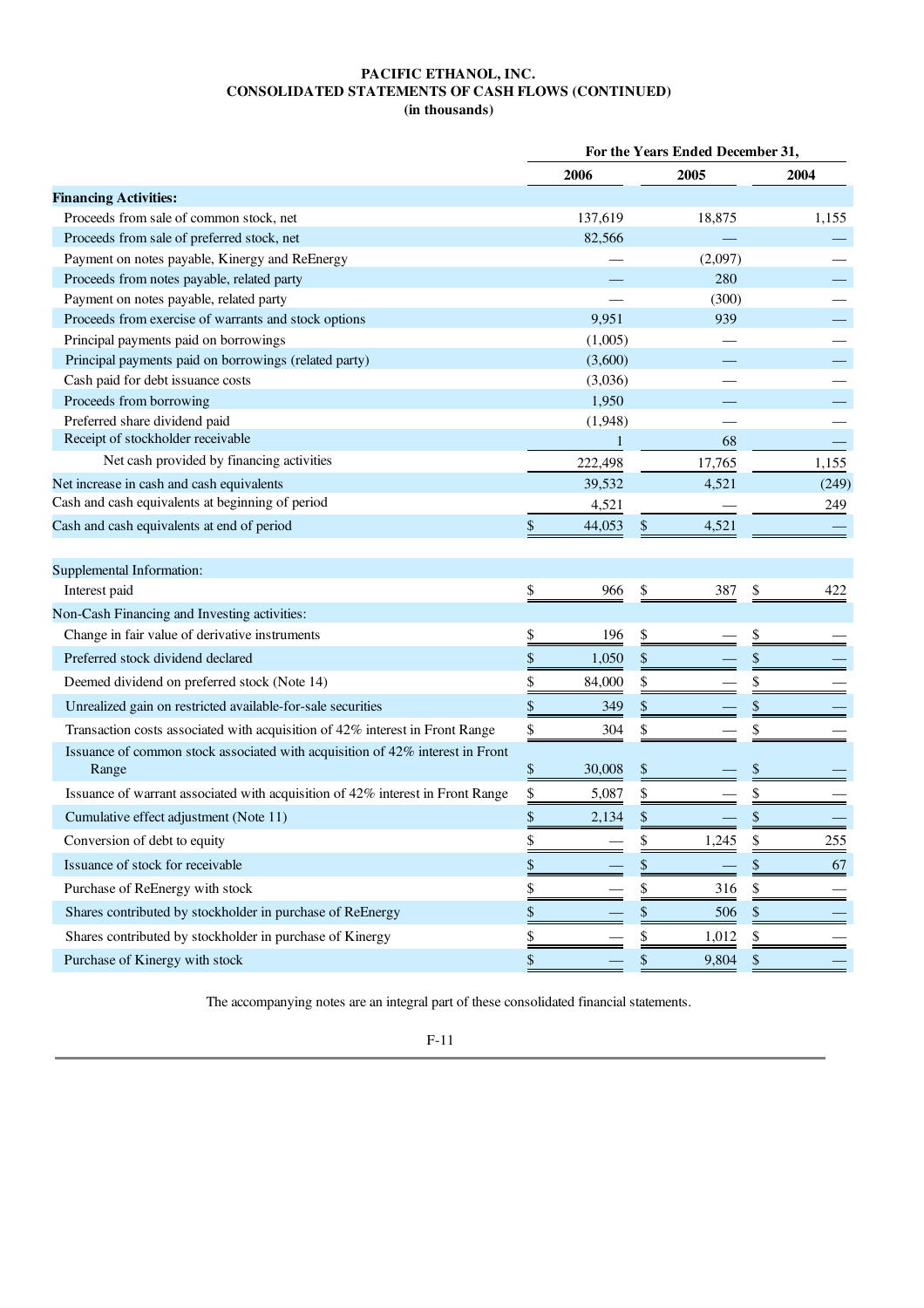**PACIFIC ETHANOL, INC.**
**CONSOLIDATED STATEMENTS OF CASH FLOWS (CONTINUED)**
**(in thousands)**

| | For the Years Ended December 31, | | |
|---|---|---|---|
| | 2006 | 2005 | 2004 |
| **Financing Activities:** | | | |
| Proceeds from sale of common stock, net | 137,619 | 18,875 | 1,155 |
| Proceeds from sale of preferred stock, net | 82,566 | — | — |
| Payment on notes payable, Kinergy and ReEnergy | — | (2,097) | — |
| Proceeds from notes payable, related party | — | 280 | — |
| Payment on notes payable, related party | — | (300) | — |
| Proceeds from exercise of warrants and stock options | 9,951 | 939 | — |
| Principal payments paid on borrowings | (1,005) | — | — |
| Principal payments paid on borrowings (related party) | (3,600) | — | — |
| Cash paid for debt issuance costs | (3,036) | — | — |
| Proceeds from borrowing | 1,950 | — | — |
| Preferred share dividend paid | (1,948) | — | — |
| Receipt of stockholder receivable | 1 | 68 | — |
| Net cash provided by financing activities | 222,498 | 17,765 | 1,155 |
| Net increase in cash and cash equivalents | 39,532 | 4,521 | (249) |
| Cash and cash equivalents at beginning of period | 4,521 | — | 249 |
| Cash and cash equivalents at end of period | $ 44,053 | $ 4,521 | — |
| | | | |
| Supplemental Information: | | | |
| Interest paid | $ 966 | $ 387 | $ 422 |
| Non-Cash Financing and Investing activities: | | | |
| Change in fair value of derivative instruments | $ 196 | $ — | $ — |
| Preferred stock dividend declared | $ 1,050 | $ — | $ — |
| Deemed dividend on preferred stock (Note 14) | $ 84,000 | $ — | $ — |
| Unrealized gain on restricted available-for-sale securities | $ 349 | $ — | $ — |
| Transaction costs associated with acquisition of 42% interest in Front Range | $ 304 | $ — | $ — |
| Issuance of common stock associated with acquisition of 42% interest in Front Range | $ 30,008 | $ — | $ — |
| Issuance of warrant associated with acquisition of 42% interest in Front Range | $ 5,087 | $ — | $ — |
| Cumulative effect adjustment (Note 11) | $ 2,134 | $ — | $ — |
| Conversion of debt to equity | $ — | $ 1,245 | $ 255 |
| Issuance of stock for receivable | $ — | $ — | $ 67 |
| Purchase of ReEnergy with stock | $ — | $ 316 | $ — |
| Shares contributed by stockholder in purchase of ReEnergy | $ — | $ 506 | $ — |
| Shares contributed by stockholder in purchase of Kinergy | $ — | $ 1,012 | $ — |
| Purchase of Kinergy with stock | $ — | $ 9,804 | $ — |

The accompanying notes are an integral part of these consolidated financial statements.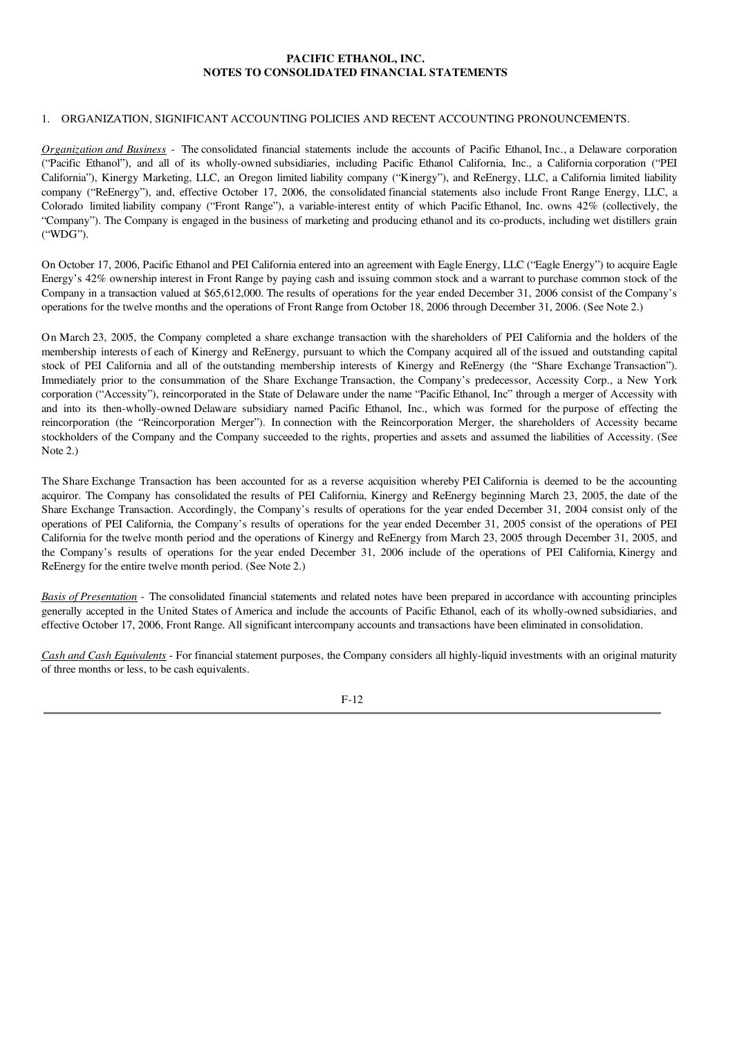**PACIFIC ETHANOL, INC.**
**NOTES TO CONSOLIDATED FINANCIAL STATEMENTS**

1. ORGANIZATION, SIGNIFICANT ACCOUNTING POLICIES AND RECENT ACCOUNTING PRONOUNCEMENTS.

*Organization and Business* - The consolidated financial statements include the accounts of Pacific Ethanol, Inc., a Delaware corporation ("Pacific Ethanol"), and all of its wholly-owned subsidiaries, including Pacific Ethanol California, Inc., a California corporation ("PEI California"), Kinergy Marketing, LLC, an Oregon limited liability company ("Kinergy"), and ReEnergy, LLC, a California limited liability company ("ReEnergy"), and, effective October 17, 2006, the consolidated financial statements also include Front Range Energy, LLC, a Colorado limited liability company ("Front Range"), a variable-interest entity of which Pacific Ethanol, Inc. owns 42% (collectively, the "Company"). The Company is engaged in the business of marketing and producing ethanol and its co-products, including wet distillers grain ("WDG").

On October 17, 2006, Pacific Ethanol and PEI California entered into an agreement with Eagle Energy, LLC ("Eagle Energy") to acquire Eagle Energy's 42% ownership interest in Front Range by paying cash and issuing common stock and a warrant to purchase common stock of the Company in a transaction valued at $65,612,000. The results of operations for the year ended December 31, 2006 consist of the Company's operations for the twelve months and the operations of Front Range from October 18, 2006 through December 31, 2006. (See Note 2.)

On March 23, 2005, the Company completed a share exchange transaction with the shareholders of PEI California and the holders of the membership interests of each of Kinergy and ReEnergy, pursuant to which the Company acquired all of the issued and outstanding capital stock of PEI California and all of the outstanding membership interests of Kinergy and ReEnergy (the "Share Exchange Transaction"). Immediately prior to the consummation of the Share Exchange Transaction, the Company's predecessor, Accessity Corp., a New York corporation ("Accessity"), reincorporated in the State of Delaware under the name "Pacific Ethanol, Inc" through a merger of Accessity with and into its then-wholly-owned Delaware subsidiary named Pacific Ethanol, Inc., which was formed for the purpose of effecting the reincorporation (the "Reincorporation Merger"). In connection with the Reincorporation Merger, the shareholders of Accessity became stockholders of the Company and the Company succeeded to the rights, properties and assets and assumed the liabilities of Accessity. (See Note 2.)

The Share Exchange Transaction has been accounted for as a reverse acquisition whereby PEI California is deemed to be the accounting acquiror. The Company has consolidated the results of PEI California, Kinergy and ReEnergy beginning March 23, 2005, the date of the Share Exchange Transaction. Accordingly, the Company's results of operations for the year ended December 31, 2004 consist only of the operations of PEI California, the Company's results of operations for the year ended December 31, 2005 consist of the operations of PEI California for the twelve month period and the operations of Kinergy and ReEnergy from March 23, 2005 through December 31, 2005, and the Company's results of operations for the year ended December 31, 2006 include of the operations of PEI California, Kinergy and ReEnergy for the entire twelve month period. (See Note 2.)

*Basis of Presentation* - The consolidated financial statements and related notes have been prepared in accordance with accounting principles generally accepted in the United States of America and include the accounts of Pacific Ethanol, each of its wholly-owned subsidiaries, and effective October 17, 2006, Front Range. All significant intercompany accounts and transactions have been eliminated in consolidation.

*Cash and Cash Equivalents* - For financial statement purposes, the Company considers all highly-liquid investments with an original maturity of three months or less, to be cash equivalents.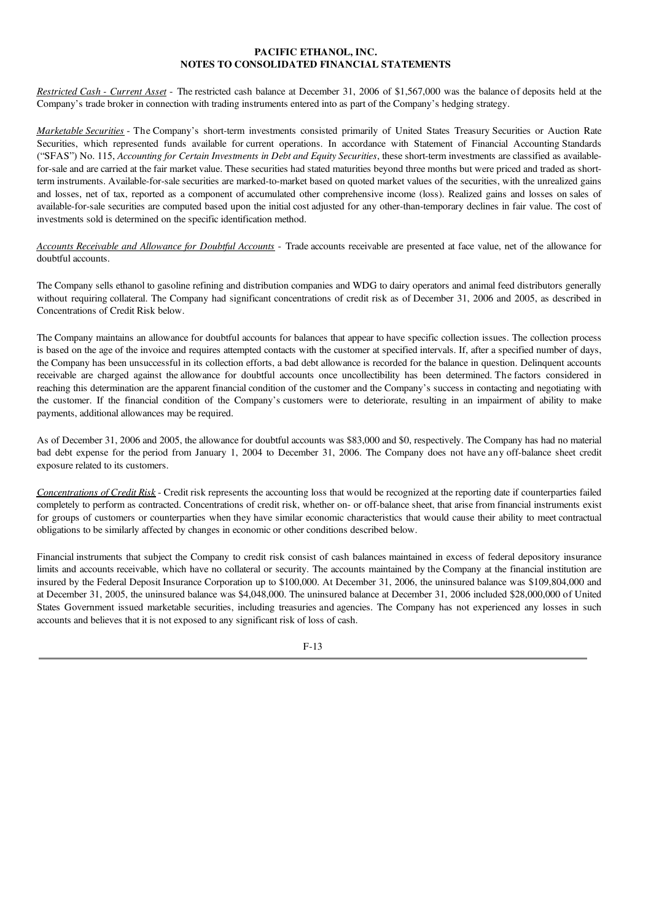**PACIFIC ETHANOL, INC.**
**NOTES TO CONSOLIDATED FINANCIAL STATEMENTS**

*Restricted Cash - Current Asset* - The restricted cash balance at December 31, 2006 of $1,567,000 was the balance of deposits held at the Company's trade broker in connection with trading instruments entered into as part of the Company's hedging strategy.

*Marketable Securities* - The Company's short-term investments consisted primarily of United States Treasury Securities or Auction Rate Securities, which represented funds available for current operations. In accordance with Statement of Financial Accounting Standards ("SFAS") No. 115, *Accounting for Certain Investments in Debt and Equity Securities*, these short-term investments are classified as available-for-sale and are carried at the fair market value. These securities had stated maturities beyond three months but were priced and traded as short-term instruments. Available-for-sale securities are marked-to-market based on quoted market values of the securities, with the unrealized gains and losses, net of tax, reported as a component of accumulated other comprehensive income (loss). Realized gains and losses on sales of available-for-sale securities are computed based upon the initial cost adjusted for any other-than-temporary declines in fair value. The cost of investments sold is determined on the specific identification method.

*Accounts Receivable and Allowance for Doubtful Accounts* - Trade accounts receivable are presented at face value, net of the allowance for doubtful accounts.

The Company sells ethanol to gasoline refining and distribution companies and WDG to dairy operators and animal feed distributors generally without requiring collateral. The Company had significant concentrations of credit risk as of December 31, 2006 and 2005, as described in Concentrations of Credit Risk below.

The Company maintains an allowance for doubtful accounts for balances that appear to have specific collection issues. The collection process is based on the age of the invoice and requires attempted contacts with the customer at specified intervals. If, after a specified number of days, the Company has been unsuccessful in its collection efforts, a bad debt allowance is recorded for the balance in question. Delinquent accounts receivable are charged against the allowance for doubtful accounts once uncollectibility has been determined. The factors considered in reaching this determination are the apparent financial condition of the customer and the Company's success in contacting and negotiating with the customer. If the financial condition of the Company's customers were to deteriorate, resulting in an impairment of ability to make payments, additional allowances may be required.

As of December 31, 2006 and 2005, the allowance for doubtful accounts was $83,000 and $0, respectively. The Company has had no material bad debt expense for the period from January 1, 2004 to December 31, 2006. The Company does not have any off-balance sheet credit exposure related to its customers.

*Concentrations of Credit Risk* - Credit risk represents the accounting loss that would be recognized at the reporting date if counterparties failed completely to perform as contracted. Concentrations of credit risk, whether on- or off-balance sheet, that arise from financial instruments exist for groups of customers or counterparties when they have similar economic characteristics that would cause their ability to meet contractual obligations to be similarly affected by changes in economic or other conditions described below.

Financial instruments that subject the Company to credit risk consist of cash balances maintained in excess of federal depository insurance limits and accounts receivable, which have no collateral or security. The accounts maintained by the Company at the financial institution are insured by the Federal Deposit Insurance Corporation up to $100,000. At December 31, 2006, the uninsured balance was $109,804,000 and at December 31, 2005, the uninsured balance was $4,048,000. The uninsured balance at December 31, 2006 included $28,000,000 of United States Government issued marketable securities, including treasuries and agencies. The Company has not experienced any losses in such accounts and believes that it is not exposed to any significant risk of loss of cash.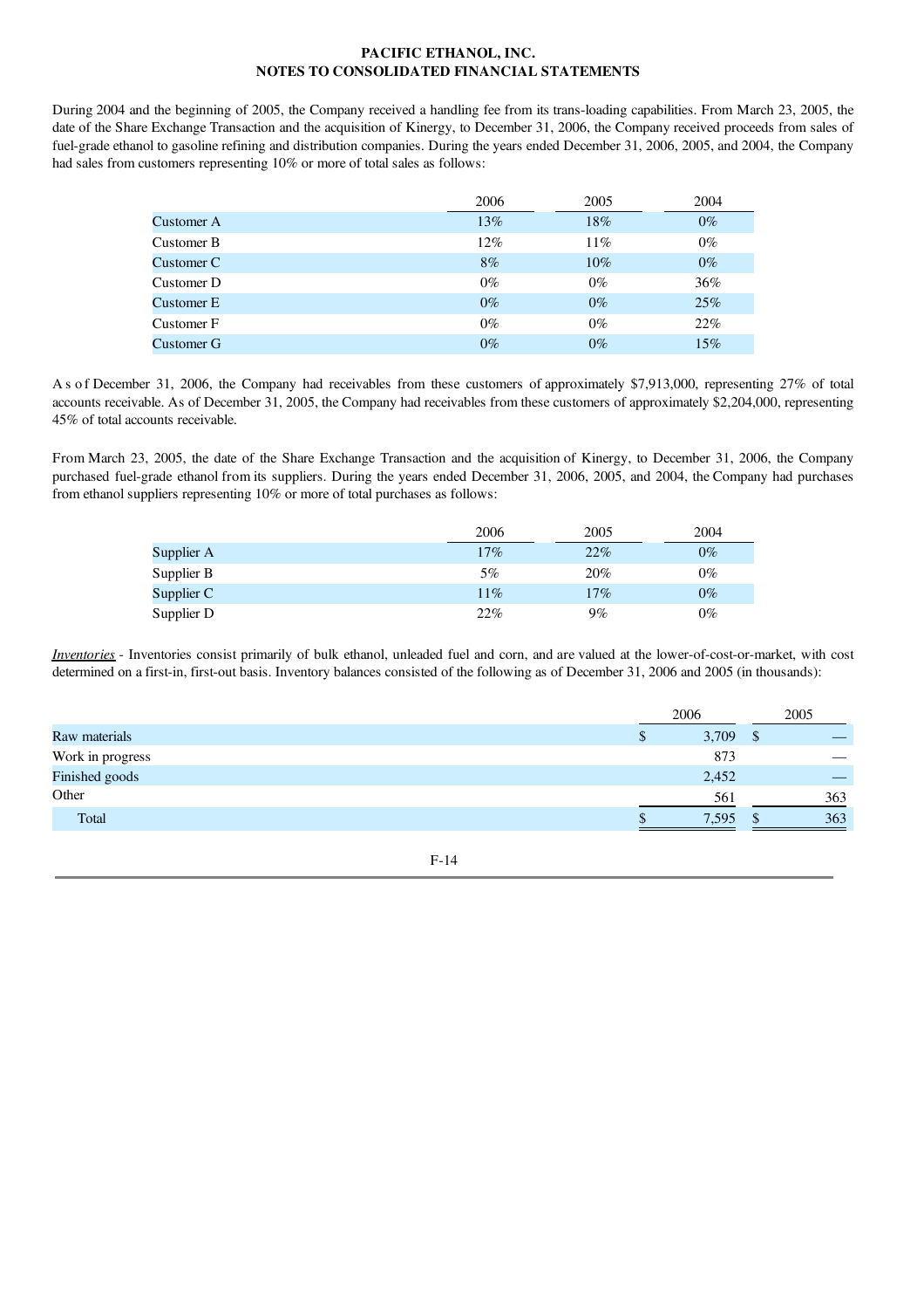During 2004 and the beginning of 2005, the Company received a handling fee from its trans-loading capabilities. From March 23, 2005, the date of the Share Exchange Transaction and the acquisition of Kinergy, to December 31, 2006, the Company received proceeds from sales of fuel-grade ethanol to gasoline refining and distribution companies. During the years ended December 31, 2006, 2005, and 2004, the Company had sales from customers representing 10% or more of total sales as follows:

| | 2006 | 2005 | 2004 |
|---|---|---|---|
| Customer A | 13% | 18% | 0% |
| Customer B | 12% | 11% | 0% |
| Customer C | 8% | 10% | 0% |
| Customer D | 0% | 0% | 36% |
| Customer E | 0% | 0% | 25% |
| Customer F | 0% | 0% | 22% |
| Customer G | 0% | 0% | 15% |

As of December 31, 2006, the Company had receivables from these customers of approximately $7,913,000, representing 27% of total accounts receivable. As of December 31, 2005, the Company had receivables from these customers of approximately $2,204,000, representing 45% of total accounts receivable.

From March 23, 2005, the date of the Share Exchange Transaction and the acquisition of Kinergy, to December 31, 2006, the Company purchased fuel-grade ethanol from its suppliers. During the years ended December 31, 2006, 2005, and 2004, the Company had purchases from ethanol suppliers representing 10% or more of total purchases as follows:

| | 2006 | 2005 | 2004 |
|---|---|---|---|
| Supplier A | 17% | 22% | 0% |
| Supplier B | 5% | 20% | 0% |
| Supplier C | 11% | 17% | 0% |
| Supplier D | 22% | 9% | 0% |

***Inventories*** - Inventories consist primarily of bulk ethanol, unleaded fuel and corn, and are valued at the lower-of-cost-or-market, with cost determined on a first-in, first-out basis. Inventory balances consisted of the following as of December 31, 2006 and 2005 (in thousands):

| | 2006 | 2005 |
|---|---|---|
| Raw materials | $ 3,709 | $ — |
| Work in progress | 873 | — |
| Finished goods | 2,452 | — |
| Other | 561 | 363 |
| Total | $ 7,595 | $ 363 |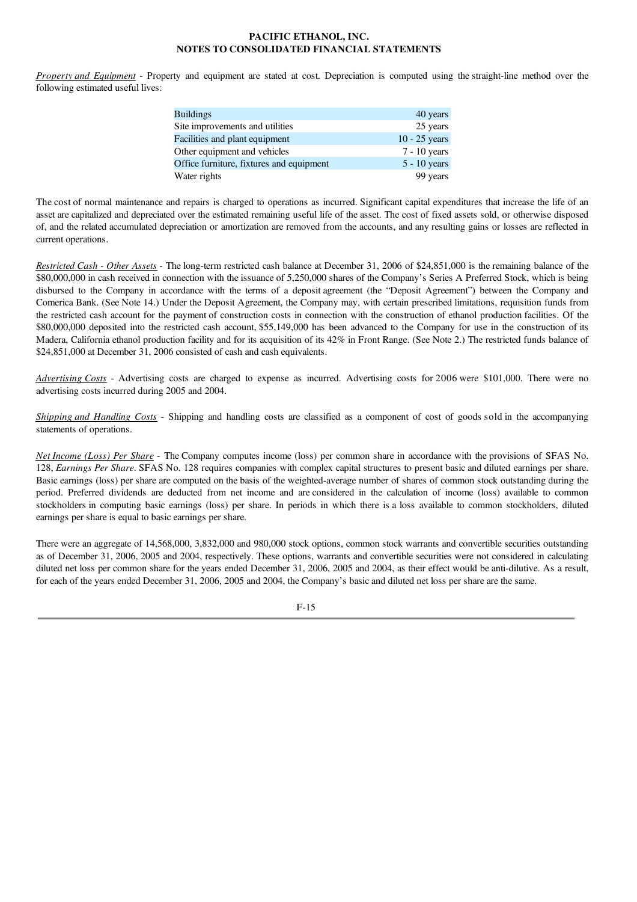*Property and Equipment* - Property and equipment are stated at cost. Depreciation is computed using the straight-line method over the following estimated useful lives:

| | |
|---|---|
| Buildings | 40 years |
| Site improvements and utilities | 25 years |
| Facilities and plant equipment | 10 - 25 years |
| Other equipment and vehicles | 7 - 10 years |
| Office furniture, fixtures and equipment | 5 - 10 years |
| Water rights | 99 years |

The cost of normal maintenance and repairs is charged to operations as incurred. Significant capital expenditures that increase the life of an asset are capitalized and depreciated over the estimated remaining useful life of the asset. The cost of fixed assets sold, or otherwise disposed of, and the related accumulated depreciation or amortization are removed from the accounts, and any resulting gains or losses are reflected in current operations.

*Restricted Cash - Other Assets* - The long-term restricted cash balance at December 31, 2006 of $24,851,000 is the remaining balance of the $80,000,000 in cash received in connection with the issuance of 5,250,000 shares of the Company's Series A Preferred Stock, which is being disbursed to the Company in accordance with the terms of a deposit agreement (the "Deposit Agreement") between the Company and Comerica Bank. (See Note 14.) Under the Deposit Agreement, the Company may, with certain prescribed limitations, requisition funds from the restricted cash account for the payment of construction costs in connection with the construction of ethanol production facilities. Of the $80,000,000 deposited into the restricted cash account, $55,149,000 has been advanced to the Company for use in the construction of its Madera, California ethanol production facility and for its acquisition of its 42% in Front Range. (See Note 2.) The restricted funds balance of $24,851,000 at December 31, 2006 consisted of cash and cash equivalents.

*Advertising Costs* - Advertising costs are charged to expense as incurred. Advertising costs for 2006 were $101,000. There were no advertising costs incurred during 2005 and 2004.

*Shipping and Handling Costs* - Shipping and handling costs are classified as a component of cost of goods sold in the accompanying statements of operations.

*Net Income (Loss) Per Share* - The Company computes income (loss) per common share in accordance with the provisions of SFAS No. 128, *Earnings Per Share*. SFAS No. 128 requires companies with complex capital structures to present basic and diluted earnings per share. Basic earnings (loss) per share are computed on the basis of the weighted-average number of shares of common stock outstanding during the period. Preferred dividends are deducted from net income and are considered in the calculation of income (loss) available to common stockholders in computing basic earnings (loss) per share. In periods in which there is a loss available to common stockholders, diluted earnings per share is equal to basic earnings per share.

There were an aggregate of 14,568,000, 3,832,000 and 980,000 stock options, common stock warrants and convertible securities outstanding as of December 31, 2006, 2005 and 2004, respectively. These options, warrants and convertible securities were not considered in calculating diluted net loss per common share for the years ended December 31, 2006, 2005 and 2004, as their effect would be anti-dilutive. As a result, for each of the years ended December 31, 2006, 2005 and 2004, the Company's basic and diluted net loss per share are the same.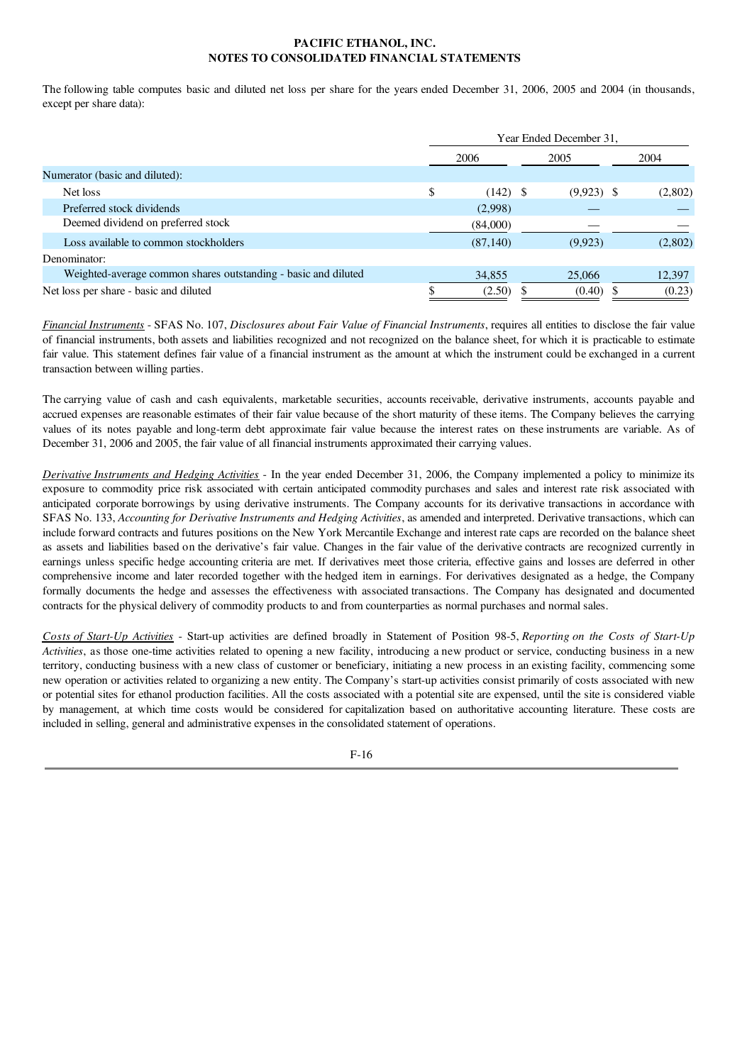The following table computes basic and diluted net loss per share for the years ended December 31, 2006, 2005 and 2004 (in thousands, except per share data):

| | Year Ended December 31, | | |
|---|---|---|---|
| | 2006 | 2005 | 2004 |
| Numerator (basic and diluted): | | | |
| Net loss | $ (142) | $ (9,923) | $ (2,802) |
| Preferred stock dividends | (2,998) | — | — |
| Deemed dividend on preferred stock | (84,000) | — | — |
| Loss available to common stockholders | (87,140) | (9,923) | (2,802) |
| Denominator: | | | |
| Weighted-average common shares outstanding - basic and diluted | 34,855 | 25,066 | 12,397 |
| Net loss per share - basic and diluted | $ (2.50) | $ (0.40) | $ (0.23) |

_Financial Instruments_ - SFAS No. 107, *Disclosures about Fair Value of Financial Instruments*, requires all entities to disclose the fair value of financial instruments, both assets and liabilities recognized and not recognized on the balance sheet, for which it is practicable to estimate fair value. This statement defines fair value of a financial instrument as the amount at which the instrument could be exchanged in a current transaction between willing parties.

The carrying value of cash and cash equivalents, marketable securities, accounts receivable, derivative instruments, accounts payable and accrued expenses are reasonable estimates of their fair value because of the short maturity of these items. The Company believes the carrying values of its notes payable and long-term debt approximate fair value because the interest rates on these instruments are variable. As of December 31, 2006 and 2005, the fair value of all financial instruments approximated their carrying values.

_Derivative Instruments and Hedging Activities_ - In the year ended December 31, 2006, the Company implemented a policy to minimize its exposure to commodity price risk associated with certain anticipated commodity purchases and sales and interest rate risk associated with anticipated corporate borrowings by using derivative instruments. The Company accounts for its derivative transactions in accordance with SFAS No. 133, *Accounting for Derivative Instruments and Hedging Activities*, as amended and interpreted. Derivative transactions, which can include forward contracts and futures positions on the New York Mercantile Exchange and interest rate caps are recorded on the balance sheet as assets and liabilities based on the derivative's fair value. Changes in the fair value of the derivative contracts are recognized currently in earnings unless specific hedge accounting criteria are met. If derivatives meet those criteria, effective gains and losses are deferred in other comprehensive income and later recorded together with the hedged item in earnings. For derivatives designated as a hedge, the Company formally documents the hedge and assesses the effectiveness with associated transactions. The Company has designated and documented contracts for the physical delivery of commodity products to and from counterparties as normal purchases and normal sales.

_Costs of Start-Up Activities_ - Start-up activities are defined broadly in Statement of Position 98-5, *Reporting on the Costs of Start-Up Activities*, as those one-time activities related to opening a new facility, introducing a new product or service, conducting business in a new territory, conducting business with a new class of customer or beneficiary, initiating a new process in an existing facility, commencing some new operation or activities related to organizing a new entity. The Company's start-up activities consist primarily of costs associated with new or potential sites for ethanol production facilities. All the costs associated with a potential site are expensed, until the site is considered viable by management, at which time costs would be considered for capitalization based on authoritative accounting literature. These costs are included in selling, general and administrative expenses in the consolidated statement of operations.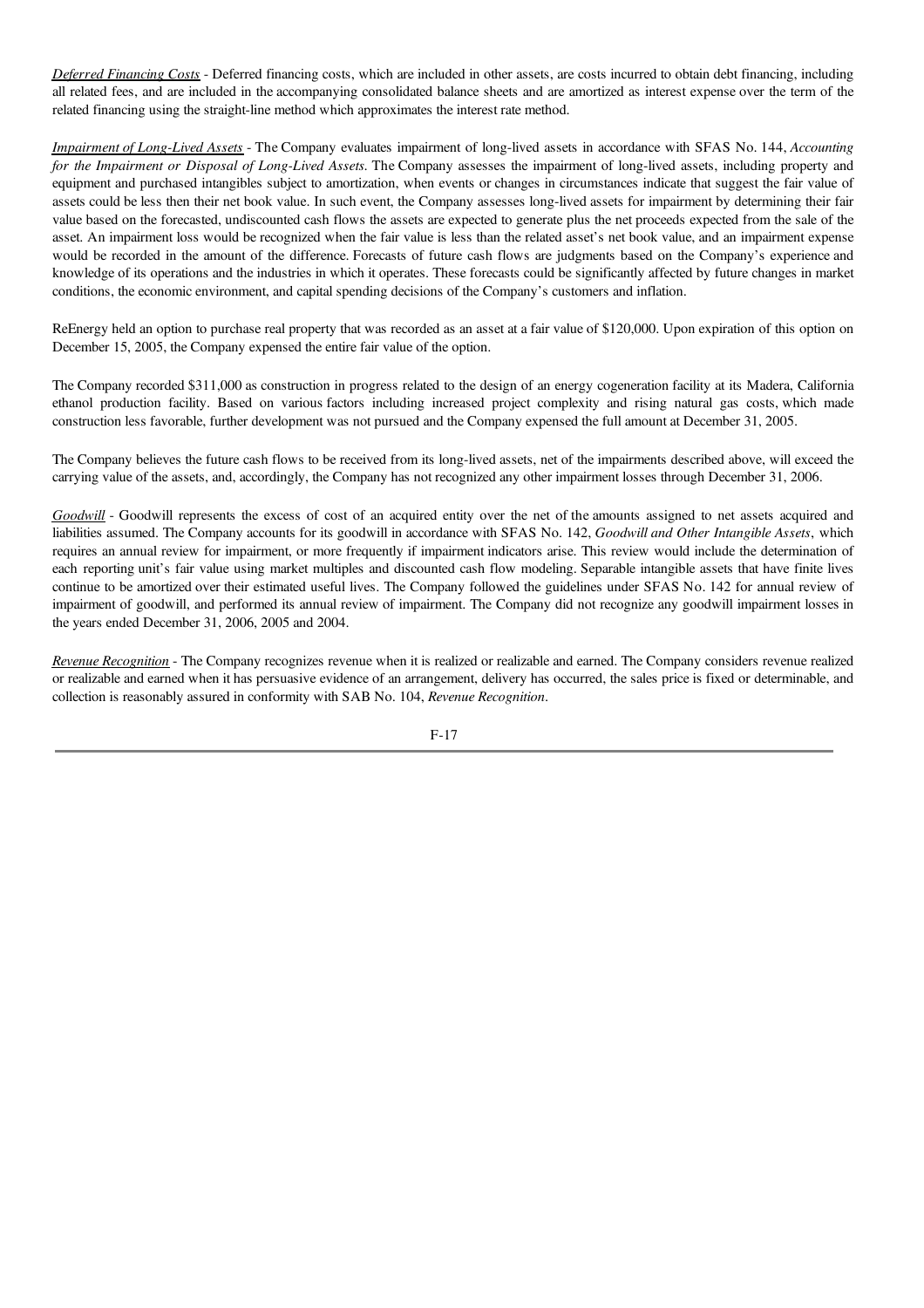*Deferred Financing Costs* - Deferred financing costs, which are included in other assets, are costs incurred to obtain debt financing, including all related fees, and are included in the accompanying consolidated balance sheets and are amortized as interest expense over the term of the related financing using the straight-line method which approximates the interest rate method.

*Impairment of Long-Lived Assets* - The Company evaluates impairment of long-lived assets in accordance with SFAS No. 144, *Accounting for the Impairment or Disposal of Long-Lived Assets*. The Company assesses the impairment of long-lived assets, including property and equipment and purchased intangibles subject to amortization, when events or changes in circumstances indicate that suggest the fair value of assets could be less then their net book value. In such event, the Company assesses long-lived assets for impairment by determining their fair value based on the forecasted, undiscounted cash flows the assets are expected to generate plus the net proceeds expected from the sale of the asset. An impairment loss would be recognized when the fair value is less than the related asset's net book value, and an impairment expense would be recorded in the amount of the difference. Forecasts of future cash flows are judgments based on the Company's experience and knowledge of its operations and the industries in which it operates. These forecasts could be significantly affected by future changes in market conditions, the economic environment, and capital spending decisions of the Company's customers and inflation.

ReEnergy held an option to purchase real property that was recorded as an asset at a fair value of $120,000. Upon expiration of this option on December 15, 2005, the Company expensed the entire fair value of the option.

The Company recorded $311,000 as construction in progress related to the design of an energy cogeneration facility at its Madera, California ethanol production facility. Based on various factors including increased project complexity and rising natural gas costs, which made construction less favorable, further development was not pursued and the Company expensed the full amount at December 31, 2005.

The Company believes the future cash flows to be received from its long-lived assets, net of the impairments described above, will exceed the carrying value of the assets, and, accordingly, the Company has not recognized any other impairment losses through December 31, 2006.

*Goodwill* - Goodwill represents the excess of cost of an acquired entity over the net of the amounts assigned to net assets acquired and liabilities assumed. The Company accounts for its goodwill in accordance with SFAS No. 142, *Goodwill and Other Intangible Assets*, which requires an annual review for impairment, or more frequently if impairment indicators arise. This review would include the determination of each reporting unit's fair value using market multiples and discounted cash flow modeling. Separable intangible assets that have finite lives continue to be amortized over their estimated useful lives. The Company followed the guidelines under SFAS No. 142 for annual review of impairment of goodwill, and performed its annual review of impairment. The Company did not recognize any goodwill impairment losses in the years ended December 31, 2006, 2005 and 2004.

*Revenue Recognition* - The Company recognizes revenue when it is realized or realizable and earned. The Company considers revenue realized or realizable and earned when it has persuasive evidence of an arrangement, delivery has occurred, the sales price is fixed or determinable, and collection is reasonably assured in conformity with SAB No. 104, *Revenue Recognition*.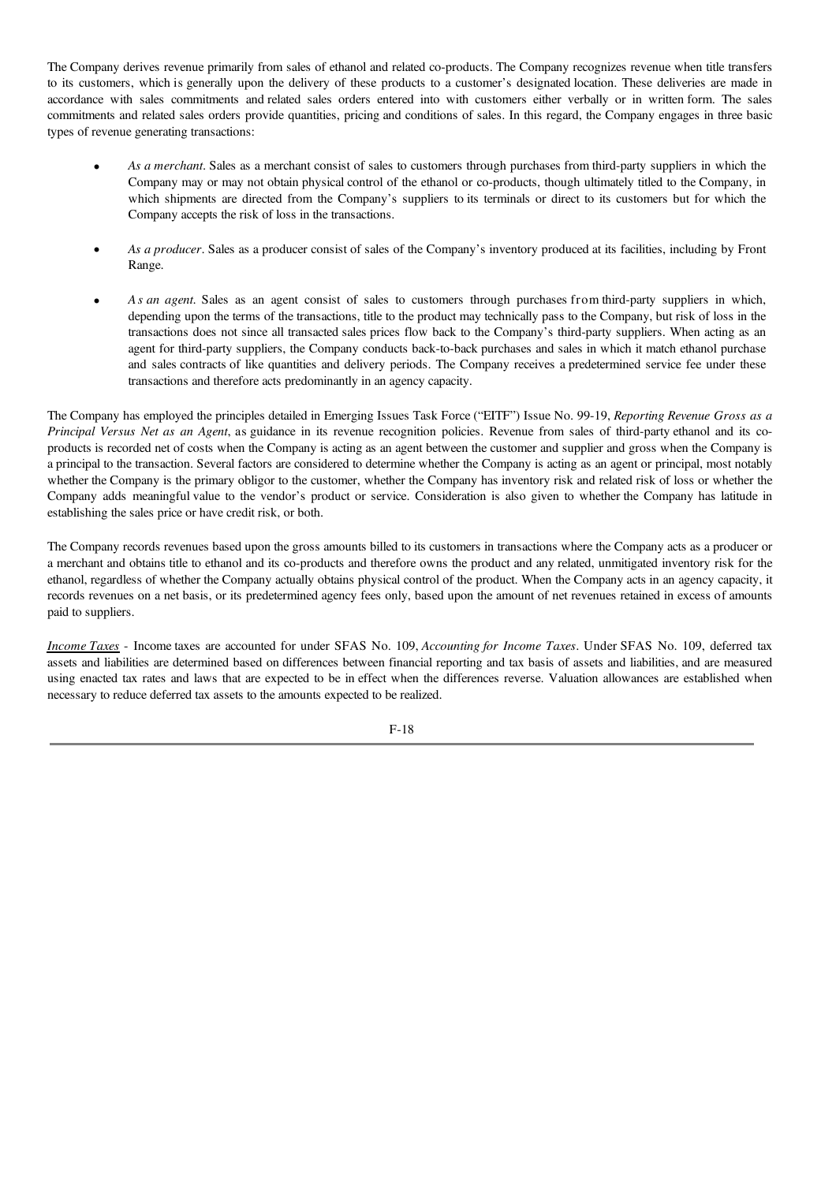The Company derives revenue primarily from sales of ethanol and related co-products. The Company recognizes revenue when title transfers to its customers, which is generally upon the delivery of these products to a customer's designated location. These deliveries are made in accordance with sales commitments and related sales orders entered into with customers either verbally or in written form. The sales commitments and related sales orders provide quantities, pricing and conditions of sales. In this regard, the Company engages in three basic types of revenue generating transactions:

- *As a merchant*. Sales as a merchant consist of sales to customers through purchases from third-party suppliers in which the Company may or may not obtain physical control of the ethanol or co-products, though ultimately titled to the Company, in which shipments are directed from the Company's suppliers to its terminals or direct to its customers but for which the Company accepts the risk of loss in the transactions.

- *As a producer*. Sales as a producer consist of sales of the Company's inventory produced at its facilities, including by Front Range.

- *As an agent*. Sales as an agent consist of sales to customers through purchases from third-party suppliers in which, depending upon the terms of the transactions, title to the product may technically pass to the Company, but risk of loss in the transactions does not since all transacted sales prices flow back to the Company's third-party suppliers. When acting as an agent for third-party suppliers, the Company conducts back-to-back purchases and sales in which it match ethanol purchase and sales contracts of like quantities and delivery periods. The Company receives a predetermined service fee under these transactions and therefore acts predominantly in an agency capacity.

The Company has employed the principles detailed in Emerging Issues Task Force ("EITF") Issue No. 99-19, *Reporting Revenue Gross as a Principal Versus Net as an Agent*, as guidance in its revenue recognition policies. Revenue from sales of third-party ethanol and its co-products is recorded net of costs when the Company is acting as an agent between the customer and supplier and gross when the Company is a principal to the transaction. Several factors are considered to determine whether the Company is acting as an agent or principal, most notably whether the Company is the primary obligor to the customer, whether the Company has inventory risk and related risk of loss or whether the Company adds meaningful value to the vendor's product or service. Consideration is also given to whether the Company has latitude in establishing the sales price or have credit risk, or both.

The Company records revenues based upon the gross amounts billed to its customers in transactions where the Company acts as a producer or a merchant and obtains title to ethanol and its co-products and therefore owns the product and any related, unmitigated inventory risk for the ethanol, regardless of whether the Company actually obtains physical control of the product. When the Company acts in an agency capacity, it records revenues on a net basis, or its predetermined agency fees only, based upon the amount of net revenues retained in excess of amounts paid to suppliers.

*Income Taxes* - Income taxes are accounted for under SFAS No. 109, *Accounting for Income Taxes*. Under SFAS No. 109, deferred tax assets and liabilities are determined based on differences between financial reporting and tax basis of assets and liabilities, and are measured using enacted tax rates and laws that are expected to be in effect when the differences reverse. Valuation allowances are established when necessary to reduce deferred tax assets to the amounts expected to be realized.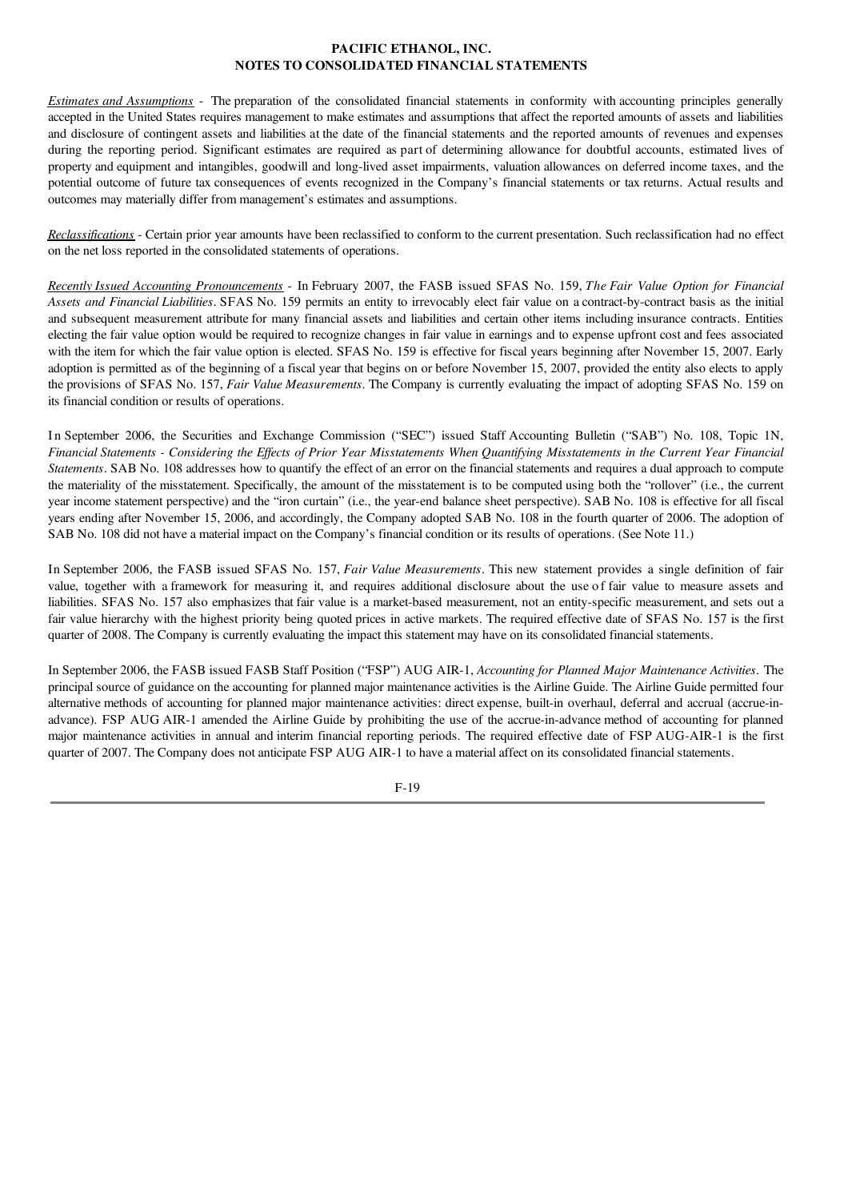**PACIFIC ETHANOL, INC.**
**NOTES TO CONSOLIDATED FINANCIAL STATEMENTS**

*Estimates and Assumptions* - The preparation of the consolidated financial statements in conformity with accounting principles generally accepted in the United States requires management to make estimates and assumptions that affect the reported amounts of assets and liabilities and disclosure of contingent assets and liabilities at the date of the financial statements and the reported amounts of revenues and expenses during the reporting period. Significant estimates are required as part of determining allowance for doubtful accounts, estimated lives of property and equipment and intangibles, goodwill and long-lived asset impairments, valuation allowances on deferred income taxes, and the potential outcome of future tax consequences of events recognized in the Company's financial statements or tax returns. Actual results and outcomes may materially differ from management's estimates and assumptions.

*Reclassifications* - Certain prior year amounts have been reclassified to conform to the current presentation. Such reclassification had no effect on the net loss reported in the consolidated statements of operations.

*Recently Issued Accounting Pronouncements* - In February 2007, the FASB issued SFAS No. 159, *The Fair Value Option for Financial Assets and Financial Liabilities*. SFAS No. 159 permits an entity to irrevocably elect fair value on a contract-by-contract basis as the initial and subsequent measurement attribute for many financial assets and liabilities and certain other items including insurance contracts. Entities electing the fair value option would be required to recognize changes in fair value in earnings and to expense upfront cost and fees associated with the item for which the fair value option is elected. SFAS No. 159 is effective for fiscal years beginning after November 15, 2007. Early adoption is permitted as of the beginning of a fiscal year that begins on or before November 15, 2007, provided the entity also elects to apply the provisions of SFAS No. 157, *Fair Value Measurements*. The Company is currently evaluating the impact of adopting SFAS No. 159 on its financial condition or results of operations.

In September 2006, the Securities and Exchange Commission ("SEC") issued Staff Accounting Bulletin ("SAB") No. 108, Topic 1N, *Financial Statements - Considering the Effects of Prior Year Misstatements When Quantifying Misstatements in the Current Year Financial Statements*. SAB No. 108 addresses how to quantify the effect of an error on the financial statements and requires a dual approach to compute the materiality of the misstatement. Specifically, the amount of the misstatement is to be computed using both the "rollover" (i.e., the current year income statement perspective) and the "iron curtain" (i.e., the year-end balance sheet perspective). SAB No. 108 is effective for all fiscal years ending after November 15, 2006, and accordingly, the Company adopted SAB No. 108 in the fourth quarter of 2006. The adoption of SAB No. 108 did not have a material impact on the Company's financial condition or its results of operations. (See Note 11.)

In September 2006, the FASB issued SFAS No. 157, *Fair Value Measurements*. This new statement provides a single definition of fair value, together with a framework for measuring it, and requires additional disclosure about the use of fair value to measure assets and liabilities. SFAS No. 157 also emphasizes that fair value is a market-based measurement, not an entity-specific measurement, and sets out a fair value hierarchy with the highest priority being quoted prices in active markets. The required effective date of SFAS No. 157 is the first quarter of 2008. The Company is currently evaluating the impact this statement may have on its consolidated financial statements.

In September 2006, the FASB issued FASB Staff Position ("FSP") AUG AIR-1, *Accounting for Planned Major Maintenance Activities*. The principal source of guidance on the accounting for planned major maintenance activities is the Airline Guide. The Airline Guide permitted four alternative methods of accounting for planned major maintenance activities: direct expense, built-in overhaul, deferral and accrual (accrue-in-advance). FSP AUG AIR-1 amended the Airline Guide by prohibiting the use of the accrue-in-advance method of accounting for planned major maintenance activities in annual and interim financial reporting periods. The required effective date of FSP AUG-AIR-1 is the first quarter of 2007. The Company does not anticipate FSP AUG AIR-1 to have a material affect on its consolidated financial statements.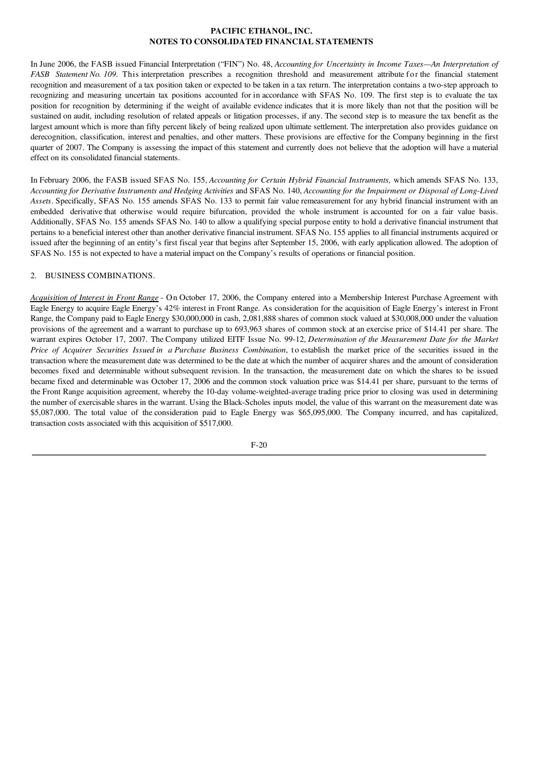In June 2006, the FASB issued Financial Interpretation ("FIN") No. 48, *Accounting for Uncertainty in Income Taxes—An Interpretation of FASB Statement No. 109*. This interpretation prescribes a recognition threshold and measurement attribute for the financial statement recognition and measurement of a tax position taken or expected to be taken in a tax return. The interpretation contains a two-step approach to recognizing and measuring uncertain tax positions accounted for in accordance with SFAS No. 109. The first step is to evaluate the tax position for recognition by determining if the weight of available evidence indicates that it is more likely than not that the position will be sustained on audit, including resolution of related appeals or litigation processes, if any. The second step is to measure the tax benefit as the largest amount which is more than fifty percent likely of being realized upon ultimate settlement. The interpretation also provides guidance on derecognition, classification, interest and penalties, and other matters. These provisions are effective for the Company beginning in the first quarter of 2007. The Company is assessing the impact of this statement and currently does not believe that the adoption will have a material effect on its consolidated financial statements.

In February 2006, the FASB issued SFAS No. 155, *Accounting for Certain Hybrid Financial Instruments,* which amends SFAS No. 133, *Accounting for Derivative Instruments and Hedging Activities* and SFAS No. 140, *Accounting for the Impairment or Disposal of Long-Lived Assets*. Specifically, SFAS No. 155 amends SFAS No. 133 to permit fair value remeasurement for any hybrid financial instrument with an embedded derivative that otherwise would require bifurcation, provided the whole instrument is accounted for on a fair value basis. Additionally, SFAS No. 155 amends SFAS No. 140 to allow a qualifying special purpose entity to hold a derivative financial instrument that pertains to a beneficial interest other than another derivative financial instrument. SFAS No. 155 applies to all financial instruments acquired or issued after the beginning of an entity's first fiscal year that begins after September 15, 2006, with early application allowed. The adoption of SFAS No. 155 is not expected to have a material impact on the Company's results of operations or financial position.

2. BUSINESS COMBINATIONS.

*Acquisition of Interest in Front Range* - On October 17, 2006, the Company entered into a Membership Interest Purchase Agreement with Eagle Energy to acquire Eagle Energy's 42% interest in Front Range. As consideration for the acquisition of Eagle Energy's interest in Front Range, the Company paid to Eagle Energy $30,000,000 in cash, 2,081,888 shares of common stock valued at $30,008,000 under the valuation provisions of the agreement and a warrant to purchase up to 693,963 shares of common stock at an exercise price of $14.41 per share. The warrant expires October 17, 2007. The Company utilized EITF Issue No. 99-12, *Determination of the Measurement Date for the Market Price of Acquirer Securities Issued in a Purchase Business Combination*, to establish the market price of the securities issued in the transaction where the measurement date was determined to be the date at which the number of acquirer shares and the amount of consideration becomes fixed and determinable without subsequent revision. In the transaction, the measurement date on which the shares to be issued became fixed and determinable was October 17, 2006 and the common stock valuation price was $14.41 per share, pursuant to the terms of the Front Range acquisition agreement, whereby the 10-day volume-weighted-average trading price prior to closing was used in determining the number of exercisable shares in the warrant. Using the Black-Scholes inputs model, the value of this warrant on the measurement date was $5,087,000. The total value of the consideration paid to Eagle Energy was $65,095,000. The Company incurred, and has capitalized, transaction costs associated with this acquisition of $517,000.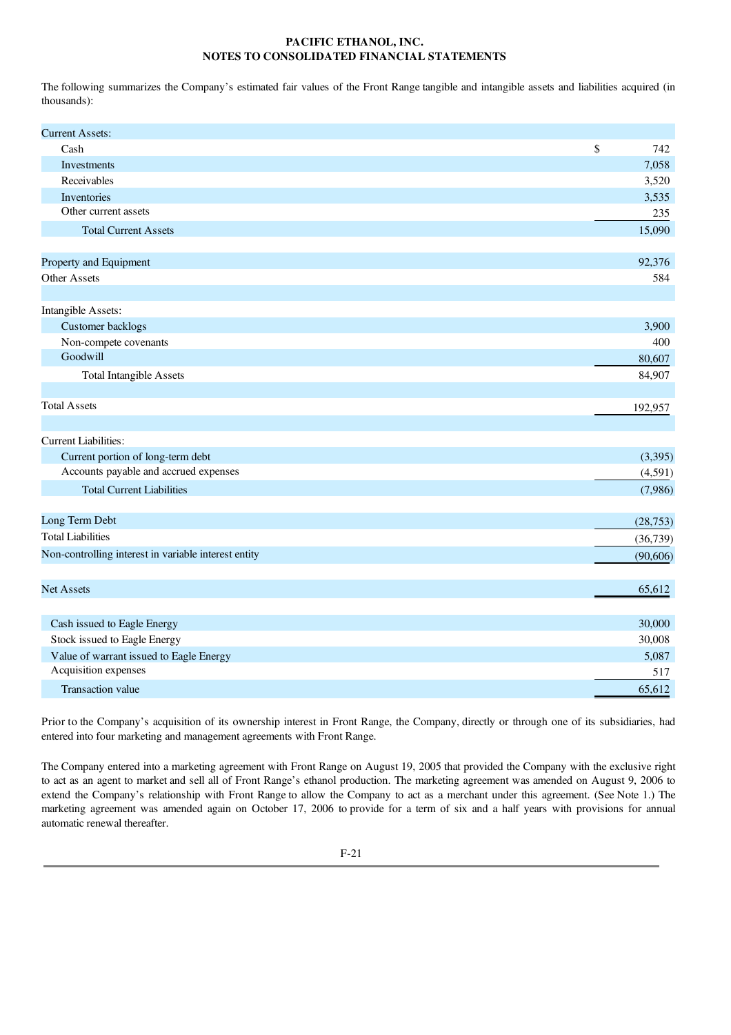The following summarizes the Company's estimated fair values of the Front Range tangible and intangible assets and liabilities acquired (in thousands):

| | |
|---|---|
| Current Assets: | |
| Cash | $ 742 |
| Investments | 7,058 |
| Receivables | 3,520 |
| Inventories | 3,535 |
| Other current assets | 235 |
| Total Current Assets | 15,090 |
| | |
| Property and Equipment | 92,376 |
| Other Assets | 584 |
| | |
| Intangible Assets: | |
| Customer backlogs | 3,900 |
| Non-compete covenants | 400 |
| Goodwill | 80,607 |
| Total Intangible Assets | 84,907 |
| | |
| Total Assets | 192,957 |
| | |
| Current Liabilities: | |
| Current portion of long-term debt | (3,395) |
| Accounts payable and accrued expenses | (4,591) |
| Total Current Liabilities | (7,986) |
| | |
| Long Term Debt | (28,753) |
| Total Liabilities | (36,739) |
| Non-controlling interest in variable interest entity | (90,606) |
| | |
| Net Assets | 65,612 |
| | |
| Cash issued to Eagle Energy | 30,000 |
| Stock issued to Eagle Energy | 30,008 |
| Value of warrant issued to Eagle Energy | 5,087 |
| Acquisition expenses | 517 |
| Transaction value | 65,612 |

Prior to the Company's acquisition of its ownership interest in Front Range, the Company, directly or through one of its subsidiaries, had entered into four marketing and management agreements with Front Range.

The Company entered into a marketing agreement with Front Range on August 19, 2005 that provided the Company with the exclusive right to act as an agent to market and sell all of Front Range's ethanol production. The marketing agreement was amended on August 9, 2006 to extend the Company's relationship with Front Range to allow the Company to act as a merchant under this agreement. (See Note 1.) The marketing agreement was amended again on October 17, 2006 to provide for a term of six and a half years with provisions for annual automatic renewal thereafter.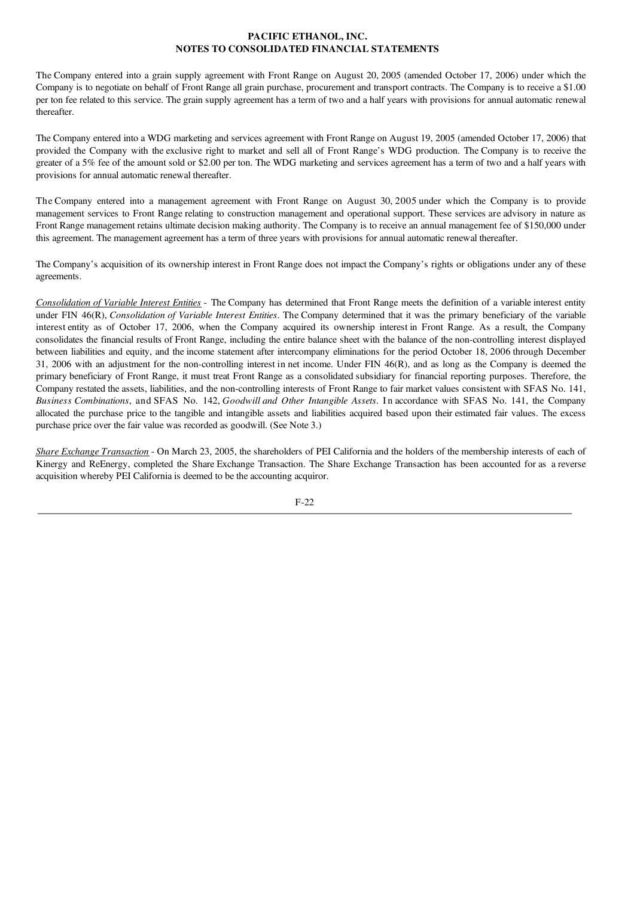The Company entered into a grain supply agreement with Front Range on August 20, 2005 (amended October 17, 2006) under which the Company is to negotiate on behalf of Front Range all grain purchase, procurement and transport contracts. The Company is to receive a $1.00 per ton fee related to this service. The grain supply agreement has a term of two and a half years with provisions for annual automatic renewal thereafter.

The Company entered into a WDG marketing and services agreement with Front Range on August 19, 2005 (amended October 17, 2006) that provided the Company with the exclusive right to market and sell all of Front Range's WDG production. The Company is to receive the greater of a 5% fee of the amount sold or $2.00 per ton. The WDG marketing and services agreement has a term of two and a half years with provisions for annual automatic renewal thereafter.

The Company entered into a management agreement with Front Range on August 30, 2005 under which the Company is to provide management services to Front Range relating to construction management and operational support. These services are advisory in nature as Front Range management retains ultimate decision making authority. The Company is to receive an annual management fee of $150,000 under this agreement. The management agreement has a term of three years with provisions for annual automatic renewal thereafter.

The Company's acquisition of its ownership interest in Front Range does not impact the Company's rights or obligations under any of these agreements.

_Consolidation of Variable Interest Entities_ - The Company has determined that Front Range meets the definition of a variable interest entity under FIN 46(R), _Consolidation of Variable Interest Entities_. The Company determined that it was the primary beneficiary of the variable interest entity as of October 17, 2006, when the Company acquired its ownership interest in Front Range. As a result, the Company consolidates the financial results of Front Range, including the entire balance sheet with the balance of the non-controlling interest displayed between liabilities and equity, and the income statement after intercompany eliminations for the period October 18, 2006 through December 31, 2006 with an adjustment for the non-controlling interest in net income. Under FIN 46(R), and as long as the Company is deemed the primary beneficiary of Front Range, it must treat Front Range as a consolidated subsidiary for financial reporting purposes. Therefore, the Company restated the assets, liabilities, and the non-controlling interests of Front Range to fair market values consistent with SFAS No. 141, _Business Combinations_, and SFAS No. 142, _Goodwill and Other Intangible Assets_. In accordance with SFAS No. 141, the Company allocated the purchase price to the tangible and intangible assets and liabilities acquired based upon their estimated fair values. The excess purchase price over the fair value was recorded as goodwill. (See Note 3.)

_Share Exchange Transaction_ - On March 23, 2005, the shareholders of PEI California and the holders of the membership interests of each of Kinergy and ReEnergy, completed the Share Exchange Transaction. The Share Exchange Transaction has been accounted for as a reverse acquisition whereby PEI California is deemed to be the accounting acquiror.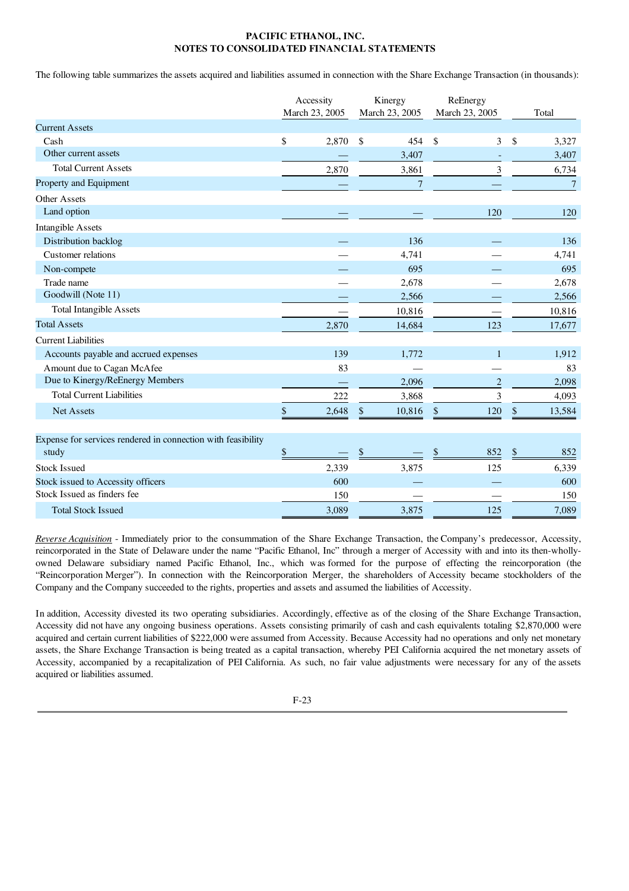**PACIFIC ETHANOL, INC.**
**NOTES TO CONSOLIDATED FINANCIAL STATEMENTS**

The following table summarizes the assets acquired and liabilities assumed in connection with the Share Exchange Transaction (in thousands):

| | Accessity March 23, 2005 | Kinergy March 23, 2005 | ReEnergy March 23, 2005 | Total |
|---|---|---|---|---|
| Current Assets | | | | |
| Cash | $ 2,870 | $ 454 | $ 3 | $ 3,327 |
| Other current assets | — | 3,407 | - | 3,407 |
| Total Current Assets | 2,870 | 3,861 | 3 | 6,734 |
| Property and Equipment | — | 7 | — | 7 |
| Other Assets | | | | |
| Land option | — | — | 120 | 120 |
| Intangible Assets | | | | |
| Distribution backlog | — | 136 | — | 136 |
| Customer relations | — | 4,741 | — | 4,741 |
| Non-compete | — | 695 | — | 695 |
| Trade name | — | 2,678 | — | 2,678 |
| Goodwill (Note 11) | — | 2,566 | — | 2,566 |
| Total Intangible Assets | — | 10,816 | — | 10,816 |
| Total Assets | 2,870 | 14,684 | 123 | 17,677 |
| Current Liabilities | | | | |
| Accounts payable and accrued expenses | 139 | 1,772 | 1 | 1,912 |
| Amount due to Cagan McAfee | 83 | — | — | 83 |
| Due to Kinergy/ReEnergy Members | — | 2,096 | 2 | 2,098 |
| Total Current Liabilities | 222 | 3,868 | 3 | 4,093 |
| Net Assets | $ 2,648 | $ 10,816 | $ 120 | $ 13,584 |
| | | | | |
| Expense for services rendered in connection with feasibility study | $ — | $ — | $ 852 | $ 852 |
| Stock Issued | 2,339 | 3,875 | 125 | 6,339 |
| Stock issued to Accessity officers | 600 | — | — | 600 |
| Stock Issued as finders fee | 150 | — | — | 150 |
| Total Stock Issued | 3,089 | 3,875 | 125 | 7,089 |

*Reverse Acquisition* - Immediately prior to the consummation of the Share Exchange Transaction, the Company's predecessor, Accessity, reincorporated in the State of Delaware under the name "Pacific Ethanol, Inc" through a merger of Accessity with and into its then-wholly-owned Delaware subsidiary named Pacific Ethanol, Inc., which was formed for the purpose of effecting the reincorporation (the "Reincorporation Merger"). In connection with the Reincorporation Merger, the shareholders of Accessity became stockholders of the Company and the Company succeeded to the rights, properties and assets and assumed the liabilities of Accessity.

In addition, Accessity divested its two operating subsidiaries. Accordingly, effective as of the closing of the Share Exchange Transaction, Accessity did not have any ongoing business operations. Assets consisting primarily of cash and cash equivalents totaling $2,870,000 were acquired and certain current liabilities of $222,000 were assumed from Accessity. Because Accessity had no operations and only net monetary assets, the Share Exchange Transaction is being treated as a capital transaction, whereby PEI California acquired the net monetary assets of Accessity, accompanied by a recapitalization of PEI California. As such, no fair value adjustments were necessary for any of the assets acquired or liabilities assumed.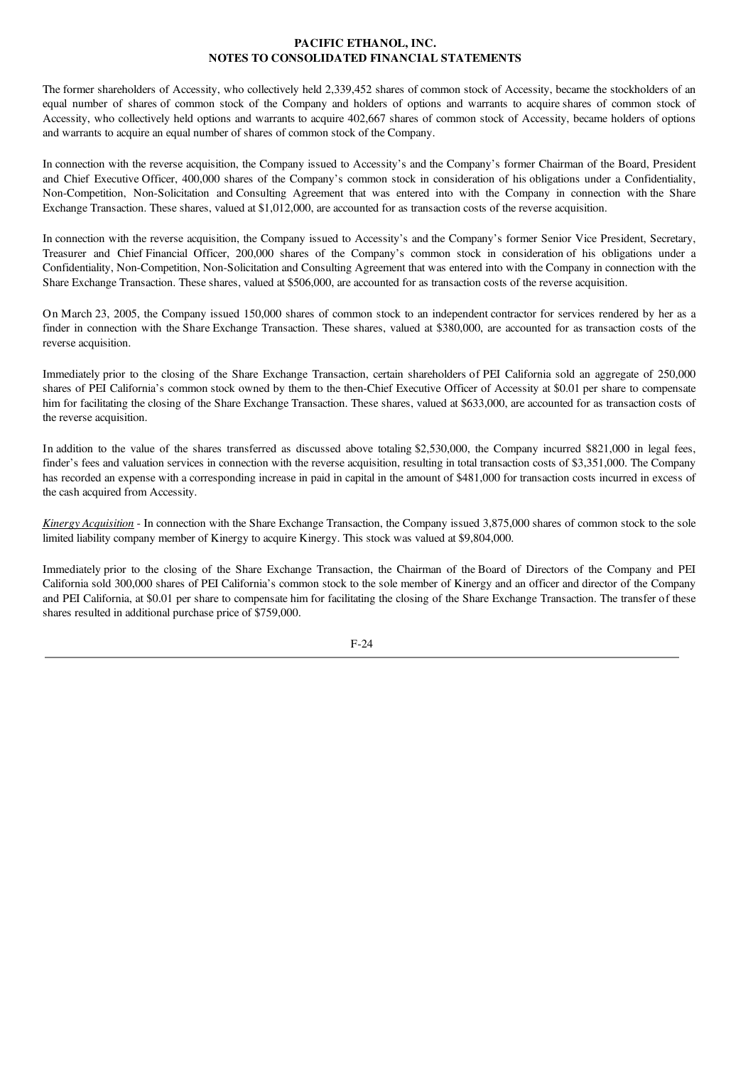The former shareholders of Accessity, who collectively held 2,339,452 shares of common stock of Accessity, became the stockholders of an equal number of shares of common stock of the Company and holders of options and warrants to acquire shares of common stock of Accessity, who collectively held options and warrants to acquire 402,667 shares of common stock of Accessity, became holders of options and warrants to acquire an equal number of shares of common stock of the Company.

In connection with the reverse acquisition, the Company issued to Accessity's and the Company's former Chairman of the Board, President and Chief Executive Officer, 400,000 shares of the Company's common stock in consideration of his obligations under a Confidentiality, Non-Competition, Non-Solicitation and Consulting Agreement that was entered into with the Company in connection with the Share Exchange Transaction. These shares, valued at $1,012,000, are accounted for as transaction costs of the reverse acquisition.

In connection with the reverse acquisition, the Company issued to Accessity's and the Company's former Senior Vice President, Secretary, Treasurer and Chief Financial Officer, 200,000 shares of the Company's common stock in consideration of his obligations under a Confidentiality, Non-Competition, Non-Solicitation and Consulting Agreement that was entered into with the Company in connection with the Share Exchange Transaction. These shares, valued at $506,000, are accounted for as transaction costs of the reverse acquisition.

On March 23, 2005, the Company issued 150,000 shares of common stock to an independent contractor for services rendered by her as a finder in connection with the Share Exchange Transaction. These shares, valued at $380,000, are accounted for as transaction costs of the reverse acquisition.

Immediately prior to the closing of the Share Exchange Transaction, certain shareholders of PEI California sold an aggregate of 250,000 shares of PEI California's common stock owned by them to the then-Chief Executive Officer of Accessity at $0.01 per share to compensate him for facilitating the closing of the Share Exchange Transaction. These shares, valued at $633,000, are accounted for as transaction costs of the reverse acquisition.

In addition to the value of the shares transferred as discussed above totaling $2,530,000, the Company incurred $821,000 in legal fees, finder's fees and valuation services in connection with the reverse acquisition, resulting in total transaction costs of $3,351,000. The Company has recorded an expense with a corresponding increase in paid in capital in the amount of $481,000 for transaction costs incurred in excess of the cash acquired from Accessity.

*Kinergy Acquisition* - In connection with the Share Exchange Transaction, the Company issued 3,875,000 shares of common stock to the sole limited liability company member of Kinergy to acquire Kinergy. This stock was valued at $9,804,000.

Immediately prior to the closing of the Share Exchange Transaction, the Chairman of the Board of Directors of the Company and PEI California sold 300,000 shares of PEI California's common stock to the sole member of Kinergy and an officer and director of the Company and PEI California, at $0.01 per share to compensate him for facilitating the closing of the Share Exchange Transaction. The transfer of these shares resulted in additional purchase price of $759,000.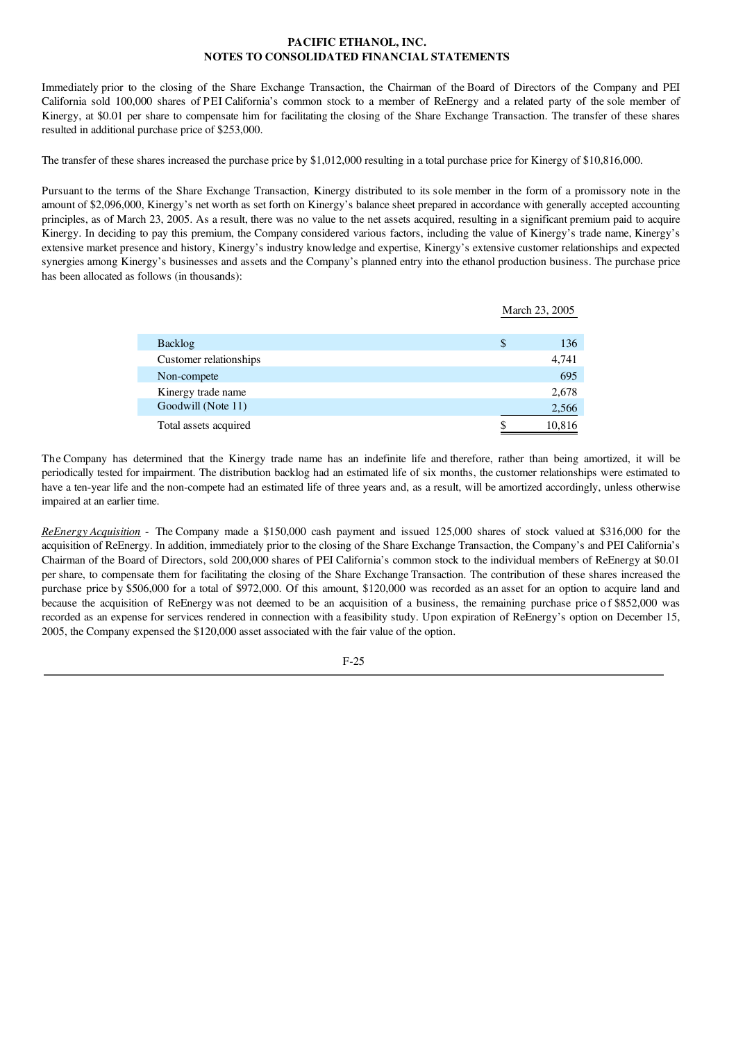**PACIFIC ETHANOL, INC.**
**NOTES TO CONSOLIDATED FINANCIAL STATEMENTS**

Immediately prior to the closing of the Share Exchange Transaction, the Chairman of the Board of Directors of the Company and PEI California sold 100,000 shares of PEI California's common stock to a member of ReEnergy and a related party of the sole member of Kinergy, at $0.01 per share to compensate him for facilitating the closing of the Share Exchange Transaction. The transfer of these shares resulted in additional purchase price of $253,000.

The transfer of these shares increased the purchase price by $1,012,000 resulting in a total purchase price for Kinergy of $10,816,000.

Pursuant to the terms of the Share Exchange Transaction, Kinergy distributed to its sole member in the form of a promissory note in the amount of $2,096,000, Kinergy's net worth as set forth on Kinergy's balance sheet prepared in accordance with generally accepted accounting principles, as of March 23, 2005. As a result, there was no value to the net assets acquired, resulting in a significant premium paid to acquire Kinergy. In deciding to pay this premium, the Company considered various factors, including the value of Kinergy's trade name, Kinergy's extensive market presence and history, Kinergy's industry knowledge and expertise, Kinergy's extensive customer relationships and expected synergies among Kinergy's businesses and assets and the Company's planned entry into the ethanol production business. The purchase price has been allocated as follows (in thousands):

| | | March 23, 2005 |
|---|---|---|
| Backlog | $ | 136 |
| Customer relationships | | 4,741 |
| Non-compete | | 695 |
| Kinergy trade name | | 2,678 |
| Goodwill (Note 11) | | 2,566 |
| Total assets acquired | $ | 10,816 |

The Company has determined that the Kinergy trade name has an indefinite life and therefore, rather than being amortized, it will be periodically tested for impairment. The distribution backlog had an estimated life of six months, the customer relationships were estimated to have a ten-year life and the non-compete had an estimated life of three years and, as a result, will be amortized accordingly, unless otherwise impaired at an earlier time.

*ReEnergy Acquisition* - The Company made a $150,000 cash payment and issued 125,000 shares of stock valued at $316,000 for the acquisition of ReEnergy. In addition, immediately prior to the closing of the Share Exchange Transaction, the Company's and PEI California's Chairman of the Board of Directors, sold 200,000 shares of PEI California's common stock to the individual members of ReEnergy at $0.01 per share, to compensate them for facilitating the closing of the Share Exchange Transaction. The contribution of these shares increased the purchase price by $506,000 for a total of $972,000. Of this amount, $120,000 was recorded as an asset for an option to acquire land and because the acquisition of ReEnergy was not deemed to be an acquisition of a business, the remaining purchase price of $852,000 was recorded as an expense for services rendered in connection with a feasibility study. Upon expiration of ReEnergy's option on December 15, 2005, the Company expensed the $120,000 asset associated with the fair value of the option.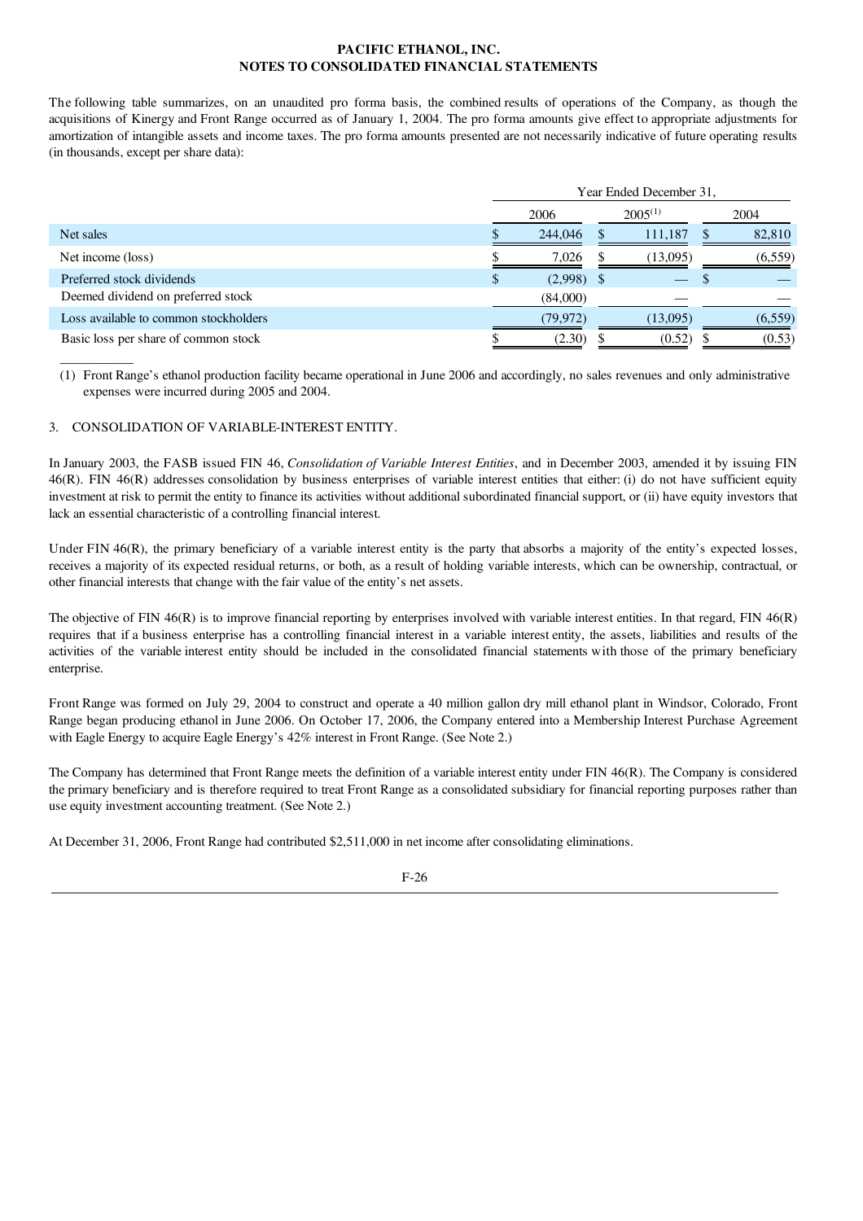The following table summarizes, on an unaudited pro forma basis, the combined results of operations of the Company, as though the acquisitions of Kinergy and Front Range occurred as of January 1, 2004. The pro forma amounts give effect to appropriate adjustments for amortization of intangible assets and income taxes. The pro forma amounts presented are not necessarily indicative of future operating results (in thousands, except per share data):

| | Year Ended December 31, | | |
|---|---|---|---|
| | 2006 | 2005[(1)] | 2004 |
| Net sales | $ 244,046 | $ 111,187 | $ 82,810 |
| Net income (loss) | $ 7,026 | $ (13,095) | (6,559) |
| Preferred stock dividends | $ (2,998) | $ — | $ — |
| Deemed dividend on preferred stock | (84,000) | — | — |
| Loss available to common stockholders | (79,972) | (13,095) | (6,559) |
| Basic loss per share of common stock | $ (2.30) | $ (0.52) | $ (0.53) |

(1) Front Range's ethanol production facility became operational in June 2006 and accordingly, no sales revenues and only administrative expenses were incurred during 2005 and 2004.

3. CONSOLIDATION OF VARIABLE-INTEREST ENTITY.

In January 2003, the FASB issued FIN 46, *Consolidation of Variable Interest Entities*, and in December 2003, amended it by issuing FIN 46(R). FIN 46(R) addresses consolidation by business enterprises of variable interest entities that either: (i) do not have sufficient equity investment at risk to permit the entity to finance its activities without additional subordinated financial support, or (ii) have equity investors that lack an essential characteristic of a controlling financial interest.

Under FIN 46(R), the primary beneficiary of a variable interest entity is the party that absorbs a majority of the entity's expected losses, receives a majority of its expected residual returns, or both, as a result of holding variable interests, which can be ownership, contractual, or other financial interests that change with the fair value of the entity's net assets.

The objective of FIN 46(R) is to improve financial reporting by enterprises involved with variable interest entities. In that regard, FIN 46(R) requires that if a business enterprise has a controlling financial interest in a variable interest entity, the assets, liabilities and results of the activities of the variable interest entity should be included in the consolidated financial statements with those of the primary beneficiary enterprise.

Front Range was formed on July 29, 2004 to construct and operate a 40 million gallon dry mill ethanol plant in Windsor, Colorado, Front Range began producing ethanol in June 2006. On October 17, 2006, the Company entered into a Membership Interest Purchase Agreement with Eagle Energy to acquire Eagle Energy's 42% interest in Front Range. (See Note 2.)

The Company has determined that Front Range meets the definition of a variable interest entity under FIN 46(R). The Company is considered the primary beneficiary and is therefore required to treat Front Range as a consolidated subsidiary for financial reporting purposes rather than use equity investment accounting treatment. (See Note 2.)

At December 31, 2006, Front Range had contributed $2,511,000 in net income after consolidating eliminations.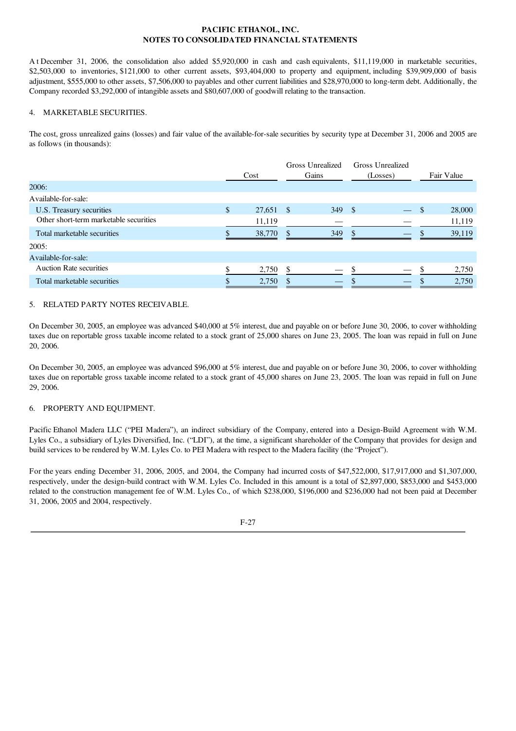At December 31, 2006, the consolidation also added $5,920,000 in cash and cash equivalents, $11,119,000 in marketable securities, $2,503,000 to inventories, $121,000 to other current assets, $93,404,000 to property and equipment, including $39,909,000 of basis adjustment, $555,000 to other assets, $7,506,000 to payables and other current liabilities and $28,970,000 to long-term debt. Additionally, the Company recorded $3,292,000 of intangible assets and $80,607,000 of goodwill relating to the transaction.

4. MARKETABLE SECURITIES.

The cost, gross unrealized gains (losses) and fair value of the available-for-sale securities by security type at December 31, 2006 and 2005 are as follows (in thousands):

| | Cost | Gross Unrealized Gains | Gross Unrealized (Losses) | Fair Value |
|---|---|---|---|---|
| 2006: | | | | |
| Available-for-sale: | | | | |
| U.S. Treasury securities | $ 27,651 | $ 349 | $ — | $ 28,000 |
| Other short-term marketable securities | 11,119 | — | — | 11,119 |
| Total marketable securities | $ 38,770 | $ 349 | $ — | $ 39,119 |
| 2005: | | | | |
| Available-for-sale: | | | | |
| Auction Rate securities | $ 2,750 | $ — | $ — | $ 2,750 |
| Total marketable securities | $ 2,750 | $ — | $ — | $ 2,750 |

5. RELATED PARTY NOTES RECEIVABLE.

On December 30, 2005, an employee was advanced $40,000 at 5% interest, due and payable on or before June 30, 2006, to cover withholding taxes due on reportable gross taxable income related to a stock grant of 25,000 shares on June 23, 2005. The loan was repaid in full on June 20, 2006.

On December 30, 2005, an employee was advanced $96,000 at 5% interest, due and payable on or before June 30, 2006, to cover withholding taxes due on reportable gross taxable income related to a stock grant of 45,000 shares on June 23, 2005. The loan was repaid in full on June 29, 2006.

6. PROPERTY AND EQUIPMENT.

Pacific Ethanol Madera LLC ("PEI Madera"), an indirect subsidiary of the Company, entered into a Design-Build Agreement with W.M. Lyles Co., a subsidiary of Lyles Diversified, Inc. ("LDI"), at the time, a significant shareholder of the Company that provides for design and build services to be rendered by W.M. Lyles Co. to PEI Madera with respect to the Madera facility (the "Project").

For the years ending December 31, 2006, 2005, and 2004, the Company had incurred costs of $47,522,000, $17,917,000 and $1,307,000, respectively, under the design-build contract with W.M. Lyles Co. Included in this amount is a total of $2,897,000, $853,000 and $453,000 related to the construction management fee of W.M. Lyles Co., of which $238,000, $196,000 and $236,000 had not been paid at December 31, 2006, 2005 and 2004, respectively.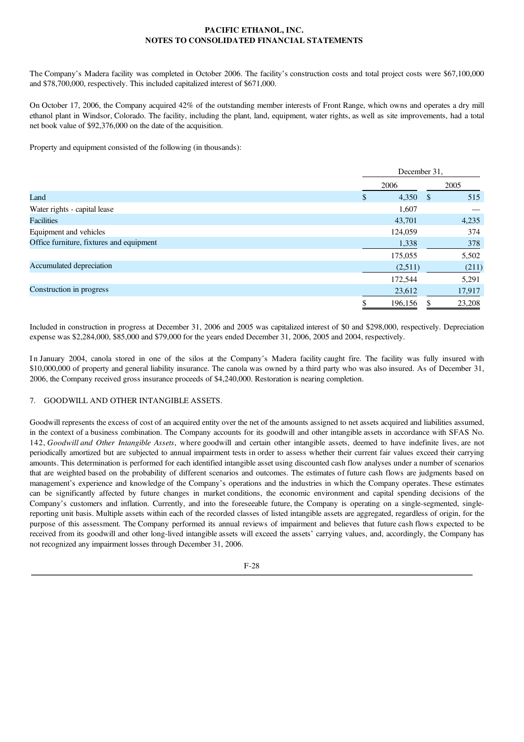The Company's Madera facility was completed in October 2006. The facility's construction costs and total project costs were $67,100,000 and $78,700,000, respectively. This included capitalized interest of $671,000.

On October 17, 2006, the Company acquired 42% of the outstanding member interests of Front Range, which owns and operates a dry mill ethanol plant in Windsor, Colorado. The facility, including the plant, land, equipment, water rights, as well as site improvements, had a total net book value of $92,376,000 on the date of the acquisition.

Property and equipment consisted of the following (in thousands):

| | December 31, | |
|---|---|---|
| | 2006 | 2005 |
| Land | $ 4,350 | $ 515 |
| Water rights - capital lease | 1,607 | — |
| Facilities | 43,701 | 4,235 |
| Equipment and vehicles | 124,059 | 374 |
| Office furniture, fixtures and equipment | 1,338 | 378 |
| | 175,055 | 5,502 |
| Accumulated depreciation | (2,511) | (211) |
| | 172,544 | 5,291 |
| Construction in progress | 23,612 | 17,917 |
| | $ 196,156 | $ 23,208 |

Included in construction in progress at December 31, 2006 and 2005 was capitalized interest of $0 and $298,000, respectively. Depreciation expense was $2,284,000, $85,000 and $79,000 for the years ended December 31, 2006, 2005 and 2004, respectively.

In January 2004, canola stored in one of the silos at the Company's Madera facility caught fire. The facility was fully insured with $10,000,000 of property and general liability insurance. The canola was owned by a third party who was also insured. As of December 31, 2006, the Company received gross insurance proceeds of $4,240,000. Restoration is nearing completion.

## 7. GOODWILL AND OTHER INTANGIBLE ASSETS.

Goodwill represents the excess of cost of an acquired entity over the net of the amounts assigned to net assets acquired and liabilities assumed, in the context of a business combination. The Company accounts for its goodwill and other intangible assets in accordance with SFAS No. 142, *Goodwill and Other Intangible Assets*, where goodwill and certain other intangible assets, deemed to have indefinite lives, are not periodically amortized but are subjected to annual impairment tests in order to assess whether their current fair values exceed their carrying amounts. This determination is performed for each identified intangible asset using discounted cash flow analyses under a number of scenarios that are weighted based on the probability of different scenarios and outcomes. The estimates of future cash flows are judgments based on management's experience and knowledge of the Company's operations and the industries in which the Company operates. These estimates can be significantly affected by future changes in market conditions, the economic environment and capital spending decisions of the Company's customers and inflation. Currently, and into the foreseeable future, the Company is operating on a single-segmented, single-reporting unit basis. Multiple assets within each of the recorded classes of listed intangible assets are aggregated, regardless of origin, for the purpose of this assessment. The Company performed its annual reviews of impairment and believes that future cash flows expected to be received from its goodwill and other long-lived intangible assets will exceed the assets' carrying values, and, accordingly, the Company has not recognized any impairment losses through December 31, 2006.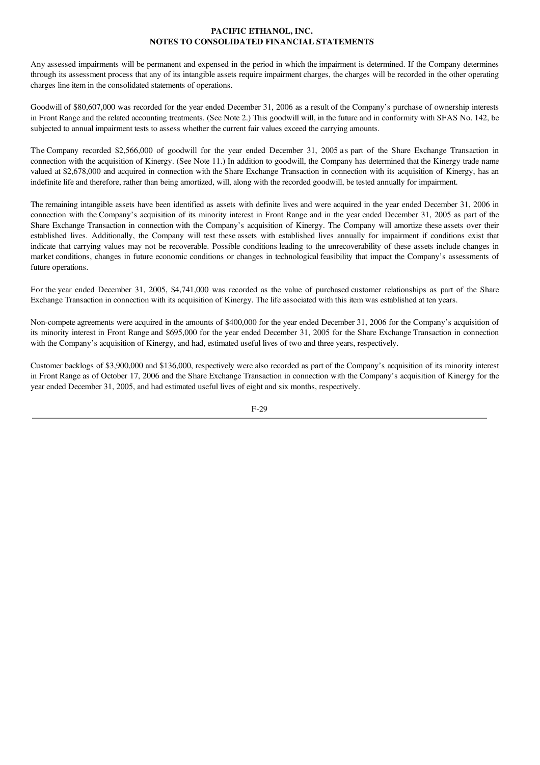Any assessed impairments will be permanent and expensed in the period in which the impairment is determined. If the Company determines through its assessment process that any of its intangible assets require impairment charges, the charges will be recorded in the other operating charges line item in the consolidated statements of operations.

Goodwill of $80,607,000 was recorded for the year ended December 31, 2006 as a result of the Company's purchase of ownership interests in Front Range and the related accounting treatments. (See Note 2.) This goodwill will, in the future and in conformity with SFAS No. 142, be subjected to annual impairment tests to assess whether the current fair values exceed the carrying amounts.

The Company recorded $2,566,000 of goodwill for the year ended December 31, 2005 as part of the Share Exchange Transaction in connection with the acquisition of Kinergy. (See Note 11.) In addition to goodwill, the Company has determined that the Kinergy trade name valued at $2,678,000 and acquired in connection with the Share Exchange Transaction in connection with its acquisition of Kinergy, has an indefinite life and therefore, rather than being amortized, will, along with the recorded goodwill, be tested annually for impairment.

The remaining intangible assets have been identified as assets with definite lives and were acquired in the year ended December 31, 2006 in connection with the Company's acquisition of its minority interest in Front Range and in the year ended December 31, 2005 as part of the Share Exchange Transaction in connection with the Company's acquisition of Kinergy. The Company will amortize these assets over their established lives. Additionally, the Company will test these assets with established lives annually for impairment if conditions exist that indicate that carrying values may not be recoverable. Possible conditions leading to the unrecoverability of these assets include changes in market conditions, changes in future economic conditions or changes in technological feasibility that impact the Company's assessments of future operations.

For the year ended December 31, 2005, $4,741,000 was recorded as the value of purchased customer relationships as part of the Share Exchange Transaction in connection with its acquisition of Kinergy. The life associated with this item was established at ten years.

Non-compete agreements were acquired in the amounts of $400,000 for the year ended December 31, 2006 for the Company's acquisition of its minority interest in Front Range and $695,000 for the year ended December 31, 2005 for the Share Exchange Transaction in connection with the Company's acquisition of Kinergy, and had, estimated useful lives of two and three years, respectively.

Customer backlogs of $3,900,000 and $136,000, respectively were also recorded as part of the Company's acquisition of its minority interest in Front Range as of October 17, 2006 and the Share Exchange Transaction in connection with the Company's acquisition of Kinergy for the year ended December 31, 2005, and had estimated useful lives of eight and six months, respectively.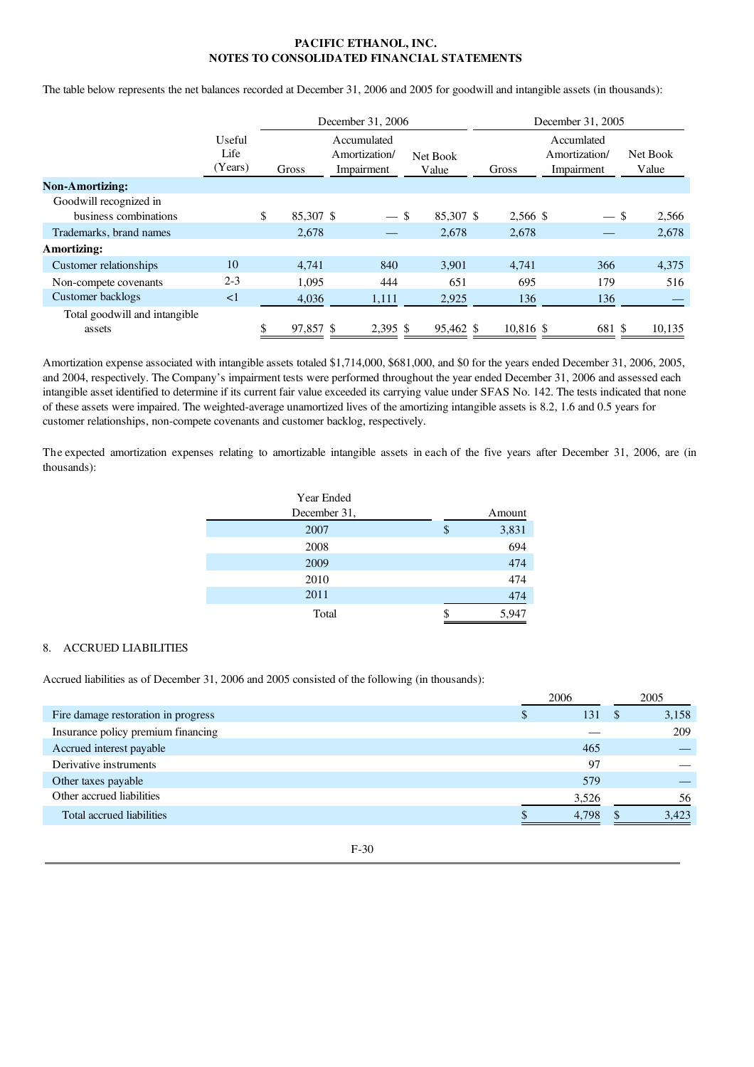The table below represents the net balances recorded at December 31, 2006 and 2005 for goodwill and intangible assets (in thousands):

| | Useful Life (Years) | December 31, 2006 Gross | December 31, 2006 Accumulated Amortization/ Impairment | December 31, 2006 Net Book Value | December 31, 2005 Gross | December 31, 2005 Accumlated Amortization/ Impairment | December 31, 2005 Net Book Value |
|---|---|---|---|---|---|---|---|
| **Non-Amortizing:** | | | | | | | |
| Goodwill recognized in business combinations | | $ 85,307 | $ — | $ 85,307 | $ 2,566 | $ — | $ 2,566 |
| Trademarks, brand names | | 2,678 | — | 2,678 | 2,678 | — | 2,678 |
| **Amortizing:** | | | | | | | |
| Customer relationships | 10 | 4,741 | 840 | 3,901 | 4,741 | 366 | 4,375 |
| Non-compete covenants | 2-3 | 1,095 | 444 | 651 | 695 | 179 | 516 |
| Customer backlogs | <1 | 4,036 | 1,111 | 2,925 | 136 | 136 | — |
| Total goodwill and intangible assets | | $ 97,857 | $ 2,395 | $ 95,462 | $ 10,816 | $ 681 | $ 10,135 |

Amortization expense associated with intangible assets totaled $1,714,000, $681,000, and $0 for the years ended December 31, 2006, 2005, and 2004, respectively. The Company's impairment tests were performed throughout the year ended December 31, 2006 and assessed each intangible asset identified to determine if its current fair value exceeded its carrying value under SFAS No. 142. The tests indicated that none of these assets were impaired. The weighted-average unamortized lives of the amortizing intangible assets is 8.2, 1.6 and 0.5 years for customer relationships, non-compete covenants and customer backlog, respectively.

The expected amortization expenses relating to amortizable intangible assets in each of the five years after December 31, 2006, are (in thousands):

| Year Ended December 31, | Amount |
|---|---|
| 2007 | $ 3,831 |
| 2008 | 694 |
| 2009 | 474 |
| 2010 | 474 |
| 2011 | 474 |
| Total | $ 5,947 |

8. ACCRUED LIABILITIES

Accrued liabilities as of December 31, 2006 and 2005 consisted of the following (in thousands):

| | 2006 | 2005 |
|---|---|---|
| Fire damage restoration in progress | $ 131 | $ 3,158 |
| Insurance policy premium financing | — | 209 |
| Accrued interest payable | 465 | — |
| Derivative instruments | 97 | — |
| Other taxes payable | 579 | — |
| Other accrued liabilities | 3,526 | 56 |
| Total accrued liabilities | $ 4,798 | $ 3,423 |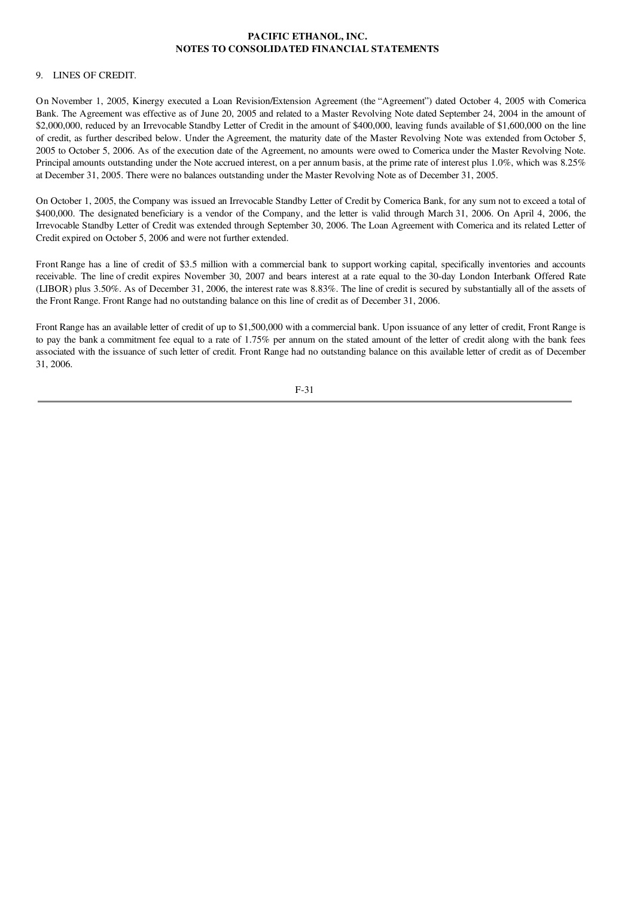**PACIFIC ETHANOL, INC.**
**NOTES TO CONSOLIDATED FINANCIAL STATEMENTS**

9. LINES OF CREDIT.

On November 1, 2005, Kinergy executed a Loan Revision/Extension Agreement (the "Agreement") dated October 4, 2005 with Comerica Bank. The Agreement was effective as of June 20, 2005 and related to a Master Revolving Note dated September 24, 2004 in the amount of $2,000,000, reduced by an Irrevocable Standby Letter of Credit in the amount of $400,000, leaving funds available of $1,600,000 on the line of credit, as further described below. Under the Agreement, the maturity date of the Master Revolving Note was extended from October 5, 2005 to October 5, 2006. As of the execution date of the Agreement, no amounts were owed to Comerica under the Master Revolving Note. Principal amounts outstanding under the Note accrued interest, on a per annum basis, at the prime rate of interest plus 1.0%, which was 8.25% at December 31, 2005. There were no balances outstanding under the Master Revolving Note as of December 31, 2005.

On October 1, 2005, the Company was issued an Irrevocable Standby Letter of Credit by Comerica Bank, for any sum not to exceed a total of $400,000. The designated beneficiary is a vendor of the Company, and the letter is valid through March 31, 2006. On April 4, 2006, the Irrevocable Standby Letter of Credit was extended through September 30, 2006. The Loan Agreement with Comerica and its related Letter of Credit expired on October 5, 2006 and were not further extended.

Front Range has a line of credit of $3.5 million with a commercial bank to support working capital, specifically inventories and accounts receivable. The line of credit expires November 30, 2007 and bears interest at a rate equal to the 30-day London Interbank Offered Rate (LIBOR) plus 3.50%. As of December 31, 2006, the interest rate was 8.83%. The line of credit is secured by substantially all of the assets of the Front Range. Front Range had no outstanding balance on this line of credit as of December 31, 2006.

Front Range has an available letter of credit of up to $1,500,000 with a commercial bank. Upon issuance of any letter of credit, Front Range is to pay the bank a commitment fee equal to a rate of 1.75% per annum on the stated amount of the letter of credit along with the bank fees associated with the issuance of such letter of credit. Front Range had no outstanding balance on this available letter of credit as of December 31, 2006.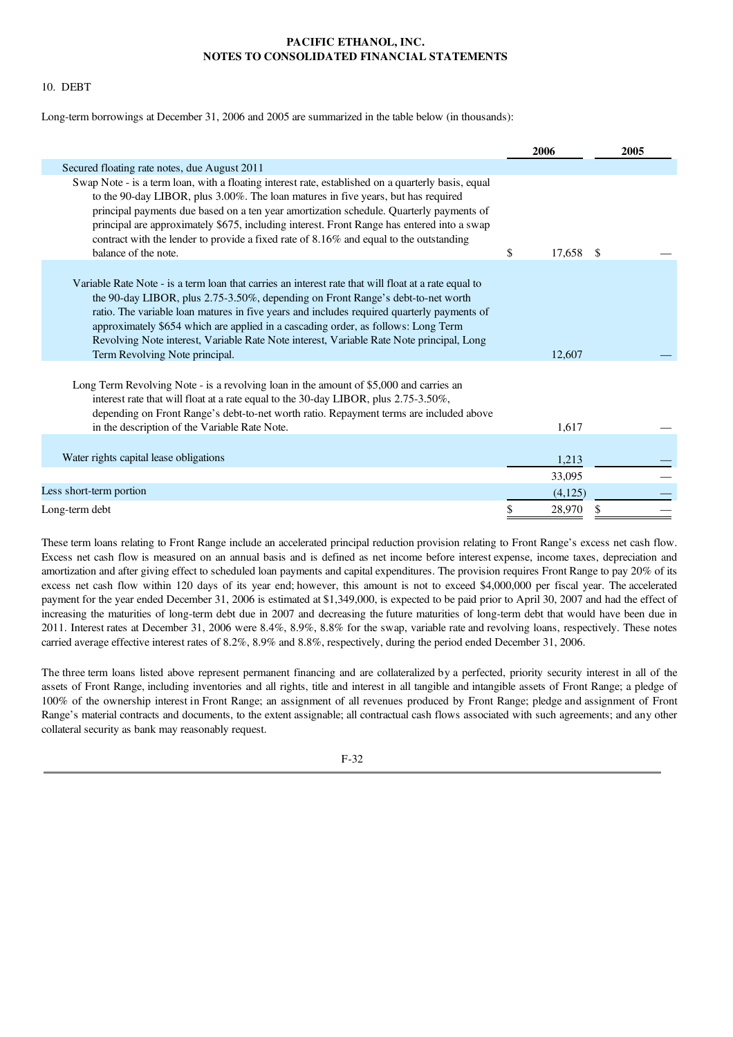**PACIFIC ETHANOL, INC.**
**NOTES TO CONSOLIDATED FINANCIAL STATEMENTS**

10. DEBT

Long-term borrowings at December 31, 2006 and 2005 are summarized in the table below (in thousands):

| | 2006 | 2005 |
|---|---|---|
| Secured floating rate notes, due August 2011 | | |
| Swap Note - is a term loan, with a floating interest rate, established on a quarterly basis, equal to the 90-day LIBOR, plus 3.00%. The loan matures in five years, but has required principal payments due based on a ten year amortization schedule. Quarterly payments of principal are approximately $675, including interest. Front Range has entered into a swap contract with the lender to provide a fixed rate of 8.16% and equal to the outstanding balance of the note. | $ 17,658 | $ — |
| Variable Rate Note - is a term loan that carries an interest rate that will float at a rate equal to the 90-day LIBOR, plus 2.75-3.50%, depending on Front Range's debt-to-net worth ratio. The variable loan matures in five years and includes required quarterly payments of approximately $654 which are applied in a cascading order, as follows: Long Term Revolving Note interest, Variable Rate Note interest, Variable Rate Note principal, Long Term Revolving Note principal. | 12,607 | — |
| Long Term Revolving Note - is a revolving loan in the amount of $5,000 and carries an interest rate that will float at a rate equal to the 30-day LIBOR, plus 2.75-3.50%, depending on Front Range's debt-to-net worth ratio. Repayment terms are included above in the description of the Variable Rate Note. | 1,617 | — |
| Water rights capital lease obligations | 1,213 | — |
| | 33,095 | — |
| Less short-term portion | (4,125) | — |
| Long-term debt | $ 28,970 | $ — |

These term loans relating to Front Range include an accelerated principal reduction provision relating to Front Range's excess net cash flow. Excess net cash flow is measured on an annual basis and is defined as net income before interest expense, income taxes, depreciation and amortization and after giving effect to scheduled loan payments and capital expenditures. The provision requires Front Range to pay 20% of its excess net cash flow within 120 days of its year end; however, this amount is not to exceed $4,000,000 per fiscal year. The accelerated payment for the year ended December 31, 2006 is estimated at $1,349,000, is expected to be paid prior to April 30, 2007 and had the effect of increasing the maturities of long-term debt due in 2007 and decreasing the future maturities of long-term debt that would have been due in 2011. Interest rates at December 31, 2006 were 8.4%, 8.9%, 8.8% for the swap, variable rate and revolving loans, respectively. These notes carried average effective interest rates of 8.2%, 8.9% and 8.8%, respectively, during the period ended December 31, 2006.

The three term loans listed above represent permanent financing and are collateralized by a perfected, priority security interest in all of the assets of Front Range, including inventories and all rights, title and interest in all tangible and intangible assets of Front Range; a pledge of 100% of the ownership interest in Front Range; an assignment of all revenues produced by Front Range; pledge and assignment of Front Range's material contracts and documents, to the extent assignable; all contractual cash flows associated with such agreements; and any other collateral security as bank may reasonably request.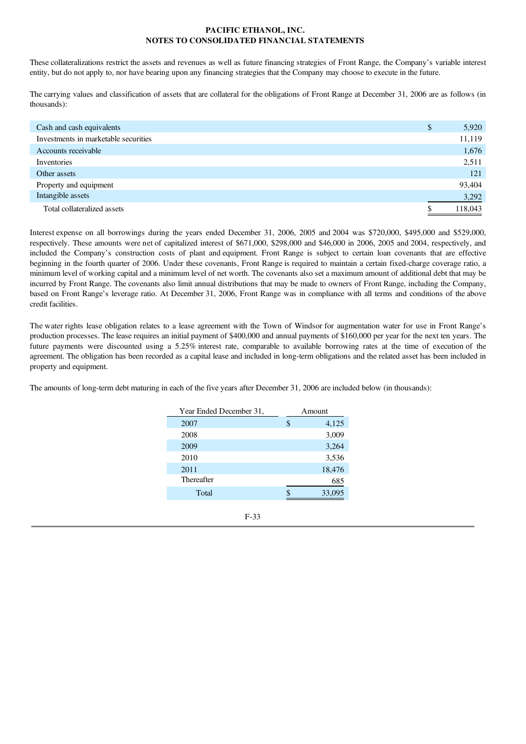**PACIFIC ETHANOL, INC.**
**NOTES TO CONSOLIDATED FINANCIAL STATEMENTS**

These collateralizations restrict the assets and revenues as well as future financing strategies of Front Range, the Company's variable interest entity, but do not apply to, nor have bearing upon any financing strategies that the Company may choose to execute in the future.

The carrying values and classification of assets that are collateral for the obligations of Front Range at December 31, 2006 are as follows (in thousands):

| | |
|---|---|
| Cash and cash equivalents | $ 5,920 |
| Investments in marketable securities | 11,119 |
| Accounts receivable | 1,676 |
| Inventories | 2,511 |
| Other assets | 121 |
| Property and equipment | 93,404 |
| Intangible assets | 3,292 |
| Total collateralized assets | $ 118,043 |

Interest expense on all borrowings during the years ended December 31, 2006, 2005 and 2004 was $720,000, $495,000 and $529,000, respectively. These amounts were net of capitalized interest of $671,000, $298,000 and $46,000 in 2006, 2005 and 2004, respectively, and included the Company's construction costs of plant and equipment. Front Range is subject to certain loan covenants that are effective beginning in the fourth quarter of 2006. Under these covenants, Front Range is required to maintain a certain fixed-charge coverage ratio, a minimum level of working capital and a minimum level of net worth. The covenants also set a maximum amount of additional debt that may be incurred by Front Range. The covenants also limit annual distributions that may be made to owners of Front Range, including the Company, based on Front Range's leverage ratio. At December 31, 2006, Front Range was in compliance with all terms and conditions of the above credit facilities.

The water rights lease obligation relates to a lease agreement with the Town of Windsor for augmentation water for use in Front Range's production processes. The lease requires an initial payment of $400,000 and annual payments of $160,000 per year for the next ten years. The future payments were discounted using a 5.25% interest rate, comparable to available borrowing rates at the time of execution of the agreement. The obligation has been recorded as a capital lease and included in long-term obligations and the related asset has been included in property and equipment.

The amounts of long-term debt maturing in each of the five years after December 31, 2006 are included below (in thousands):

| Year Ended December 31, | Amount |
|---|---|
| 2007 | $ 4,125 |
| 2008 | 3,009 |
| 2009 | 3,264 |
| 2010 | 3,536 |
| 2011 | 18,476 |
| Thereafter | 685 |
| Total | $ 33,095 |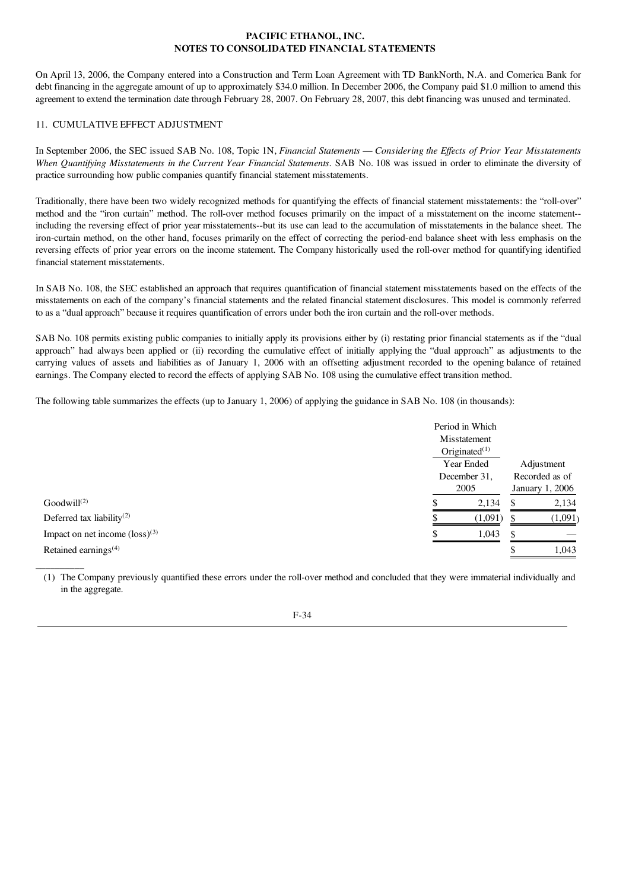On April 13, 2006, the Company entered into a Construction and Term Loan Agreement with TD BankNorth, N.A. and Comerica Bank for debt financing in the aggregate amount of up to approximately \$34.0 million. In December 2006, the Company paid \$1.0 million to amend this agreement to extend the termination date through February 28, 2007. On February 28, 2007, this debt financing was unused and terminated.

11. CUMULATIVE EFFECT ADJUSTMENT

In September 2006, the SEC issued SAB No. 108, Topic 1N, *Financial Statements — Considering the Effects of Prior Year Misstatements When Quantifying Misstatements in the Current Year Financial Statements*. SAB No. 108 was issued in order to eliminate the diversity of practice surrounding how public companies quantify financial statement misstatements.

Traditionally, there have been two widely recognized methods for quantifying the effects of financial statement misstatements: the "roll-over" method and the "iron curtain" method. The roll-over method focuses primarily on the impact of a misstatement on the income statement--including the reversing effect of prior year misstatements--but its use can lead to the accumulation of misstatements in the balance sheet. The iron-curtain method, on the other hand, focuses primarily on the effect of correcting the period-end balance sheet with less emphasis on the reversing effects of prior year errors on the income statement. The Company historically used the roll-over method for quantifying identified financial statement misstatements.

In SAB No. 108, the SEC established an approach that requires quantification of financial statement misstatements based on the effects of the misstatements on each of the company's financial statements and the related financial statement disclosures. This model is commonly referred to as a "dual approach" because it requires quantification of errors under both the iron curtain and the roll-over methods.

SAB No. 108 permits existing public companies to initially apply its provisions either by (i) restating prior financial statements as if the "dual approach" had always been applied or (ii) recording the cumulative effect of initially applying the "dual approach" as adjustments to the carrying values of assets and liabilities as of January 1, 2006 with an offsetting adjustment recorded to the opening balance of retained earnings. The Company elected to record the effects of applying SAB No. 108 using the cumulative effect transition method.

The following table summarizes the effects (up to January 1, 2006) of applying the guidance in SAB No. 108 (in thousands):

| | Period in Which Misstatement Originated[1] | |
|---|---|---|
| | Year Ended December 31, 2005 | Adjustment Recorded as of January 1, 2006 |
| Goodwill[2] | \$ 2,134 | \$ 2,134 |
| Deferred tax liability[2] | \$ (1,091) | \$ (1,091) |
| Impact on net income (loss)[3] | \$ 1,043 | \$ — |
| Retained earnings[4] | | \$ 1,043 |

(1) The Company previously quantified these errors under the roll-over method and concluded that they were immaterial individually and in the aggregate.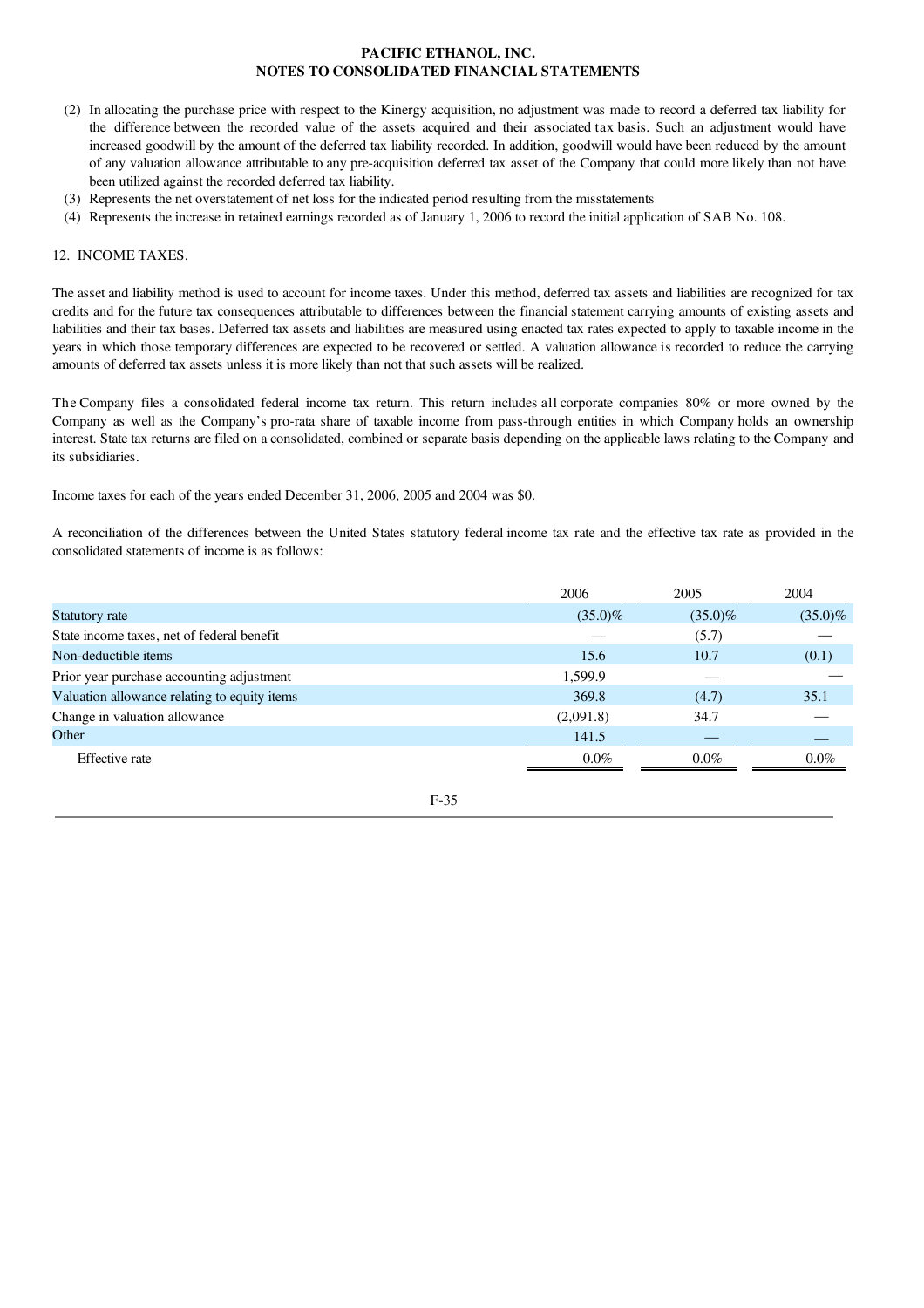(2) In allocating the purchase price with respect to the Kinergy acquisition, no adjustment was made to record a deferred tax liability for the difference between the recorded value of the assets acquired and their associated tax basis. Such an adjustment would have increased goodwill by the amount of the deferred tax liability recorded. In addition, goodwill would have been reduced by the amount of any valuation allowance attributable to any pre-acquisition deferred tax asset of the Company that could more likely than not have been utilized against the recorded deferred tax liability.

(3) Represents the net overstatement of net loss for the indicated period resulting from the misstatements

(4) Represents the increase in retained earnings recorded as of January 1, 2006 to record the initial application of SAB No. 108.

12. INCOME TAXES.

The asset and liability method is used to account for income taxes. Under this method, deferred tax assets and liabilities are recognized for tax credits and for the future tax consequences attributable to differences between the financial statement carrying amounts of existing assets and liabilities and their tax bases. Deferred tax assets and liabilities are measured using enacted tax rates expected to apply to taxable income in the years in which those temporary differences are expected to be recovered or settled. A valuation allowance is recorded to reduce the carrying amounts of deferred tax assets unless it is more likely than not that such assets will be realized.

The Company files a consolidated federal income tax return. This return includes all corporate companies 80% or more owned by the Company as well as the Company's pro-rata share of taxable income from pass-through entities in which Company holds an ownership interest. State tax returns are filed on a consolidated, combined or separate basis depending on the applicable laws relating to the Company and its subsidiaries.

Income taxes for each of the years ended December 31, 2006, 2005 and 2004 was $0.

A reconciliation of the differences between the United States statutory federal income tax rate and the effective tax rate as provided in the consolidated statements of income is as follows:

| | 2006 | 2005 | 2004 |
|---|---|---|---|
| Statutory rate | (35.0)% | (35.0)% | (35.0)% |
| State income taxes, net of federal benefit | — | (5.7) | — |
| Non-deductible items | 15.6 | 10.7 | (0.1) |
| Prior year purchase accounting adjustment | 1,599.9 | — | — |
| Valuation allowance relating to equity items | 369.8 | (4.7) | 35.1 |
| Change in valuation allowance | (2,091.8) | 34.7 | — |
| Other | 141.5 | — | — |
| Effective rate | 0.0% | 0.0% | 0.0% |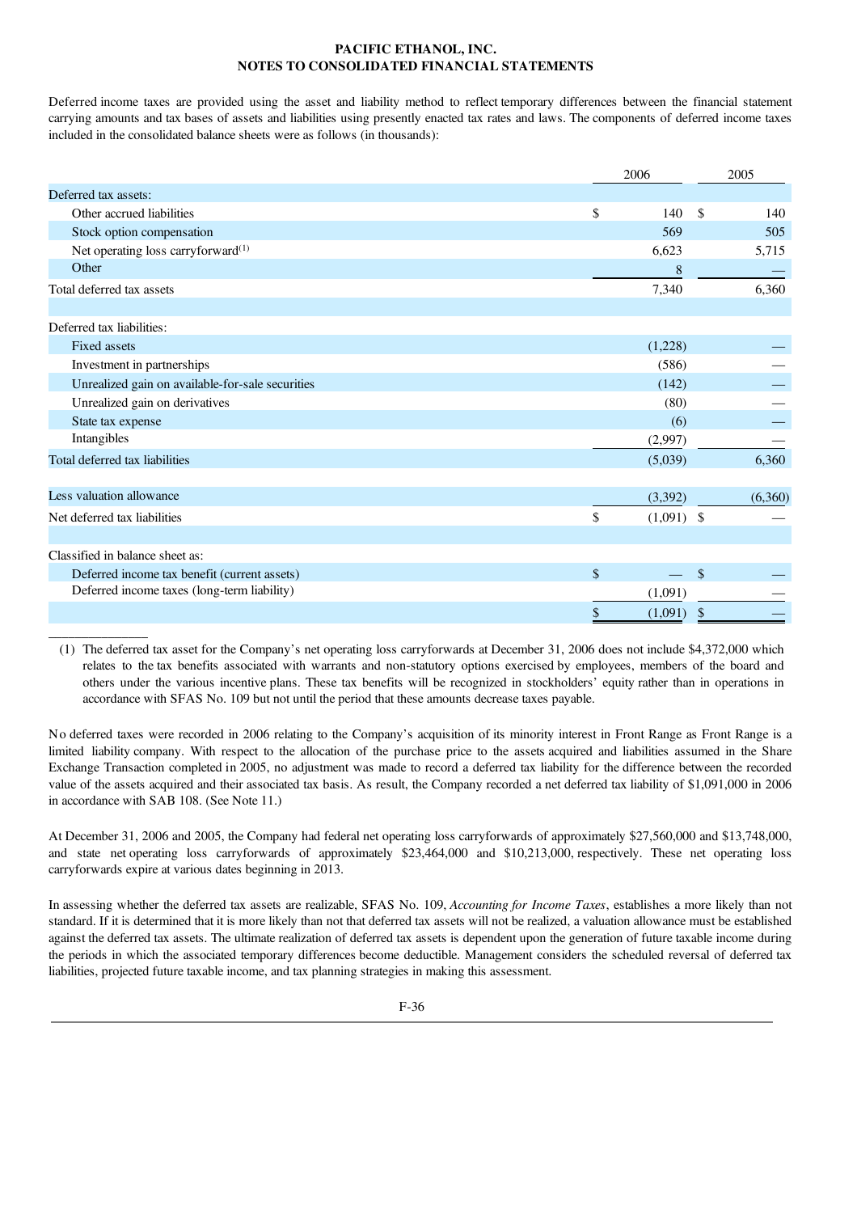PACIFIC ETHANOL, INC.
NOTES TO CONSOLIDATED FINANCIAL STATEMENTS

Deferred income taxes are provided using the asset and liability method to reflect temporary differences between the financial statement carrying amounts and tax bases of assets and liabilities using presently enacted tax rates and laws. The components of deferred income taxes included in the consolidated balance sheets were as follows (in thousands):

| | 2006 | 2005 |
|---|---|---|
| Deferred tax assets: | | |
| Other accrued liabilities | $ 140 | $ 140 |
| Stock option compensation | 569 | 505 |
| Net operating loss carryforward[1] | 6,623 | 5,715 |
| Other | 8 | — |
| Total deferred tax assets | 7,340 | 6,360 |
| | | |
| Deferred tax liabilities: | | |
| Fixed assets | (1,228) | — |
| Investment in partnerships | (586) | — |
| Unrealized gain on available-for-sale securities | (142) | — |
| Unrealized gain on derivatives | (80) | — |
| State tax expense | (6) | — |
| Intangibles | (2,997) | — |
| Total deferred tax liabilities | (5,039) | 6,360 |
| | | |
| Less valuation allowance | (3,392) | (6,360) |
| Net deferred tax liabilities | $ (1,091) | $ — |
| | | |
| Classified in balance sheet as: | | |
| Deferred income tax benefit (current assets) | $ — | $ — |
| Deferred income taxes (long-term liability) | (1,091) | — |
| | $ (1,091) | $ — |

(1) The deferred tax asset for the Company's net operating loss carryforwards at December 31, 2006 does not include $4,372,000 which relates to the tax benefits associated with warrants and non-statutory options exercised by employees, members of the board and others under the various incentive plans. These tax benefits will be recognized in stockholders' equity rather than in operations in accordance with SFAS No. 109 but not until the period that these amounts decrease taxes payable.

No deferred taxes were recorded in 2006 relating to the Company's acquisition of its minority interest in Front Range as Front Range is a limited liability company. With respect to the allocation of the purchase price to the assets acquired and liabilities assumed in the Share Exchange Transaction completed in 2005, no adjustment was made to record a deferred tax liability for the difference between the recorded value of the assets acquired and their associated tax basis. As result, the Company recorded a net deferred tax liability of $1,091,000 in 2006 in accordance with SAB 108. (See Note 11.)

At December 31, 2006 and 2005, the Company had federal net operating loss carryforwards of approximately $27,560,000 and $13,748,000, and state net operating loss carryforwards of approximately $23,464,000 and $10,213,000, respectively. These net operating loss carryforwards expire at various dates beginning in 2013.

In assessing whether the deferred tax assets are realizable, SFAS No. 109, *Accounting for Income Taxes*, establishes a more likely than not standard. If it is determined that it is more likely than not that deferred tax assets will not be realized, a valuation allowance must be established against the deferred tax assets. The ultimate realization of deferred tax assets is dependent upon the generation of future taxable income during the periods in which the associated temporary differences become deductible. Management considers the scheduled reversal of deferred tax liabilities, projected future taxable income, and tax planning strategies in making this assessment.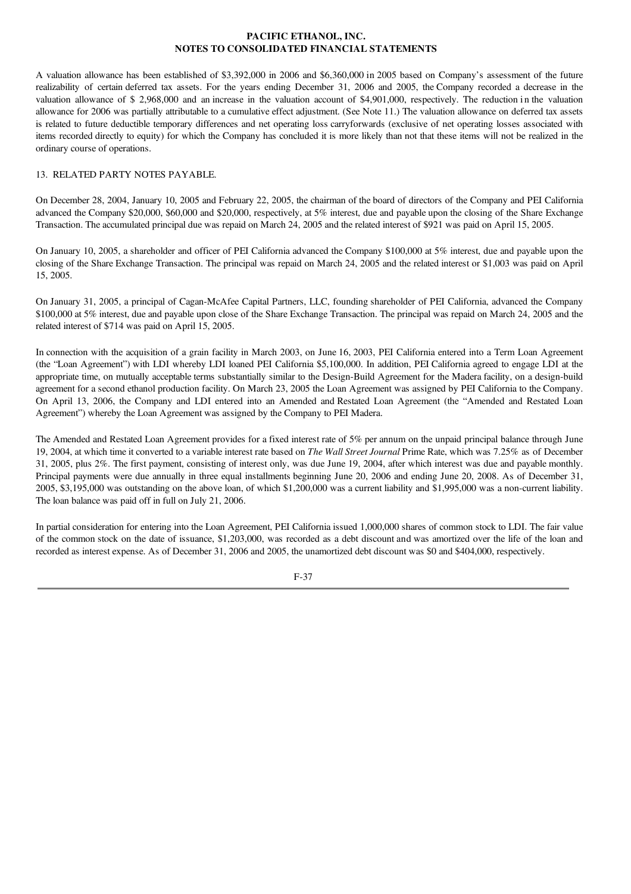A valuation allowance has been established of $3,392,000 in 2006 and $6,360,000 in 2005 based on Company's assessment of the future realizability of certain deferred tax assets. For the years ending December 31, 2006 and 2005, the Company recorded a decrease in the valuation allowance of $ 2,968,000 and an increase in the valuation account of $4,901,000, respectively. The reduction in the valuation allowance for 2006 was partially attributable to a cumulative effect adjustment. (See Note 11.) The valuation allowance on deferred tax assets is related to future deductible temporary differences and net operating loss carryforwards (exclusive of net operating losses associated with items recorded directly to equity) for which the Company has concluded it is more likely than not that these items will not be realized in the ordinary course of operations.

## 13. RELATED PARTY NOTES PAYABLE.

On December 28, 2004, January 10, 2005 and February 22, 2005, the chairman of the board of directors of the Company and PEI California advanced the Company $20,000, $60,000 and $20,000, respectively, at 5% interest, due and payable upon the closing of the Share Exchange Transaction. The accumulated principal due was repaid on March 24, 2005 and the related interest of $921 was paid on April 15, 2005.

On January 10, 2005, a shareholder and officer of PEI California advanced the Company $100,000 at 5% interest, due and payable upon the closing of the Share Exchange Transaction. The principal was repaid on March 24, 2005 and the related interest or $1,003 was paid on April 15, 2005.

On January 31, 2005, a principal of Cagan-McAfee Capital Partners, LLC, founding shareholder of PEI California, advanced the Company $100,000 at 5% interest, due and payable upon close of the Share Exchange Transaction. The principal was repaid on March 24, 2005 and the related interest of $714 was paid on April 15, 2005.

In connection with the acquisition of a grain facility in March 2003, on June 16, 2003, PEI California entered into a Term Loan Agreement (the "Loan Agreement") with LDI whereby LDI loaned PEI California $5,100,000. In addition, PEI California agreed to engage LDI at the appropriate time, on mutually acceptable terms substantially similar to the Design-Build Agreement for the Madera facility, on a design-build agreement for a second ethanol production facility. On March 23, 2005 the Loan Agreement was assigned by PEI California to the Company. On April 13, 2006, the Company and LDI entered into an Amended and Restated Loan Agreement (the "Amended and Restated Loan Agreement") whereby the Loan Agreement was assigned by the Company to PEI Madera.

The Amended and Restated Loan Agreement provides for a fixed interest rate of 5% per annum on the unpaid principal balance through June 19, 2004, at which time it converted to a variable interest rate based on *The Wall Street Journal* Prime Rate, which was 7.25% as of December 31, 2005, plus 2%. The first payment, consisting of interest only, was due June 19, 2004, after which interest was due and payable monthly. Principal payments were due annually in three equal installments beginning June 20, 2006 and ending June 20, 2008. As of December 31, 2005, $3,195,000 was outstanding on the above loan, of which $1,200,000 was a current liability and $1,995,000 was a non-current liability. The loan balance was paid off in full on July 21, 2006.

In partial consideration for entering into the Loan Agreement, PEI California issued 1,000,000 shares of common stock to LDI. The fair value of the common stock on the date of issuance, $1,203,000, was recorded as a debt discount and was amortized over the life of the loan and recorded as interest expense. As of December 31, 2006 and 2005, the unamortized debt discount was $0 and $404,000, respectively.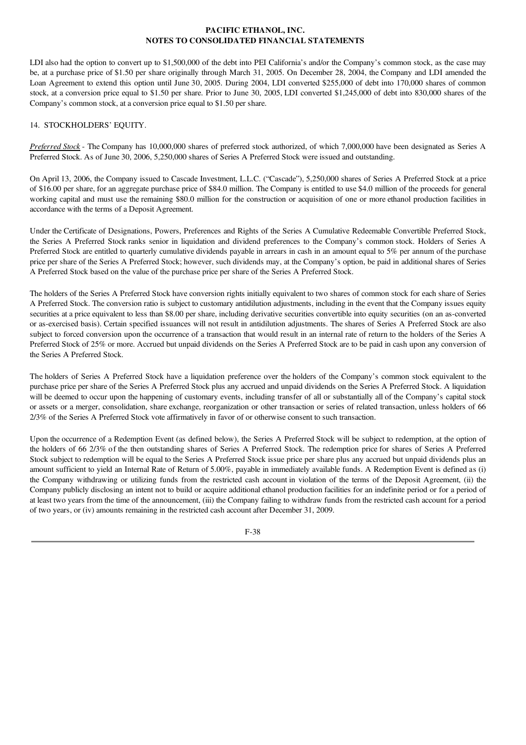LDI also had the option to convert up to $1,500,000 of the debt into PEI California's and/or the Company's common stock, as the case may be, at a purchase price of $1.50 per share originally through March 31, 2005. On December 28, 2004, the Company and LDI amended the Loan Agreement to extend this option until June 30, 2005. During 2004, LDI converted $255,000 of debt into 170,000 shares of common stock, at a conversion price equal to $1.50 per share. Prior to June 30, 2005, LDI converted $1,245,000 of debt into 830,000 shares of the Company's common stock, at a conversion price equal to $1.50 per share.

## 14. STOCKHOLDERS' EQUITY.

*Preferred Stock* - The Company has 10,000,000 shares of preferred stock authorized, of which 7,000,000 have been designated as Series A Preferred Stock. As of June 30, 2006, 5,250,000 shares of Series A Preferred Stock were issued and outstanding.

On April 13, 2006, the Company issued to Cascade Investment, L.L.C. ("Cascade"), 5,250,000 shares of Series A Preferred Stock at a price of $16.00 per share, for an aggregate purchase price of $84.0 million. The Company is entitled to use $4.0 million of the proceeds for general working capital and must use the remaining $80.0 million for the construction or acquisition of one or more ethanol production facilities in accordance with the terms of a Deposit Agreement.

Under the Certificate of Designations, Powers, Preferences and Rights of the Series A Cumulative Redeemable Convertible Preferred Stock, the Series A Preferred Stock ranks senior in liquidation and dividend preferences to the Company's common stock. Holders of Series A Preferred Stock are entitled to quarterly cumulative dividends payable in arrears in cash in an amount equal to 5% per annum of the purchase price per share of the Series A Preferred Stock; however, such dividends may, at the Company's option, be paid in additional shares of Series A Preferred Stock based on the value of the purchase price per share of the Series A Preferred Stock.

The holders of the Series A Preferred Stock have conversion rights initially equivalent to two shares of common stock for each share of Series A Preferred Stock. The conversion ratio is subject to customary antidilution adjustments, including in the event that the Company issues equity securities at a price equivalent to less than $8.00 per share, including derivative securities convertible into equity securities (on an as-converted or as-exercised basis). Certain specified issuances will not result in antidilution adjustments. The shares of Series A Preferred Stock are also subject to forced conversion upon the occurrence of a transaction that would result in an internal rate of return to the holders of the Series A Preferred Stock of 25% or more. Accrued but unpaid dividends on the Series A Preferred Stock are to be paid in cash upon any conversion of the Series A Preferred Stock.

The holders of Series A Preferred Stock have a liquidation preference over the holders of the Company's common stock equivalent to the purchase price per share of the Series A Preferred Stock plus any accrued and unpaid dividends on the Series A Preferred Stock. A liquidation will be deemed to occur upon the happening of customary events, including transfer of all or substantially all of the Company's capital stock or assets or a merger, consolidation, share exchange, reorganization or other transaction or series of related transaction, unless holders of 66 2/3% of the Series A Preferred Stock vote affirmatively in favor of or otherwise consent to such transaction.

Upon the occurrence of a Redemption Event (as defined below), the Series A Preferred Stock will be subject to redemption, at the option of the holders of 66 2/3% of the then outstanding shares of Series A Preferred Stock. The redemption price for shares of Series A Preferred Stock subject to redemption will be equal to the Series A Preferred Stock issue price per share plus any accrued but unpaid dividends plus an amount sufficient to yield an Internal Rate of Return of 5.00%, payable in immediately available funds. A Redemption Event is defined as (i) the Company withdrawing or utilizing funds from the restricted cash account in violation of the terms of the Deposit Agreement, (ii) the Company publicly disclosing an intent not to build or acquire additional ethanol production facilities for an indefinite period or for a period of at least two years from the time of the announcement, (iii) the Company failing to withdraw funds from the restricted cash account for a period of two years, or (iv) amounts remaining in the restricted cash account after December 31, 2009.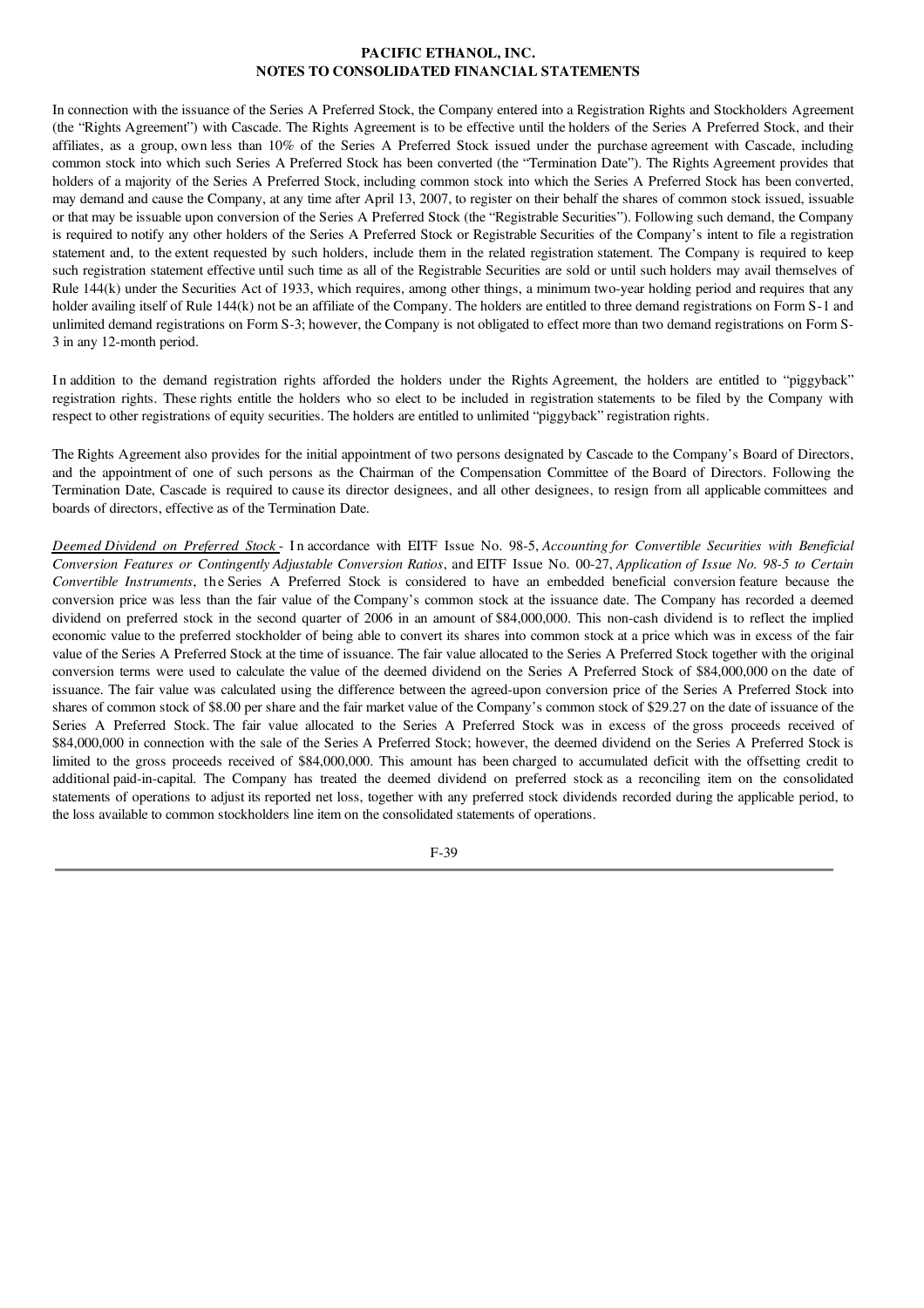In connection with the issuance of the Series A Preferred Stock, the Company entered into a Registration Rights and Stockholders Agreement (the "Rights Agreement") with Cascade. The Rights Agreement is to be effective until the holders of the Series A Preferred Stock, and their affiliates, as a group, own less than 10% of the Series A Preferred Stock issued under the purchase agreement with Cascade, including common stock into which such Series A Preferred Stock has been converted (the "Termination Date"). The Rights Agreement provides that holders of a majority of the Series A Preferred Stock, including common stock into which the Series A Preferred Stock has been converted, may demand and cause the Company, at any time after April 13, 2007, to register on their behalf the shares of common stock issued, issuable or that may be issuable upon conversion of the Series A Preferred Stock (the "Registrable Securities"). Following such demand, the Company is required to notify any other holders of the Series A Preferred Stock or Registrable Securities of the Company's intent to file a registration statement and, to the extent requested by such holders, include them in the related registration statement. The Company is required to keep such registration statement effective until such time as all of the Registrable Securities are sold or until such holders may avail themselves of Rule 144(k) under the Securities Act of 1933, which requires, among other things, a minimum two-year holding period and requires that any holder availing itself of Rule 144(k) not be an affiliate of the Company. The holders are entitled to three demand registrations on Form S-1 and unlimited demand registrations on Form S-3; however, the Company is not obligated to effect more than two demand registrations on Form S-3 in any 12-month period.

In addition to the demand registration rights afforded the holders under the Rights Agreement, the holders are entitled to "piggyback" registration rights. These rights entitle the holders who so elect to be included in registration statements to be filed by the Company with respect to other registrations of equity securities. The holders are entitled to unlimited "piggyback" registration rights.

The Rights Agreement also provides for the initial appointment of two persons designated by Cascade to the Company's Board of Directors, and the appointment of one of such persons as the Chairman of the Compensation Committee of the Board of Directors. Following the Termination Date, Cascade is required to cause its director designees, and all other designees, to resign from all applicable committees and boards of directors, effective as of the Termination Date.

*Deemed Dividend on Preferred Stock* - In accordance with EITF Issue No. 98-5, *Accounting for Convertible Securities with Beneficial Conversion Features or Contingently Adjustable Conversion Ratios*, and EITF Issue No. 00-27, *Application of Issue No. 98-5 to Certain Convertible Instruments*, the Series A Preferred Stock is considered to have an embedded beneficial conversion feature because the conversion price was less than the fair value of the Company's common stock at the issuance date. The Company has recorded a deemed dividend on preferred stock in the second quarter of 2006 in an amount of $84,000,000. This non-cash dividend is to reflect the implied economic value to the preferred stockholder of being able to convert its shares into common stock at a price which was in excess of the fair value of the Series A Preferred Stock at the time of issuance. The fair value allocated to the Series A Preferred Stock together with the original conversion terms were used to calculate the value of the deemed dividend on the Series A Preferred Stock of $84,000,000 on the date of issuance. The fair value was calculated using the difference between the agreed-upon conversion price of the Series A Preferred Stock into shares of common stock of $8.00 per share and the fair market value of the Company's common stock of $29.27 on the date of issuance of the Series A Preferred Stock. The fair value allocated to the Series A Preferred Stock was in excess of the gross proceeds received of $84,000,000 in connection with the sale of the Series A Preferred Stock; however, the deemed dividend on the Series A Preferred Stock is limited to the gross proceeds received of $84,000,000. This amount has been charged to accumulated deficit with the offsetting credit to additional paid-in-capital. The Company has treated the deemed dividend on preferred stock as a reconciling item on the consolidated statements of operations to adjust its reported net loss, together with any preferred stock dividends recorded during the applicable period, to the loss available to common stockholders line item on the consolidated statements of operations.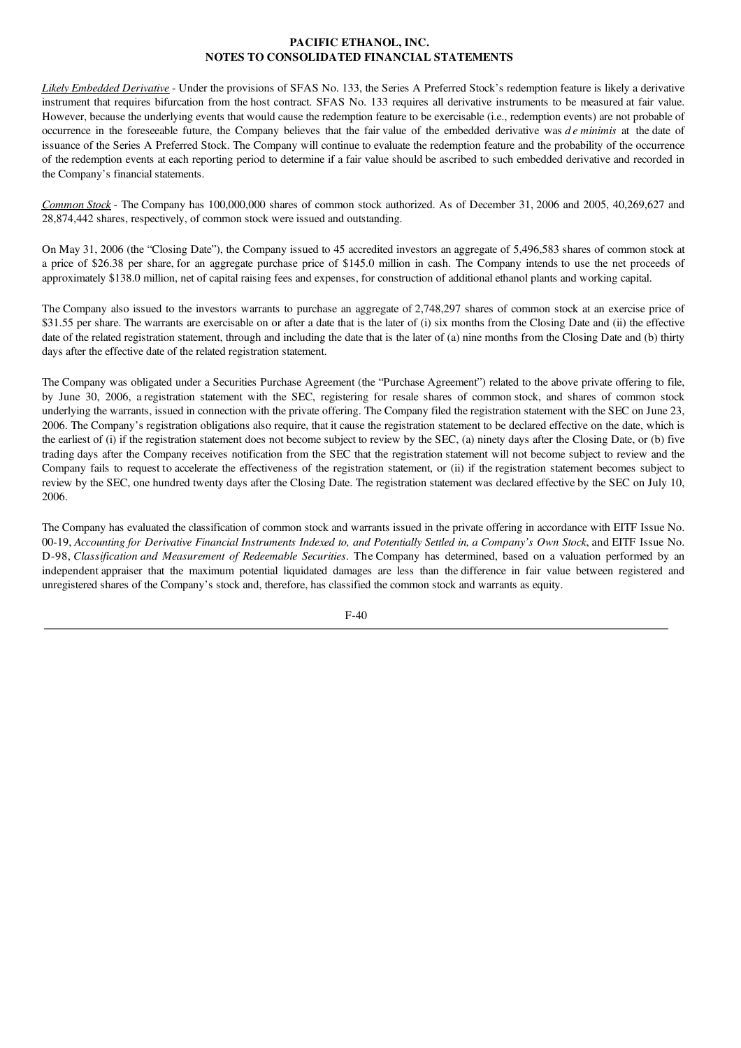**PACIFIC ETHANOL, INC.**
**NOTES TO CONSOLIDATED FINANCIAL STATEMENTS**

*Likely Embedded Derivative* - Under the provisions of SFAS No. 133, the Series A Preferred Stock's redemption feature is likely a derivative instrument that requires bifurcation from the host contract. SFAS No. 133 requires all derivative instruments to be measured at fair value. However, because the underlying events that would cause the redemption feature to be exercisable (i.e., redemption events) are not probable of occurrence in the foreseeable future, the Company believes that the fair value of the embedded derivative was *de minimis* at the date of issuance of the Series A Preferred Stock. The Company will continue to evaluate the redemption feature and the probability of the occurrence of the redemption events at each reporting period to determine if a fair value should be ascribed to such embedded derivative and recorded in the Company's financial statements.

*Common Stock* - The Company has 100,000,000 shares of common stock authorized. As of December 31, 2006 and 2005, 40,269,627 and 28,874,442 shares, respectively, of common stock were issued and outstanding.

On May 31, 2006 (the "Closing Date"), the Company issued to 45 accredited investors an aggregate of 5,496,583 shares of common stock at a price of $26.38 per share, for an aggregate purchase price of $145.0 million in cash. The Company intends to use the net proceeds of approximately $138.0 million, net of capital raising fees and expenses, for construction of additional ethanol plants and working capital.

The Company also issued to the investors warrants to purchase an aggregate of 2,748,297 shares of common stock at an exercise price of $31.55 per share. The warrants are exercisable on or after a date that is the later of (i) six months from the Closing Date and (ii) the effective date of the related registration statement, through and including the date that is the later of (a) nine months from the Closing Date and (b) thirty days after the effective date of the related registration statement.

The Company was obligated under a Securities Purchase Agreement (the "Purchase Agreement") related to the above private offering to file, by June 30, 2006, a registration statement with the SEC, registering for resale shares of common stock, and shares of common stock underlying the warrants, issued in connection with the private offering. The Company filed the registration statement with the SEC on June 23, 2006. The Company's registration obligations also require, that it cause the registration statement to be declared effective on the date, which is the earliest of (i) if the registration statement does not become subject to review by the SEC, (a) ninety days after the Closing Date, or (b) five trading days after the Company receives notification from the SEC that the registration statement will not become subject to review and the Company fails to request to accelerate the effectiveness of the registration statement, or (ii) if the registration statement becomes subject to review by the SEC, one hundred twenty days after the Closing Date. The registration statement was declared effective by the SEC on July 10, 2006.

The Company has evaluated the classification of common stock and warrants issued in the private offering in accordance with EITF Issue No. 00-19, *Accounting for Derivative Financial Instruments Indexed to, and Potentially Settled in, a Company's Own Stock*, and EITF Issue No. D-98, *Classification and Measurement of Redeemable Securities*. The Company has determined, based on a valuation performed by an independent appraiser that the maximum potential liquidated damages are less than the difference in fair value between registered and unregistered shares of the Company's stock and, therefore, has classified the common stock and warrants as equity.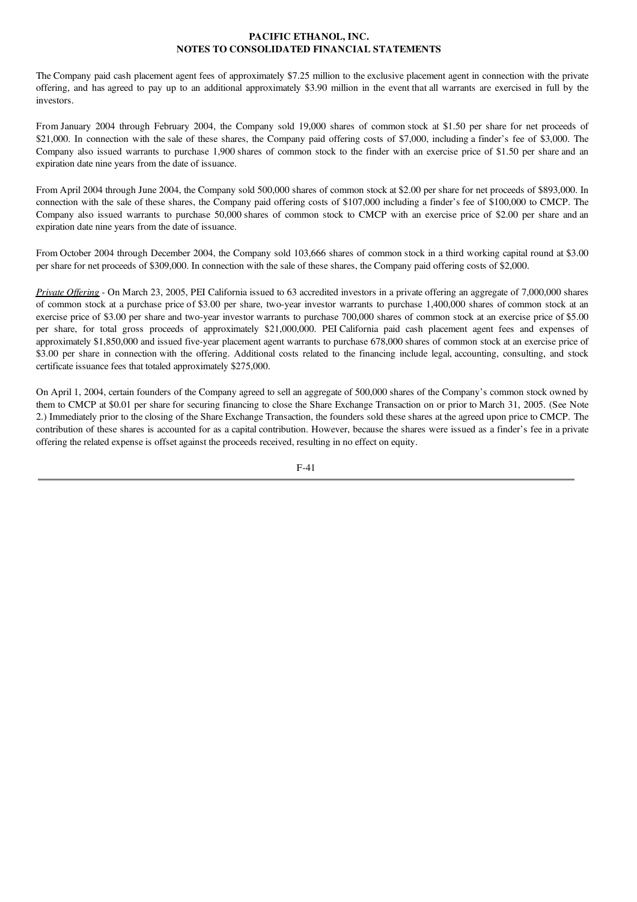The Company paid cash placement agent fees of approximately $7.25 million to the exclusive placement agent in connection with the private offering, and has agreed to pay up to an additional approximately $3.90 million in the event that all warrants are exercised in full by the investors.

From January 2004 through February 2004, the Company sold 19,000 shares of common stock at $1.50 per share for net proceeds of $21,000. In connection with the sale of these shares, the Company paid offering costs of $7,000, including a finder's fee of $3,000. The Company also issued warrants to purchase 1,900 shares of common stock to the finder with an exercise price of $1.50 per share and an expiration date nine years from the date of issuance.

From April 2004 through June 2004, the Company sold 500,000 shares of common stock at $2.00 per share for net proceeds of $893,000. In connection with the sale of these shares, the Company paid offering costs of $107,000 including a finder's fee of $100,000 to CMCP. The Company also issued warrants to purchase 50,000 shares of common stock to CMCP with an exercise price of $2.00 per share and an expiration date nine years from the date of issuance.

From October 2004 through December 2004, the Company sold 103,666 shares of common stock in a third working capital round at $3.00 per share for net proceeds of $309,000. In connection with the sale of these shares, the Company paid offering costs of $2,000.

*Private Offering* - On March 23, 2005, PEI California issued to 63 accredited investors in a private offering an aggregate of 7,000,000 shares of common stock at a purchase price of $3.00 per share, two-year investor warrants to purchase 1,400,000 shares of common stock at an exercise price of $3.00 per share and two-year investor warrants to purchase 700,000 shares of common stock at an exercise price of $5.00 per share, for total gross proceeds of approximately $21,000,000. PEI California paid cash placement agent fees and expenses of approximately $1,850,000 and issued five-year placement agent warrants to purchase 678,000 shares of common stock at an exercise price of $3.00 per share in connection with the offering. Additional costs related to the financing include legal, accounting, consulting, and stock certificate issuance fees that totaled approximately $275,000.

On April 1, 2004, certain founders of the Company agreed to sell an aggregate of 500,000 shares of the Company's common stock owned by them to CMCP at $0.01 per share for securing financing to close the Share Exchange Transaction on or prior to March 31, 2005. (See Note 2.) Immediately prior to the closing of the Share Exchange Transaction, the founders sold these shares at the agreed upon price to CMCP. The contribution of these shares is accounted for as a capital contribution. However, because the shares were issued as a finder's fee in a private offering the related expense is offset against the proceeds received, resulting in no effect on equity.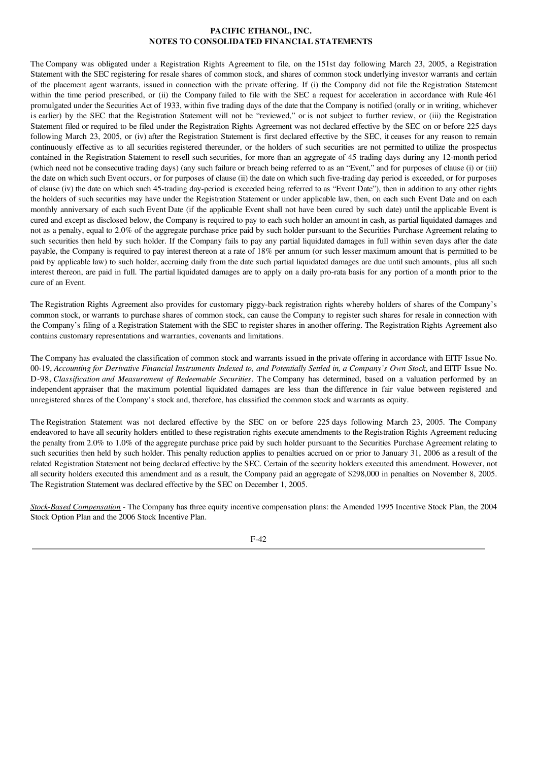The Company was obligated under a Registration Rights Agreement to file, on the 151st day following March 23, 2005, a Registration Statement with the SEC registering for resale shares of common stock, and shares of common stock underlying investor warrants and certain of the placement agent warrants, issued in connection with the private offering. If (i) the Company did not file the Registration Statement within the time period prescribed, or (ii) the Company failed to file with the SEC a request for acceleration in accordance with Rule 461 promulgated under the Securities Act of 1933, within five trading days of the date that the Company is notified (orally or in writing, whichever is earlier) by the SEC that the Registration Statement will not be "reviewed," or is not subject to further review, or (iii) the Registration Statement filed or required to be filed under the Registration Rights Agreement was not declared effective by the SEC on or before 225 days following March 23, 2005, or (iv) after the Registration Statement is first declared effective by the SEC, it ceases for any reason to remain continuously effective as to all securities registered thereunder, or the holders of such securities are not permitted to utilize the prospectus contained in the Registration Statement to resell such securities, for more than an aggregate of 45 trading days during any 12-month period (which need not be consecutive trading days) (any such failure or breach being referred to as an "Event," and for purposes of clause (i) or (iii) the date on which such Event occurs, or for purposes of clause (ii) the date on which such five-trading day period is exceeded, or for purposes of clause (iv) the date on which such 45-trading day-period is exceeded being referred to as "Event Date"), then in addition to any other rights the holders of such securities may have under the Registration Statement or under applicable law, then, on each such Event Date and on each monthly anniversary of each such Event Date (if the applicable Event shall not have been cured by such date) until the applicable Event is cured and except as disclosed below, the Company is required to pay to each such holder an amount in cash, as partial liquidated damages and not as a penalty, equal to 2.0% of the aggregate purchase price paid by such holder pursuant to the Securities Purchase Agreement relating to such securities then held by such holder. If the Company fails to pay any partial liquidated damages in full within seven days after the date payable, the Company is required to pay interest thereon at a rate of 18% per annum (or such lesser maximum amount that is permitted to be paid by applicable law) to such holder, accruing daily from the date such partial liquidated damages are due until such amounts, plus all such interest thereon, are paid in full. The partial liquidated damages are to apply on a daily pro-rata basis for any portion of a month prior to the cure of an Event.

The Registration Rights Agreement also provides for customary piggy-back registration rights whereby holders of shares of the Company's common stock, or warrants to purchase shares of common stock, can cause the Company to register such shares for resale in connection with the Company's filing of a Registration Statement with the SEC to register shares in another offering. The Registration Rights Agreement also contains customary representations and warranties, covenants and limitations.

The Company has evaluated the classification of common stock and warrants issued in the private offering in accordance with EITF Issue No. 00-19, *Accounting for Derivative Financial Instruments Indexed to, and Potentially Settled in, a Company's Own Stock*, and EITF Issue No. D-98, *Classification and Measurement of Redeemable Securities*. The Company has determined, based on a valuation performed by an independent appraiser that the maximum potential liquidated damages are less than the difference in fair value between registered and unregistered shares of the Company's stock and, therefore, has classified the common stock and warrants as equity.

The Registration Statement was not declared effective by the SEC on or before 225 days following March 23, 2005. The Company endeavored to have all security holders entitled to these registration rights execute amendments to the Registration Rights Agreement reducing the penalty from 2.0% to 1.0% of the aggregate purchase price paid by such holder pursuant to the Securities Purchase Agreement relating to such securities then held by such holder. This penalty reduction applies to penalties accrued on or prior to January 31, 2006 as a result of the related Registration Statement not being declared effective by the SEC. Certain of the security holders executed this amendment. However, not all security holders executed this amendment and as a result, the Company paid an aggregate of $298,000 in penalties on November 8, 2005. The Registration Statement was declared effective by the SEC on December 1, 2005.

*Stock-Based Compensation* - The Company has three equity incentive compensation plans: the Amended 1995 Incentive Stock Plan, the 2004 Stock Option Plan and the 2006 Stock Incentive Plan.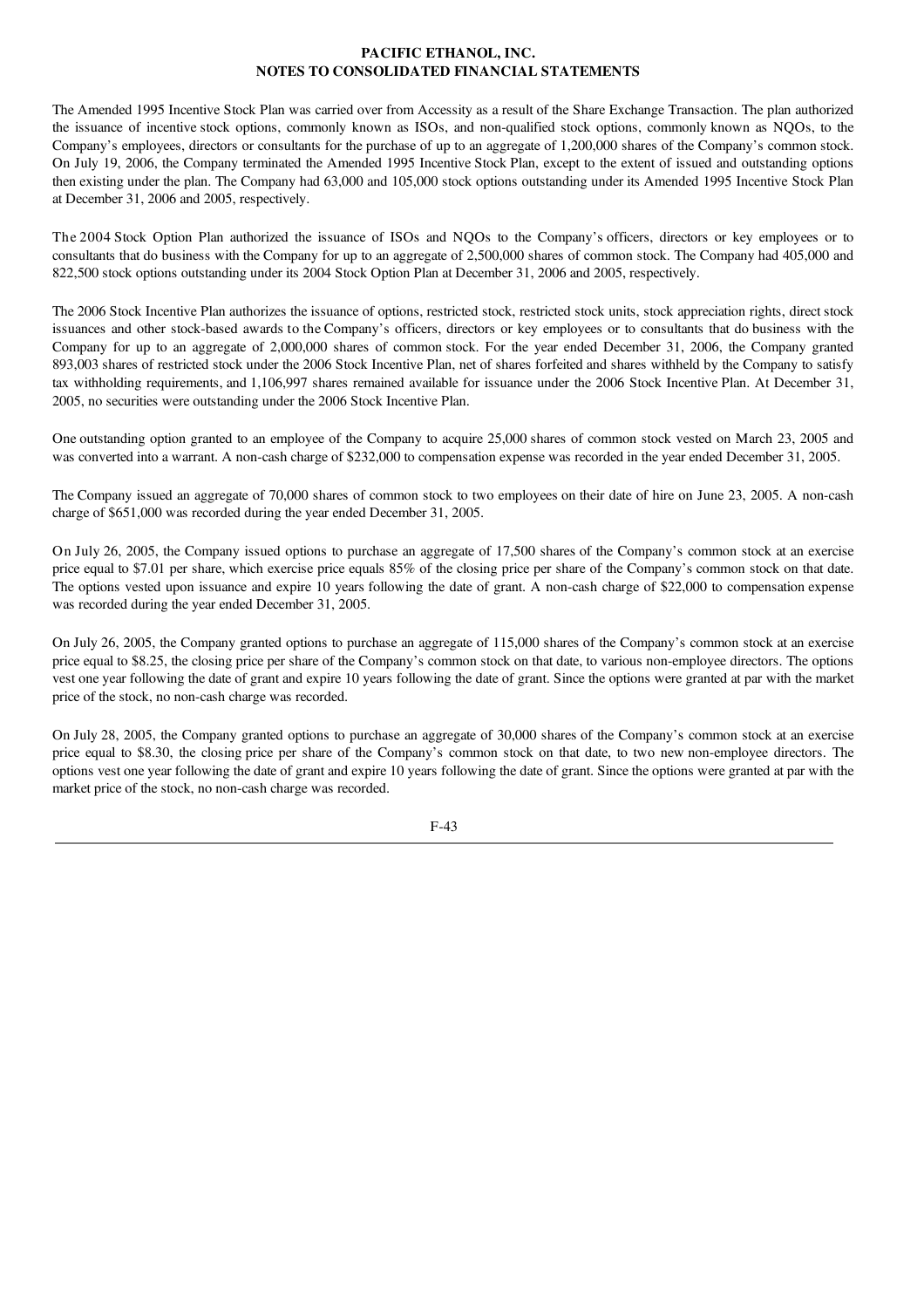The Amended 1995 Incentive Stock Plan was carried over from Accessity as a result of the Share Exchange Transaction. The plan authorized the issuance of incentive stock options, commonly known as ISOs, and non-qualified stock options, commonly known as NQOs, to the Company's employees, directors or consultants for the purchase of up to an aggregate of 1,200,000 shares of the Company's common stock. On July 19, 2006, the Company terminated the Amended 1995 Incentive Stock Plan, except to the extent of issued and outstanding options then existing under the plan. The Company had 63,000 and 105,000 stock options outstanding under its Amended 1995 Incentive Stock Plan at December 31, 2006 and 2005, respectively.

The 2004 Stock Option Plan authorized the issuance of ISOs and NQOs to the Company's officers, directors or key employees or to consultants that do business with the Company for up to an aggregate of 2,500,000 shares of common stock. The Company had 405,000 and 822,500 stock options outstanding under its 2004 Stock Option Plan at December 31, 2006 and 2005, respectively.

The 2006 Stock Incentive Plan authorizes the issuance of options, restricted stock, restricted stock units, stock appreciation rights, direct stock issuances and other stock-based awards to the Company's officers, directors or key employees or to consultants that do business with the Company for up to an aggregate of 2,000,000 shares of common stock. For the year ended December 31, 2006, the Company granted 893,003 shares of restricted stock under the 2006 Stock Incentive Plan, net of shares forfeited and shares withheld by the Company to satisfy tax withholding requirements, and 1,106,997 shares remained available for issuance under the 2006 Stock Incentive Plan. At December 31, 2005, no securities were outstanding under the 2006 Stock Incentive Plan.

One outstanding option granted to an employee of the Company to acquire 25,000 shares of common stock vested on March 23, 2005 and was converted into a warrant. A non-cash charge of $232,000 to compensation expense was recorded in the year ended December 31, 2005.

The Company issued an aggregate of 70,000 shares of common stock to two employees on their date of hire on June 23, 2005. A non-cash charge of $651,000 was recorded during the year ended December 31, 2005.

On July 26, 2005, the Company issued options to purchase an aggregate of 17,500 shares of the Company's common stock at an exercise price equal to $7.01 per share, which exercise price equals 85% of the closing price per share of the Company's common stock on that date. The options vested upon issuance and expire 10 years following the date of grant. A non-cash charge of $22,000 to compensation expense was recorded during the year ended December 31, 2005.

On July 26, 2005, the Company granted options to purchase an aggregate of 115,000 shares of the Company's common stock at an exercise price equal to $8.25, the closing price per share of the Company's common stock on that date, to various non-employee directors. The options vest one year following the date of grant and expire 10 years following the date of grant. Since the options were granted at par with the market price of the stock, no non-cash charge was recorded.

On July 28, 2005, the Company granted options to purchase an aggregate of 30,000 shares of the Company's common stock at an exercise price equal to $8.30, the closing price per share of the Company's common stock on that date, to two new non-employee directors. The options vest one year following the date of grant and expire 10 years following the date of grant. Since the options were granted at par with the market price of the stock, no non-cash charge was recorded.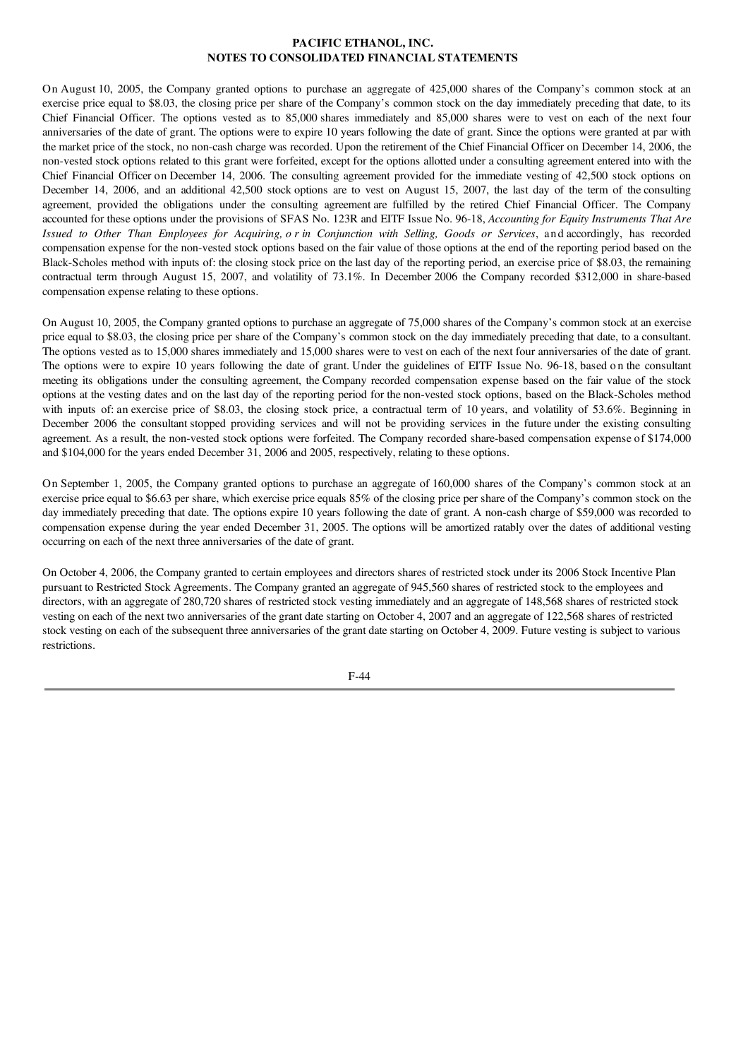On August 10, 2005, the Company granted options to purchase an aggregate of 425,000 shares of the Company's common stock at an exercise price equal to $8.03, the closing price per share of the Company's common stock on the day immediately preceding that date, to its Chief Financial Officer. The options vested as to 85,000 shares immediately and 85,000 shares were to vest on each of the next four anniversaries of the date of grant. The options were to expire 10 years following the date of grant. Since the options were granted at par with the market price of the stock, no non-cash charge was recorded. Upon the retirement of the Chief Financial Officer on December 14, 2006, the non-vested stock options related to this grant were forfeited, except for the options allotted under a consulting agreement entered into with the Chief Financial Officer on December 14, 2006. The consulting agreement provided for the immediate vesting of 42,500 stock options on December 14, 2006, and an additional 42,500 stock options are to vest on August 15, 2007, the last day of the term of the consulting agreement, provided the obligations under the consulting agreement are fulfilled by the retired Chief Financial Officer. The Company accounted for these options under the provisions of SFAS No. 123R and EITF Issue No. 96-18, *Accounting for Equity Instruments That Are Issued to Other Than Employees for Acquiring, or in Conjunction with Selling, Goods or Services*, and accordingly, has recorded compensation expense for the non-vested stock options based on the fair value of those options at the end of the reporting period based on the Black-Scholes method with inputs of: the closing stock price on the last day of the reporting period, an exercise price of $8.03, the remaining contractual term through August 15, 2007, and volatility of 73.1%. In December 2006 the Company recorded $312,000 in share-based compensation expense relating to these options.

On August 10, 2005, the Company granted options to purchase an aggregate of 75,000 shares of the Company's common stock at an exercise price equal to $8.03, the closing price per share of the Company's common stock on the day immediately preceding that date, to a consultant. The options vested as to 15,000 shares immediately and 15,000 shares were to vest on each of the next four anniversaries of the date of grant. The options were to expire 10 years following the date of grant. Under the guidelines of EITF Issue No. 96-18, based on the consultant meeting its obligations under the consulting agreement, the Company recorded compensation expense based on the fair value of the stock options at the vesting dates and on the last day of the reporting period for the non-vested stock options, based on the Black-Scholes method with inputs of: an exercise price of $8.03, the closing stock price, a contractual term of 10 years, and volatility of 53.6%. Beginning in December 2006 the consultant stopped providing services and will not be providing services in the future under the existing consulting agreement. As a result, the non-vested stock options were forfeited. The Company recorded share-based compensation expense of $174,000 and $104,000 for the years ended December 31, 2006 and 2005, respectively, relating to these options.

On September 1, 2005, the Company granted options to purchase an aggregate of 160,000 shares of the Company's common stock at an exercise price equal to $6.63 per share, which exercise price equals 85% of the closing price per share of the Company's common stock on the day immediately preceding that date. The options expire 10 years following the date of grant. A non-cash charge of $59,000 was recorded to compensation expense during the year ended December 31, 2005. The options will be amortized ratably over the dates of additional vesting occurring on each of the next three anniversaries of the date of grant.

On October 4, 2006, the Company granted to certain employees and directors shares of restricted stock under its 2006 Stock Incentive Plan pursuant to Restricted Stock Agreements. The Company granted an aggregate of 945,560 shares of restricted stock to the employees and directors, with an aggregate of 280,720 shares of restricted stock vesting immediately and an aggregate of 148,568 shares of restricted stock vesting on each of the next two anniversaries of the grant date starting on October 4, 2007 and an aggregate of 122,568 shares of restricted stock vesting on each of the subsequent three anniversaries of the grant date starting on October 4, 2009. Future vesting is subject to various restrictions.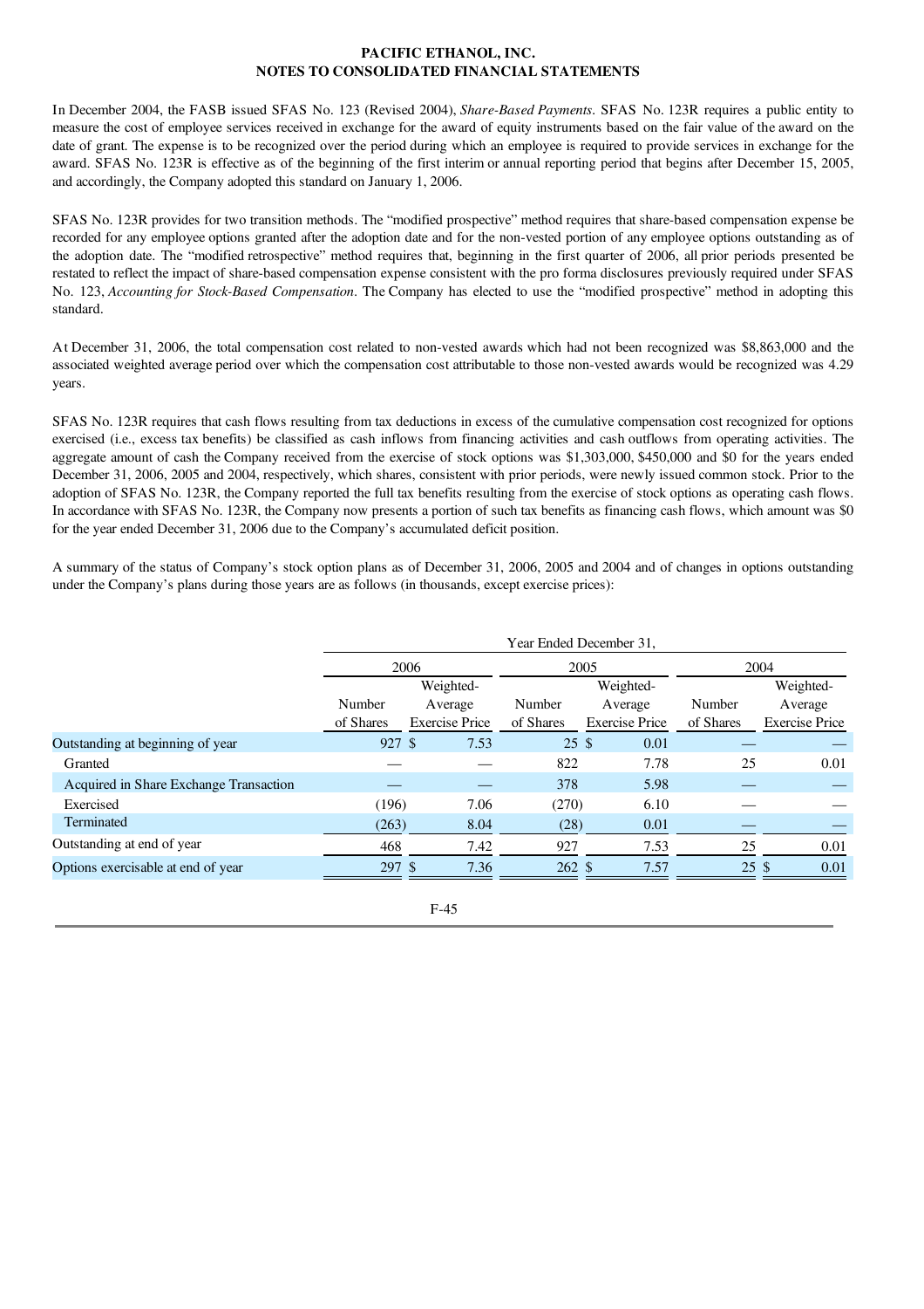**PACIFIC ETHANOL, INC.**
**NOTES TO CONSOLIDATED FINANCIAL STATEMENTS**

In December 2004, the FASB issued SFAS No. 123 (Revised 2004), *Share-Based Payments*. SFAS No. 123R requires a public entity to measure the cost of employee services received in exchange for the award of equity instruments based on the fair value of the award on the date of grant. The expense is to be recognized over the period during which an employee is required to provide services in exchange for the award. SFAS No. 123R is effective as of the beginning of the first interim or annual reporting period that begins after December 15, 2005, and accordingly, the Company adopted this standard on January 1, 2006.

SFAS No. 123R provides for two transition methods. The "modified prospective" method requires that share-based compensation expense be recorded for any employee options granted after the adoption date and for the non-vested portion of any employee options outstanding as of the adoption date. The "modified retrospective" method requires that, beginning in the first quarter of 2006, all prior periods presented be restated to reflect the impact of share-based compensation expense consistent with the pro forma disclosures previously required under SFAS No. 123, *Accounting for Stock-Based Compensation*. The Company has elected to use the "modified prospective" method in adopting this standard.

At December 31, 2006, the total compensation cost related to non-vested awards which had not been recognized was $8,863,000 and the associated weighted average period over which the compensation cost attributable to those non-vested awards would be recognized was 4.29 years.

SFAS No. 123R requires that cash flows resulting from tax deductions in excess of the cumulative compensation cost recognized for options exercised (i.e., excess tax benefits) be classified as cash inflows from financing activities and cash outflows from operating activities. The aggregate amount of cash the Company received from the exercise of stock options was $1,303,000, $450,000 and $0 for the years ended December 31, 2006, 2005 and 2004, respectively, which shares, consistent with prior periods, were newly issued common stock. Prior to the adoption of SFAS No. 123R, the Company reported the full tax benefits resulting from the exercise of stock options as operating cash flows. In accordance with SFAS No. 123R, the Company now presents a portion of such tax benefits as financing cash flows, which amount was $0 for the year ended December 31, 2006 due to the Company's accumulated deficit position.

A summary of the status of Company's stock option plans as of December 31, 2006, 2005 and 2004 and of changes in options outstanding under the Company's plans during those years are as follows (in thousands, except exercise prices):

| | Year Ended December 31, | | | | | |
|---|---|---|---|---|---|---|
| | 2006 | | 2005 | | 2004 | |
| | Number of Shares | Weighted-Average Exercise Price | Number of Shares | Weighted-Average Exercise Price | Number of Shares | Weighted-Average Exercise Price |
| Outstanding at beginning of year | 927 | $ 7.53 | 25 | $ 0.01 | — | — |
| Granted | — | — | 822 | 7.78 | 25 | 0.01 |
| Acquired in Share Exchange Transaction | — | — | 378 | 5.98 | — | — |
| Exercised | (196) | 7.06 | (270) | 6.10 | — | — |
| Terminated | (263) | 8.04 | (28) | 0.01 | — | — |
| Outstanding at end of year | 468 | 7.42 | 927 | 7.53 | 25 | 0.01 |
| Options exercisable at end of year | 297 | $ 7.36 | 262 | $ 7.57 | 25 | $ 0.01 |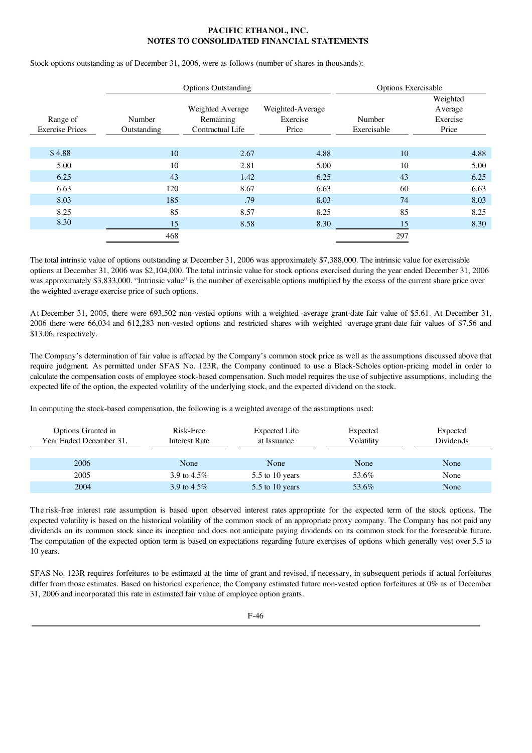**PACIFIC ETHANOL, INC.**
**NOTES TO CONSOLIDATED FINANCIAL STATEMENTS**

Stock options outstanding as of December 31, 2006, were as follows (number of shares in thousands):

| | Options Outstanding | | | Options Exercisable | |
|---|---|---|---|---|---|
| Range of Exercise Prices | Number Outstanding | Weighted Average Remaining Contractual Life | Weighted-Average Exercise Price | Number Exercisable | Weighted Average Exercise Price |
| $ 4.88 | 10 | 2.67 | 4.88 | 10 | 4.88 |
| 5.00 | 10 | 2.81 | 5.00 | 10 | 5.00 |
| 6.25 | 43 | 1.42 | 6.25 | 43 | 6.25 |
| 6.63 | 120 | 8.67 | 6.63 | 60 | 6.63 |
| 8.03 | 185 | .79 | 8.03 | 74 | 8.03 |
| 8.25 | 85 | 8.57 | 8.25 | 85 | 8.25 |
| 8.30 | 15 | 8.58 | 8.30 | 15 | 8.30 |
| | 468 | | | 297 | |

The total intrinsic value of options outstanding at December 31, 2006 was approximately $7,388,000. The intrinsic value for exercisable options at December 31, 2006 was $2,104,000. The total intrinsic value for stock options exercised during the year ended December 31, 2006 was approximately $3,833,000. "Intrinsic value" is the number of exercisable options multiplied by the excess of the current share price over the weighted average exercise price of such options.

At December 31, 2005, there were 693,502 non-vested options with a weighted -average grant-date fair value of $5.61. At December 31, 2006 there were 66,034 and 612,283 non-vested options and restricted shares with weighted -average grant-date fair values of $7.56 and $13.06, respectively.

The Company's determination of fair value is affected by the Company's common stock price as well as the assumptions discussed above that require judgment. As permitted under SFAS No. 123R, the Company continued to use a Black-Scholes option-pricing model in order to calculate the compensation costs of employee stock-based compensation. Such model requires the use of subjective assumptions, including the expected life of the option, the expected volatility of the underlying stock, and the expected dividend on the stock.

In computing the stock-based compensation, the following is a weighted average of the assumptions used:

| Options Granted in Year Ended December 31, | Risk-Free Interest Rate | Expected Life at Issuance | Expected Volatility | Expected Dividends |
|---|---|---|---|---|
| 2006 | None | None | None | None |
| 2005 | 3.9 to 4.5% | 5.5 to 10 years | 53.6% | None |
| 2004 | 3.9 to 4.5% | 5.5 to 10 years | 53.6% | None |

The risk-free interest rate assumption is based upon observed interest rates appropriate for the expected term of the stock options. The expected volatility is based on the historical volatility of the common stock of an appropriate proxy company. The Company has not paid any dividends on its common stock since its inception and does not anticipate paying dividends on its common stock for the foreseeable future. The computation of the expected option term is based on expectations regarding future exercises of options which generally vest over 5.5 to 10 years.

SFAS No. 123R requires forfeitures to be estimated at the time of grant and revised, if necessary, in subsequent periods if actual forfeitures differ from those estimates. Based on historical experience, the Company estimated future non-vested option forfeitures at 0% as of December 31, 2006 and incorporated this rate in estimated fair value of employee option grants.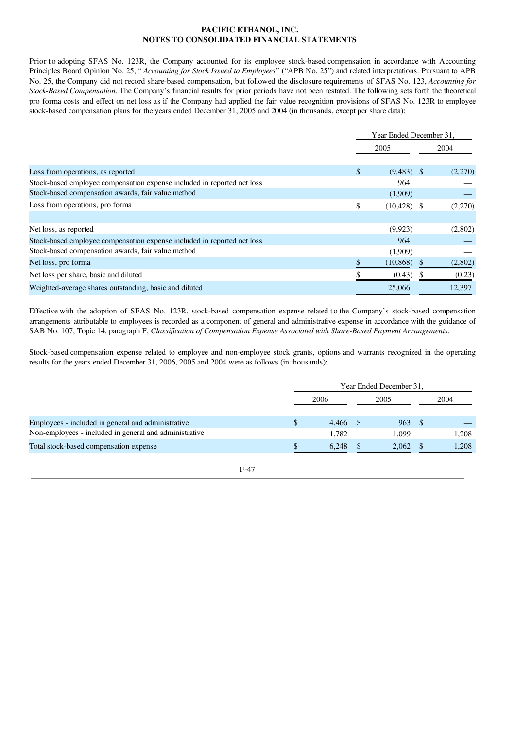**PACIFIC ETHANOL, INC.**
**NOTES TO CONSOLIDATED FINANCIAL STATEMENTS**

Prior to adopting SFAS No. 123R, the Company accounted for its employee stock-based compensation in accordance with Accounting Principles Board Opinion No. 25, "*Accounting for Stock Issued to Employees*" ("APB No. 25") and related interpretations. Pursuant to APB No. 25, the Company did not record share-based compensation, but followed the disclosure requirements of SFAS No. 123, *Accounting for Stock-Based Compensation*. The Company's financial results for prior periods have not been restated. The following sets forth the theoretical pro forma costs and effect on net loss as if the Company had applied the fair value recognition provisions of SFAS No. 123R to employee stock-based compensation plans for the years ended December 31, 2005 and 2004 (in thousands, except per share data):

| | Year Ended December 31, | |
|---|---|---|
| | 2005 | 2004 |
| Loss from operations, as reported | $ (9,483) | $ (2,270) |
| Stock-based employee compensation expense included in reported net loss | 964 | — |
| Stock-based compensation awards, fair value method | (1,909) | — |
| Loss from operations, pro forma | $ (10,428) | $ (2,270) |
| | | |
| Net loss, as reported | (9,923) | (2,802) |
| Stock-based employee compensation expense included in reported net loss | 964 | — |
| Stock-based compensation awards, fair value method | (1,909) | — |
| Net loss, pro forma | $ (10,868) | $ (2,802) |
| Net loss per share, basic and diluted | $ (0.43) | $ (0.23) |
| Weighted-average shares outstanding, basic and diluted | 25,066 | 12,397 |

Effective with the adoption of SFAS No. 123R, stock-based compensation expense related to the Company's stock-based compensation arrangements attributable to employees is recorded as a component of general and administrative expense in accordance with the guidance of SAB No. 107, Topic 14, paragraph F, *Classification of Compensation Expense Associated with Share-Based Payment Arrangements*.

Stock-based compensation expense related to employee and non-employee stock grants, options and warrants recognized in the operating results for the years ended December 31, 2006, 2005 and 2004 were as follows (in thousands):

| | Year Ended December 31, | | |
|---|---|---|---|
| | 2006 | 2005 | 2004 |
| Employees - included in general and administrative | $ 4,466 | $ 963 | $ — |
| Non-employees - included in general and administrative | 1,782 | 1,099 | 1,208 |
| Total stock-based compensation expense | $ 6,248 | $ 2,062 | $ 1,208 |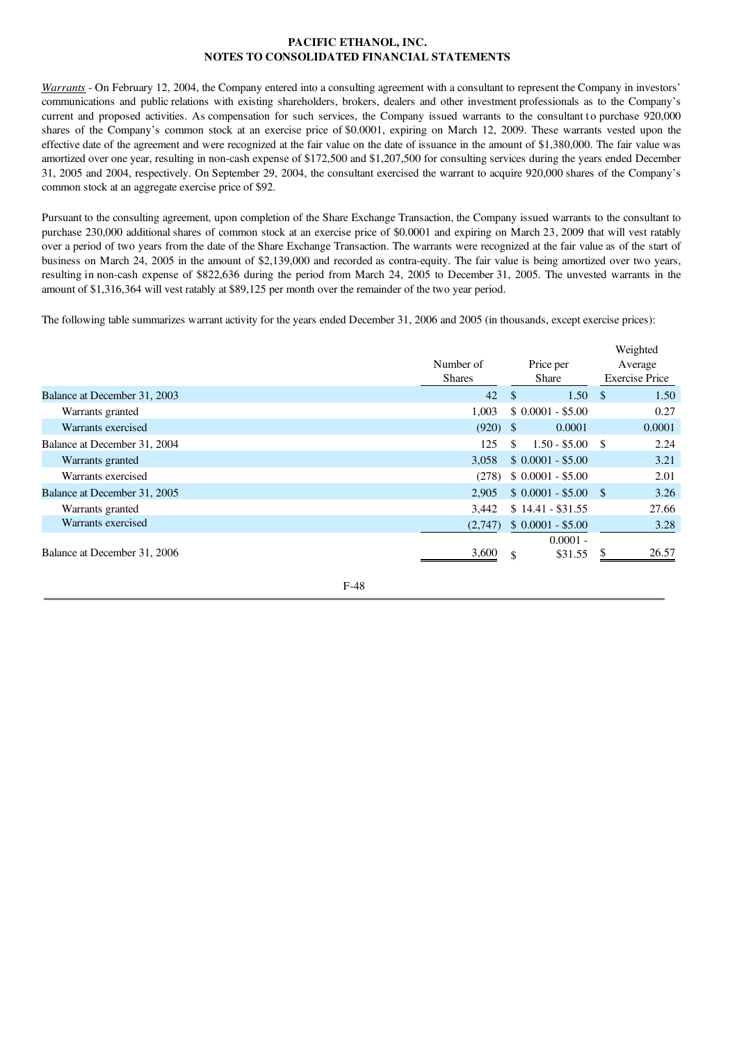**PACIFIC ETHANOL, INC.**
**NOTES TO CONSOLIDATED FINANCIAL STATEMENTS**

*Warrants* - On February 12, 2004, the Company entered into a consulting agreement with a consultant to represent the Company in investors' communications and public relations with existing shareholders, brokers, dealers and other investment professionals as to the Company's current and proposed activities. As compensation for such services, the Company issued warrants to the consultant to purchase 920,000 shares of the Company's common stock at an exercise price of $0.0001, expiring on March 12, 2009. These warrants vested upon the effective date of the agreement and were recognized at the fair value on the date of issuance in the amount of $1,380,000. The fair value was amortized over one year, resulting in non-cash expense of $172,500 and $1,207,500 for consulting services during the years ended December 31, 2005 and 2004, respectively. On September 29, 2004, the consultant exercised the warrant to acquire 920,000 shares of the Company's common stock at an aggregate exercise price of $92.

Pursuant to the consulting agreement, upon completion of the Share Exchange Transaction, the Company issued warrants to the consultant to purchase 230,000 additional shares of common stock at an exercise price of $0.0001 and expiring on March 23, 2009 that will vest ratably over a period of two years from the date of the Share Exchange Transaction. The warrants were recognized at the fair value as of the start of business on March 24, 2005 in the amount of $2,139,000 and recorded as contra-equity. The fair value is being amortized over two years, resulting in non-cash expense of $822,636 during the period from March 24, 2005 to December 31, 2005. The unvested warrants in the amount of $1,316,364 will vest ratably at $89,125 per month over the remainder of the two year period.

The following table summarizes warrant activity for the years ended December 31, 2006 and 2005 (in thousands, except exercise prices):

| | Number of Shares | Price per Share | Weighted Average Exercise Price |
|---|---|---|---|
| Balance at December 31, 2003 | 42 | $ 1.50 | $ 1.50 |
| Warrants granted | 1,003 | $ 0.0001 - $5.00 | 0.27 |
| Warrants exercised | (920) | $ 0.0001 | 0.0001 |
| Balance at December 31, 2004 | 125 | $ 1.50 - $5.00 | $ 2.24 |
| Warrants granted | 3,058 | $ 0.0001 - $5.00 | 3.21 |
| Warrants exercised | (278) | $ 0.0001 - $5.00 | 2.01 |
| Balance at December 31, 2005 | 2,905 | $ 0.0001 - $5.00 | $ 3.26 |
| Warrants granted | 3,442 | $ 14.41 - $31.55 | 27.66 |
| Warrants exercised | (2,747) | $ 0.0001 - $5.00 | 3.28 |
| Balance at December 31, 2006 | 3,600 | $ 0.0001 - $31.55 | $ 26.57 |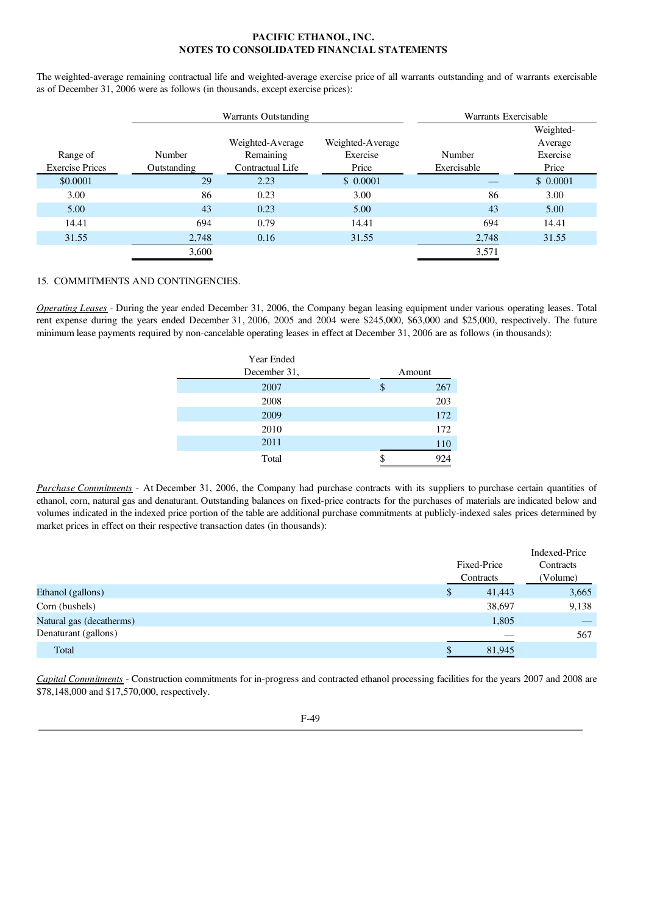The weighted-average remaining contractual life and weighted-average exercise price of all warrants outstanding and of warrants exercisable as of December 31, 2006 were as follows (in thousands, except exercise prices):

| | Warrants Outstanding | | | Warrants Exercisable | |
|---|---|---|---|---|---|
| Range of Exercise Prices | Number Outstanding | Weighted-Average Remaining Contractual Life | Weighted-Average Exercise Price | Number Exercisable | Weighted-Average Exercise Price |
| $0.0001 | 29 | 2.23 | $ 0.0001 | — | $ 0.0001 |
| 3.00 | 86 | 0.23 | 3.00 | 86 | 3.00 |
| 5.00 | 43 | 0.23 | 5.00 | 43 | 5.00 |
| 14.41 | 694 | 0.79 | 14.41 | 694 | 14.41 |
| 31.55 | 2,748 | 0.16 | 31.55 | 2,748 | 31.55 |
| | 3,600 | | | 3,571 | |

15. COMMITMENTS AND CONTINGENCIES.

*Operating Leases* - During the year ended December 31, 2006, the Company began leasing equipment under various operating leases. Total rent expense during the years ended December 31, 2006, 2005 and 2004 were $245,000, $63,000 and $25,000, respectively. The future minimum lease payments required by non-cancelable operating leases in effect at December 31, 2006 are as follows (in thousands):

| Year Ended December 31, | Amount |
|---|---|
| 2007 | $ 267 |
| 2008 | 203 |
| 2009 | 172 |
| 2010 | 172 |
| 2011 | 110 |
| Total | $ 924 |

*Purchase Commitments* - At December 31, 2006, the Company had purchase contracts with its suppliers to purchase certain quantities of ethanol, corn, natural gas and denaturant. Outstanding balances on fixed-price contracts for the purchases of materials are indicated below and volumes indicated in the indexed price portion of the table are additional purchase commitments at publicly-indexed sales prices determined by market prices in effect on their respective transaction dates (in thousands):

| | Fixed-Price Contracts | Indexed-Price Contracts (Volume) |
|---|---|---|
| Ethanol (gallons) | $ 41,443 | 3,665 |
| Corn (bushels) | 38,697 | 9,138 |
| Natural gas (decatherms) | 1,805 | — |
| Denaturant (gallons) | — | 567 |
| Total | $ 81,945 | |

*Capital Commitments* - Construction commitments for in-progress and contracted ethanol processing facilities for the years 2007 and 2008 are $78,148,000 and $17,570,000, respectively.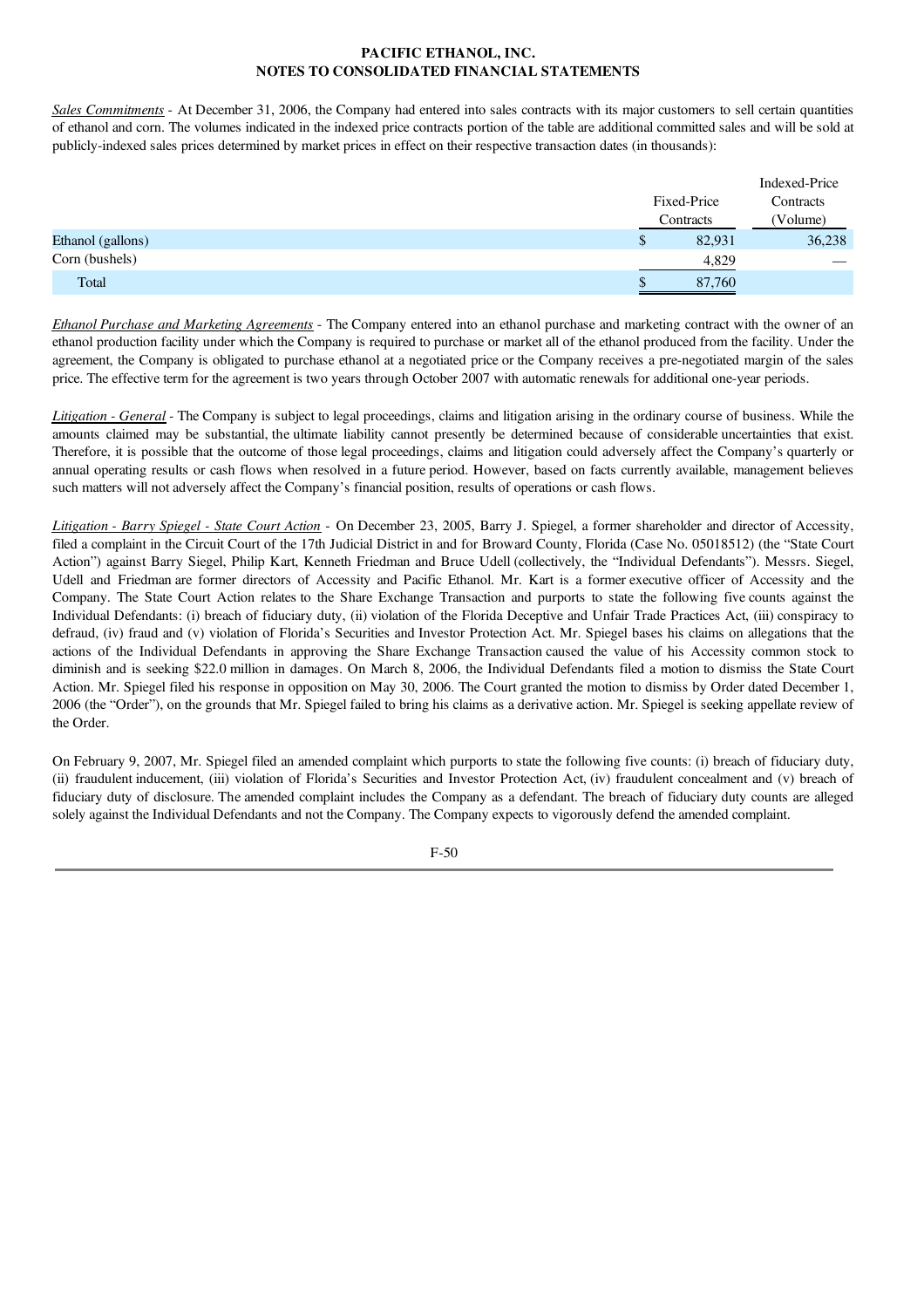*Sales Commitments* - At December 31, 2006, the Company had entered into sales contracts with its major customers to sell certain quantities of ethanol and corn. The volumes indicated in the indexed price contracts portion of the table are additional committed sales and will be sold at publicly-indexed sales prices determined by market prices in effect on their respective transaction dates (in thousands):

| | Fixed-Price Contracts | Indexed-Price Contracts (Volume) |
|---|---|---|
| Ethanol (gallons) | $ 82,931 | 36,238 |
| Corn (bushels) | 4,829 | — |
| Total | $ 87,760 | |

*Ethanol Purchase and Marketing Agreements* - The Company entered into an ethanol purchase and marketing contract with the owner of an ethanol production facility under which the Company is required to purchase or market all of the ethanol produced from the facility. Under the agreement, the Company is obligated to purchase ethanol at a negotiated price or the Company receives a pre-negotiated margin of the sales price. The effective term for the agreement is two years through October 2007 with automatic renewals for additional one-year periods.

*Litigation - General* - The Company is subject to legal proceedings, claims and litigation arising in the ordinary course of business. While the amounts claimed may be substantial, the ultimate liability cannot presently be determined because of considerable uncertainties that exist. Therefore, it is possible that the outcome of those legal proceedings, claims and litigation could adversely affect the Company's quarterly or annual operating results or cash flows when resolved in a future period. However, based on facts currently available, management believes such matters will not adversely affect the Company's financial position, results of operations or cash flows.

*Litigation - Barry Spiegel - State Court Action* - On December 23, 2005, Barry J. Spiegel, a former shareholder and director of Accessity, filed a complaint in the Circuit Court of the 17th Judicial District in and for Broward County, Florida (Case No. 05018512) (the "State Court Action") against Barry Siegel, Philip Kart, Kenneth Friedman and Bruce Udell (collectively, the "Individual Defendants"). Messrs. Siegel, Udell and Friedman are former directors of Accessity and Pacific Ethanol. Mr. Kart is a former executive officer of Accessity and the Company. The State Court Action relates to the Share Exchange Transaction and purports to state the following five counts against the Individual Defendants: (i) breach of fiduciary duty, (ii) violation of the Florida Deceptive and Unfair Trade Practices Act, (iii) conspiracy to defraud, (iv) fraud and (v) violation of Florida's Securities and Investor Protection Act. Mr. Spiegel bases his claims on allegations that the actions of the Individual Defendants in approving the Share Exchange Transaction caused the value of his Accessity common stock to diminish and is seeking $22.0 million in damages. On March 8, 2006, the Individual Defendants filed a motion to dismiss the State Court Action. Mr. Spiegel filed his response in opposition on May 30, 2006. The Court granted the motion to dismiss by Order dated December 1, 2006 (the "Order"), on the grounds that Mr. Spiegel failed to bring his claims as a derivative action. Mr. Spiegel is seeking appellate review of the Order.

On February 9, 2007, Mr. Spiegel filed an amended complaint which purports to state the following five counts: (i) breach of fiduciary duty, (ii) fraudulent inducement, (iii) violation of Florida's Securities and Investor Protection Act, (iv) fraudulent concealment and (v) breach of fiduciary duty of disclosure. The amended complaint includes the Company as a defendant. The breach of fiduciary duty counts are alleged solely against the Individual Defendants and not the Company. The Company expects to vigorously defend the amended complaint.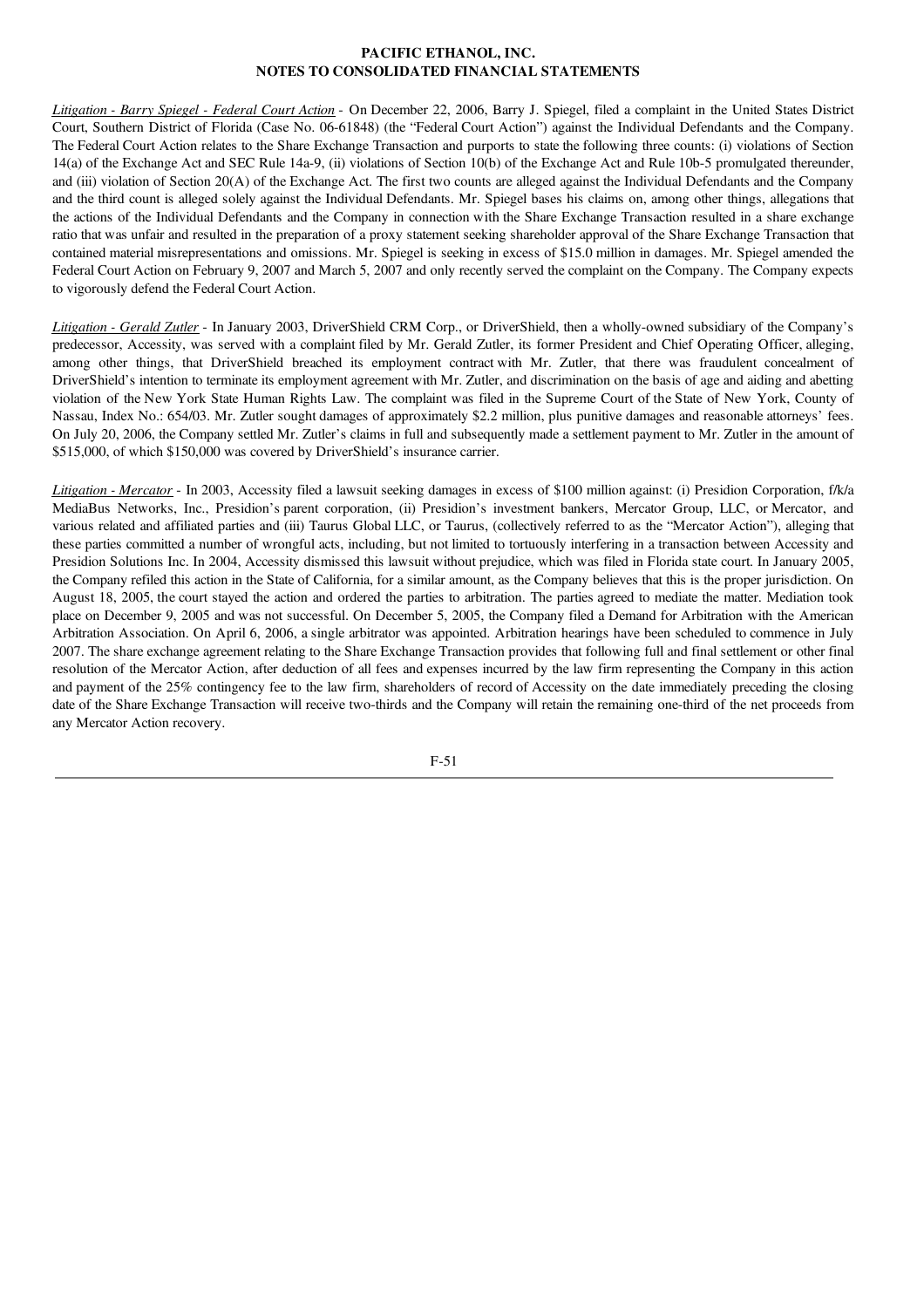*Litigation - Barry Spiegel - Federal Court Action* - On December 22, 2006, Barry J. Spiegel, filed a complaint in the United States District Court, Southern District of Florida (Case No. 06-61848) (the "Federal Court Action") against the Individual Defendants and the Company. The Federal Court Action relates to the Share Exchange Transaction and purports to state the following three counts: (i) violations of Section 14(a) of the Exchange Act and SEC Rule 14a-9, (ii) violations of Section 10(b) of the Exchange Act and Rule 10b-5 promulgated thereunder, and (iii) violation of Section 20(A) of the Exchange Act. The first two counts are alleged against the Individual Defendants and the Company and the third count is alleged solely against the Individual Defendants. Mr. Spiegel bases his claims on, among other things, allegations that the actions of the Individual Defendants and the Company in connection with the Share Exchange Transaction resulted in a share exchange ratio that was unfair and resulted in the preparation of a proxy statement seeking shareholder approval of the Share Exchange Transaction that contained material misrepresentations and omissions. Mr. Spiegel is seeking in excess of $15.0 million in damages. Mr. Spiegel amended the Federal Court Action on February 9, 2007 and March 5, 2007 and only recently served the complaint on the Company. The Company expects to vigorously defend the Federal Court Action.

*Litigation - Gerald Zutler* - In January 2003, DriverShield CRM Corp., or DriverShield, then a wholly-owned subsidiary of the Company's predecessor, Accessity, was served with a complaint filed by Mr. Gerald Zutler, its former President and Chief Operating Officer, alleging, among other things, that DriverShield breached its employment contract with Mr. Zutler, that there was fraudulent concealment of DriverShield's intention to terminate its employment agreement with Mr. Zutler, and discrimination on the basis of age and aiding and abetting violation of the New York State Human Rights Law. The complaint was filed in the Supreme Court of the State of New York, County of Nassau, Index No.: 654/03. Mr. Zutler sought damages of approximately $2.2 million, plus punitive damages and reasonable attorneys' fees. On July 20, 2006, the Company settled Mr. Zutler's claims in full and subsequently made a settlement payment to Mr. Zutler in the amount of $515,000, of which $150,000 was covered by DriverShield's insurance carrier.

*Litigation - Mercator* - In 2003, Accessity filed a lawsuit seeking damages in excess of $100 million against: (i) Presidion Corporation, f/k/a MediaBus Networks, Inc., Presidion's parent corporation, (ii) Presidion's investment bankers, Mercator Group, LLC, or Mercator, and various related and affiliated parties and (iii) Taurus Global LLC, or Taurus, (collectively referred to as the "Mercator Action"), alleging that these parties committed a number of wrongful acts, including, but not limited to tortuously interfering in a transaction between Accessity and Presidion Solutions Inc. In 2004, Accessity dismissed this lawsuit without prejudice, which was filed in Florida state court. In January 2005, the Company refiled this action in the State of California, for a similar amount, as the Company believes that this is the proper jurisdiction. On August 18, 2005, the court stayed the action and ordered the parties to arbitration. The parties agreed to mediate the matter. Mediation took place on December 9, 2005 and was not successful. On December 5, 2005, the Company filed a Demand for Arbitration with the American Arbitration Association. On April 6, 2006, a single arbitrator was appointed. Arbitration hearings have been scheduled to commence in July 2007. The share exchange agreement relating to the Share Exchange Transaction provides that following full and final settlement or other final resolution of the Mercator Action, after deduction of all fees and expenses incurred by the law firm representing the Company in this action and payment of the 25% contingency fee to the law firm, shareholders of record of Accessity on the date immediately preceding the closing date of the Share Exchange Transaction will receive two-thirds and the Company will retain the remaining one-third of the net proceeds from any Mercator Action recovery.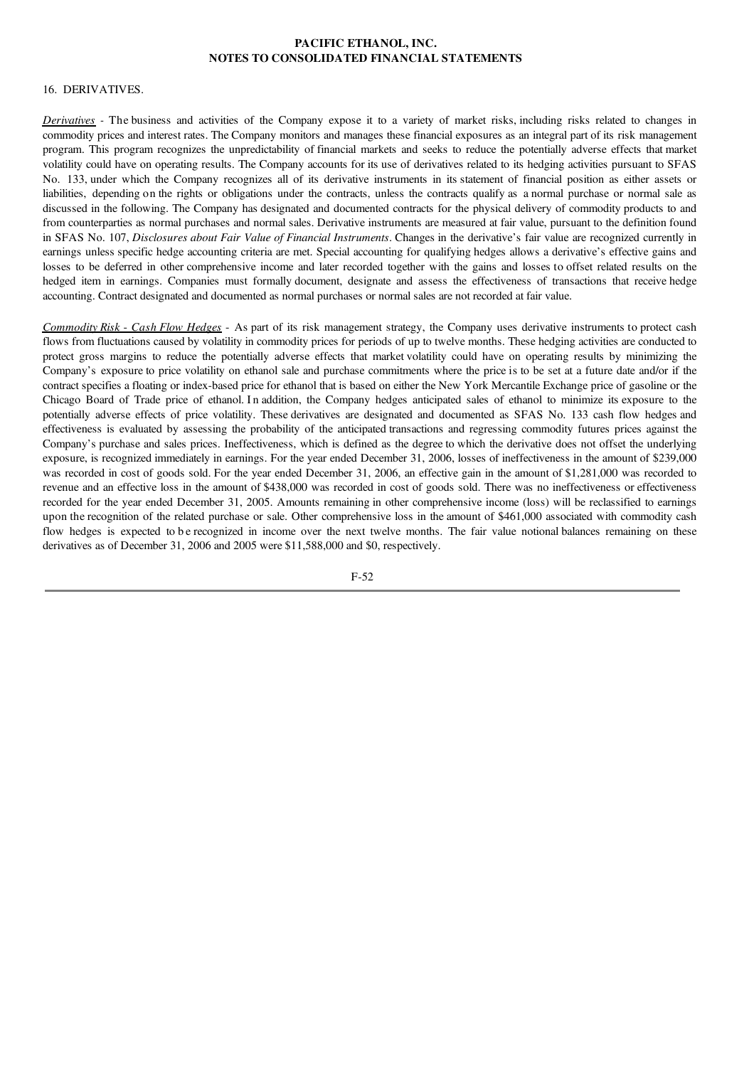# PACIFIC ETHANOL, INC.
## NOTES TO CONSOLIDATED FINANCIAL STATEMENTS

16. DERIVATIVES.

*Derivatives* - The business and activities of the Company expose it to a variety of market risks, including risks related to changes in commodity prices and interest rates. The Company monitors and manages these financial exposures as an integral part of its risk management program. This program recognizes the unpredictability of financial markets and seeks to reduce the potentially adverse effects that market volatility could have on operating results. The Company accounts for its use of derivatives related to its hedging activities pursuant to SFAS No. 133, under which the Company recognizes all of its derivative instruments in its statement of financial position as either assets or liabilities, depending on the rights or obligations under the contracts, unless the contracts qualify as a normal purchase or normal sale as discussed in the following. The Company has designated and documented contracts for the physical delivery of commodity products to and from counterparties as normal purchases and normal sales. Derivative instruments are measured at fair value, pursuant to the definition found in SFAS No. 107, *Disclosures about Fair Value of Financial Instruments*. Changes in the derivative's fair value are recognized currently in earnings unless specific hedge accounting criteria are met. Special accounting for qualifying hedges allows a derivative's effective gains and losses to be deferred in other comprehensive income and later recorded together with the gains and losses to offset related results on the hedged item in earnings. Companies must formally document, designate and assess the effectiveness of transactions that receive hedge accounting. Contract designated and documented as normal purchases or normal sales are not recorded at fair value.

*Commodity Risk - Cash Flow Hedges* - As part of its risk management strategy, the Company uses derivative instruments to protect cash flows from fluctuations caused by volatility in commodity prices for periods of up to twelve months. These hedging activities are conducted to protect gross margins to reduce the potentially adverse effects that market volatility could have on operating results by minimizing the Company's exposure to price volatility on ethanol sale and purchase commitments where the price is to be set at a future date and/or if the contract specifies a floating or index-based price for ethanol that is based on either the New York Mercantile Exchange price of gasoline or the Chicago Board of Trade price of ethanol. In addition, the Company hedges anticipated sales of ethanol to minimize its exposure to the potentially adverse effects of price volatility. These derivatives are designated and documented as SFAS No. 133 cash flow hedges and effectiveness is evaluated by assessing the probability of the anticipated transactions and regressing commodity futures prices against the Company's purchase and sales prices. Ineffectiveness, which is defined as the degree to which the derivative does not offset the underlying exposure, is recognized immediately in earnings. For the year ended December 31, 2006, losses of ineffectiveness in the amount of $239,000 was recorded in cost of goods sold. For the year ended December 31, 2006, an effective gain in the amount of $1,281,000 was recorded to revenue and an effective loss in the amount of $438,000 was recorded in cost of goods sold. There was no ineffectiveness or effectiveness recorded for the year ended December 31, 2005. Amounts remaining in other comprehensive income (loss) will be reclassified to earnings upon the recognition of the related purchase or sale. Other comprehensive loss in the amount of $461,000 associated with commodity cash flow hedges is expected to be recognized in income over the next twelve months. The fair value notional balances remaining on these derivatives as of December 31, 2006 and 2005 were $11,588,000 and $0, respectively.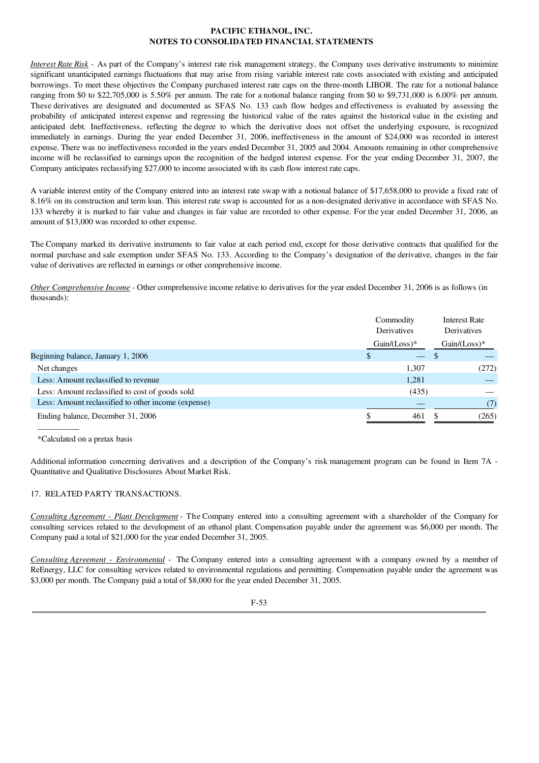**PACIFIC ETHANOL, INC.**
**NOTES TO CONSOLIDATED FINANCIAL STATEMENTS**

*Interest Rate Risk* - As part of the Company's interest rate risk management strategy, the Company uses derivative instruments to minimize significant unanticipated earnings fluctuations that may arise from rising variable interest rate costs associated with existing and anticipated borrowings. To meet these objectives the Company purchased interest rate caps on the three-month LIBOR. The rate for a notional balance ranging from $0 to $22,705,000 is 5.50% per annum. The rate for a notional balance ranging from $0 to $9,731,000 is 6.00% per annum. These derivatives are designated and documented as SFAS No. 133 cash flow hedges and effectiveness is evaluated by assessing the probability of anticipated interest expense and regressing the historical value of the rates against the historical value in the existing and anticipated debt. Ineffectiveness, reflecting the degree to which the derivative does not offset the underlying exposure, is recognized immediately in earnings. During the year ended December 31, 2006, ineffectiveness in the amount of $24,000 was recorded in interest expense. There was no ineffectiveness recorded in the years ended December 31, 2005 and 2004. Amounts remaining in other comprehensive income will be reclassified to earnings upon the recognition of the hedged interest expense. For the year ending December 31, 2007, the Company anticipates reclassifying $27,000 to income associated with its cash flow interest rate caps.

A variable interest entity of the Company entered into an interest rate swap with a notional balance of $17,658,000 to provide a fixed rate of 8.16% on its construction and term loan. This interest rate swap is accounted for as a non-designated derivative in accordance with SFAS No. 133 whereby it is marked to fair value and changes in fair value are recorded to other expense. For the year ended December 31, 2006, an amount of $13,000 was recorded to other expense.

The Company marked its derivative instruments to fair value at each period end, except for those derivative contracts that qualified for the normal purchase and sale exemption under SFAS No. 133. According to the Company's designation of the derivative, changes in the fair value of derivatives are reflected in earnings or other comprehensive income.

*Other Comprehensive Income* - Other comprehensive income relative to derivatives for the year ended December 31, 2006 is as follows (in thousands):

| | Commodity Derivatives Gain/(Loss)* | Interest Rate Derivatives Gain/(Loss)* |
|---|---|---|
| Beginning balance, January 1, 2006 | $ — | $ — |
| Net changes | 1,307 | (272) |
| Less: Amount reclassified to revenue | 1,281 | — |
| Less: Amount reclassified to cost of goods sold | (435) | — |
| Less: Amount reclassified to other income (expense) | — | (7) |
| Ending balance, December 31, 2006 | $ 461 | $ (265) |

*Calculated on a pretax basis

Additional information concerning derivatives and a description of the Company's risk management program can be found in Item 7A - Quantitative and Qualitative Disclosures About Market Risk.

## 17. RELATED PARTY TRANSACTIONS.

*Consulting Agreement - Plant Development* - The Company entered into a consulting agreement with a shareholder of the Company for consulting services related to the development of an ethanol plant. Compensation payable under the agreement was $6,000 per month. The Company paid a total of $21,000 for the year ended December 31, 2005.

*Consulting Agreement - Environmental* - The Company entered into a consulting agreement with a company owned by a member of ReEnergy, LLC for consulting services related to environmental regulations and permitting. Compensation payable under the agreement was $3,000 per month. The Company paid a total of $8,000 for the year ended December 31, 2005.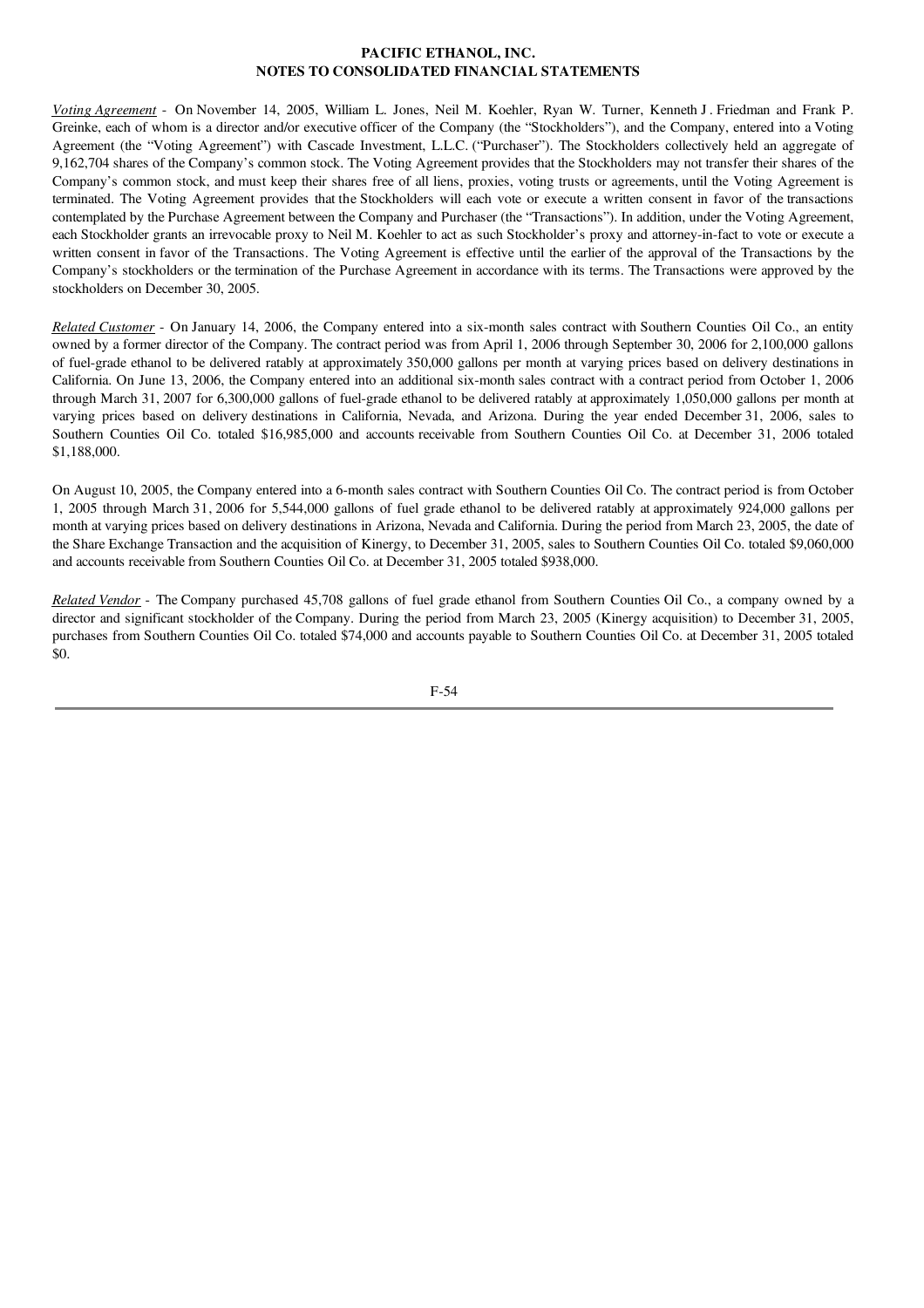**PACIFIC ETHANOL, INC.**
**NOTES TO CONSOLIDATED FINANCIAL STATEMENTS**

*Voting Agreement* - On November 14, 2005, William L. Jones, Neil M. Koehler, Ryan W. Turner, Kenneth J. Friedman and Frank P. Greinke, each of whom is a director and/or executive officer of the Company (the "Stockholders"), and the Company, entered into a Voting Agreement (the "Voting Agreement") with Cascade Investment, L.L.C. ("Purchaser"). The Stockholders collectively held an aggregate of 9,162,704 shares of the Company's common stock. The Voting Agreement provides that the Stockholders may not transfer their shares of the Company's common stock, and must keep their shares free of all liens, proxies, voting trusts or agreements, until the Voting Agreement is terminated. The Voting Agreement provides that the Stockholders will each vote or execute a written consent in favor of the transactions contemplated by the Purchase Agreement between the Company and Purchaser (the "Transactions"). In addition, under the Voting Agreement, each Stockholder grants an irrevocable proxy to Neil M. Koehler to act as such Stockholder's proxy and attorney-in-fact to vote or execute a written consent in favor of the Transactions. The Voting Agreement is effective until the earlier of the approval of the Transactions by the Company's stockholders or the termination of the Purchase Agreement in accordance with its terms. The Transactions were approved by the stockholders on December 30, 2005.

*Related Customer* - On January 14, 2006, the Company entered into a six-month sales contract with Southern Counties Oil Co., an entity owned by a former director of the Company. The contract period was from April 1, 2006 through September 30, 2006 for 2,100,000 gallons of fuel-grade ethanol to be delivered ratably at approximately 350,000 gallons per month at varying prices based on delivery destinations in California. On June 13, 2006, the Company entered into an additional six-month sales contract with a contract period from October 1, 2006 through March 31, 2007 for 6,300,000 gallons of fuel-grade ethanol to be delivered ratably at approximately 1,050,000 gallons per month at varying prices based on delivery destinations in California, Nevada, and Arizona. During the year ended December 31, 2006, sales to Southern Counties Oil Co. totaled $16,985,000 and accounts receivable from Southern Counties Oil Co. at December 31, 2006 totaled $1,188,000.

On August 10, 2005, the Company entered into a 6-month sales contract with Southern Counties Oil Co. The contract period is from October 1, 2005 through March 31, 2006 for 5,544,000 gallons of fuel grade ethanol to be delivered ratably at approximately 924,000 gallons per month at varying prices based on delivery destinations in Arizona, Nevada and California. During the period from March 23, 2005, the date of the Share Exchange Transaction and the acquisition of Kinergy, to December 31, 2005, sales to Southern Counties Oil Co. totaled $9,060,000 and accounts receivable from Southern Counties Oil Co. at December 31, 2005 totaled $938,000.

*Related Vendor* - The Company purchased 45,708 gallons of fuel grade ethanol from Southern Counties Oil Co., a company owned by a director and significant stockholder of the Company. During the period from March 23, 2005 (Kinergy acquisition) to December 31, 2005, purchases from Southern Counties Oil Co. totaled $74,000 and accounts payable to Southern Counties Oil Co. at December 31, 2005 totaled $0.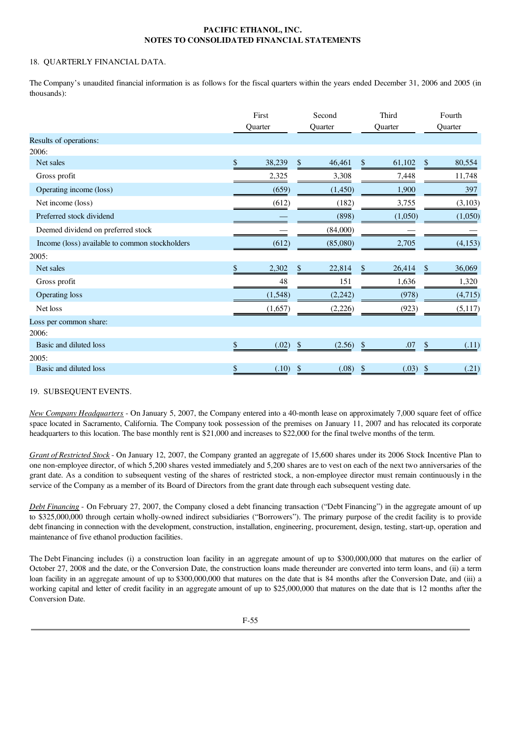# PACIFIC ETHANOL, INC.
## NOTES TO CONSOLIDATED FINANCIAL STATEMENTS

### 18. QUARTERLY FINANCIAL DATA.

The Company's unaudited financial information is as follows for the fiscal quarters within the years ended December 31, 2006 and 2005 (in thousands):

| | First Quarter | Second Quarter | Third Quarter | Fourth Quarter |
|---|---|---|---|---|
| Results of operations: | | | | |
| 2006: | | | | |
| Net sales | $ 38,239 | $ 46,461 | $ 61,102 | $ 80,554 |
| Gross profit | 2,325 | 3,308 | 7,448 | 11,748 |
| Operating income (loss) | (659) | (1,450) | 1,900 | 397 |
| Net income (loss) | (612) | (182) | 3,755 | (3,103) |
| Preferred stock dividend | — | (898) | (1,050) | (1,050) |
| Deemed dividend on preferred stock | — | (84,000) | — | — |
| Income (loss) available to common stockholders | (612) | (85,080) | 2,705 | (4,153) |
| 2005: | | | | |
| Net sales | $ 2,302 | $ 22,814 | $ 26,414 | $ 36,069 |
| Gross profit | 48 | 151 | 1,636 | 1,320 |
| Operating loss | (1,548) | (2,242) | (978) | (4,715) |
| Net loss | (1,657) | (2,226) | (923) | (5,117) |
| Loss per common share: | | | | |
| 2006: | | | | |
| Basic and diluted loss | $ (.02) | $ (2.56) | $ .07 | $ (.11) |
| 2005: | | | | |
| Basic and diluted loss | $ (.10) | $ (.08) | $ (.03) | $ (.21) |

### 19. SUBSEQUENT EVENTS.

*New Company Headquarters* - On January 5, 2007, the Company entered into a 40-month lease on approximately 7,000 square feet of office space located in Sacramento, California. The Company took possession of the premises on January 11, 2007 and has relocated its corporate headquarters to this location. The base monthly rent is $21,000 and increases to $22,000 for the final twelve months of the term.

*Grant of Restricted Stock* - On January 12, 2007, the Company granted an aggregate of 15,600 shares under its 2006 Stock Incentive Plan to one non-employee director, of which 5,200 shares vested immediately and 5,200 shares are to vest on each of the next two anniversaries of the grant date. As a condition to subsequent vesting of the shares of restricted stock, a non-employee director must remain continuously in the service of the Company as a member of its Board of Directors from the grant date through each subsequent vesting date.

*Debt Financing* - On February 27, 2007, the Company closed a debt financing transaction ("Debt Financing") in the aggregate amount of up to $325,000,000 through certain wholly-owned indirect subsidiaries ("Borrowers"). The primary purpose of the credit facility is to provide debt financing in connection with the development, construction, installation, engineering, procurement, design, testing, start-up, operation and maintenance of five ethanol production facilities.

The Debt Financing includes (i) a construction loan facility in an aggregate amount of up to $300,000,000 that matures on the earlier of October 27, 2008 and the date, or the Conversion Date, the construction loans made thereunder are converted into term loans, and (ii) a term loan facility in an aggregate amount of up to $300,000,000 that matures on the date that is 84 months after the Conversion Date, and (iii) a working capital and letter of credit facility in an aggregate amount of up to $25,000,000 that matures on the date that is 12 months after the Conversion Date.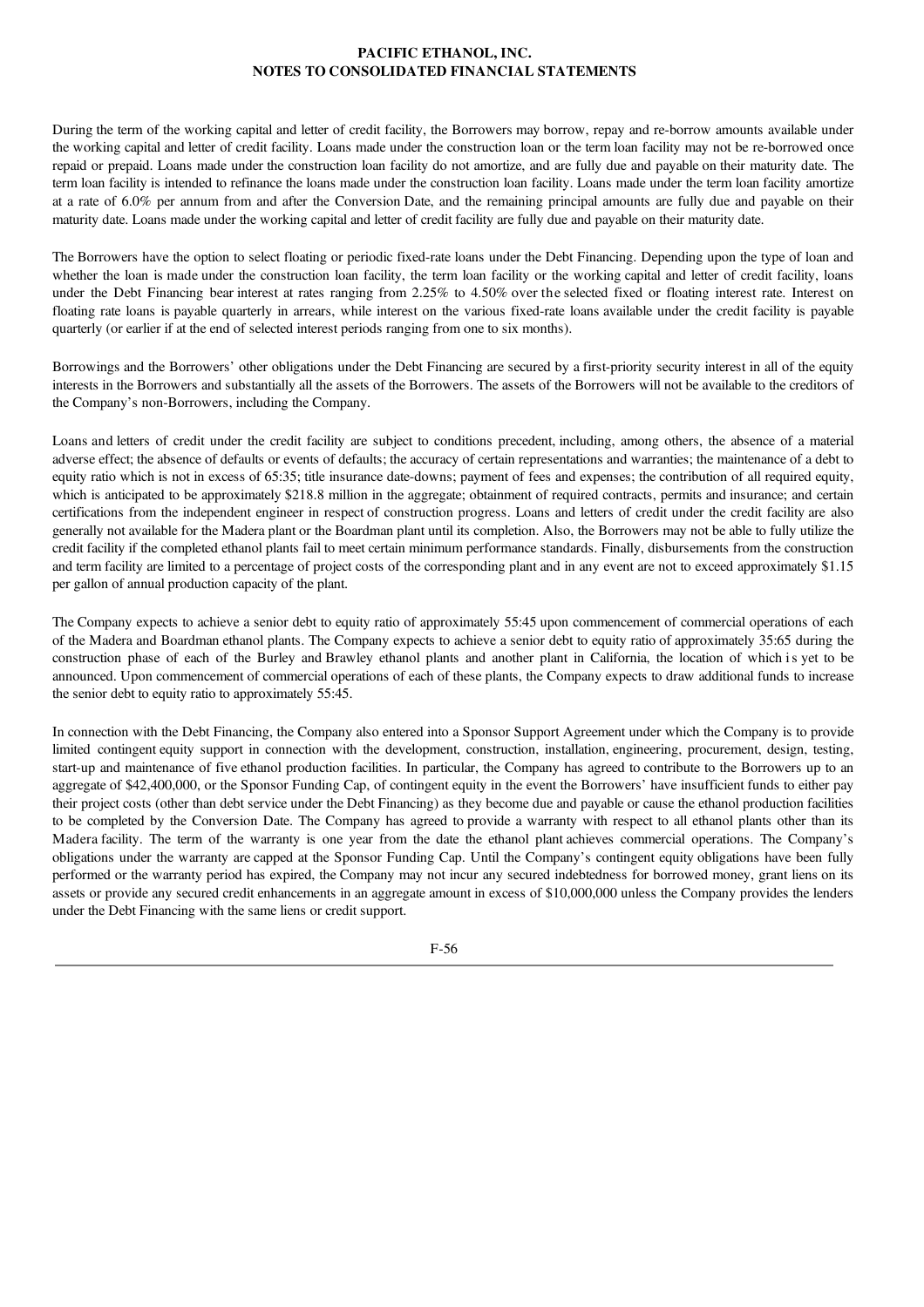During the term of the working capital and letter of credit facility, the Borrowers may borrow, repay and re-borrow amounts available under the working capital and letter of credit facility. Loans made under the construction loan or the term loan facility may not be re-borrowed once repaid or prepaid. Loans made under the construction loan facility do not amortize, and are fully due and payable on their maturity date. The term loan facility is intended to refinance the loans made under the construction loan facility. Loans made under the term loan facility amortize at a rate of 6.0% per annum from and after the Conversion Date, and the remaining principal amounts are fully due and payable on their maturity date. Loans made under the working capital and letter of credit facility are fully due and payable on their maturity date.

The Borrowers have the option to select floating or periodic fixed-rate loans under the Debt Financing. Depending upon the type of loan and whether the loan is made under the construction loan facility, the term loan facility or the working capital and letter of credit facility, loans under the Debt Financing bear interest at rates ranging from 2.25% to 4.50% over the selected fixed or floating interest rate. Interest on floating rate loans is payable quarterly in arrears, while interest on the various fixed-rate loans available under the credit facility is payable quarterly (or earlier if at the end of selected interest periods ranging from one to six months).

Borrowings and the Borrowers' other obligations under the Debt Financing are secured by a first-priority security interest in all of the equity interests in the Borrowers and substantially all the assets of the Borrowers. The assets of the Borrowers will not be available to the creditors of the Company's non-Borrowers, including the Company.

Loans and letters of credit under the credit facility are subject to conditions precedent, including, among others, the absence of a material adverse effect; the absence of defaults or events of defaults; the accuracy of certain representations and warranties; the maintenance of a debt to equity ratio which is not in excess of 65:35; title insurance date-downs; payment of fees and expenses; the contribution of all required equity, which is anticipated to be approximately $218.8 million in the aggregate; obtainment of required contracts, permits and insurance; and certain certifications from the independent engineer in respect of construction progress. Loans and letters of credit under the credit facility are also generally not available for the Madera plant or the Boardman plant until its completion. Also, the Borrowers may not be able to fully utilize the credit facility if the completed ethanol plants fail to meet certain minimum performance standards. Finally, disbursements from the construction and term facility are limited to a percentage of project costs of the corresponding plant and in any event are not to exceed approximately $1.15 per gallon of annual production capacity of the plant.

The Company expects to achieve a senior debt to equity ratio of approximately 55:45 upon commencement of commercial operations of each of the Madera and Boardman ethanol plants. The Company expects to achieve a senior debt to equity ratio of approximately 35:65 during the construction phase of each of the Burley and Brawley ethanol plants and another plant in California, the location of which is yet to be announced. Upon commencement of commercial operations of each of these plants, the Company expects to draw additional funds to increase the senior debt to equity ratio to approximately 55:45.

In connection with the Debt Financing, the Company also entered into a Sponsor Support Agreement under which the Company is to provide limited contingent equity support in connection with the development, construction, installation, engineering, procurement, design, testing, start-up and maintenance of five ethanol production facilities. In particular, the Company has agreed to contribute to the Borrowers up to an aggregate of $42,400,000, or the Sponsor Funding Cap, of contingent equity in the event the Borrowers' have insufficient funds to either pay their project costs (other than debt service under the Debt Financing) as they become due and payable or cause the ethanol production facilities to be completed by the Conversion Date. The Company has agreed to provide a warranty with respect to all ethanol plants other than its Madera facility. The term of the warranty is one year from the date the ethanol plant achieves commercial operations. The Company's obligations under the warranty are capped at the Sponsor Funding Cap. Until the Company's contingent equity obligations have been fully performed or the warranty period has expired, the Company may not incur any secured indebtedness for borrowed money, grant liens on its assets or provide any secured credit enhancements in an aggregate amount in excess of $10,000,000 unless the Company provides the lenders under the Debt Financing with the same liens or credit support.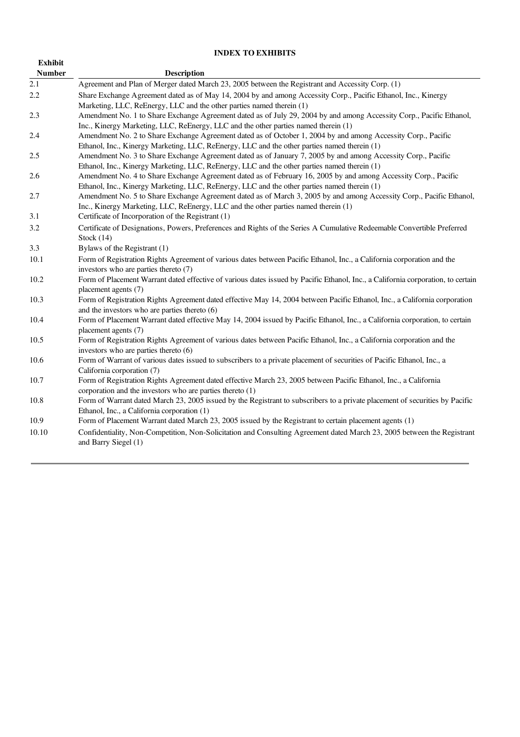**INDEX TO EXHIBITS**

| Exhibit Number | Description |
|---|---|
| 2.1 | Agreement and Plan of Merger dated March 23, 2005 between the Registrant and Accessity Corp. (1) |
| 2.2 | Share Exchange Agreement dated as of May 14, 2004 by and among Accessity Corp., Pacific Ethanol, Inc., Kinergy Marketing, LLC, ReEnergy, LLC and the other parties named therein (1) |
| 2.3 | Amendment No. 1 to Share Exchange Agreement dated as of July 29, 2004 by and among Accessity Corp., Pacific Ethanol, Inc., Kinergy Marketing, LLC, ReEnergy, LLC and the other parties named therein (1) |
| 2.4 | Amendment No. 2 to Share Exchange Agreement dated as of October 1, 2004 by and among Accessity Corp., Pacific Ethanol, Inc., Kinergy Marketing, LLC, ReEnergy, LLC and the other parties named therein (1) |
| 2.5 | Amendment No. 3 to Share Exchange Agreement dated as of January 7, 2005 by and among Accessity Corp., Pacific Ethanol, Inc., Kinergy Marketing, LLC, ReEnergy, LLC and the other parties named therein (1) |
| 2.6 | Amendment No. 4 to Share Exchange Agreement dated as of February 16, 2005 by and among Accessity Corp., Pacific Ethanol, Inc., Kinergy Marketing, LLC, ReEnergy, LLC and the other parties named therein (1) |
| 2.7 | Amendment No. 5 to Share Exchange Agreement dated as of March 3, 2005 by and among Accessity Corp., Pacific Ethanol, Inc., Kinergy Marketing, LLC, ReEnergy, LLC and the other parties named therein (1) |
| 3.1 | Certificate of Incorporation of the Registrant (1) |
| 3.2 | Certificate of Designations, Powers, Preferences and Rights of the Series A Cumulative Redeemable Convertible Preferred Stock (14) |
| 3.3 | Bylaws of the Registrant (1) |
| 10.1 | Form of Registration Rights Agreement of various dates between Pacific Ethanol, Inc., a California corporation and the investors who are parties thereto (7) |
| 10.2 | Form of Placement Warrant dated effective of various dates issued by Pacific Ethanol, Inc., a California corporation, to certain placement agents (7) |
| 10.3 | Form of Registration Rights Agreement dated effective May 14, 2004 between Pacific Ethanol, Inc., a California corporation and the investors who are parties thereto (6) |
| 10.4 | Form of Placement Warrant dated effective May 14, 2004 issued by Pacific Ethanol, Inc., a California corporation, to certain placement agents (7) |
| 10.5 | Form of Registration Rights Agreement of various dates between Pacific Ethanol, Inc., a California corporation and the investors who are parties thereto (6) |
| 10.6 | Form of Warrant of various dates issued to subscribers to a private placement of securities of Pacific Ethanol, Inc., a California corporation (7) |
| 10.7 | Form of Registration Rights Agreement dated effective March 23, 2005 between Pacific Ethanol, Inc., a California corporation and the investors who are parties thereto (1) |
| 10.8 | Form of Warrant dated March 23, 2005 issued by the Registrant to subscribers to a private placement of securities by Pacific Ethanol, Inc., a California corporation (1) |
| 10.9 | Form of Placement Warrant dated March 23, 2005 issued by the Registrant to certain placement agents (1) |
| 10.10 | Confidentiality, Non-Competition, Non-Solicitation and Consulting Agreement dated March 23, 2005 between the Registrant and Barry Siegel (1) |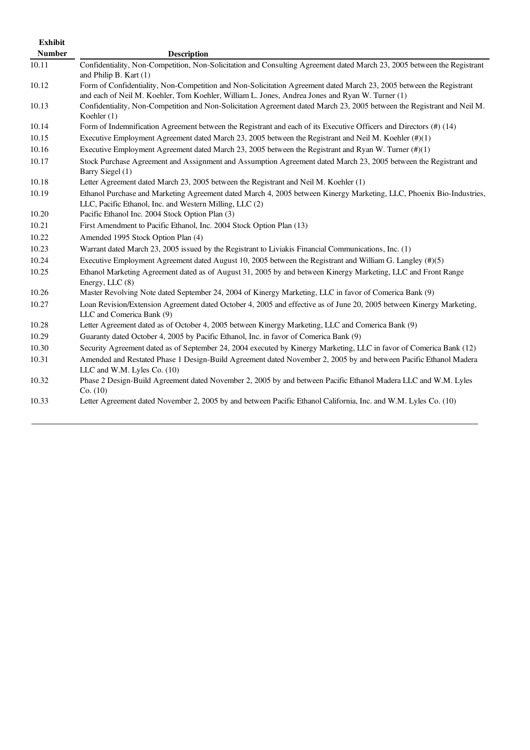| Exhibit Number | Description |
| --- | --- |
| 10.11 | Confidentiality, Non-Competition, Non-Solicitation and Consulting Agreement dated March 23, 2005 between the Registrant and Philip B. Kart (1) |
| 10.12 | Form of Confidentiality, Non-Competition and Non-Solicitation Agreement dated March 23, 2005 between the Registrant and each of Neil M. Koehler, Tom Koehler, William L. Jones, Andrea Jones and Ryan W. Turner (1) |
| 10.13 | Confidentiality, Non-Competition and Non-Solicitation Agreement dated March 23, 2005 between the Registrant and Neil M. Koehler (1) |
| 10.14 | Form of Indemnification Agreement between the Registrant and each of its Executive Officers and Directors (#) (14) |
| 10.15 | Executive Employment Agreement dated March 23, 2005 between the Registrant and Neil M. Koehler (#)(1) |
| 10.16 | Executive Employment Agreement dated March 23, 2005 between the Registrant and Ryan W. Turner (#)(1) |
| 10.17 | Stock Purchase Agreement and Assignment and Assumption Agreement dated March 23, 2005 between the Registrant and Barry Siegel (1) |
| 10.18 | Letter Agreement dated March 23, 2005 between the Registrant and Neil M. Koehler (1) |
| 10.19 | Ethanol Purchase and Marketing Agreement dated March 4, 2005 between Kinergy Marketing, LLC, Phoenix Bio-Industries, LLC, Pacific Ethanol, Inc. and Western Milling, LLC (2) |
| 10.20 | Pacific Ethanol Inc. 2004 Stock Option Plan (3) |
| 10.21 | First Amendment to Pacific Ethanol, Inc. 2004 Stock Option Plan (13) |
| 10.22 | Amended 1995 Stock Option Plan (4) |
| 10.23 | Warrant dated March 23, 2005 issued by the Registrant to Liviakis Financial Communications, Inc. (1) |
| 10.24 | Executive Employment Agreement dated August 10, 2005 between the Registrant and William G. Langley (#)(5) |
| 10.25 | Ethanol Marketing Agreement dated as of August 31, 2005 by and between Kinergy Marketing, LLC and Front Range Energy, LLC (8) |
| 10.26 | Master Revolving Note dated September 24, 2004 of Kinergy Marketing, LLC in favor of Comerica Bank (9) |
| 10.27 | Loan Revision/Extension Agreement dated October 4, 2005 and effective as of June 20, 2005 between Kinergy Marketing, LLC and Comerica Bank (9) |
| 10.28 | Letter Agreement dated as of October 4, 2005 between Kinergy Marketing, LLC and Comerica Bank (9) |
| 10.29 | Guaranty dated October 4, 2005 by Pacific Ethanol, Inc. in favor of Comerica Bank (9) |
| 10.30 | Security Agreement dated as of September 24, 2004 executed by Kinergy Marketing, LLC in favor of Comerica Bank (12) |
| 10.31 | Amended and Restated Phase 1 Design-Build Agreement dated November 2, 2005 by and between Pacific Ethanol Madera LLC and W.M. Lyles Co. (10) |
| 10.32 | Phase 2 Design-Build Agreement dated November 2, 2005 by and between Pacific Ethanol Madera LLC and W.M. Lyles Co. (10) |
| 10.33 | Letter Agreement dated November 2, 2005 by and between Pacific Ethanol California, Inc. and W.M. Lyles Co. (10) |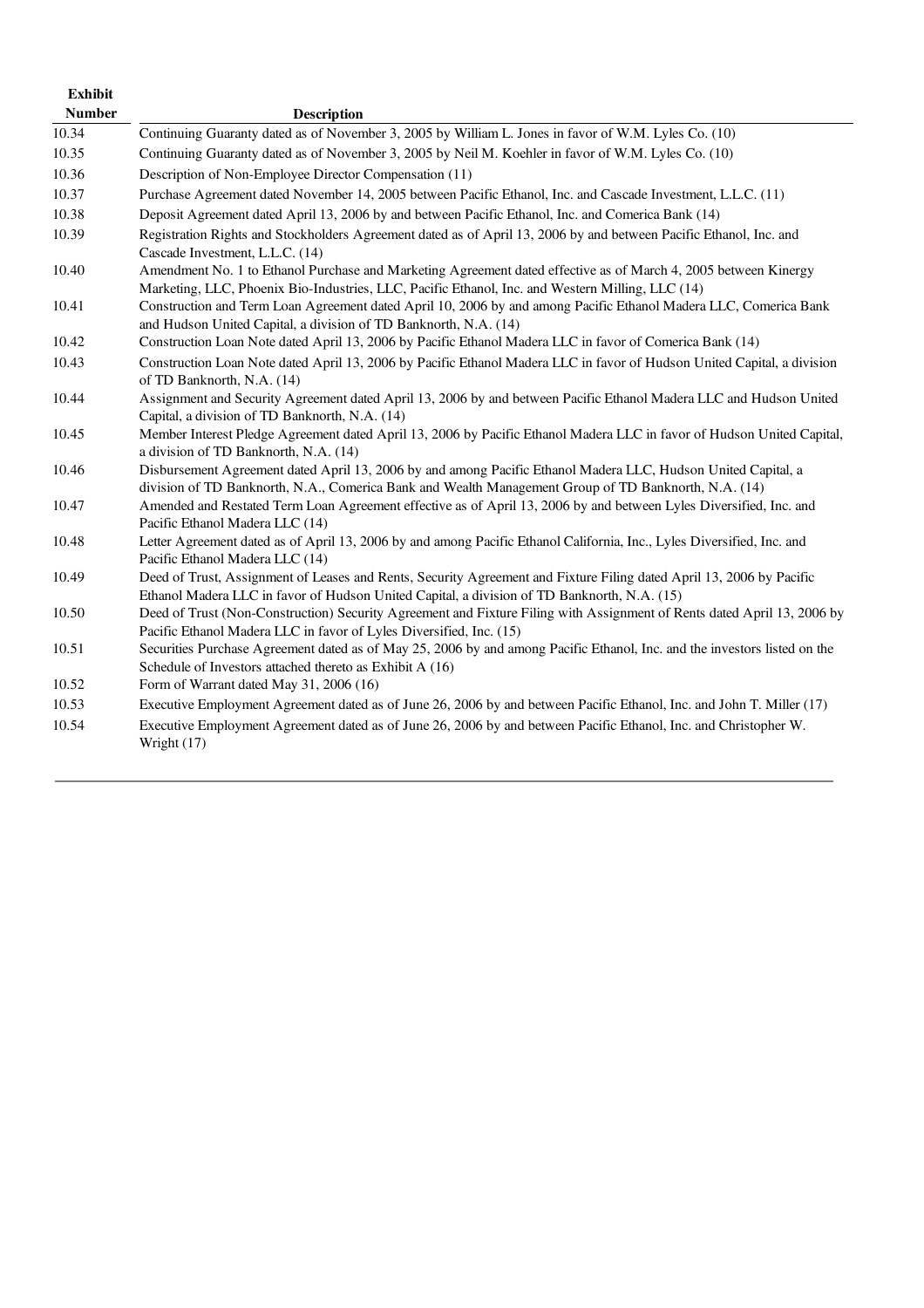| Exhibit Number | Description |
|---|---|
| 10.34 | Continuing Guaranty dated as of November 3, 2005 by William L. Jones in favor of W.M. Lyles Co. (10) |
| 10.35 | Continuing Guaranty dated as of November 3, 2005 by Neil M. Koehler in favor of W.M. Lyles Co. (10) |
| 10.36 | Description of Non-Employee Director Compensation (11) |
| 10.37 | Purchase Agreement dated November 14, 2005 between Pacific Ethanol, Inc. and Cascade Investment, L.L.C. (11) |
| 10.38 | Deposit Agreement dated April 13, 2006 by and between Pacific Ethanol, Inc. and Comerica Bank (14) |
| 10.39 | Registration Rights and Stockholders Agreement dated as of April 13, 2006 by and between Pacific Ethanol, Inc. and Cascade Investment, L.L.C. (14) |
| 10.40 | Amendment No. 1 to Ethanol Purchase and Marketing Agreement dated effective as of March 4, 2005 between Kinergy Marketing, LLC, Phoenix Bio-Industries, LLC, Pacific Ethanol, Inc. and Western Milling, LLC (14) |
| 10.41 | Construction and Term Loan Agreement dated April 10, 2006 by and among Pacific Ethanol Madera LLC, Comerica Bank and Hudson United Capital, a division of TD Banknorth, N.A. (14) |
| 10.42 | Construction Loan Note dated April 13, 2006 by Pacific Ethanol Madera LLC in favor of Comerica Bank (14) |
| 10.43 | Construction Loan Note dated April 13, 2006 by Pacific Ethanol Madera LLC in favor of Hudson United Capital, a division of TD Banknorth, N.A. (14) |
| 10.44 | Assignment and Security Agreement dated April 13, 2006 by and between Pacific Ethanol Madera LLC and Hudson United Capital, a division of TD Banknorth, N.A. (14) |
| 10.45 | Member Interest Pledge Agreement dated April 13, 2006 by Pacific Ethanol Madera LLC in favor of Hudson United Capital, a division of TD Banknorth, N.A. (14) |
| 10.46 | Disbursement Agreement dated April 13, 2006 by and among Pacific Ethanol Madera LLC, Hudson United Capital, a division of TD Banknorth, N.A., Comerica Bank and Wealth Management Group of TD Banknorth, N.A. (14) |
| 10.47 | Amended and Restated Term Loan Agreement effective as of April 13, 2006 by and between Lyles Diversified, Inc. and Pacific Ethanol Madera LLC (14) |
| 10.48 | Letter Agreement dated as of April 13, 2006 by and among Pacific Ethanol California, Inc., Lyles Diversified, Inc. and Pacific Ethanol Madera LLC (14) |
| 10.49 | Deed of Trust, Assignment of Leases and Rents, Security Agreement and Fixture Filing dated April 13, 2006 by Pacific Ethanol Madera LLC in favor of Hudson United Capital, a division of TD Banknorth, N.A. (15) |
| 10.50 | Deed of Trust (Non-Construction) Security Agreement and Fixture Filing with Assignment of Rents dated April 13, 2006 by Pacific Ethanol Madera LLC in favor of Lyles Diversified, Inc. (15) |
| 10.51 | Securities Purchase Agreement dated as of May 25, 2006 by and among Pacific Ethanol, Inc. and the investors listed on the Schedule of Investors attached thereto as Exhibit A (16) |
| 10.52 | Form of Warrant dated May 31, 2006 (16) |
| 10.53 | Executive Employment Agreement dated as of June 26, 2006 by and between Pacific Ethanol, Inc. and John T. Miller (17) |
| 10.54 | Executive Employment Agreement dated as of June 26, 2006 by and between Pacific Ethanol, Inc. and Christopher W. Wright (17) |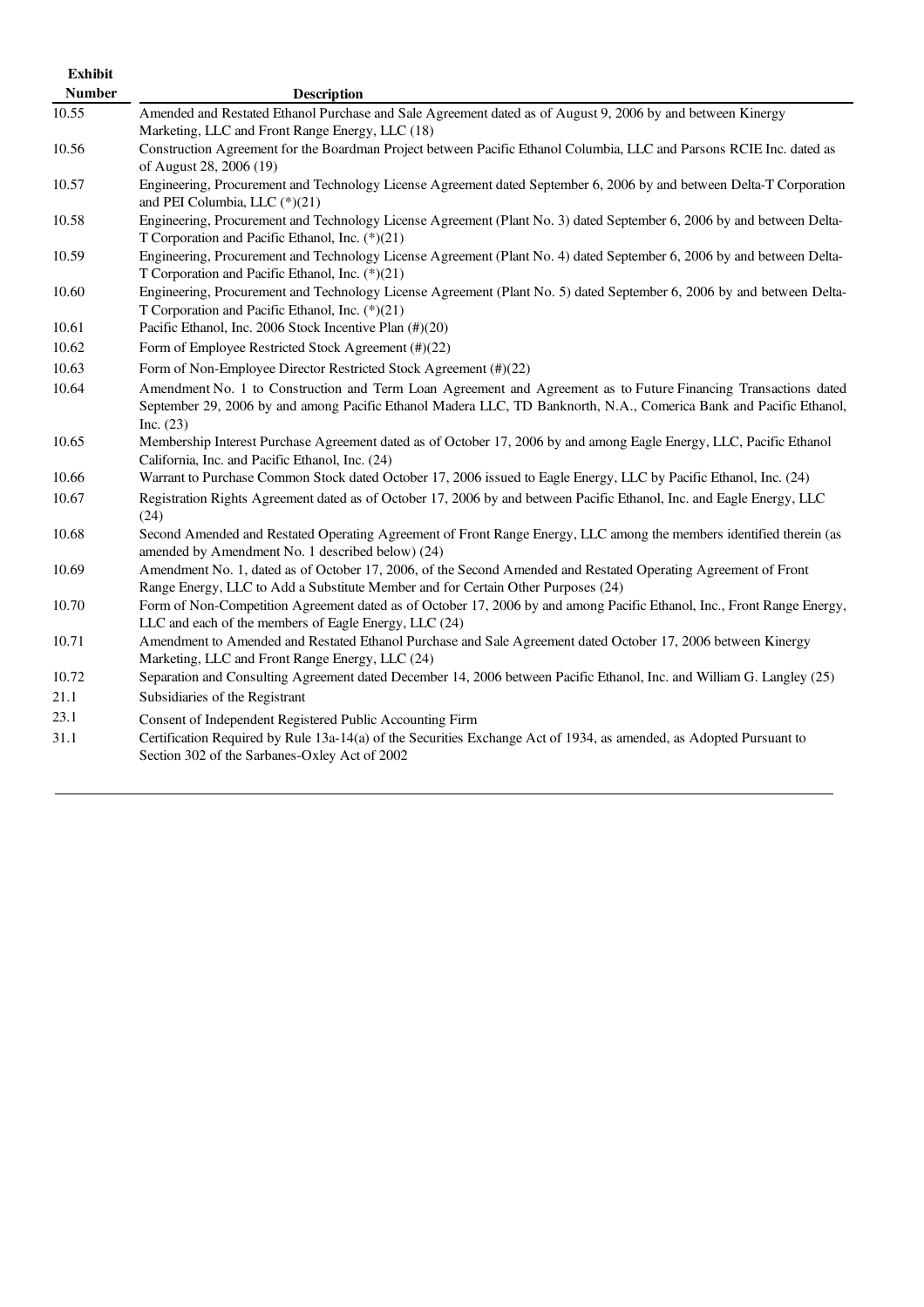| Exhibit Number | Description |
|---|---|
| 10.55 | Amended and Restated Ethanol Purchase and Sale Agreement dated as of August 9, 2006 by and between Kinergy Marketing, LLC and Front Range Energy, LLC (18) |
| 10.56 | Construction Agreement for the Boardman Project between Pacific Ethanol Columbia, LLC and Parsons RCIE Inc. dated as of August 28, 2006 (19) |
| 10.57 | Engineering, Procurement and Technology License Agreement dated September 6, 2006 by and between Delta-T Corporation and PEI Columbia, LLC (*)(21) |
| 10.58 | Engineering, Procurement and Technology License Agreement (Plant No. 3) dated September 6, 2006 by and between Delta-T Corporation and Pacific Ethanol, Inc. (*)(21) |
| 10.59 | Engineering, Procurement and Technology License Agreement (Plant No. 4) dated September 6, 2006 by and between Delta-T Corporation and Pacific Ethanol, Inc. (*)(21) |
| 10.60 | Engineering, Procurement and Technology License Agreement (Plant No. 5) dated September 6, 2006 by and between Delta-T Corporation and Pacific Ethanol, Inc. (*)(21) |
| 10.61 | Pacific Ethanol, Inc. 2006 Stock Incentive Plan (#)(20) |
| 10.62 | Form of Employee Restricted Stock Agreement (#)(22) |
| 10.63 | Form of Non-Employee Director Restricted Stock Agreement (#)(22) |
| 10.64 | Amendment No. 1 to Construction and Term Loan Agreement and Agreement as to Future Financing Transactions dated September 29, 2006 by and among Pacific Ethanol Madera LLC, TD Banknorth, N.A., Comerica Bank and Pacific Ethanol, Inc. (23) |
| 10.65 | Membership Interest Purchase Agreement dated as of October 17, 2006 by and among Eagle Energy, LLC, Pacific Ethanol California, Inc. and Pacific Ethanol, Inc. (24) |
| 10.66 | Warrant to Purchase Common Stock dated October 17, 2006 issued to Eagle Energy, LLC by Pacific Ethanol, Inc. (24) |
| 10.67 | Registration Rights Agreement dated as of October 17, 2006 by and between Pacific Ethanol, Inc. and Eagle Energy, LLC (24) |
| 10.68 | Second Amended and Restated Operating Agreement of Front Range Energy, LLC among the members identified therein (as amended by Amendment No. 1 described below) (24) |
| 10.69 | Amendment No. 1, dated as of October 17, 2006, of the Second Amended and Restated Operating Agreement of Front Range Energy, LLC to Add a Substitute Member and for Certain Other Purposes (24) |
| 10.70 | Form of Non-Competition Agreement dated as of October 17, 2006 by and among Pacific Ethanol, Inc., Front Range Energy, LLC and each of the members of Eagle Energy, LLC (24) |
| 10.71 | Amendment to Amended and Restated Ethanol Purchase and Sale Agreement dated October 17, 2006 between Kinergy Marketing, LLC and Front Range Energy, LLC (24) |
| 10.72 | Separation and Consulting Agreement dated December 14, 2006 between Pacific Ethanol, Inc. and William G. Langley (25) |
| 21.1 | Subsidiaries of the Registrant |
| 23.1 | Consent of Independent Registered Public Accounting Firm |
| 31.1 | Certification Required by Rule 13a-14(a) of the Securities Exchange Act of 1934, as amended, as Adopted Pursuant to Section 302 of the Sarbanes-Oxley Act of 2002 |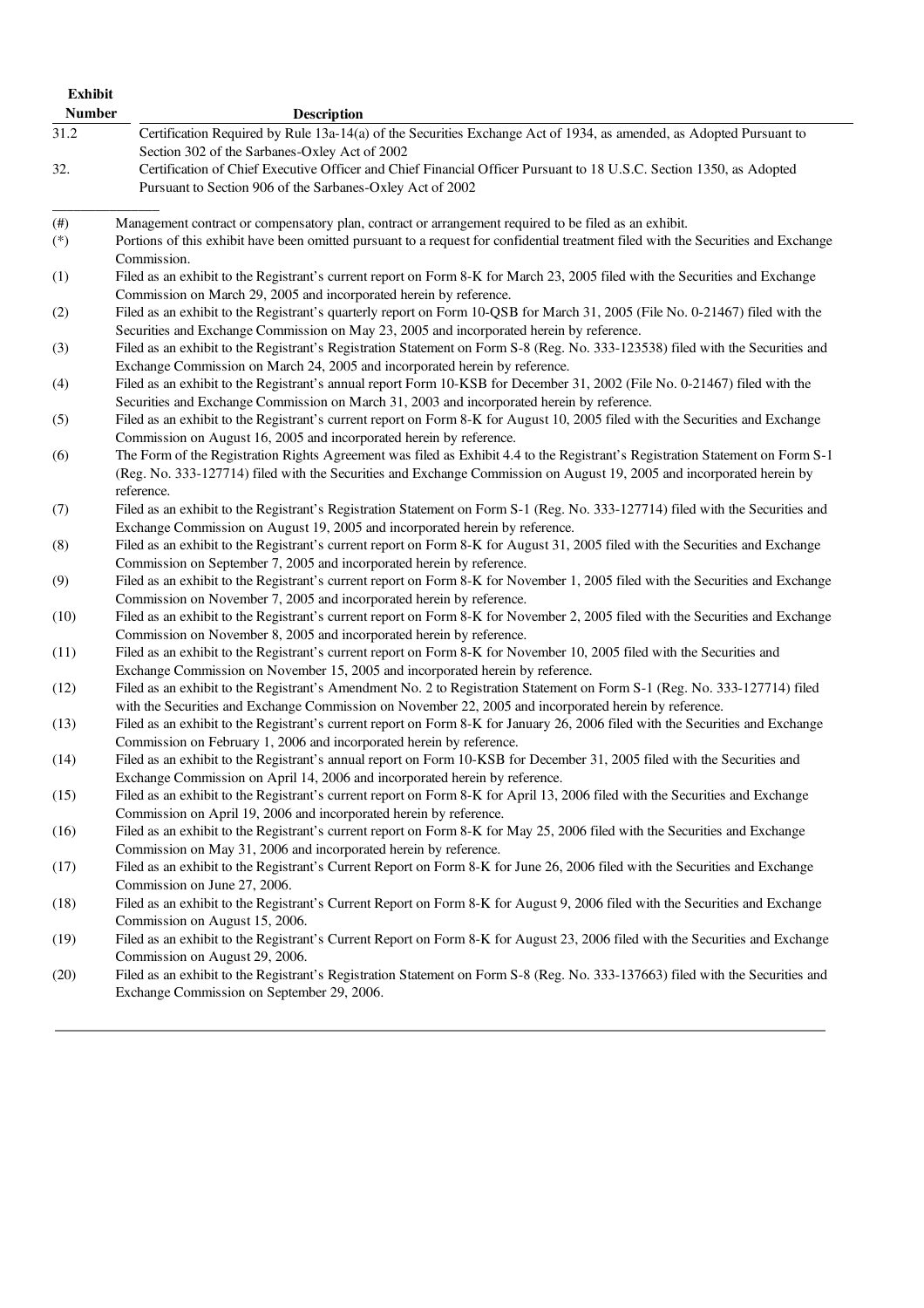| Exhibit Number | Description |
|---|---|
| 31.2 | Certification Required by Rule 13a-14(a) of the Securities Exchange Act of 1934, as amended, as Adopted Pursuant to Section 302 of the Sarbanes-Oxley Act of 2002 |
| 32. | Certification of Chief Executive Officer and Chief Financial Officer Pursuant to 18 U.S.C. Section 1350, as Adopted Pursuant to Section 906 of the Sarbanes-Oxley Act of 2002 |

---

(#) Management contract or compensatory plan, contract or arrangement required to be filed as an exhibit.

(*) Portions of this exhibit have been omitted pursuant to a request for confidential treatment filed with the Securities and Exchange Commission.

(1) Filed as an exhibit to the Registrant's current report on Form 8-K for March 23, 2005 filed with the Securities and Exchange Commission on March 29, 2005 and incorporated herein by reference.

(2) Filed as an exhibit to the Registrant's quarterly report on Form 10-QSB for March 31, 2005 (File No. 0-21467) filed with the Securities and Exchange Commission on May 23, 2005 and incorporated herein by reference.

(3) Filed as an exhibit to the Registrant's Registration Statement on Form S-8 (Reg. No. 333-123538) filed with the Securities and Exchange Commission on March 24, 2005 and incorporated herein by reference.

(4) Filed as an exhibit to the Registrant's annual report Form 10-KSB for December 31, 2002 (File No. 0-21467) filed with the Securities and Exchange Commission on March 31, 2003 and incorporated herein by reference.

(5) Filed as an exhibit to the Registrant's current report on Form 8-K for August 10, 2005 filed with the Securities and Exchange Commission on August 16, 2005 and incorporated herein by reference.

(6) The Form of the Registration Rights Agreement was filed as Exhibit 4.4 to the Registrant's Registration Statement on Form S-1 (Reg. No. 333-127714) filed with the Securities and Exchange Commission on August 19, 2005 and incorporated herein by reference.

(7) Filed as an exhibit to the Registrant's Registration Statement on Form S-1 (Reg. No. 333-127714) filed with the Securities and Exchange Commission on August 19, 2005 and incorporated herein by reference.

(8) Filed as an exhibit to the Registrant's current report on Form 8-K for August 31, 2005 filed with the Securities and Exchange Commission on September 7, 2005 and incorporated herein by reference.

(9) Filed as an exhibit to the Registrant's current report on Form 8-K for November 1, 2005 filed with the Securities and Exchange Commission on November 7, 2005 and incorporated herein by reference.

(10) Filed as an exhibit to the Registrant's current report on Form 8-K for November 2, 2005 filed with the Securities and Exchange Commission on November 8, 2005 and incorporated herein by reference.

(11) Filed as an exhibit to the Registrant's current report on Form 8-K for November 10, 2005 filed with the Securities and Exchange Commission on November 15, 2005 and incorporated herein by reference.

(12) Filed as an exhibit to the Registrant's Amendment No. 2 to Registration Statement on Form S-1 (Reg. No. 333-127714) filed with the Securities and Exchange Commission on November 22, 2005 and incorporated herein by reference.

(13) Filed as an exhibit to the Registrant's current report on Form 8-K for January 26, 2006 filed with the Securities and Exchange Commission on February 1, 2006 and incorporated herein by reference.

(14) Filed as an exhibit to the Registrant's annual report on Form 10-KSB for December 31, 2005 filed with the Securities and Exchange Commission on April 14, 2006 and incorporated herein by reference.

(15) Filed as an exhibit to the Registrant's current report on Form 8-K for April 13, 2006 filed with the Securities and Exchange Commission on April 19, 2006 and incorporated herein by reference.

(16) Filed as an exhibit to the Registrant's current report on Form 8-K for May 25, 2006 filed with the Securities and Exchange Commission on May 31, 2006 and incorporated herein by reference.

(17) Filed as an exhibit to the Registrant's Current Report on Form 8-K for June 26, 2006 filed with the Securities and Exchange Commission on June 27, 2006.

(18) Filed as an exhibit to the Registrant's Current Report on Form 8-K for August 9, 2006 filed with the Securities and Exchange Commission on August 15, 2006.

(19) Filed as an exhibit to the Registrant's Current Report on Form 8-K for August 23, 2006 filed with the Securities and Exchange Commission on August 29, 2006.

(20) Filed as an exhibit to the Registrant's Registration Statement on Form S-8 (Reg. No. 333-137663) filed with the Securities and Exchange Commission on September 29, 2006.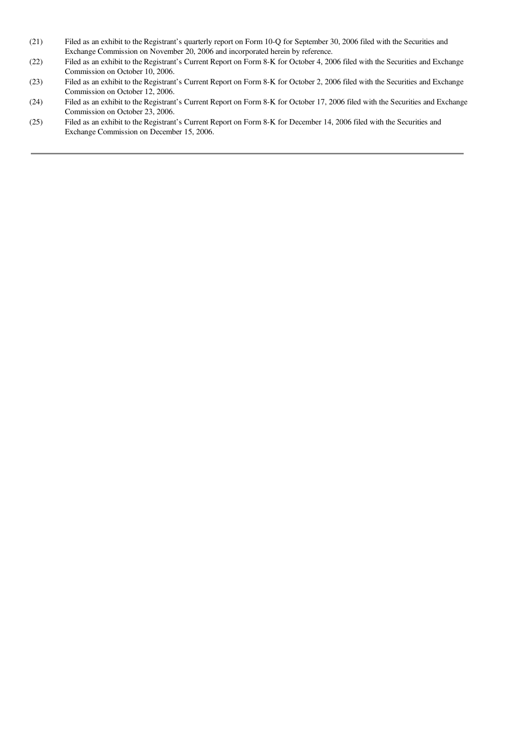(21) Filed as an exhibit to the Registrant's quarterly report on Form 10-Q for September 30, 2006 filed with the Securities and Exchange Commission on November 20, 2006 and incorporated herein by reference.

(22) Filed as an exhibit to the Registrant's Current Report on Form 8-K for October 4, 2006 filed with the Securities and Exchange Commission on October 10, 2006.

(23) Filed as an exhibit to the Registrant's Current Report on Form 8-K for October 2, 2006 filed with the Securities and Exchange Commission on October 12, 2006.

(24) Filed as an exhibit to the Registrant's Current Report on Form 8-K for October 17, 2006 filed with the Securities and Exchange Commission on October 23, 2006.

(25) Filed as an exhibit to the Registrant's Current Report on Form 8-K for December 14, 2006 filed with the Securities and Exchange Commission on December 15, 2006.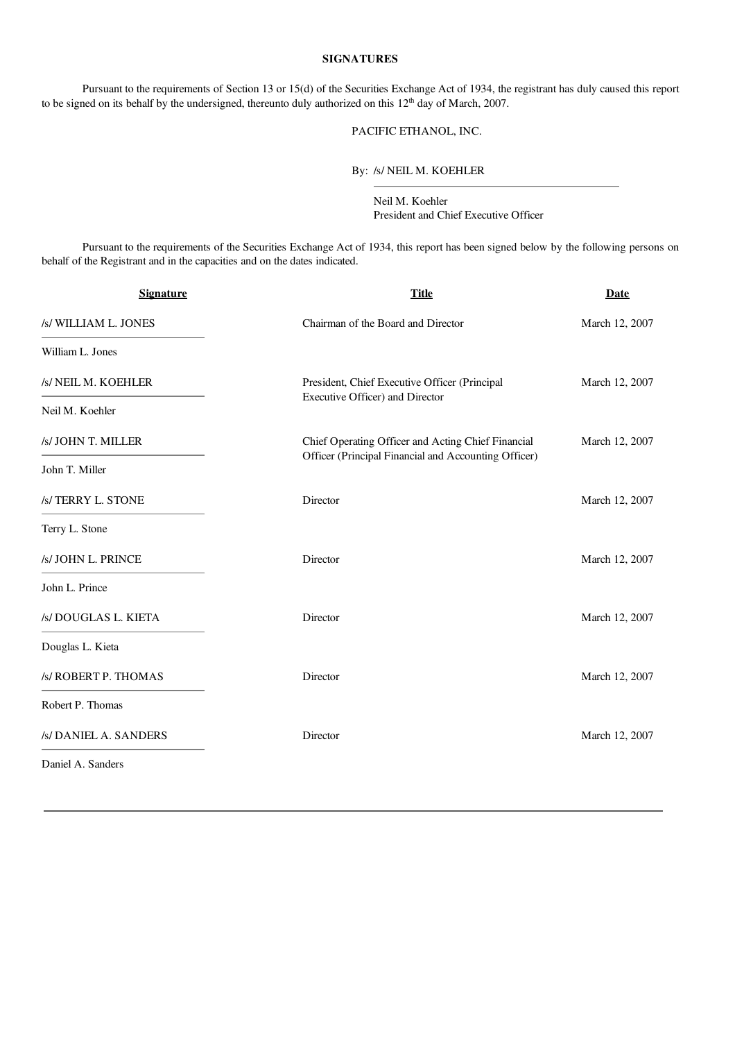## SIGNATURES

Pursuant to the requirements of Section 13 or 15(d) of the Securities Exchange Act of 1934, the registrant has duly caused this report to be signed on its behalf by the undersigned, thereunto duly authorized on this 12th day of March, 2007.

PACIFIC ETHANOL, INC.

By: /s/ NEIL M. KOEHLER

Neil M. Koehler
President and Chief Executive Officer

Pursuant to the requirements of the Securities Exchange Act of 1934, this report has been signed below by the following persons on behalf of the Registrant and in the capacities and on the dates indicated.

| Signature | Title | Date |
|---|---|---|
| /s/ WILLIAM L. JONES<br>William L. Jones | Chairman of the Board and Director | March 12, 2007 |
| /s/ NEIL M. KOEHLER<br>Neil M. Koehler | President, Chief Executive Officer (Principal Executive Officer) and Director | March 12, 2007 |
| /s/ JOHN T. MILLER<br>John T. Miller | Chief Operating Officer and Acting Chief Financial Officer (Principal Financial and Accounting Officer) | March 12, 2007 |
| /s/ TERRY L. STONE<br>Terry L. Stone | Director | March 12, 2007 |
| /s/ JOHN L. PRINCE<br>John L. Prince | Director | March 12, 2007 |
| /s/ DOUGLAS L. KIETA<br>Douglas L. Kieta | Director | March 12, 2007 |
| /s/ ROBERT P. THOMAS<br>Robert P. Thomas | Director | March 12, 2007 |
| /s/ DANIEL A. SANDERS<br>Daniel A. Sanders | Director | March 12, 2007 |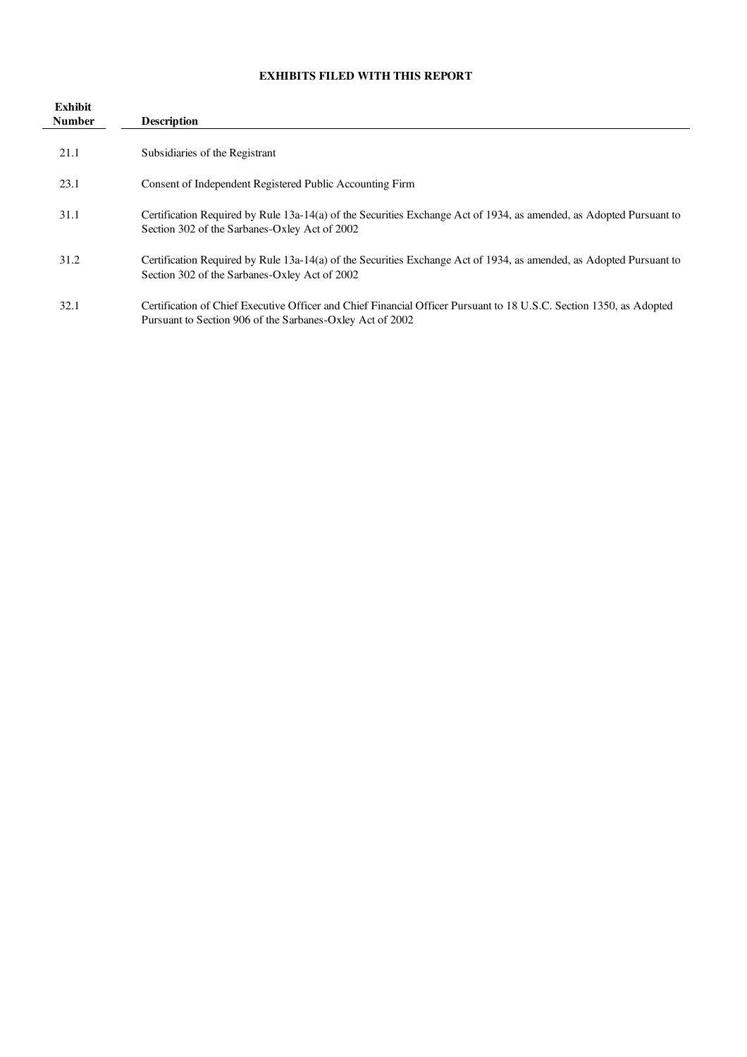**EXHIBITS FILED WITH THIS REPORT**

| Exhibit Number | Description |
|---|---|
| 21.1 | Subsidiaries of the Registrant |
| 23.1 | Consent of Independent Registered Public Accounting Firm |
| 31.1 | Certification Required by Rule 13a-14(a) of the Securities Exchange Act of 1934, as amended, as Adopted Pursuant to Section 302 of the Sarbanes-Oxley Act of 2002 |
| 31.2 | Certification Required by Rule 13a-14(a) of the Securities Exchange Act of 1934, as amended, as Adopted Pursuant to Section 302 of the Sarbanes-Oxley Act of 2002 |
| 32.1 | Certification of Chief Executive Officer and Chief Financial Officer Pursuant to 18 U.S.C. Section 1350, as Adopted Pursuant to Section 906 of the Sarbanes-Oxley Act of 2002 |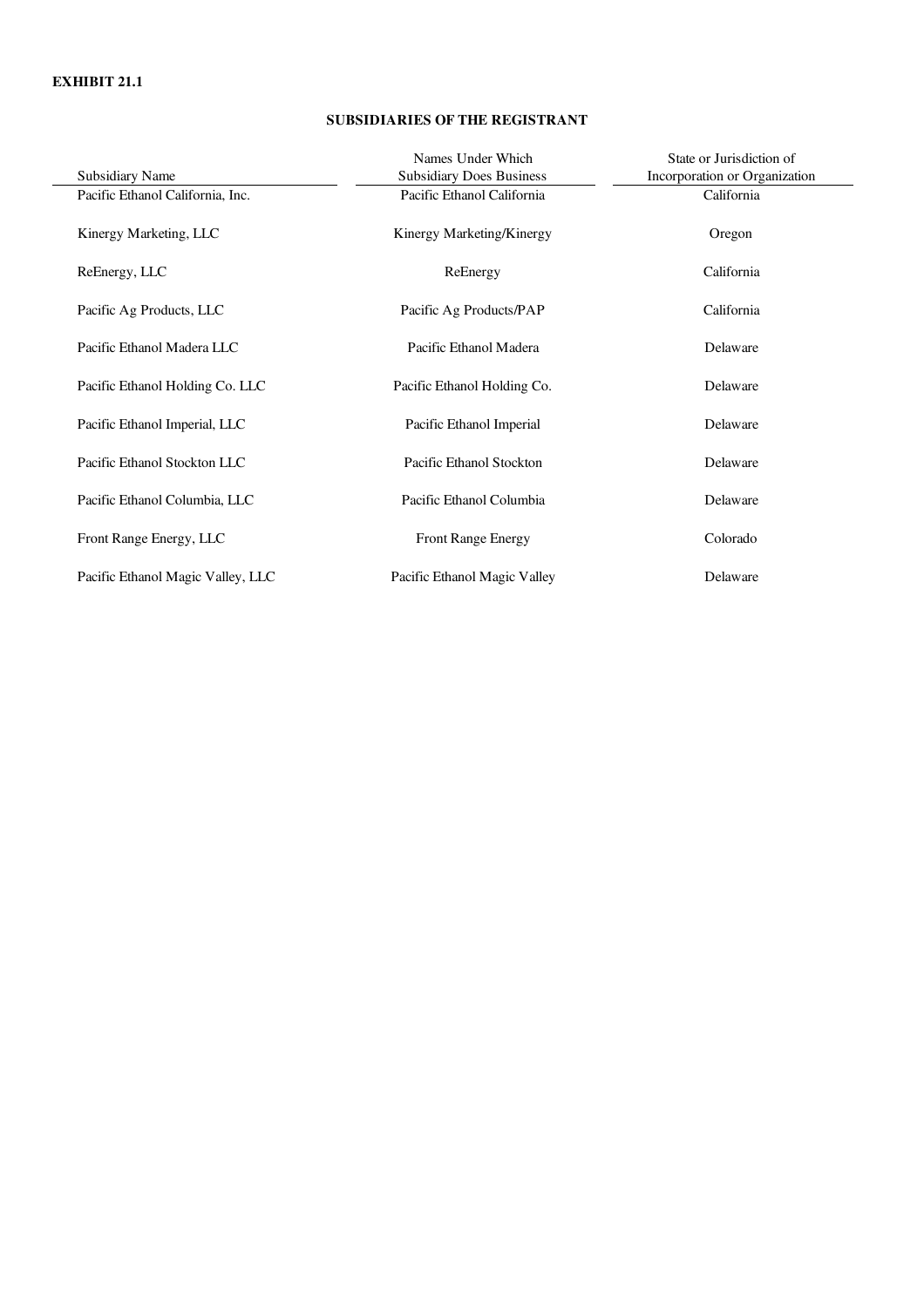**EXHIBIT 21.1**

**SUBSIDIARIES OF THE REGISTRANT**

| Subsidiary Name | Names Under Which Subsidiary Does Business | State or Jurisdiction of Incorporation or Organization |
|---|---|---|
| Pacific Ethanol California, Inc. | Pacific Ethanol California | California |
| Kinergy Marketing, LLC | Kinergy Marketing/Kinergy | Oregon |
| ReEnergy, LLC | ReEnergy | California |
| Pacific Ag Products, LLC | Pacific Ag Products/PAP | California |
| Pacific Ethanol Madera LLC | Pacific Ethanol Madera | Delaware |
| Pacific Ethanol Holding Co. LLC | Pacific Ethanol Holding Co. | Delaware |
| Pacific Ethanol Imperial, LLC | Pacific Ethanol Imperial | Delaware |
| Pacific Ethanol Stockton LLC | Pacific Ethanol Stockton | Delaware |
| Pacific Ethanol Columbia, LLC | Pacific Ethanol Columbia | Delaware |
| Front Range Energy, LLC | Front Range Energy | Colorado |
| Pacific Ethanol Magic Valley, LLC | Pacific Ethanol Magic Valley | Delaware |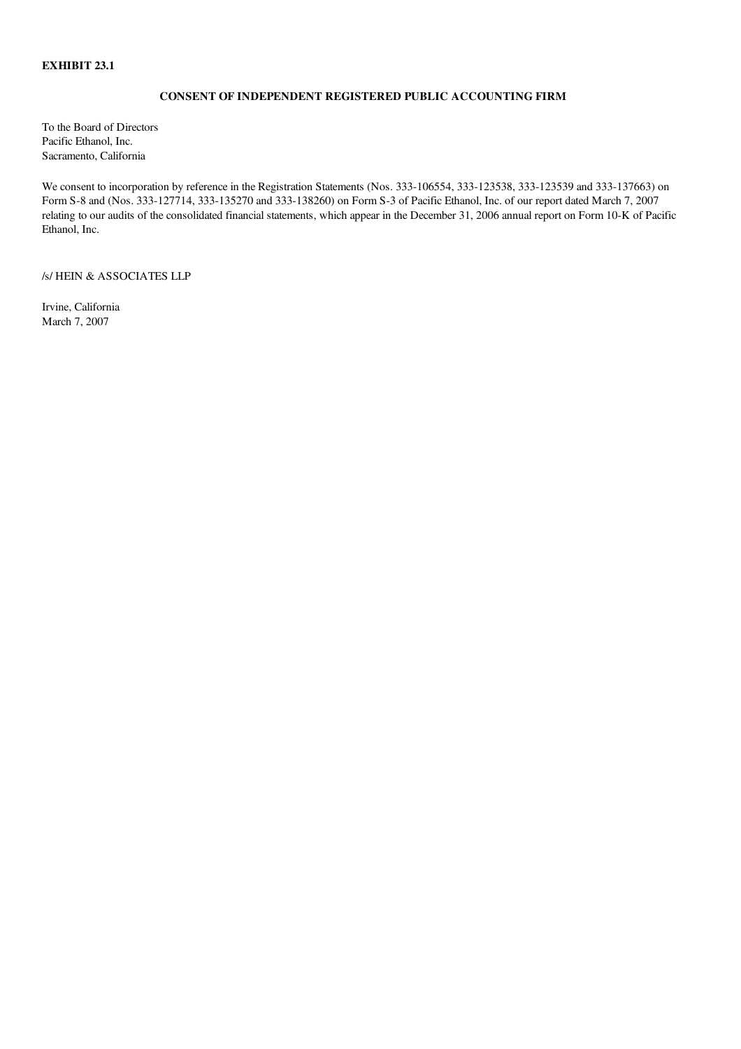**EXHIBIT 23.1**

**CONSENT OF INDEPENDENT REGISTERED PUBLIC ACCOUNTING FIRM**

To the Board of Directors
Pacific Ethanol, Inc.
Sacramento, California

We consent to incorporation by reference in the Registration Statements (Nos. 333-106554, 333-123538, 333-123539 and 333-137663) on Form S-8 and (Nos. 333-127714, 333-135270 and 333-138260) on Form S-3 of Pacific Ethanol, Inc. of our report dated March 7, 2007 relating to our audits of the consolidated financial statements, which appear in the December 31, 2006 annual report on Form 10-K of Pacific Ethanol, Inc.

/s/ HEIN & ASSOCIATES LLP

Irvine, California
March 7, 2007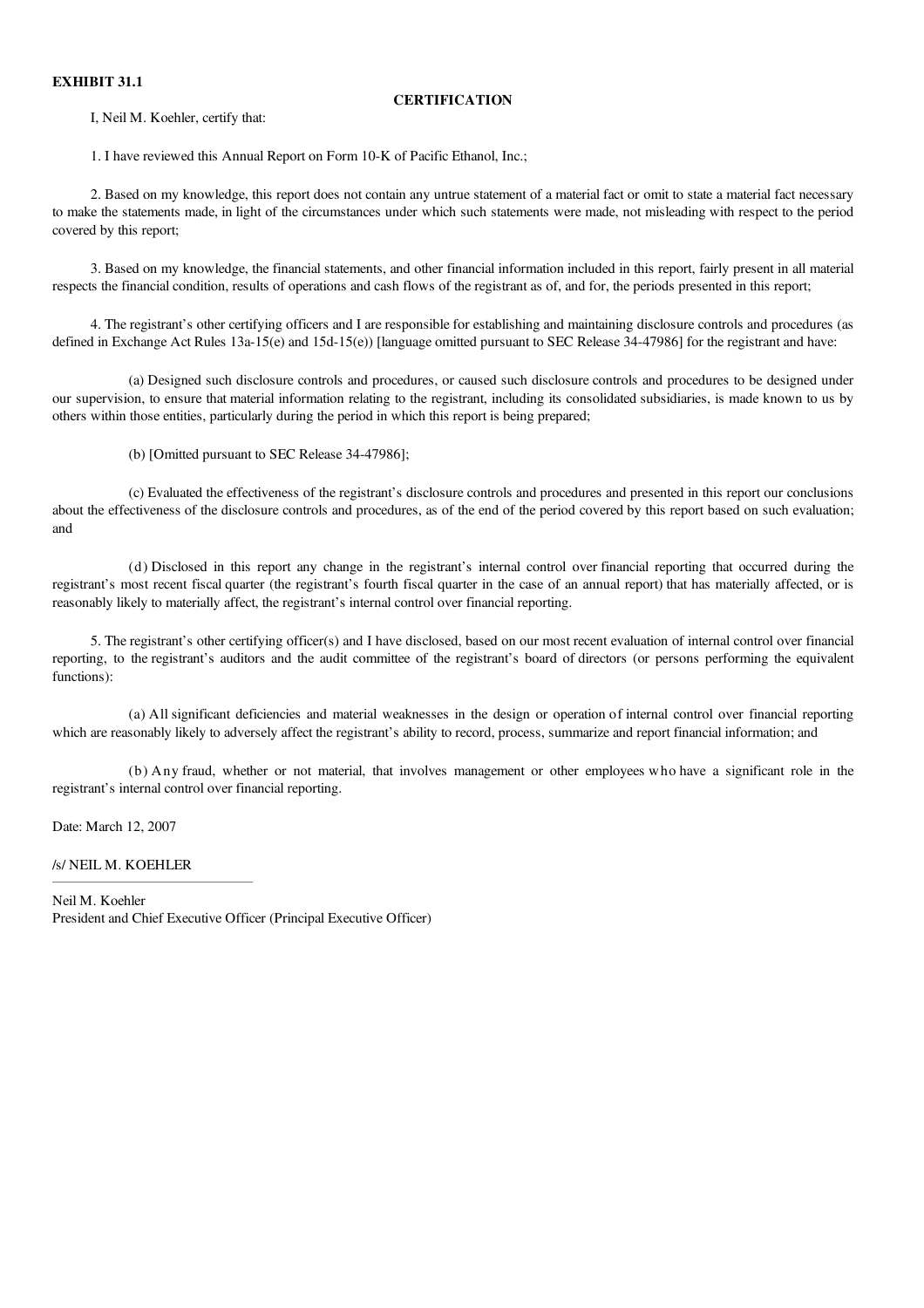**EXHIBIT 31.1**

**CERTIFICATION**

I, Neil M. Koehler, certify that:

1. I have reviewed this Annual Report on Form 10-K of Pacific Ethanol, Inc.;

2. Based on my knowledge, this report does not contain any untrue statement of a material fact or omit to state a material fact necessary to make the statements made, in light of the circumstances under which such statements were made, not misleading with respect to the period covered by this report;

3. Based on my knowledge, the financial statements, and other financial information included in this report, fairly present in all material respects the financial condition, results of operations and cash flows of the registrant as of, and for, the periods presented in this report;

4. The registrant's other certifying officers and I are responsible for establishing and maintaining disclosure controls and procedures (as defined in Exchange Act Rules 13a-15(e) and 15d-15(e)) [language omitted pursuant to SEC Release 34-47986] for the registrant and have:

(a) Designed such disclosure controls and procedures, or caused such disclosure controls and procedures to be designed under our supervision, to ensure that material information relating to the registrant, including its consolidated subsidiaries, is made known to us by others within those entities, particularly during the period in which this report is being prepared;

(b) [Omitted pursuant to SEC Release 34-47986];

(c) Evaluated the effectiveness of the registrant's disclosure controls and procedures and presented in this report our conclusions about the effectiveness of the disclosure controls and procedures, as of the end of the period covered by this report based on such evaluation; and

(d) Disclosed in this report any change in the registrant's internal control over financial reporting that occurred during the registrant's most recent fiscal quarter (the registrant's fourth fiscal quarter in the case of an annual report) that has materially affected, or is reasonably likely to materially affect, the registrant's internal control over financial reporting.

5. The registrant's other certifying officer(s) and I have disclosed, based on our most recent evaluation of internal control over financial reporting, to the registrant's auditors and the audit committee of the registrant's board of directors (or persons performing the equivalent functions):

(a) All significant deficiencies and material weaknesses in the design or operation of internal control over financial reporting which are reasonably likely to adversely affect the registrant's ability to record, process, summarize and report financial information; and

(b) Any fraud, whether or not material, that involves management or other employees who have a significant role in the registrant's internal control over financial reporting.

Date: March 12, 2007

/s/ NEIL M. KOEHLER

Neil M. Koehler
President and Chief Executive Officer (Principal Executive Officer)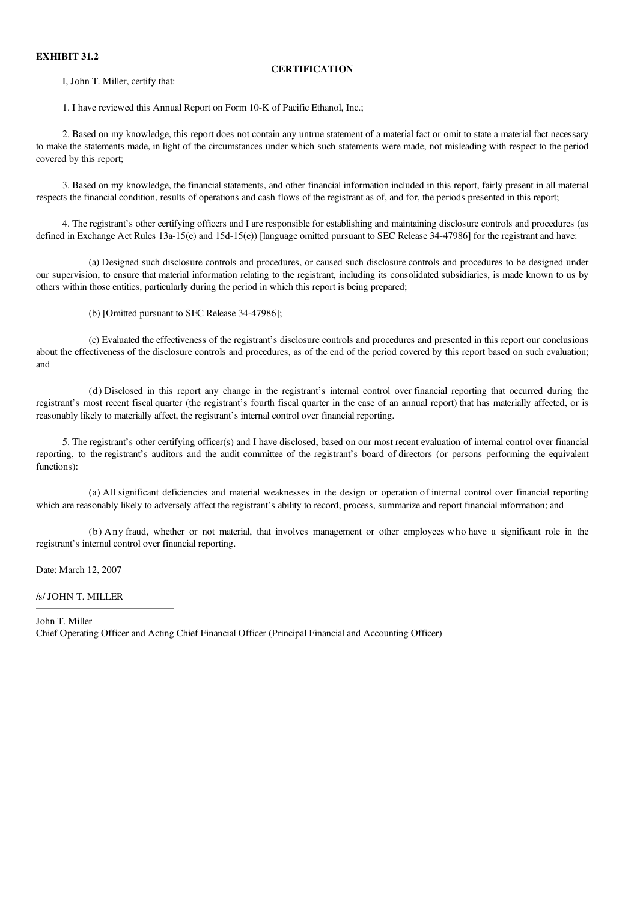**EXHIBIT 31.2**

**CERTIFICATION**

I, John T. Miller, certify that:

1. I have reviewed this Annual Report on Form 10-K of Pacific Ethanol, Inc.;

2. Based on my knowledge, this report does not contain any untrue statement of a material fact or omit to state a material fact necessary to make the statements made, in light of the circumstances under which such statements were made, not misleading with respect to the period covered by this report;

3. Based on my knowledge, the financial statements, and other financial information included in this report, fairly present in all material respects the financial condition, results of operations and cash flows of the registrant as of, and for, the periods presented in this report;

4. The registrant's other certifying officers and I are responsible for establishing and maintaining disclosure controls and procedures (as defined in Exchange Act Rules 13a-15(e) and 15d-15(e)) [language omitted pursuant to SEC Release 34-47986] for the registrant and have:

(a) Designed such disclosure controls and procedures, or caused such disclosure controls and procedures to be designed under our supervision, to ensure that material information relating to the registrant, including its consolidated subsidiaries, is made known to us by others within those entities, particularly during the period in which this report is being prepared;

(b) [Omitted pursuant to SEC Release 34-47986];

(c) Evaluated the effectiveness of the registrant's disclosure controls and procedures and presented in this report our conclusions about the effectiveness of the disclosure controls and procedures, as of the end of the period covered by this report based on such evaluation; and

(d) Disclosed in this report any change in the registrant's internal control over financial reporting that occurred during the registrant's most recent fiscal quarter (the registrant's fourth fiscal quarter in the case of an annual report) that has materially affected, or is reasonably likely to materially affect, the registrant's internal control over financial reporting.

5. The registrant's other certifying officer(s) and I have disclosed, based on our most recent evaluation of internal control over financial reporting, to the registrant's auditors and the audit committee of the registrant's board of directors (or persons performing the equivalent functions):

(a) All significant deficiencies and material weaknesses in the design or operation of internal control over financial reporting which are reasonably likely to adversely affect the registrant's ability to record, process, summarize and report financial information; and

(b) Any fraud, whether or not material, that involves management or other employees who have a significant role in the registrant's internal control over financial reporting.

Date: March 12, 2007

/s/ JOHN T. MILLER

John T. Miller
Chief Operating Officer and Acting Chief Financial Officer (Principal Financial and Accounting Officer)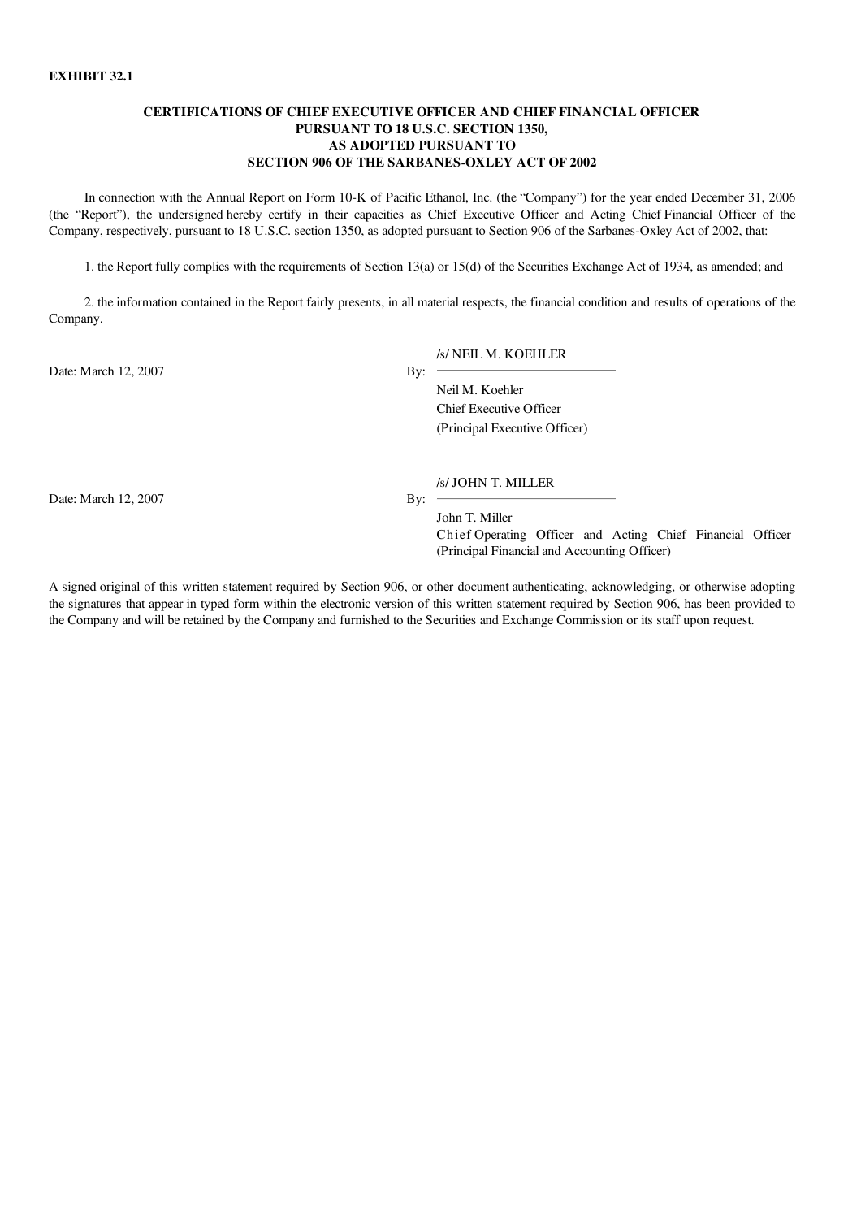**EXHIBIT 32.1**

**CERTIFICATIONS OF CHIEF EXECUTIVE OFFICER AND CHIEF FINANCIAL OFFICER PURSUANT TO 18 U.S.C. SECTION 1350, AS ADOPTED PURSUANT TO SECTION 906 OF THE SARBANES-OXLEY ACT OF 2002**

In connection with the Annual Report on Form 10-K of Pacific Ethanol, Inc. (the "Company") for the year ended December 31, 2006 (the "Report"), the undersigned hereby certify in their capacities as Chief Executive Officer and Acting Chief Financial Officer of the Company, respectively, pursuant to 18 U.S.C. section 1350, as adopted pursuant to Section 906 of the Sarbanes-Oxley Act of 2002, that:

1. the Report fully complies with the requirements of Section 13(a) or 15(d) of the Securities Exchange Act of 1934, as amended; and

2. the information contained in the Report fairly presents, in all material respects, the financial condition and results of operations of the Company.

Date: March 12, 2007

By: /s/ NEIL M. KOEHLER

Neil M. Koehler
Chief Executive Officer
(Principal Executive Officer)

Date: March 12, 2007

By: /s/ JOHN T. MILLER

John T. Miller
Chief Operating Officer and Acting Chief Financial Officer
(Principal Financial and Accounting Officer)

A signed original of this written statement required by Section 906, or other document authenticating, acknowledging, or otherwise adopting the signatures that appear in typed form within the electronic version of this written statement required by Section 906, has been provided to the Company and will be retained by the Company and furnished to the Securities and Exchange Commission or its staff upon request.